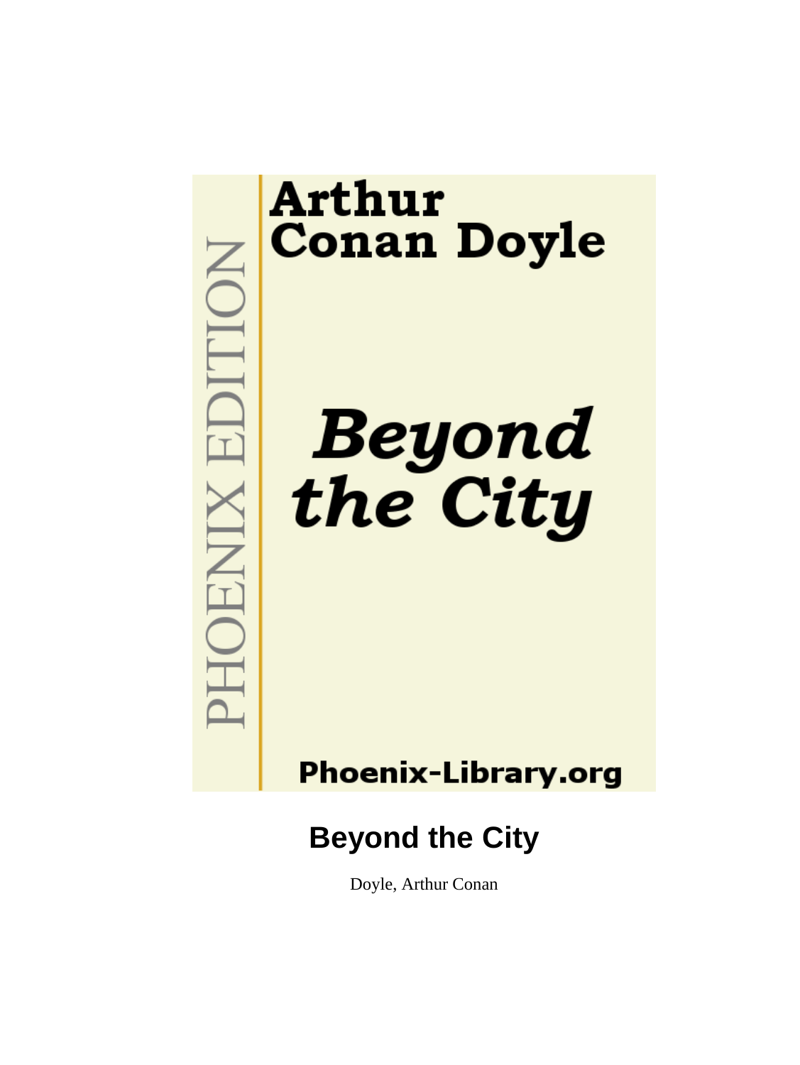PHOENIX EDITION

Arthur Conan Doyle

*Beyond the City*

Phoenix-Library.org

# Beyond the City

Doyle, Arthur Conan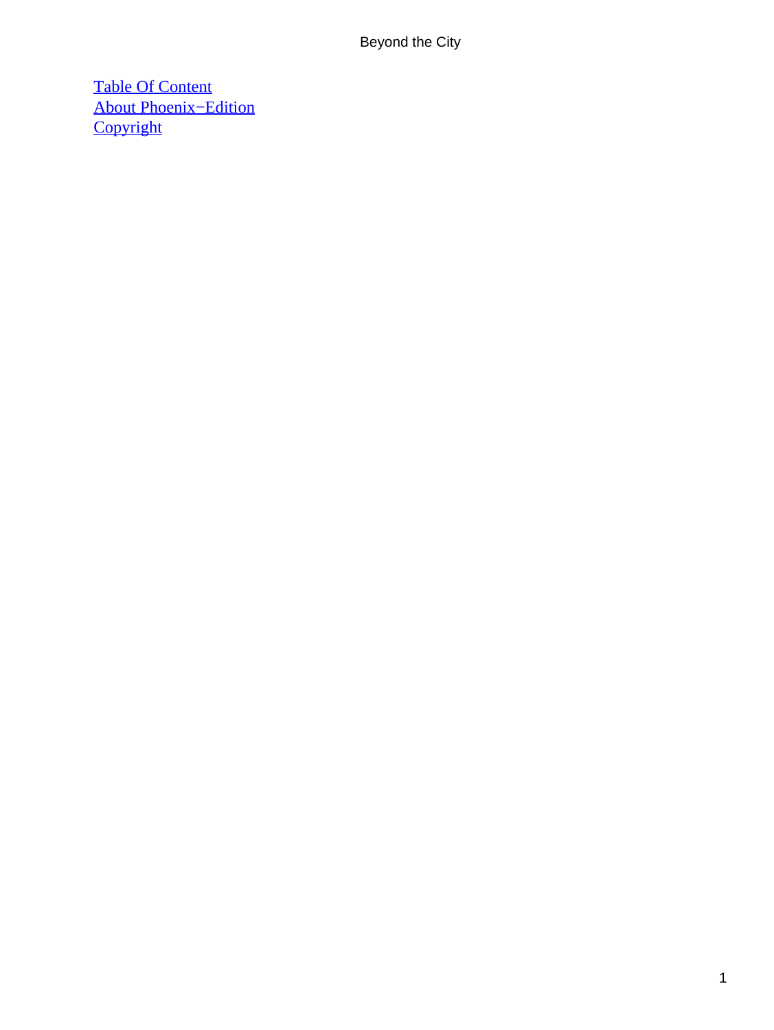[Table Of Content](#)
[About Phoenix−Edition](#)
[Copyright](#)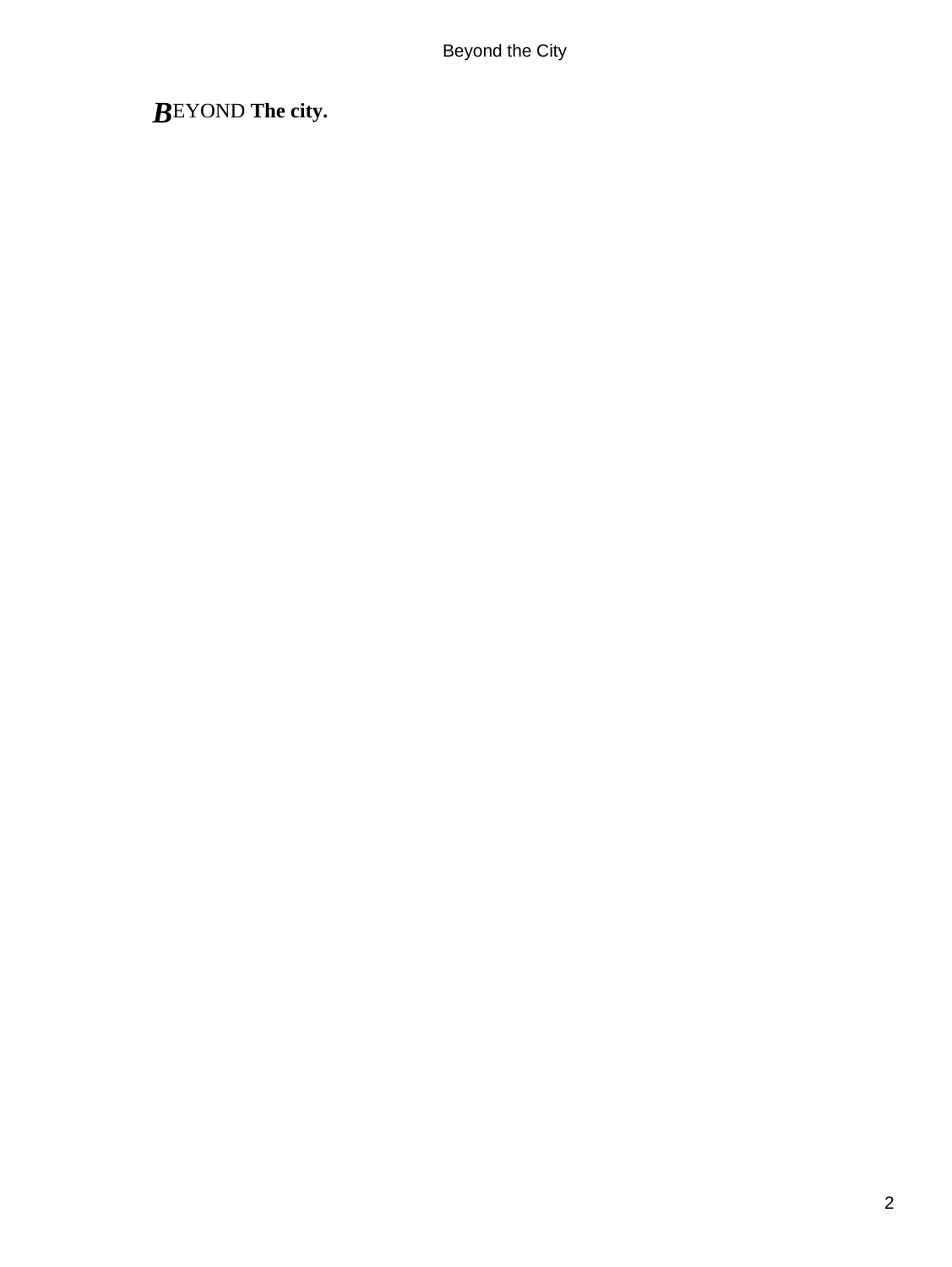***B***EYOND **The city.**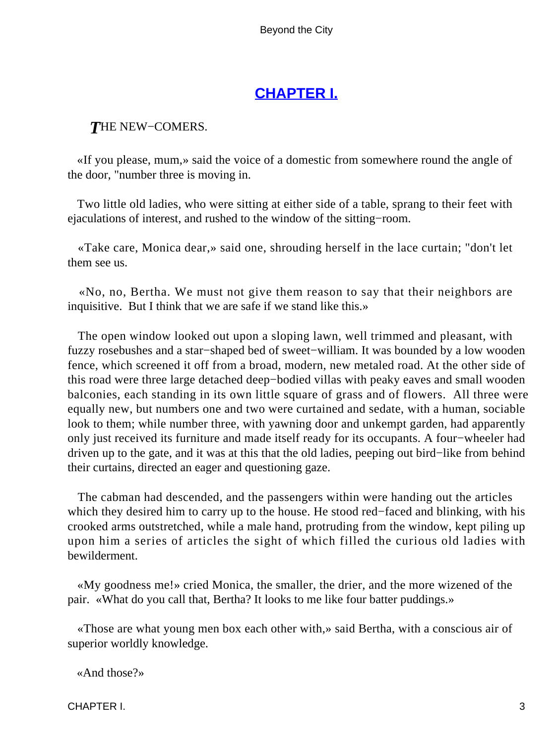## CHAPTER I.

*T*HE NEW−COMERS.

«If you please, mum,» said the voice of a domestic from somewhere round the angle of the door, "number three is moving in.

Two little old ladies, who were sitting at either side of a table, sprang to their feet with ejaculations of interest, and rushed to the window of the sitting−room.

«Take care, Monica dear,» said one, shrouding herself in the lace curtain; "don't let them see us.

«No, no, Bertha. We must not give them reason to say that their neighbors are inquisitive. But I think that we are safe if we stand like this.»

The open window looked out upon a sloping lawn, well trimmed and pleasant, with fuzzy rosebushes and a star−shaped bed of sweet−william. It was bounded by a low wooden fence, which screened it off from a broad, modern, new metaled road. At the other side of this road were three large detached deep−bodied villas with peaky eaves and small wooden balconies, each standing in its own little square of grass and of flowers. All three were equally new, but numbers one and two were curtained and sedate, with a human, sociable look to them; while number three, with yawning door and unkempt garden, had apparently only just received its furniture and made itself ready for its occupants. A four−wheeler had driven up to the gate, and it was at this that the old ladies, peeping out bird−like from behind their curtains, directed an eager and questioning gaze.

The cabman had descended, and the passengers within were handing out the articles which they desired him to carry up to the house. He stood red−faced and blinking, with his crooked arms outstretched, while a male hand, protruding from the window, kept piling up upon him a series of articles the sight of which filled the curious old ladies with bewilderment.

«My goodness me!» cried Monica, the smaller, the drier, and the more wizened of the pair. «What do you call that, Bertha? It looks to me like four batter puddings.»

«Those are what young men box each other with,» said Bertha, with a conscious air of superior worldly knowledge.

«And those?»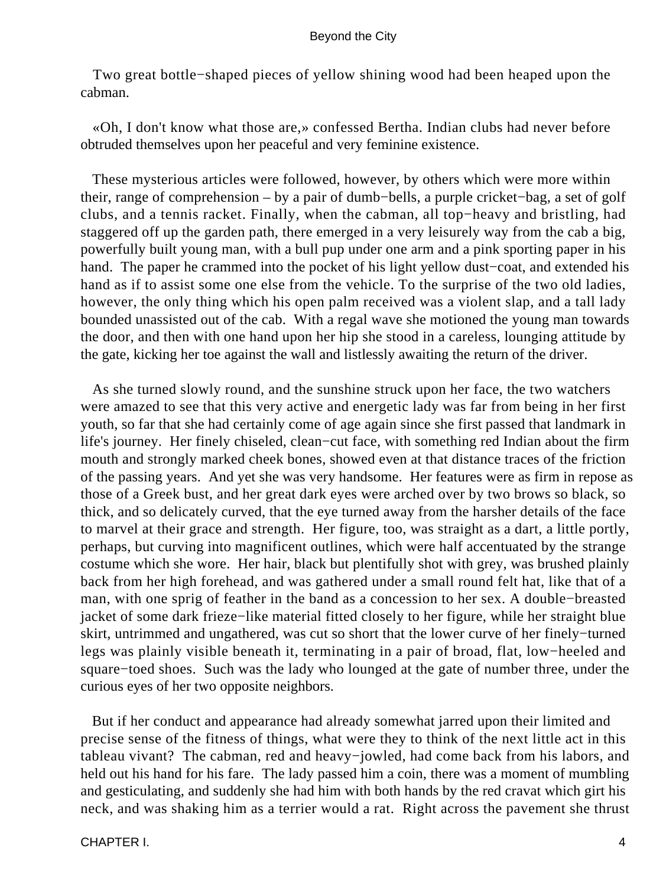Two great bottle−shaped pieces of yellow shining wood had been heaped upon the cabman.

«Oh, I don't know what those are,» confessed Bertha. Indian clubs had never before obtruded themselves upon her peaceful and very feminine existence.

These mysterious articles were followed, however, by others which were more within their, range of comprehension – by a pair of dumb−bells, a purple cricket−bag, a set of golf clubs, and a tennis racket. Finally, when the cabman, all top−heavy and bristling, had staggered off up the garden path, there emerged in a very leisurely way from the cab a big, powerfully built young man, with a bull pup under one arm and a pink sporting paper in his hand. The paper he crammed into the pocket of his light yellow dust−coat, and extended his hand as if to assist some one else from the vehicle. To the surprise of the two old ladies, however, the only thing which his open palm received was a violent slap, and a tall lady bounded unassisted out of the cab. With a regal wave she motioned the young man towards the door, and then with one hand upon her hip she stood in a careless, lounging attitude by the gate, kicking her toe against the wall and listlessly awaiting the return of the driver.

As she turned slowly round, and the sunshine struck upon her face, the two watchers were amazed to see that this very active and energetic lady was far from being in her first youth, so far that she had certainly come of age again since she first passed that landmark in life's journey. Her finely chiseled, clean−cut face, with something red Indian about the firm mouth and strongly marked cheek bones, showed even at that distance traces of the friction of the passing years. And yet she was very handsome. Her features were as firm in repose as those of a Greek bust, and her great dark eyes were arched over by two brows so black, so thick, and so delicately curved, that the eye turned away from the harsher details of the face to marvel at their grace and strength. Her figure, too, was straight as a dart, a little portly, perhaps, but curving into magnificent outlines, which were half accentuated by the strange costume which she wore. Her hair, black but plentifully shot with grey, was brushed plainly back from her high forehead, and was gathered under a small round felt hat, like that of a man, with one sprig of feather in the band as a concession to her sex. A double−breasted jacket of some dark frieze−like material fitted closely to her figure, while her straight blue skirt, untrimmed and ungathered, was cut so short that the lower curve of her finely−turned legs was plainly visible beneath it, terminating in a pair of broad, flat, low−heeled and square−toed shoes. Such was the lady who lounged at the gate of number three, under the curious eyes of her two opposite neighbors.

But if her conduct and appearance had already somewhat jarred upon their limited and precise sense of the fitness of things, what were they to think of the next little act in this tableau vivant? The cabman, red and heavy−jowled, had come back from his labors, and held out his hand for his fare. The lady passed him a coin, there was a moment of mumbling and gesticulating, and suddenly she had him with both hands by the red cravat which girt his neck, and was shaking him as a terrier would a rat. Right across the pavement she thrust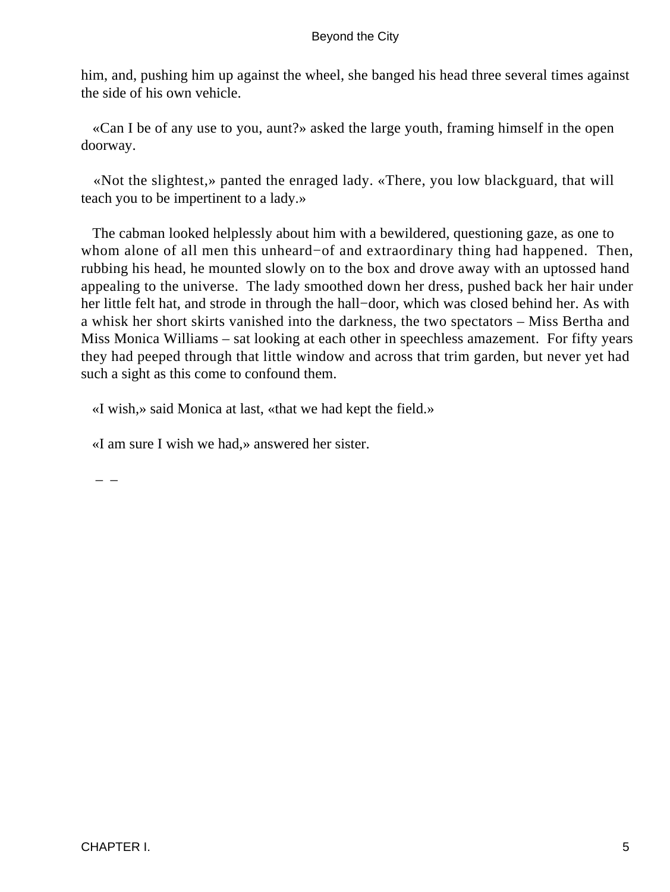him, and, pushing him up against the wheel, she banged his head three several times against the side of his own vehicle.

«Can I be of any use to you, aunt?» asked the large youth, framing himself in the open doorway.

«Not the slightest,» panted the enraged lady. «There, you low blackguard, that will teach you to be impertinent to a lady.»

The cabman looked helplessly about him with a bewildered, questioning gaze, as one to whom alone of all men this unheard−of and extraordinary thing had happened. Then, rubbing his head, he mounted slowly on to the box and drove away with an uptossed hand appealing to the universe. The lady smoothed down her dress, pushed back her hair under her little felt hat, and strode in through the hall−door, which was closed behind her. As with a whisk her short skirts vanished into the darkness, the two spectators – Miss Bertha and Miss Monica Williams – sat looking at each other in speechless amazement. For fifty years they had peeped through that little window and across that trim garden, but never yet had such a sight as this come to confound them.

«I wish,» said Monica at last, «that we had kept the field.»

«I am sure I wish we had,» answered her sister.

– –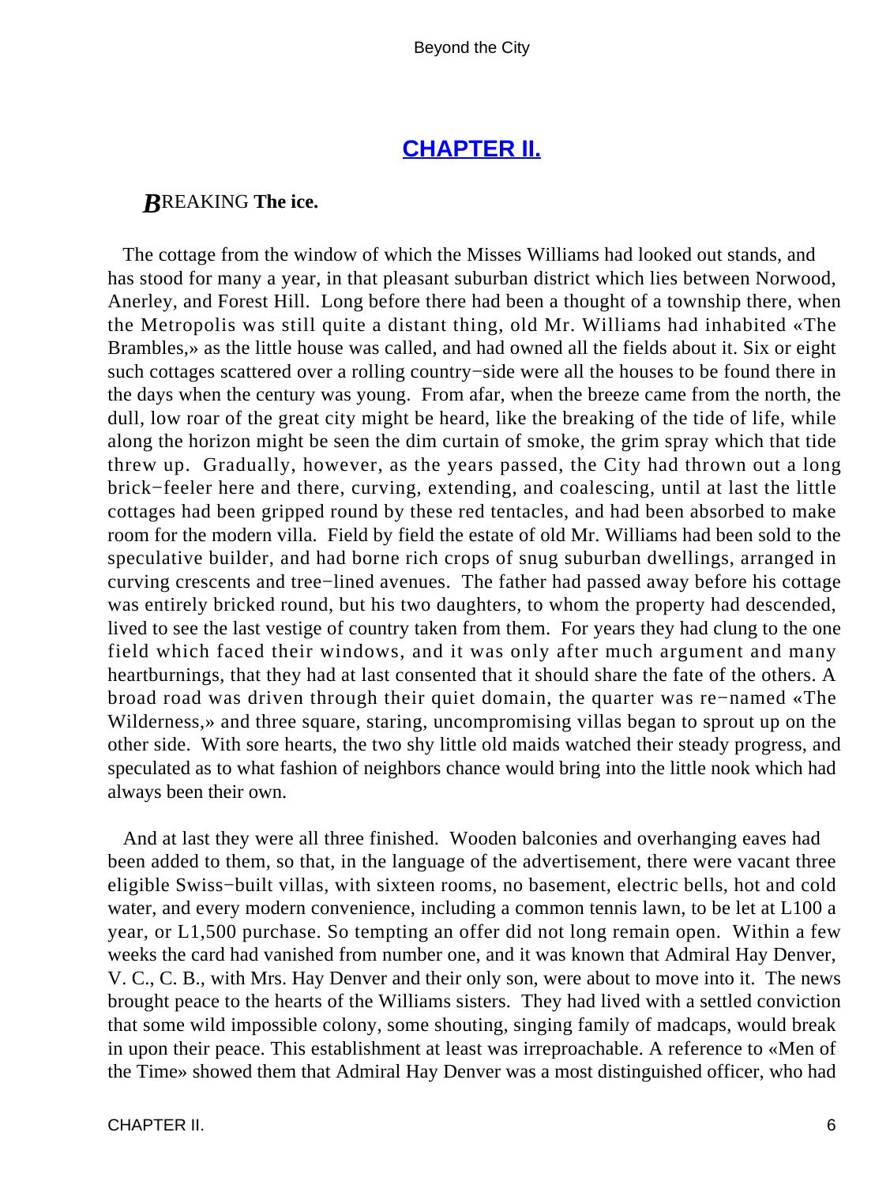## CHAPTER II.

***B***REAKING **The ice.**

The cottage from the window of which the Misses Williams had looked out stands, and has stood for many a year, in that pleasant suburban district which lies between Norwood, Anerley, and Forest Hill. Long before there had been a thought of a township there, when the Metropolis was still quite a distant thing, old Mr. Williams had inhabited «The Brambles,» as the little house was called, and had owned all the fields about it. Six or eight such cottages scattered over a rolling country−side were all the houses to be found there in the days when the century was young. From afar, when the breeze came from the north, the dull, low roar of the great city might be heard, like the breaking of the tide of life, while along the horizon might be seen the dim curtain of smoke, the grim spray which that tide threw up. Gradually, however, as the years passed, the City had thrown out a long brick−feeler here and there, curving, extending, and coalescing, until at last the little cottages had been gripped round by these red tentacles, and had been absorbed to make room for the modern villa. Field by field the estate of old Mr. Williams had been sold to the speculative builder, and had borne rich crops of snug suburban dwellings, arranged in curving crescents and tree−lined avenues. The father had passed away before his cottage was entirely bricked round, but his two daughters, to whom the property had descended, lived to see the last vestige of country taken from them. For years they had clung to the one field which faced their windows, and it was only after much argument and many heartburnings, that they had at last consented that it should share the fate of the others. A broad road was driven through their quiet domain, the quarter was re−named «The Wilderness,» and three square, staring, uncompromising villas began to sprout up on the other side. With sore hearts, the two shy little old maids watched their steady progress, and speculated as to what fashion of neighbors chance would bring into the little nook which had always been their own.

And at last they were all three finished. Wooden balconies and overhanging eaves had been added to them, so that, in the language of the advertisement, there were vacant three eligible Swiss−built villas, with sixteen rooms, no basement, electric bells, hot and cold water, and every modern convenience, including a common tennis lawn, to be let at L100 a year, or L1,500 purchase. So tempting an offer did not long remain open. Within a few weeks the card had vanished from number one, and it was known that Admiral Hay Denver, V. C., C. B., with Mrs. Hay Denver and their only son, were about to move into it. The news brought peace to the hearts of the Williams sisters. They had lived with a settled conviction that some wild impossible colony, some shouting, singing family of madcaps, would break in upon their peace. This establishment at least was irreproachable. A reference to «Men of the Time» showed them that Admiral Hay Denver was a most distinguished officer, who had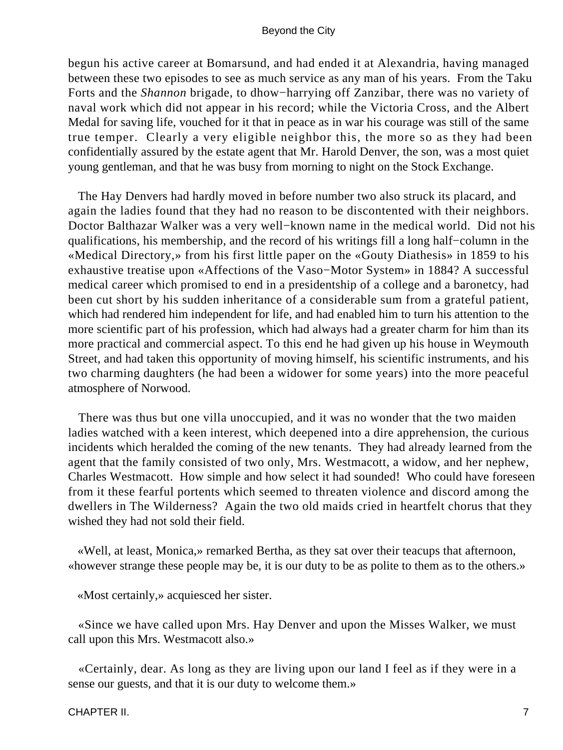begun his active career at Bomarsund, and had ended it at Alexandria, having managed between these two episodes to see as much service as any man of his years. From the Taku Forts and the *Shannon* brigade, to dhow−harrying off Zanzibar, there was no variety of naval work which did not appear in his record; while the Victoria Cross, and the Albert Medal for saving life, vouched for it that in peace as in war his courage was still of the same true temper. Clearly a very eligible neighbor this, the more so as they had been confidentially assured by the estate agent that Mr. Harold Denver, the son, was a most quiet young gentleman, and that he was busy from morning to night on the Stock Exchange.

The Hay Denvers had hardly moved in before number two also struck its placard, and again the ladies found that they had no reason to be discontented with their neighbors. Doctor Balthazar Walker was a very well−known name in the medical world. Did not his qualifications, his membership, and the record of his writings fill a long half−column in the «Medical Directory,» from his first little paper on the «Gouty Diathesis» in 1859 to his exhaustive treatise upon «Affections of the Vaso−Motor System» in 1884? A successful medical career which promised to end in a presidentship of a college and a baronetcy, had been cut short by his sudden inheritance of a considerable sum from a grateful patient, which had rendered him independent for life, and had enabled him to turn his attention to the more scientific part of his profession, which had always had a greater charm for him than its more practical and commercial aspect. To this end he had given up his house in Weymouth Street, and had taken this opportunity of moving himself, his scientific instruments, and his two charming daughters (he had been a widower for some years) into the more peaceful atmosphere of Norwood.

There was thus but one villa unoccupied, and it was no wonder that the two maiden ladies watched with a keen interest, which deepened into a dire apprehension, the curious incidents which heralded the coming of the new tenants. They had already learned from the agent that the family consisted of two only, Mrs. Westmacott, a widow, and her nephew, Charles Westmacott. How simple and how select it had sounded! Who could have foreseen from it these fearful portents which seemed to threaten violence and discord among the dwellers in The Wilderness? Again the two old maids cried in heartfelt chorus that they wished they had not sold their field.

«Well, at least, Monica,» remarked Bertha, as they sat over their teacups that afternoon, «however strange these people may be, it is our duty to be as polite to them as to the others.»

«Most certainly,» acquiesced her sister.

«Since we have called upon Mrs. Hay Denver and upon the Misses Walker, we must call upon this Mrs. Westmacott also.»

«Certainly, dear. As long as they are living upon our land I feel as if they were in a sense our guests, and that it is our duty to welcome them.»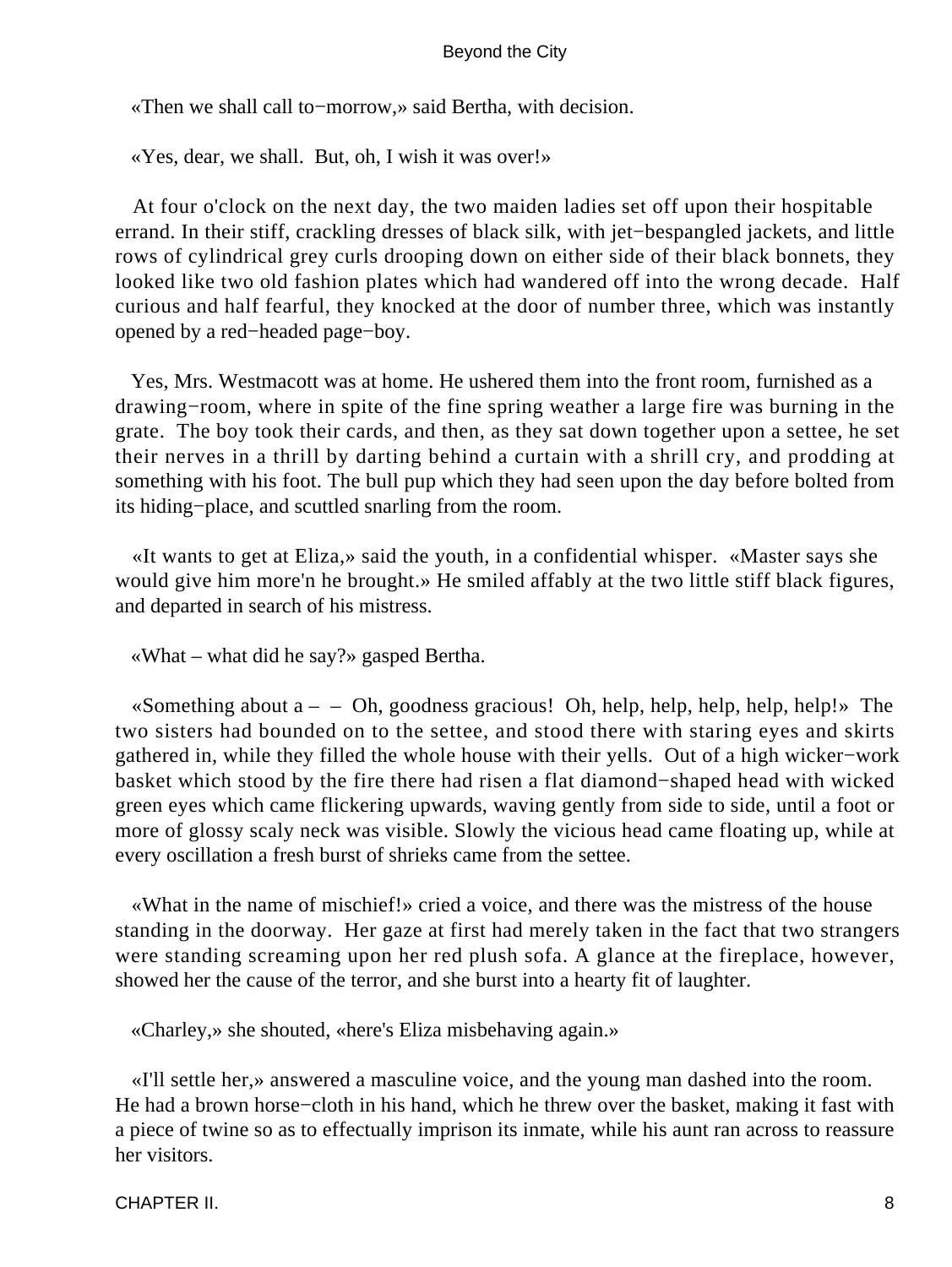«Then we shall call to−morrow,» said Bertha, with decision.

«Yes, dear, we shall. But, oh, I wish it was over!»

At four o'clock on the next day, the two maiden ladies set off upon their hospitable errand. In their stiff, crackling dresses of black silk, with jet−bespangled jackets, and little rows of cylindrical grey curls drooping down on either side of their black bonnets, they looked like two old fashion plates which had wandered off into the wrong decade. Half curious and half fearful, they knocked at the door of number three, which was instantly opened by a red−headed page−boy.

Yes, Mrs. Westmacott was at home. He ushered them into the front room, furnished as a drawing−room, where in spite of the fine spring weather a large fire was burning in the grate. The boy took their cards, and then, as they sat down together upon a settee, he set their nerves in a thrill by darting behind a curtain with a shrill cry, and prodding at something with his foot. The bull pup which they had seen upon the day before bolted from its hiding−place, and scuttled snarling from the room.

«It wants to get at Eliza,» said the youth, in a confidential whisper. «Master says she would give him more'n he brought.» He smiled affably at the two little stiff black figures, and departed in search of his mistress.

«What – what did he say?» gasped Bertha.

«Something about a – – Oh, goodness gracious! Oh, help, help, help, help, help!» The two sisters had bounded on to the settee, and stood there with staring eyes and skirts gathered in, while they filled the whole house with their yells. Out of a high wicker−work basket which stood by the fire there had risen a flat diamond−shaped head with wicked green eyes which came flickering upwards, waving gently from side to side, until a foot or more of glossy scaly neck was visible. Slowly the vicious head came floating up, while at every oscillation a fresh burst of shrieks came from the settee.

«What in the name of mischief!» cried a voice, and there was the mistress of the house standing in the doorway. Her gaze at first had merely taken in the fact that two strangers were standing screaming upon her red plush sofa. A glance at the fireplace, however, showed her the cause of the terror, and she burst into a hearty fit of laughter.

«Charley,» she shouted, «here's Eliza misbehaving again.»

«I'll settle her,» answered a masculine voice, and the young man dashed into the room. He had a brown horse−cloth in his hand, which he threw over the basket, making it fast with a piece of twine so as to effectually imprison its inmate, while his aunt ran across to reassure her visitors.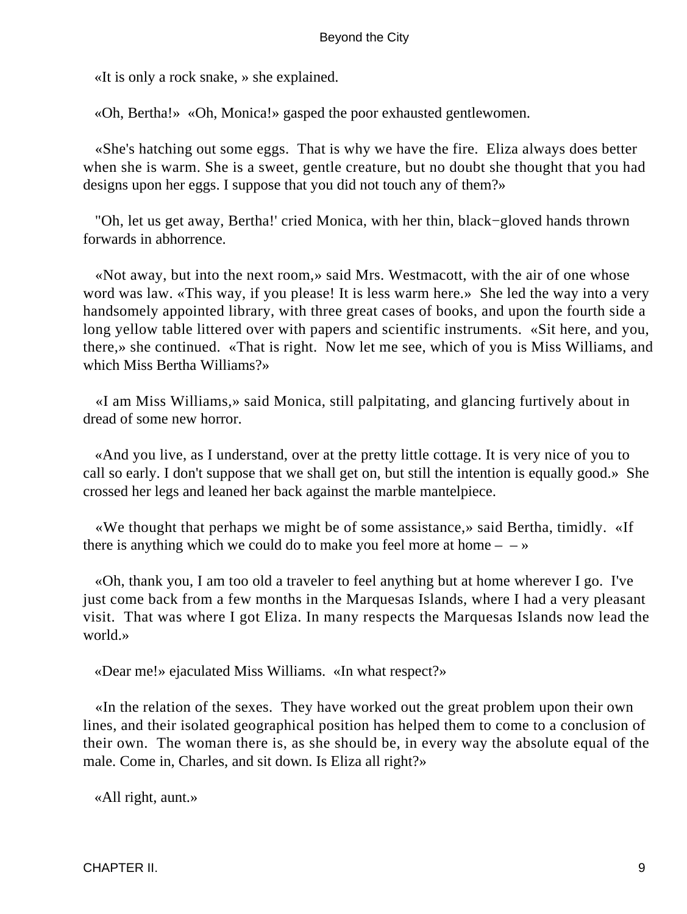«It is only a rock snake, » she explained.

«Oh, Bertha!» «Oh, Monica!» gasped the poor exhausted gentlewomen.

«She's hatching out some eggs. That is why we have the fire. Eliza always does better when she is warm. She is a sweet, gentle creature, but no doubt she thought that you had designs upon her eggs. I suppose that you did not touch any of them?»

"Oh, let us get away, Bertha!' cried Monica, with her thin, black−gloved hands thrown forwards in abhorrence.

«Not away, but into the next room,» said Mrs. Westmacott, with the air of one whose word was law. «This way, if you please! It is less warm here.» She led the way into a very handsomely appointed library, with three great cases of books, and upon the fourth side a long yellow table littered over with papers and scientific instruments. «Sit here, and you, there,» she continued. «That is right. Now let me see, which of you is Miss Williams, and which Miss Bertha Williams?»

«I am Miss Williams,» said Monica, still palpitating, and glancing furtively about in dread of some new horror.

«And you live, as I understand, over at the pretty little cottage. It is very nice of you to call so early. I don't suppose that we shall get on, but still the intention is equally good.» She crossed her legs and leaned her back against the marble mantelpiece.

«We thought that perhaps we might be of some assistance,» said Bertha, timidly. «If there is anything which we could do to make you feel more at home – – »

«Oh, thank you, I am too old a traveler to feel anything but at home wherever I go. I've just come back from a few months in the Marquesas Islands, where I had a very pleasant visit. That was where I got Eliza. In many respects the Marquesas Islands now lead the world.»

«Dear me!» ejaculated Miss Williams. «In what respect?»

«In the relation of the sexes. They have worked out the great problem upon their own lines, and their isolated geographical position has helped them to come to a conclusion of their own. The woman there is, as she should be, in every way the absolute equal of the male. Come in, Charles, and sit down. Is Eliza all right?»

«All right, aunt.»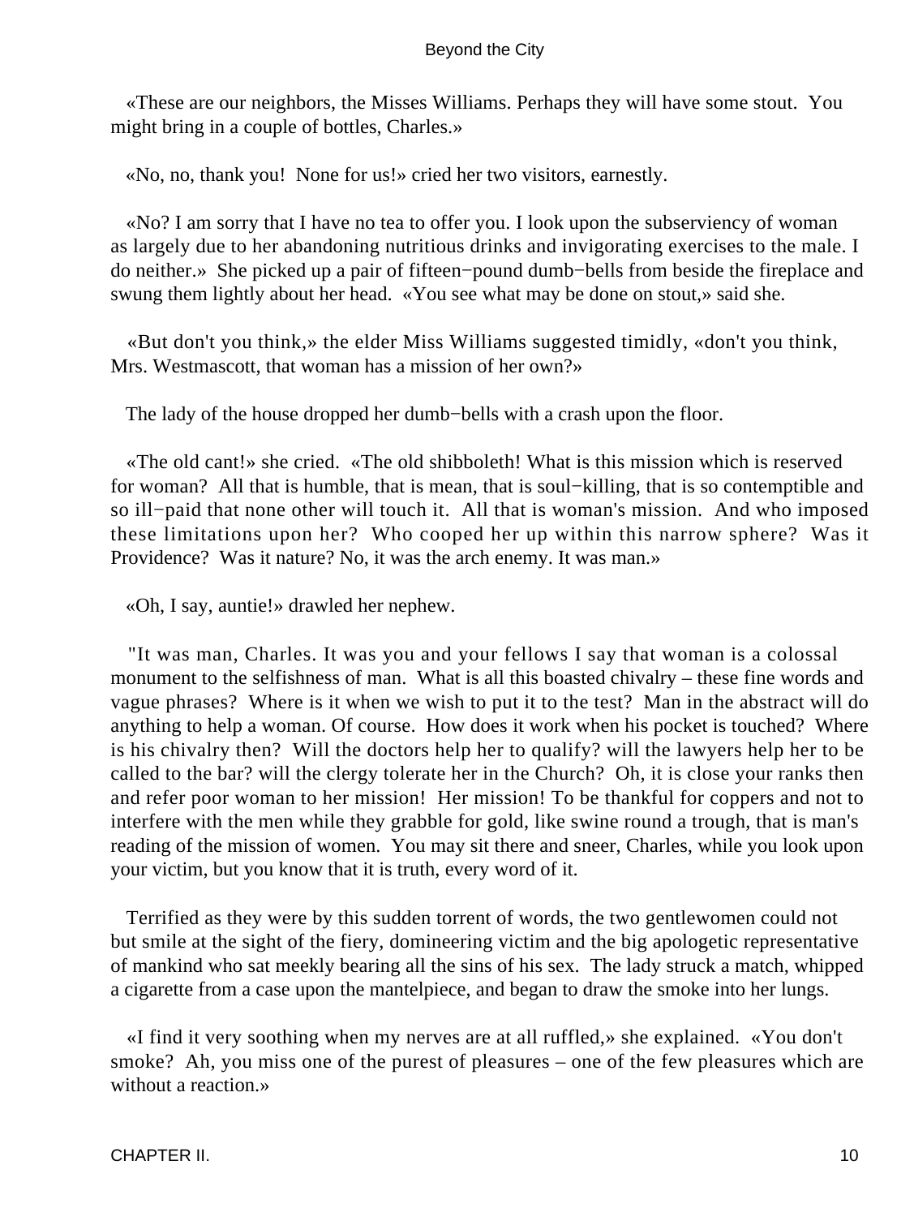«These are our neighbors, the Misses Williams. Perhaps they will have some stout. You might bring in a couple of bottles, Charles.»

«No, no, thank you! None for us!» cried her two visitors, earnestly.

«No? I am sorry that I have no tea to offer you. I look upon the subserviency of woman as largely due to her abandoning nutritious drinks and invigorating exercises to the male. I do neither.» She picked up a pair of fifteen−pound dumb−bells from beside the fireplace and swung them lightly about her head. «You see what may be done on stout,» said she.

«But don't you think,» the elder Miss Williams suggested timidly, «don't you think, Mrs. Westmascott, that woman has a mission of her own?»

The lady of the house dropped her dumb−bells with a crash upon the floor.

«The old cant!» she cried. «The old shibboleth! What is this mission which is reserved for woman? All that is humble, that is mean, that is soul−killing, that is so contemptible and so ill−paid that none other will touch it. All that is woman's mission. And who imposed these limitations upon her? Who cooped her up within this narrow sphere? Was it Providence? Was it nature? No, it was the arch enemy. It was man.»

«Oh, I say, auntie!» drawled her nephew.

"It was man, Charles. It was you and your fellows I say that woman is a colossal monument to the selfishness of man. What is all this boasted chivalry – these fine words and vague phrases? Where is it when we wish to put it to the test? Man in the abstract will do anything to help a woman. Of course. How does it work when his pocket is touched? Where is his chivalry then? Will the doctors help her to qualify? will the lawyers help her to be called to the bar? will the clergy tolerate her in the Church? Oh, it is close your ranks then and refer poor woman to her mission! Her mission! To be thankful for coppers and not to interfere with the men while they grabble for gold, like swine round a trough, that is man's reading of the mission of women. You may sit there and sneer, Charles, while you look upon your victim, but you know that it is truth, every word of it.

Terrified as they were by this sudden torrent of words, the two gentlewomen could not but smile at the sight of the fiery, domineering victim and the big apologetic representative of mankind who sat meekly bearing all the sins of his sex. The lady struck a match, whipped a cigarette from a case upon the mantelpiece, and began to draw the smoke into her lungs.

«I find it very soothing when my nerves are at all ruffled,» she explained. «You don't smoke? Ah, you miss one of the purest of pleasures – one of the few pleasures which are without a reaction.»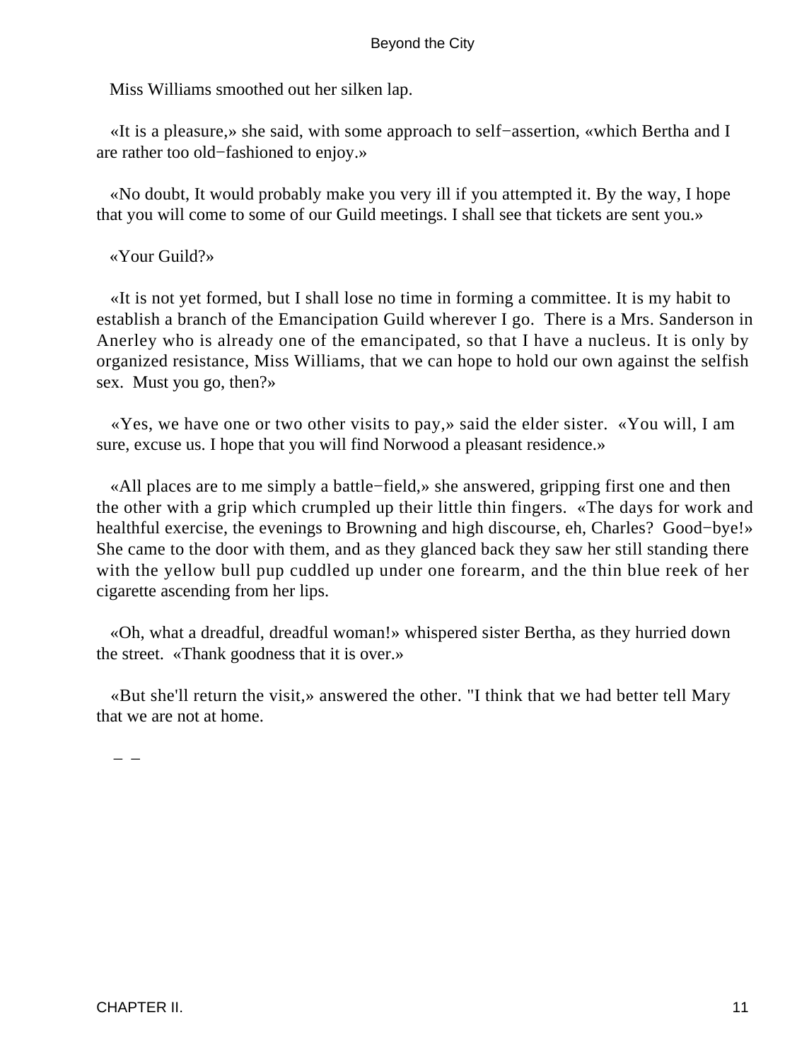Miss Williams smoothed out her silken lap.

«It is a pleasure,» she said, with some approach to self−assertion, «which Bertha and I are rather too old−fashioned to enjoy.»

«No doubt, It would probably make you very ill if you attempted it. By the way, I hope that you will come to some of our Guild meetings. I shall see that tickets are sent you.»

«Your Guild?»

«It is not yet formed, but I shall lose no time in forming a committee. It is my habit to establish a branch of the Emancipation Guild wherever I go. There is a Mrs. Sanderson in Anerley who is already one of the emancipated, so that I have a nucleus. It is only by organized resistance, Miss Williams, that we can hope to hold our own against the selfish sex. Must you go, then?»

«Yes, we have one or two other visits to pay,» said the elder sister. «You will, I am sure, excuse us. I hope that you will find Norwood a pleasant residence.»

«All places are to me simply a battle−field,» she answered, gripping first one and then the other with a grip which crumpled up their little thin fingers. «The days for work and healthful exercise, the evenings to Browning and high discourse, eh, Charles? Good−bye!» She came to the door with them, and as they glanced back they saw her still standing there with the yellow bull pup cuddled up under one forearm, and the thin blue reek of her cigarette ascending from her lips.

«Oh, what a dreadful, dreadful woman!» whispered sister Bertha, as they hurried down the street. «Thank goodness that it is over.»

«But she'll return the visit,» answered the other. "I think that we had better tell Mary that we are not at home.

– –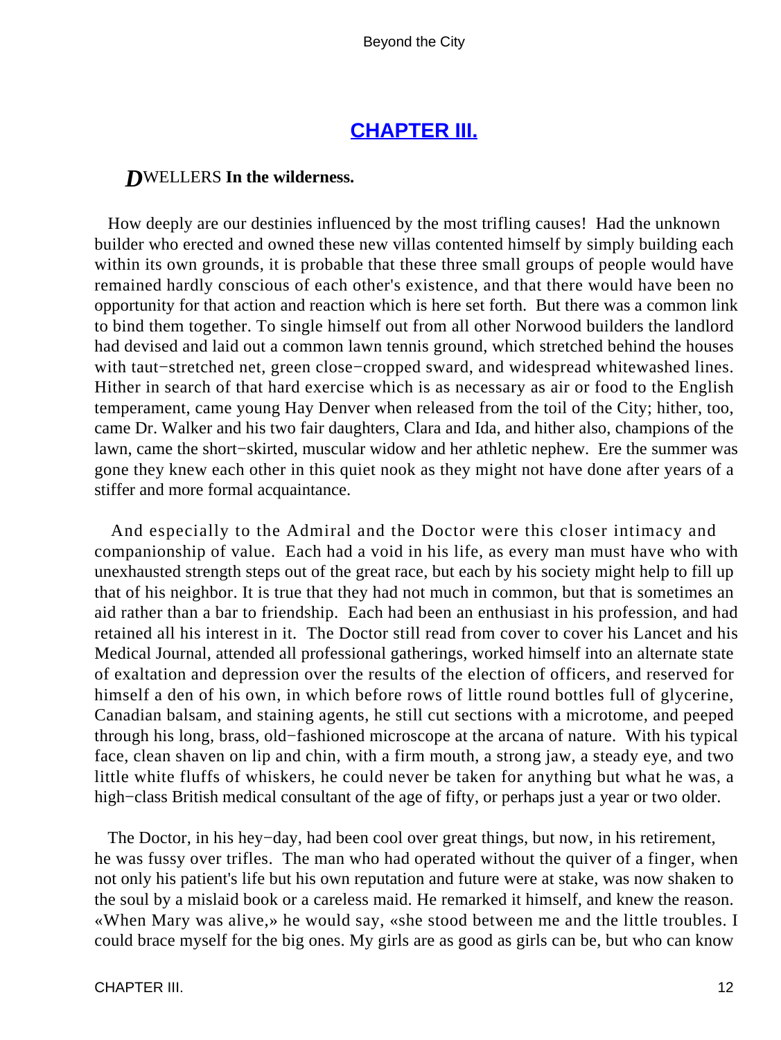## CHAPTER III.

***D***WELLERS **In the wilderness.**

How deeply are our destinies influenced by the most trifling causes! Had the unknown builder who erected and owned these new villas contented himself by simply building each within its own grounds, it is probable that these three small groups of people would have remained hardly conscious of each other's existence, and that there would have been no opportunity for that action and reaction which is here set forth. But there was a common link to bind them together. To single himself out from all other Norwood builders the landlord had devised and laid out a common lawn tennis ground, which stretched behind the houses with taut−stretched net, green close−cropped sward, and widespread whitewashed lines. Hither in search of that hard exercise which is as necessary as air or food to the English temperament, came young Hay Denver when released from the toil of the City; hither, too, came Dr. Walker and his two fair daughters, Clara and Ida, and hither also, champions of the lawn, came the short−skirted, muscular widow and her athletic nephew. Ere the summer was gone they knew each other in this quiet nook as they might not have done after years of a stiffer and more formal acquaintance.

And especially to the Admiral and the Doctor were this closer intimacy and companionship of value. Each had a void in his life, as every man must have who with unexhausted strength steps out of the great race, but each by his society might help to fill up that of his neighbor. It is true that they had not much in common, but that is sometimes an aid rather than a bar to friendship. Each had been an enthusiast in his profession, and had retained all his interest in it. The Doctor still read from cover to cover his Lancet and his Medical Journal, attended all professional gatherings, worked himself into an alternate state of exaltation and depression over the results of the election of officers, and reserved for himself a den of his own, in which before rows of little round bottles full of glycerine, Canadian balsam, and staining agents, he still cut sections with a microtome, and peeped through his long, brass, old−fashioned microscope at the arcana of nature. With his typical face, clean shaven on lip and chin, with a firm mouth, a strong jaw, a steady eye, and two little white fluffs of whiskers, he could never be taken for anything but what he was, a high−class British medical consultant of the age of fifty, or perhaps just a year or two older.

The Doctor, in his hey−day, had been cool over great things, but now, in his retirement, he was fussy over trifles. The man who had operated without the quiver of a finger, when not only his patient's life but his own reputation and future were at stake, was now shaken to the soul by a mislaid book or a careless maid. He remarked it himself, and knew the reason. «When Mary was alive,» he would say, «she stood between me and the little troubles. I could brace myself for the big ones. My girls are as good as girls can be, but who can know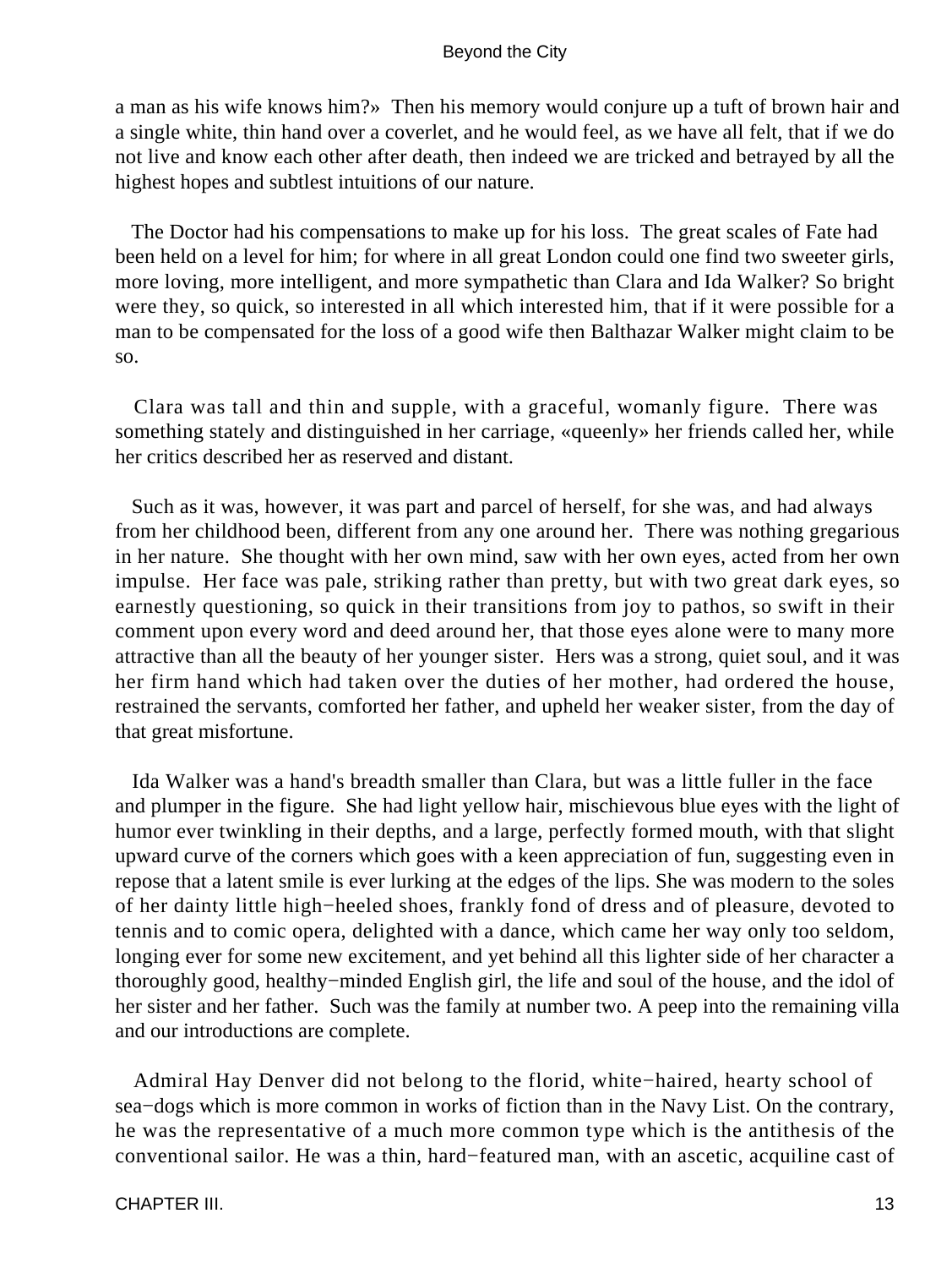a man as his wife knows him?» Then his memory would conjure up a tuft of brown hair and a single white, thin hand over a coverlet, and he would feel, as we have all felt, that if we do not live and know each other after death, then indeed we are tricked and betrayed by all the highest hopes and subtlest intuitions of our nature.

The Doctor had his compensations to make up for his loss. The great scales of Fate had been held on a level for him; for where in all great London could one find two sweeter girls, more loving, more intelligent, and more sympathetic than Clara and Ida Walker? So bright were they, so quick, so interested in all which interested him, that if it were possible for a man to be compensated for the loss of a good wife then Balthazar Walker might claim to be so.

Clara was tall and thin and supple, with a graceful, womanly figure. There was something stately and distinguished in her carriage, «queenly» her friends called her, while her critics described her as reserved and distant.

Such as it was, however, it was part and parcel of herself, for she was, and had always from her childhood been, different from any one around her. There was nothing gregarious in her nature. She thought with her own mind, saw with her own eyes, acted from her own impulse. Her face was pale, striking rather than pretty, but with two great dark eyes, so earnestly questioning, so quick in their transitions from joy to pathos, so swift in their comment upon every word and deed around her, that those eyes alone were to many more attractive than all the beauty of her younger sister. Hers was a strong, quiet soul, and it was her firm hand which had taken over the duties of her mother, had ordered the house, restrained the servants, comforted her father, and upheld her weaker sister, from the day of that great misfortune.

Ida Walker was a hand's breadth smaller than Clara, but was a little fuller in the face and plumper in the figure. She had light yellow hair, mischievous blue eyes with the light of humor ever twinkling in their depths, and a large, perfectly formed mouth, with that slight upward curve of the corners which goes with a keen appreciation of fun, suggesting even in repose that a latent smile is ever lurking at the edges of the lips. She was modern to the soles of her dainty little high−heeled shoes, frankly fond of dress and of pleasure, devoted to tennis and to comic opera, delighted with a dance, which came her way only too seldom, longing ever for some new excitement, and yet behind all this lighter side of her character a thoroughly good, healthy−minded English girl, the life and soul of the house, and the idol of her sister and her father. Such was the family at number two. A peep into the remaining villa and our introductions are complete.

Admiral Hay Denver did not belong to the florid, white−haired, hearty school of sea−dogs which is more common in works of fiction than in the Navy List. On the contrary, he was the representative of a much more common type which is the antithesis of the conventional sailor. He was a thin, hard−featured man, with an ascetic, acquiline cast of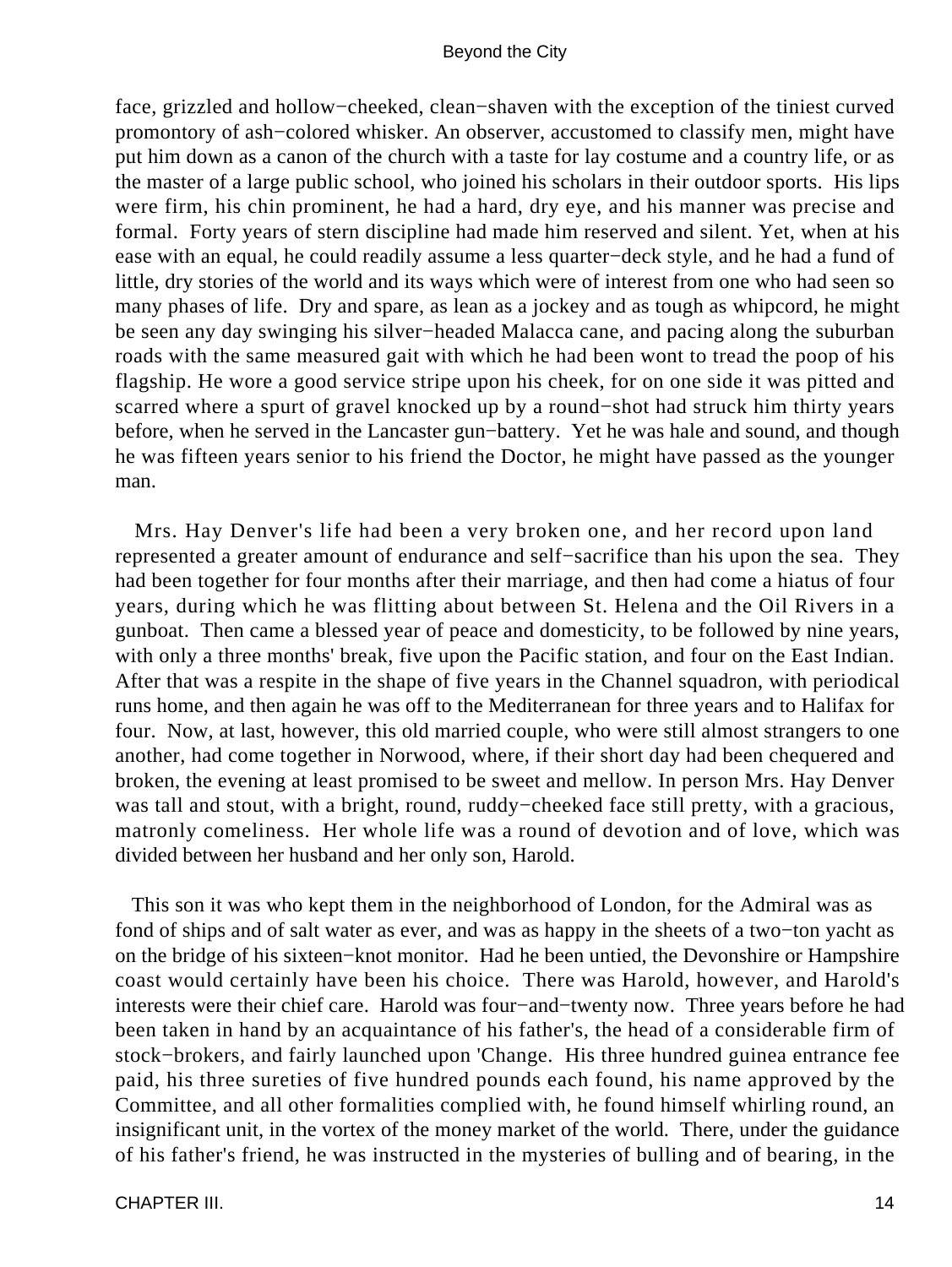face, grizzled and hollow−cheeked, clean−shaven with the exception of the tiniest curved promontory of ash−colored whisker. An observer, accustomed to classify men, might have put him down as a canon of the church with a taste for lay costume and a country life, or as the master of a large public school, who joined his scholars in their outdoor sports. His lips were firm, his chin prominent, he had a hard, dry eye, and his manner was precise and formal. Forty years of stern discipline had made him reserved and silent. Yet, when at his ease with an equal, he could readily assume a less quarter−deck style, and he had a fund of little, dry stories of the world and its ways which were of interest from one who had seen so many phases of life. Dry and spare, as lean as a jockey and as tough as whipcord, he might be seen any day swinging his silver−headed Malacca cane, and pacing along the suburban roads with the same measured gait with which he had been wont to tread the poop of his flagship. He wore a good service stripe upon his cheek, for on one side it was pitted and scarred where a spurt of gravel knocked up by a round−shot had struck him thirty years before, when he served in the Lancaster gun−battery. Yet he was hale and sound, and though he was fifteen years senior to his friend the Doctor, he might have passed as the younger man.

Mrs. Hay Denver's life had been a very broken one, and her record upon land represented a greater amount of endurance and self−sacrifice than his upon the sea. They had been together for four months after their marriage, and then had come a hiatus of four years, during which he was flitting about between St. Helena and the Oil Rivers in a gunboat. Then came a blessed year of peace and domesticity, to be followed by nine years, with only a three months' break, five upon the Pacific station, and four on the East Indian. After that was a respite in the shape of five years in the Channel squadron, with periodical runs home, and then again he was off to the Mediterranean for three years and to Halifax for four. Now, at last, however, this old married couple, who were still almost strangers to one another, had come together in Norwood, where, if their short day had been chequered and broken, the evening at least promised to be sweet and mellow. In person Mrs. Hay Denver was tall and stout, with a bright, round, ruddy−cheeked face still pretty, with a gracious, matronly comeliness. Her whole life was a round of devotion and of love, which was divided between her husband and her only son, Harold.

This son it was who kept them in the neighborhood of London, for the Admiral was as fond of ships and of salt water as ever, and was as happy in the sheets of a two−ton yacht as on the bridge of his sixteen−knot monitor. Had he been untied, the Devonshire or Hampshire coast would certainly have been his choice. There was Harold, however, and Harold's interests were their chief care. Harold was four−and−twenty now. Three years before he had been taken in hand by an acquaintance of his father's, the head of a considerable firm of stock−brokers, and fairly launched upon 'Change. His three hundred guinea entrance fee paid, his three sureties of five hundred pounds each found, his name approved by the Committee, and all other formalities complied with, he found himself whirling round, an insignificant unit, in the vortex of the money market of the world. There, under the guidance of his father's friend, he was instructed in the mysteries of bulling and of bearing, in the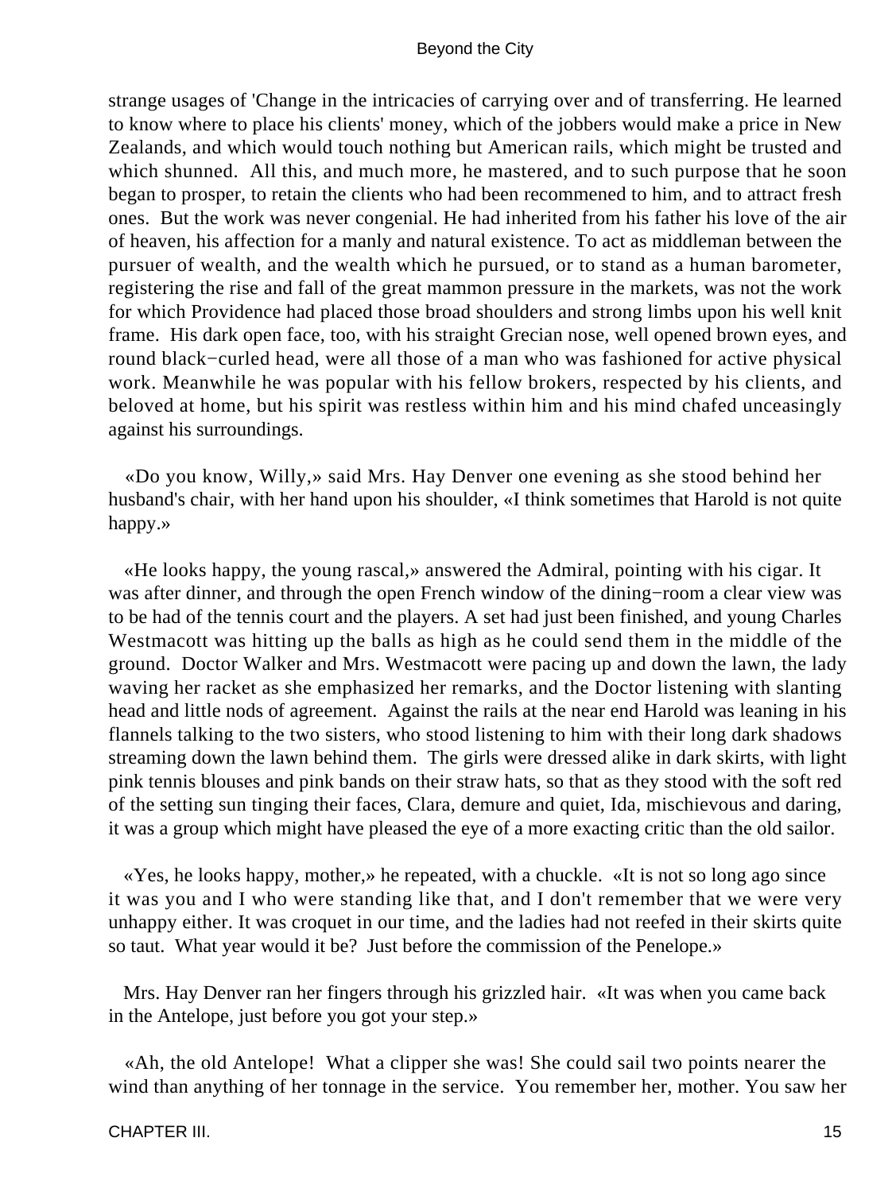strange usages of 'Change in the intricacies of carrying over and of transferring. He learned to know where to place his clients' money, which of the jobbers would make a price in New Zealands, and which would touch nothing but American rails, which might be trusted and which shunned. All this, and much more, he mastered, and to such purpose that he soon began to prosper, to retain the clients who had been recommened to him, and to attract fresh ones. But the work was never congenial. He had inherited from his father his love of the air of heaven, his affection for a manly and natural existence. To act as middleman between the pursuer of wealth, and the wealth which he pursued, or to stand as a human barometer, registering the rise and fall of the great mammon pressure in the markets, was not the work for which Providence had placed those broad shoulders and strong limbs upon his well knit frame. His dark open face, too, with his straight Grecian nose, well opened brown eyes, and round black−curled head, were all those of a man who was fashioned for active physical work. Meanwhile he was popular with his fellow brokers, respected by his clients, and beloved at home, but his spirit was restless within him and his mind chafed unceasingly against his surroundings.

«Do you know, Willy,» said Mrs. Hay Denver one evening as she stood behind her husband's chair, with her hand upon his shoulder, «I think sometimes that Harold is not quite happy.»

«He looks happy, the young rascal,» answered the Admiral, pointing with his cigar. It was after dinner, and through the open French window of the dining−room a clear view was to be had of the tennis court and the players. A set had just been finished, and young Charles Westmacott was hitting up the balls as high as he could send them in the middle of the ground. Doctor Walker and Mrs. Westmacott were pacing up and down the lawn, the lady waving her racket as she emphasized her remarks, and the Doctor listening with slanting head and little nods of agreement. Against the rails at the near end Harold was leaning in his flannels talking to the two sisters, who stood listening to him with their long dark shadows streaming down the lawn behind them. The girls were dressed alike in dark skirts, with light pink tennis blouses and pink bands on their straw hats, so that as they stood with the soft red of the setting sun tinging their faces, Clara, demure and quiet, Ida, mischievous and daring, it was a group which might have pleased the eye of a more exacting critic than the old sailor.

«Yes, he looks happy, mother,» he repeated, with a chuckle. «It is not so long ago since it was you and I who were standing like that, and I don't remember that we were very unhappy either. It was croquet in our time, and the ladies had not reefed in their skirts quite so taut. What year would it be? Just before the commission of the Penelope.»

Mrs. Hay Denver ran her fingers through his grizzled hair. «It was when you came back in the Antelope, just before you got your step.»

«Ah, the old Antelope! What a clipper she was! She could sail two points nearer the wind than anything of her tonnage in the service. You remember her, mother. You saw her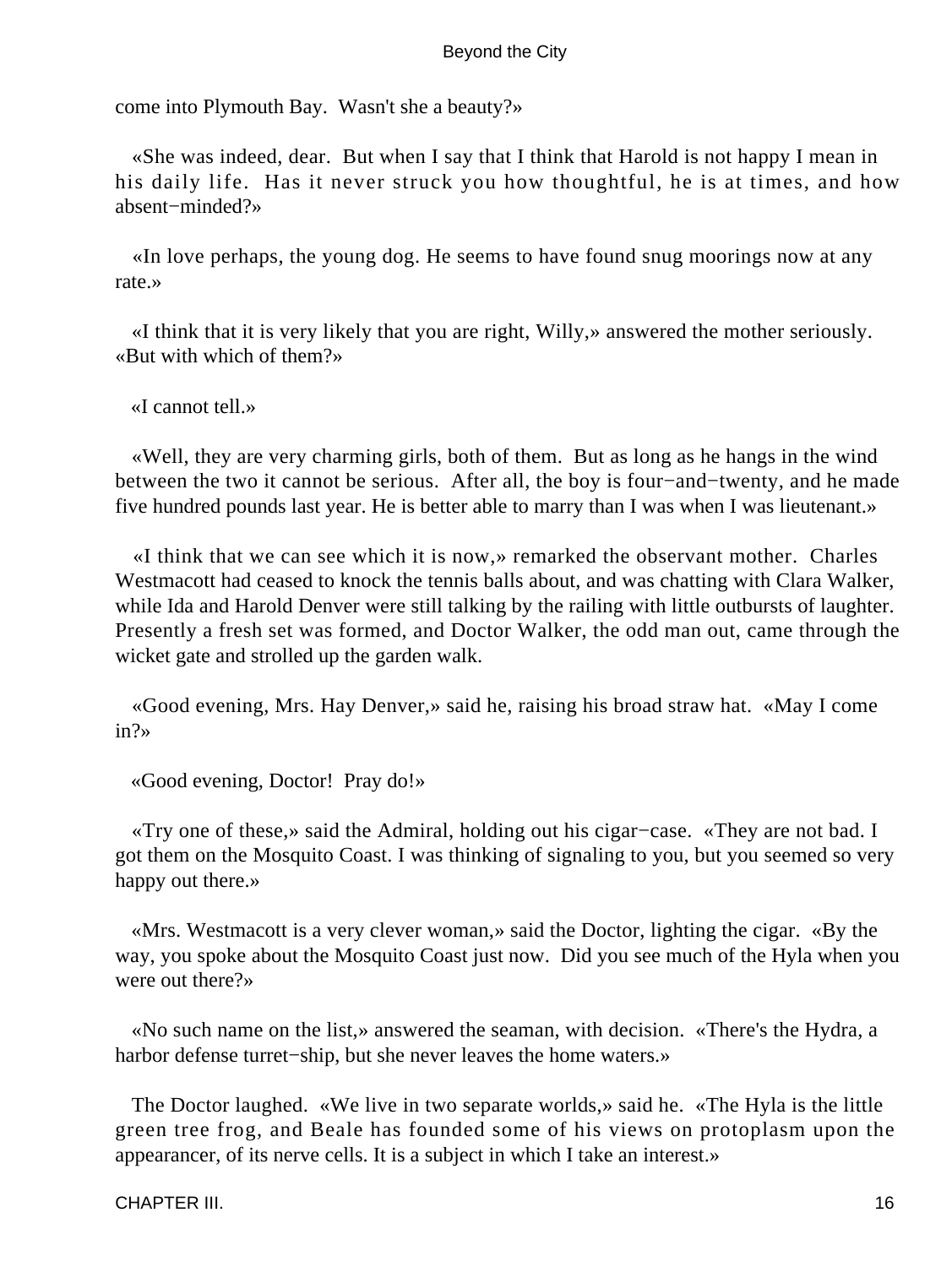come into Plymouth Bay.  Wasn't she a beauty?»

«She was indeed, dear.  But when I say that I think that Harold is not happy I mean in his daily life.  Has it never struck you how thoughtful, he is at times, and how absent−minded?»

«In love perhaps, the young dog. He seems to have found snug moorings now at any rate.»

«I think that it is very likely that you are right, Willy,» answered the mother seriously. «But with which of them?»

«I cannot tell.»

«Well, they are very charming girls, both of them.  But as long as he hangs in the wind between the two it cannot be serious.  After all, the boy is four−and−twenty, and he made five hundred pounds last year. He is better able to marry than I was when I was lieutenant.»

«I think that we can see which it is now,» remarked the observant mother.  Charles Westmacott had ceased to knock the tennis balls about, and was chatting with Clara Walker, while Ida and Harold Denver were still talking by the railing with little outbursts of laughter. Presently a fresh set was formed, and Doctor Walker, the odd man out, came through the wicket gate and strolled up the garden walk.

«Good evening, Mrs. Hay Denver,» said he, raising his broad straw hat.  «May I come in?»

«Good evening, Doctor!  Pray do!»

«Try one of these,» said the Admiral, holding out his cigar−case.  «They are not bad. I got them on the Mosquito Coast. I was thinking of signaling to you, but you seemed so very happy out there.»

«Mrs. Westmacott is a very clever woman,» said the Doctor, lighting the cigar.  «By the way, you spoke about the Mosquito Coast just now.  Did you see much of the Hyla when you were out there?»

«No such name on the list,» answered the seaman, with decision.  «There's the Hydra, a harbor defense turret−ship, but she never leaves the home waters.»

The Doctor laughed.  «We live in two separate worlds,» said he.  «The Hyla is the little green tree frog, and Beale has founded some of his views on protoplasm upon the appearancer, of its nerve cells. It is a subject in which I take an interest.»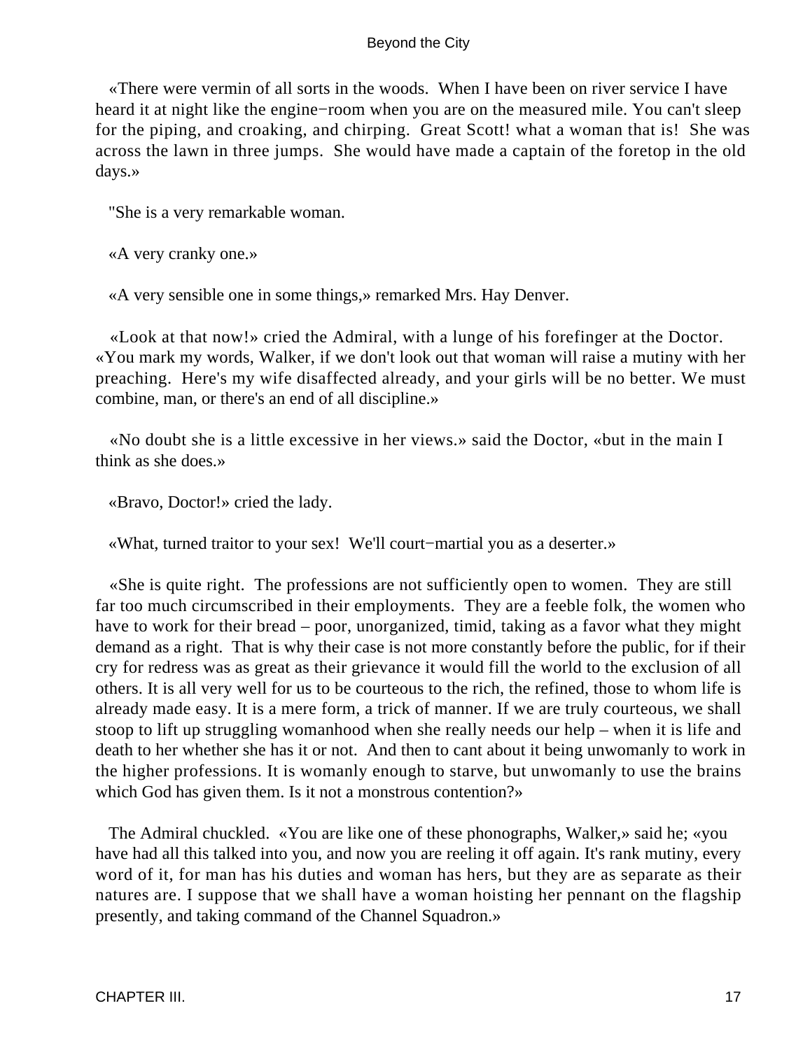«There were vermin of all sorts in the woods. When I have been on river service I have heard it at night like the engine−room when you are on the measured mile. You can't sleep for the piping, and croaking, and chirping. Great Scott! what a woman that is! She was across the lawn in three jumps. She would have made a captain of the foretop in the old days.»

"She is a very remarkable woman.

«A very cranky one.»

«A very sensible one in some things,» remarked Mrs. Hay Denver.

«Look at that now!» cried the Admiral, with a lunge of his forefinger at the Doctor. «You mark my words, Walker, if we don't look out that woman will raise a mutiny with her preaching. Here's my wife disaffected already, and your girls will be no better. We must combine, man, or there's an end of all discipline.»

«No doubt she is a little excessive in her views.» said the Doctor, «but in the main I think as she does.»

«Bravo, Doctor!» cried the lady.

«What, turned traitor to your sex! We'll court−martial you as a deserter.»

«She is quite right. The professions are not sufficiently open to women. They are still far too much circumscribed in their employments. They are a feeble folk, the women who have to work for their bread – poor, unorganized, timid, taking as a favor what they might demand as a right. That is why their case is not more constantly before the public, for if their cry for redress was as great as their grievance it would fill the world to the exclusion of all others. It is all very well for us to be courteous to the rich, the refined, those to whom life is already made easy. It is a mere form, a trick of manner. If we are truly courteous, we shall stoop to lift up struggling womanhood when she really needs our help – when it is life and death to her whether she has it or not. And then to cant about it being unwomanly to work in the higher professions. It is womanly enough to starve, but unwomanly to use the brains which God has given them. Is it not a monstrous contention?»

The Admiral chuckled. «You are like one of these phonographs, Walker,» said he; «you have had all this talked into you, and now you are reeling it off again. It's rank mutiny, every word of it, for man has his duties and woman has hers, but they are as separate as their natures are. I suppose that we shall have a woman hoisting her pennant on the flagship presently, and taking command of the Channel Squadron.»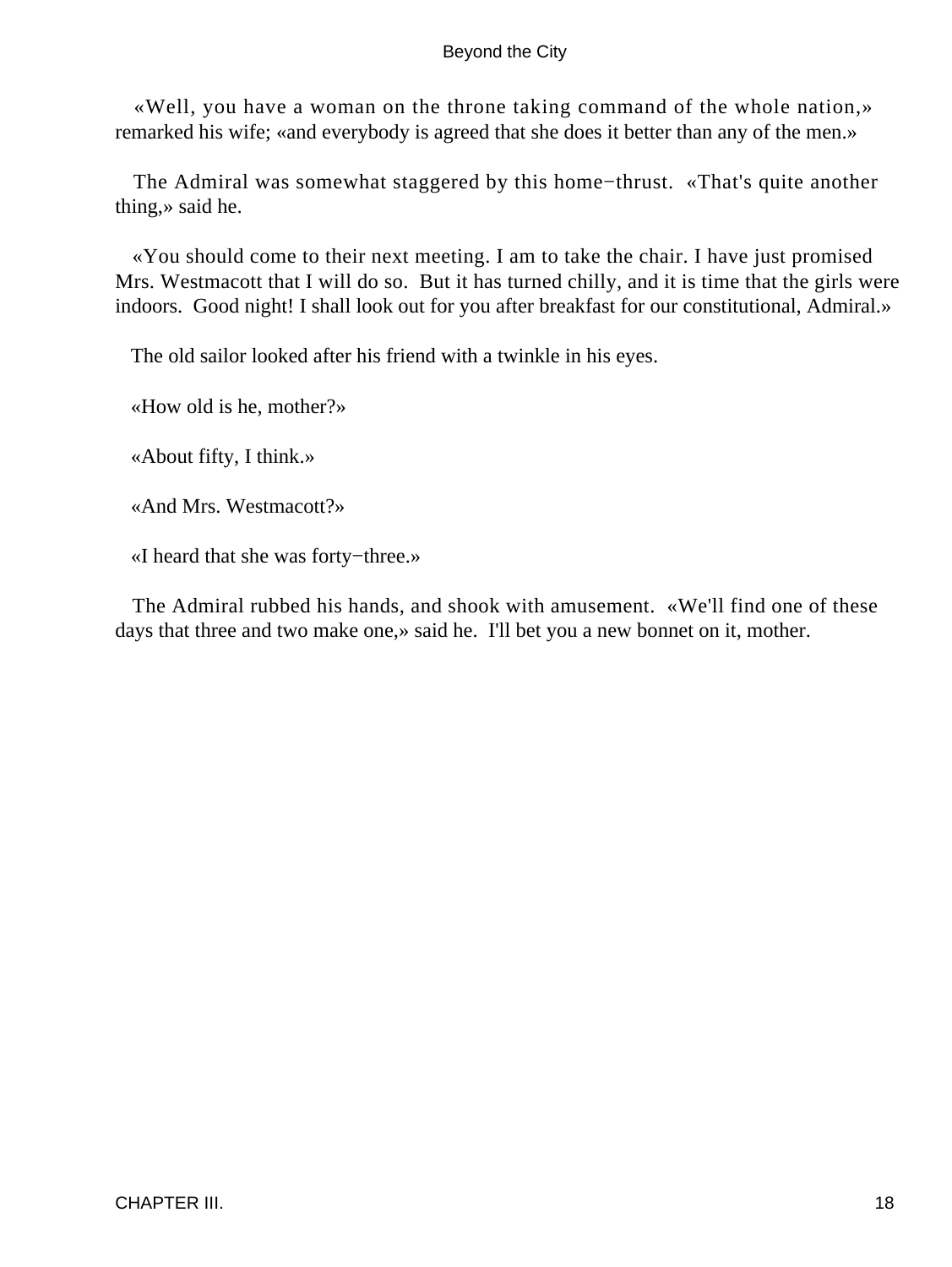«Well, you have a woman on the throne taking command of the whole nation,» remarked his wife; «and everybody is agreed that she does it better than any of the men.»

The Admiral was somewhat staggered by this home−thrust. «That's quite another thing,» said he.

«You should come to their next meeting. I am to take the chair. I have just promised Mrs. Westmacott that I will do so. But it has turned chilly, and it is time that the girls were indoors. Good night! I shall look out for you after breakfast for our constitutional, Admiral.»

The old sailor looked after his friend with a twinkle in his eyes.

«How old is he, mother?»

«About fifty, I think.»

«And Mrs. Westmacott?»

«I heard that she was forty−three.»

The Admiral rubbed his hands, and shook with amusement. «We'll find one of these days that three and two make one,» said he. I'll bet you a new bonnet on it, mother.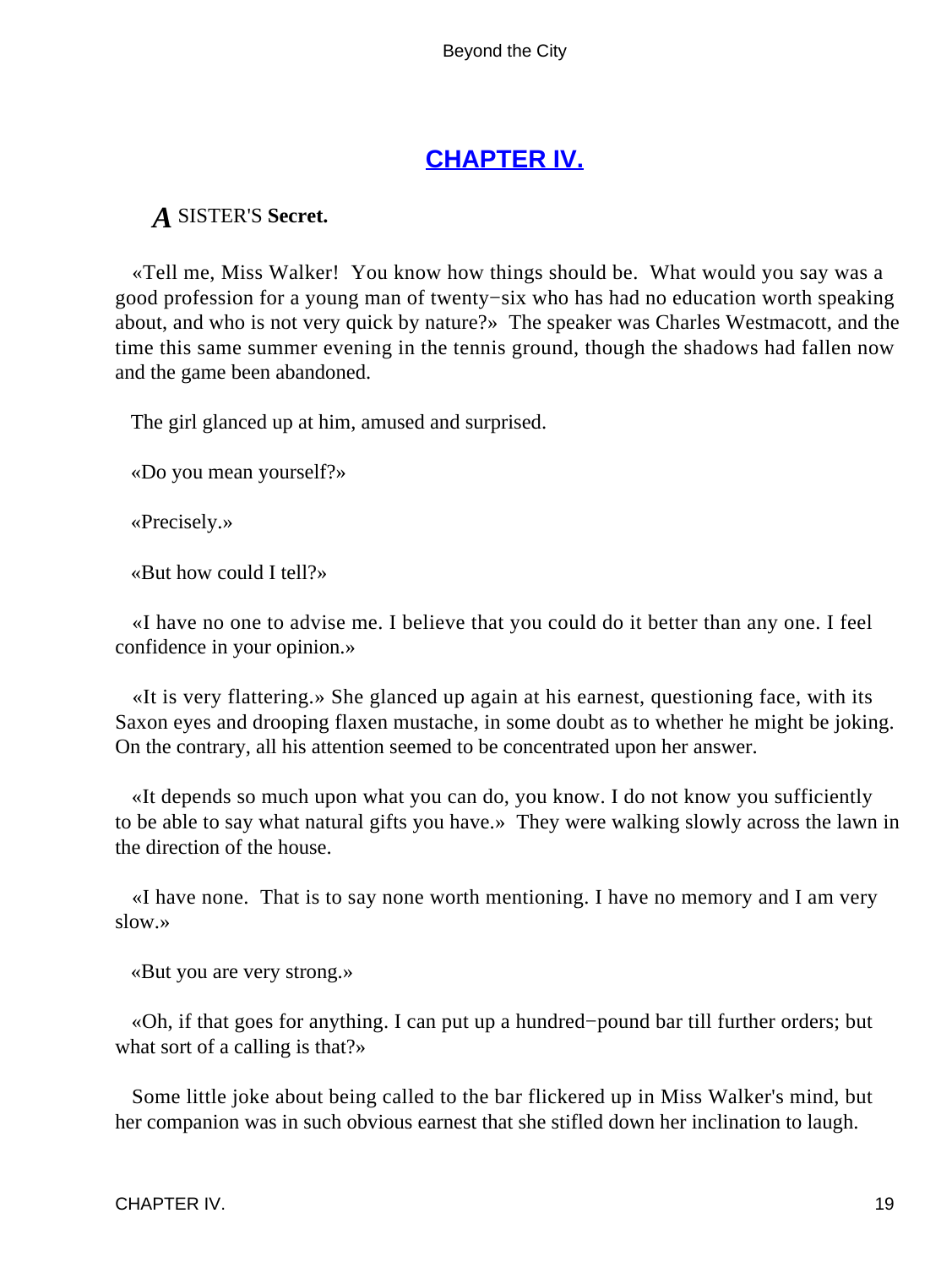## CHAPTER IV.

***A*** SISTER'S **Secret.**

«Tell me, Miss Walker! You know how things should be. What would you say was a good profession for a young man of twenty−six who has had no education worth speaking about, and who is not very quick by nature?» The speaker was Charles Westmacott, and the time this same summer evening in the tennis ground, though the shadows had fallen now and the game been abandoned.

The girl glanced up at him, amused and surprised.

«Do you mean yourself?»

«Precisely.»

«But how could I tell?»

«I have no one to advise me. I believe that you could do it better than any one. I feel confidence in your opinion.»

«It is very flattering.» She glanced up again at his earnest, questioning face, with its Saxon eyes and drooping flaxen mustache, in some doubt as to whether he might be joking. On the contrary, all his attention seemed to be concentrated upon her answer.

«It depends so much upon what you can do, you know. I do not know you sufficiently to be able to say what natural gifts you have.» They were walking slowly across the lawn in the direction of the house.

«I have none. That is to say none worth mentioning. I have no memory and I am very slow.»

«But you are very strong.»

«Oh, if that goes for anything. I can put up a hundred−pound bar till further orders; but what sort of a calling is that?»

Some little joke about being called to the bar flickered up in Miss Walker's mind, but her companion was in such obvious earnest that she stifled down her inclination to laugh.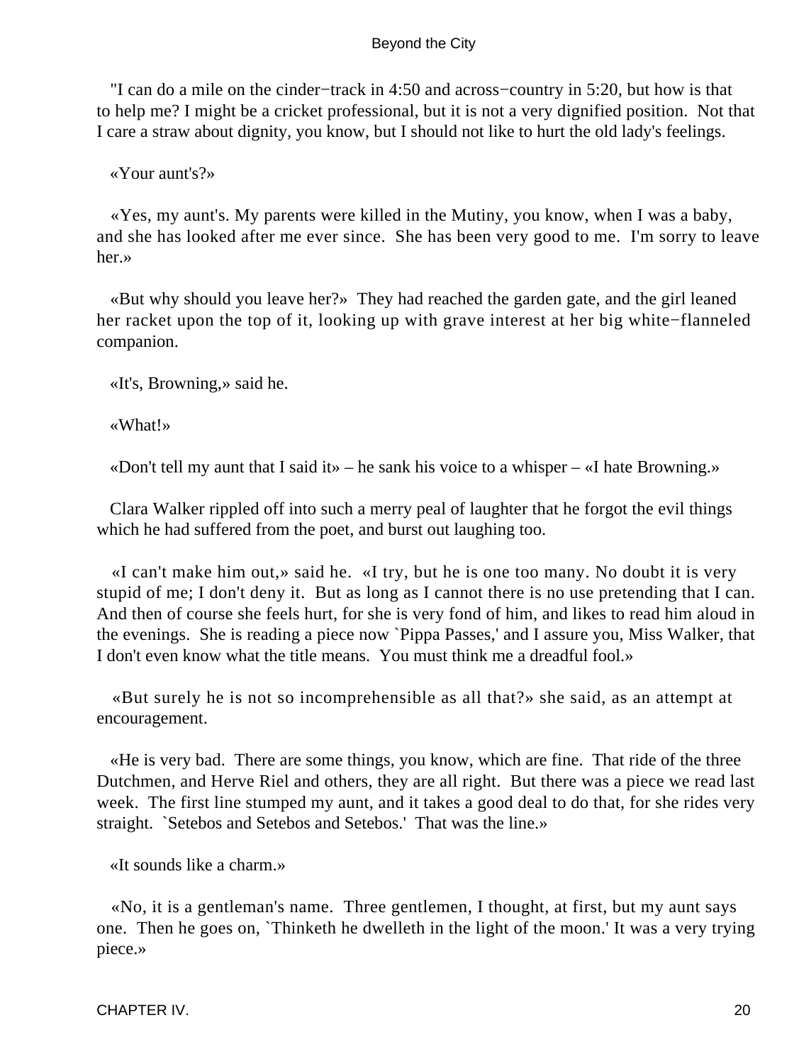"I can do a mile on the cinder−track in 4:50 and across−country in 5:20, but how is that to help me? I might be a cricket professional, but it is not a very dignified position. Not that I care a straw about dignity, you know, but I should not like to hurt the old lady's feelings.

«Your aunt's?»

«Yes, my aunt's. My parents were killed in the Mutiny, you know, when I was a baby, and she has looked after me ever since. She has been very good to me. I'm sorry to leave her.»

«But why should you leave her?» They had reached the garden gate, and the girl leaned her racket upon the top of it, looking up with grave interest at her big white−flanneled companion.

«It's, Browning,» said he.

«What!»

«Don't tell my aunt that I said it» – he sank his voice to a whisper – «I hate Browning.»

Clara Walker rippled off into such a merry peal of laughter that he forgot the evil things which he had suffered from the poet, and burst out laughing too.

«I can't make him out,» said he. «I try, but he is one too many. No doubt it is very stupid of me; I don't deny it. But as long as I cannot there is no use pretending that I can. And then of course she feels hurt, for she is very fond of him, and likes to read him aloud in the evenings. She is reading a piece now `Pippa Passes,' and I assure you, Miss Walker, that I don't even know what the title means. You must think me a dreadful fool.»

«But surely he is not so incomprehensible as all that?» she said, as an attempt at encouragement.

«He is very bad. There are some things, you know, which are fine. That ride of the three Dutchmen, and Herve Riel and others, they are all right. But there was a piece we read last week. The first line stumped my aunt, and it takes a good deal to do that, for she rides very straight. `Setebos and Setebos and Setebos.' That was the line.»

«It sounds like a charm.»

«No, it is a gentleman's name. Three gentlemen, I thought, at first, but my aunt says one. Then he goes on, `Thinketh he dwelleth in the light of the moon.' It was a very trying piece.»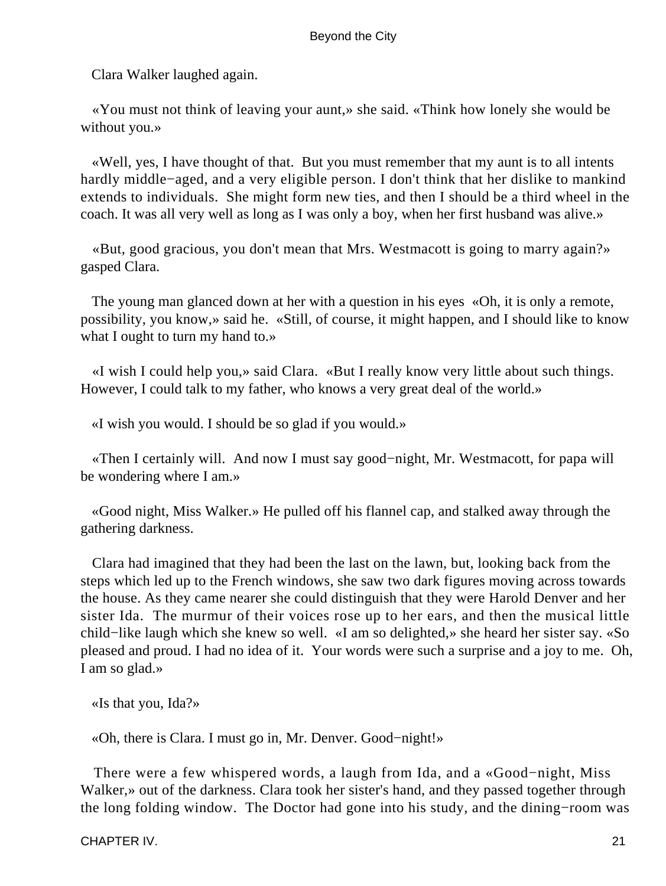Clara Walker laughed again.

«You must not think of leaving your aunt,» she said. «Think how lonely she would be without you.»

«Well, yes, I have thought of that. But you must remember that my aunt is to all intents hardly middle−aged, and a very eligible person. I don't think that her dislike to mankind extends to individuals. She might form new ties, and then I should be a third wheel in the coach. It was all very well as long as I was only a boy, when her first husband was alive.»

«But, good gracious, you don't mean that Mrs. Westmacott is going to marry again?» gasped Clara.

The young man glanced down at her with a question in his eyes «Oh, it is only a remote, possibility, you know,» said he. «Still, of course, it might happen, and I should like to know what I ought to turn my hand to.»

«I wish I could help you,» said Clara. «But I really know very little about such things. However, I could talk to my father, who knows a very great deal of the world.»

«I wish you would. I should be so glad if you would.»

«Then I certainly will. And now I must say good−night, Mr. Westmacott, for papa will be wondering where I am.»

«Good night, Miss Walker.» He pulled off his flannel cap, and stalked away through the gathering darkness.

Clara had imagined that they had been the last on the lawn, but, looking back from the steps which led up to the French windows, she saw two dark figures moving across towards the house. As they came nearer she could distinguish that they were Harold Denver and her sister Ida. The murmur of their voices rose up to her ears, and then the musical little child−like laugh which she knew so well. «I am so delighted,» she heard her sister say. «So pleased and proud. I had no idea of it. Your words were such a surprise and a joy to me. Oh, I am so glad.»

«Is that you, Ida?»

«Oh, there is Clara. I must go in, Mr. Denver. Good−night!»

There were a few whispered words, a laugh from Ida, and a «Good−night, Miss Walker,» out of the darkness. Clara took her sister's hand, and they passed together through the long folding window. The Doctor had gone into his study, and the dining−room was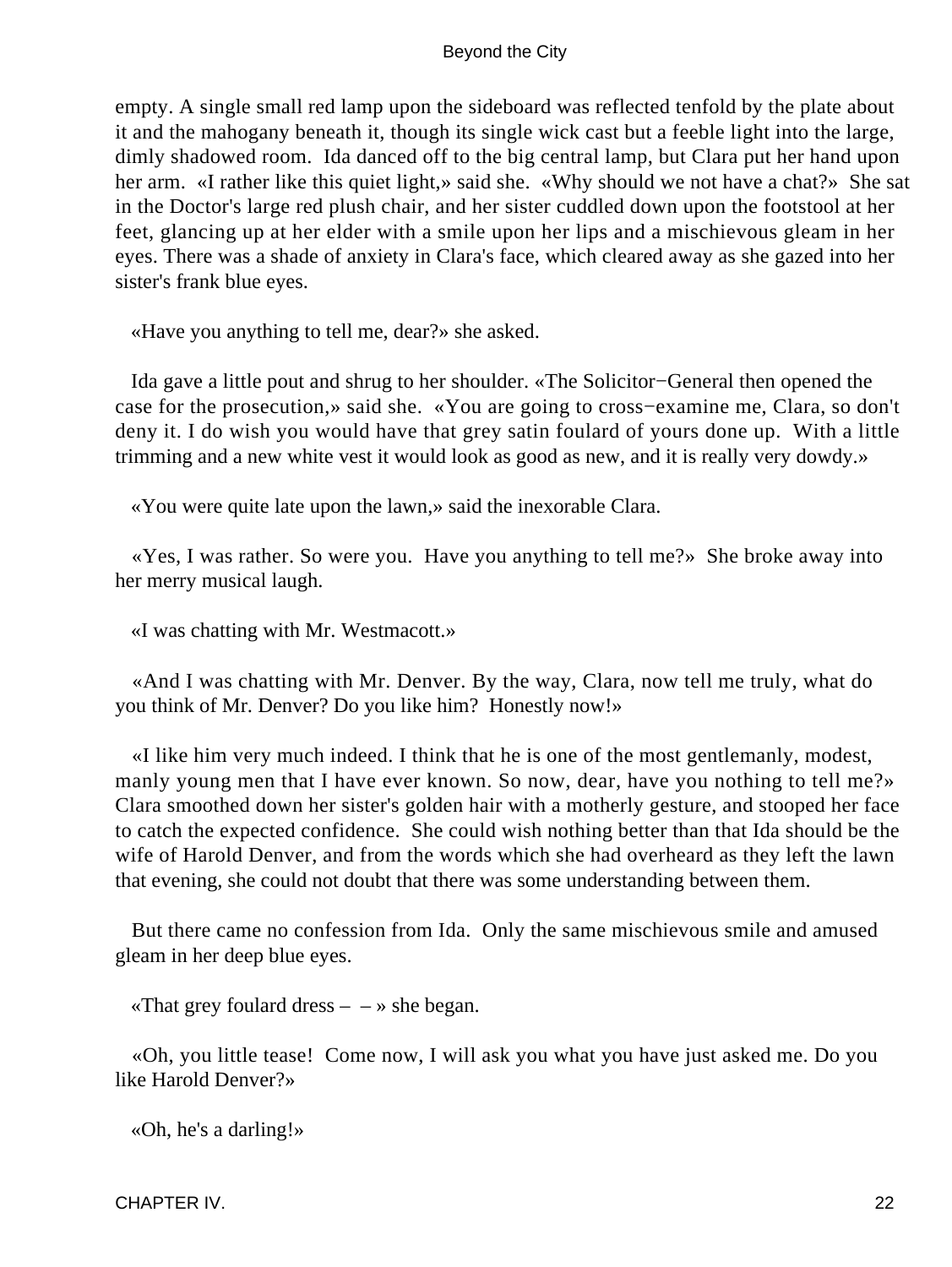empty. A single small red lamp upon the sideboard was reflected tenfold by the plate about it and the mahogany beneath it, though its single wick cast but a feeble light into the large, dimly shadowed room. Ida danced off to the big central lamp, but Clara put her hand upon her arm. «I rather like this quiet light,» said she. «Why should we not have a chat?» She sat in the Doctor's large red plush chair, and her sister cuddled down upon the footstool at her feet, glancing up at her elder with a smile upon her lips and a mischievous gleam in her eyes. There was a shade of anxiety in Clara's face, which cleared away as she gazed into her sister's frank blue eyes.

«Have you anything to tell me, dear?» she asked.

Ida gave a little pout and shrug to her shoulder. «The Solicitor−General then opened the case for the prosecution,» said she. «You are going to cross−examine me, Clara, so don't deny it. I do wish you would have that grey satin foulard of yours done up. With a little trimming and a new white vest it would look as good as new, and it is really very dowdy.»

«You were quite late upon the lawn,» said the inexorable Clara.

«Yes, I was rather. So were you. Have you anything to tell me?» She broke away into her merry musical laugh.

«I was chatting with Mr. Westmacott.»

«And I was chatting with Mr. Denver. By the way, Clara, now tell me truly, what do you think of Mr. Denver? Do you like him? Honestly now!»

«I like him very much indeed. I think that he is one of the most gentlemanly, modest, manly young men that I have ever known. So now, dear, have you nothing to tell me?» Clara smoothed down her sister's golden hair with a motherly gesture, and stooped her face to catch the expected confidence. She could wish nothing better than that Ida should be the wife of Harold Denver, and from the words which she had overheard as they left the lawn that evening, she could not doubt that there was some understanding between them.

But there came no confession from Ida. Only the same mischievous smile and amused gleam in her deep blue eyes.

«That grey foulard dress – – » she began.

«Oh, you little tease! Come now, I will ask you what you have just asked me. Do you like Harold Denver?»

«Oh, he's a darling!»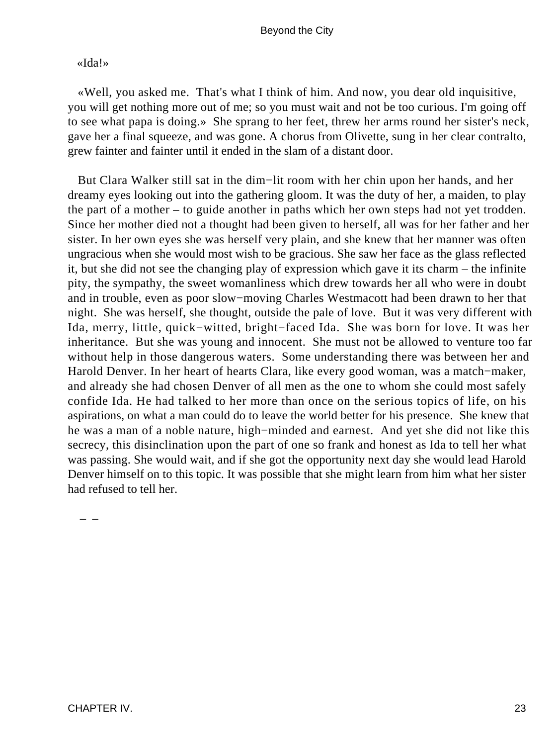«Ida!»

«Well, you asked me.  That's what I think of him. And now, you dear old inquisitive, you will get nothing more out of me; so you must wait and not be too curious. I'm going off to see what papa is doing.»  She sprang to her feet, threw her arms round her sister's neck, gave her a final squeeze, and was gone. A chorus from Olivette, sung in her clear contralto, grew fainter and fainter until it ended in the slam of a distant door.

But Clara Walker still sat in the dim−lit room with her chin upon her hands, and her dreamy eyes looking out into the gathering gloom. It was the duty of her, a maiden, to play the part of a mother – to guide another in paths which her own steps had not yet trodden. Since her mother died not a thought had been given to herself, all was for her father and her sister. In her own eyes she was herself very plain, and she knew that her manner was often ungracious when she would most wish to be gracious. She saw her face as the glass reflected it, but she did not see the changing play of expression which gave it its charm – the infinite pity, the sympathy, the sweet womanliness which drew towards her all who were in doubt and in trouble, even as poor slow−moving Charles Westmacott had been drawn to her that night.  She was herself, she thought, outside the pale of love.  But it was very different with Ida, merry, little, quick−witted, bright−faced Ida.  She was born for love. It was her inheritance.  But she was young and innocent.  She must not be allowed to venture too far without help in those dangerous waters.  Some understanding there was between her and Harold Denver. In her heart of hearts Clara, like every good woman, was a match−maker, and already she had chosen Denver of all men as the one to whom she could most safely confide Ida. He had talked to her more than once on the serious topics of life, on his aspirations, on what a man could do to leave the world better for his presence.  She knew that he was a man of a noble nature, high−minded and earnest.  And yet she did not like this secrecy, this disinclination upon the part of one so frank and honest as Ida to tell her what was passing. She would wait, and if she got the opportunity next day she would lead Harold Denver himself on to this topic. It was possible that she might learn from him what her sister had refused to tell her.

– –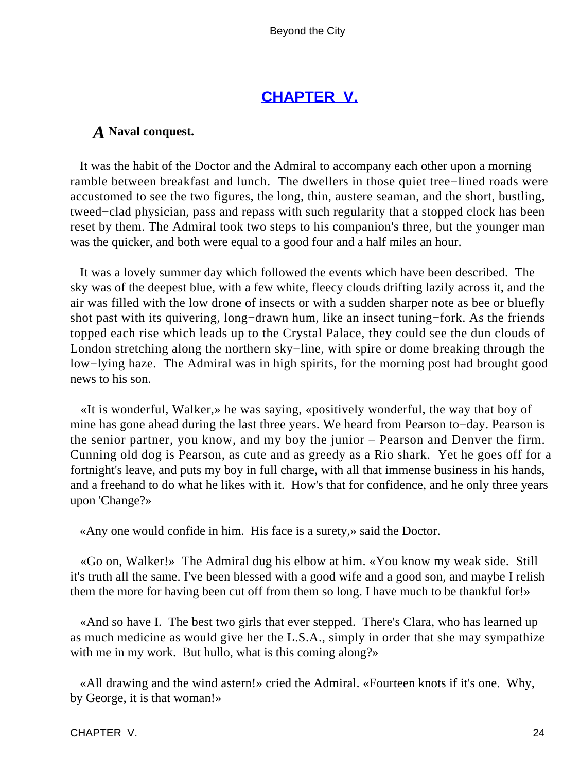## CHAPTER V.

### *A* Naval conquest.

It was the habit of the Doctor and the Admiral to accompany each other upon a morning ramble between breakfast and lunch. The dwellers in those quiet tree−lined roads were accustomed to see the two figures, the long, thin, austere seaman, and the short, bustling, tweed−clad physician, pass and repass with such regularity that a stopped clock has been reset by them. The Admiral took two steps to his companion's three, but the younger man was the quicker, and both were equal to a good four and a half miles an hour.

It was a lovely summer day which followed the events which have been described. The sky was of the deepest blue, with a few white, fleecy clouds drifting lazily across it, and the air was filled with the low drone of insects or with a sudden sharper note as bee or bluefly shot past with its quivering, long−drawn hum, like an insect tuning−fork. As the friends topped each rise which leads up to the Crystal Palace, they could see the dun clouds of London stretching along the northern sky−line, with spire or dome breaking through the low−lying haze. The Admiral was in high spirits, for the morning post had brought good news to his son.

«It is wonderful, Walker,» he was saying, «positively wonderful, the way that boy of mine has gone ahead during the last three years. We heard from Pearson to−day. Pearson is the senior partner, you know, and my boy the junior – Pearson and Denver the firm. Cunning old dog is Pearson, as cute and as greedy as a Rio shark. Yet he goes off for a fortnight's leave, and puts my boy in full charge, with all that immense business in his hands, and a freehand to do what he likes with it. How's that for confidence, and he only three years upon 'Change?»

«Any one would confide in him. His face is a surety,» said the Doctor.

«Go on, Walker!» The Admiral dug his elbow at him. «You know my weak side. Still it's truth all the same. I've been blessed with a good wife and a good son, and maybe I relish them the more for having been cut off from them so long. I have much to be thankful for!»

«And so have I. The best two girls that ever stepped. There's Clara, who has learned up as much medicine as would give her the L.S.A., simply in order that she may sympathize with me in my work. But hullo, what is this coming along?»

«All drawing and the wind astern!» cried the Admiral. «Fourteen knots if it's one. Why, by George, it is that woman!»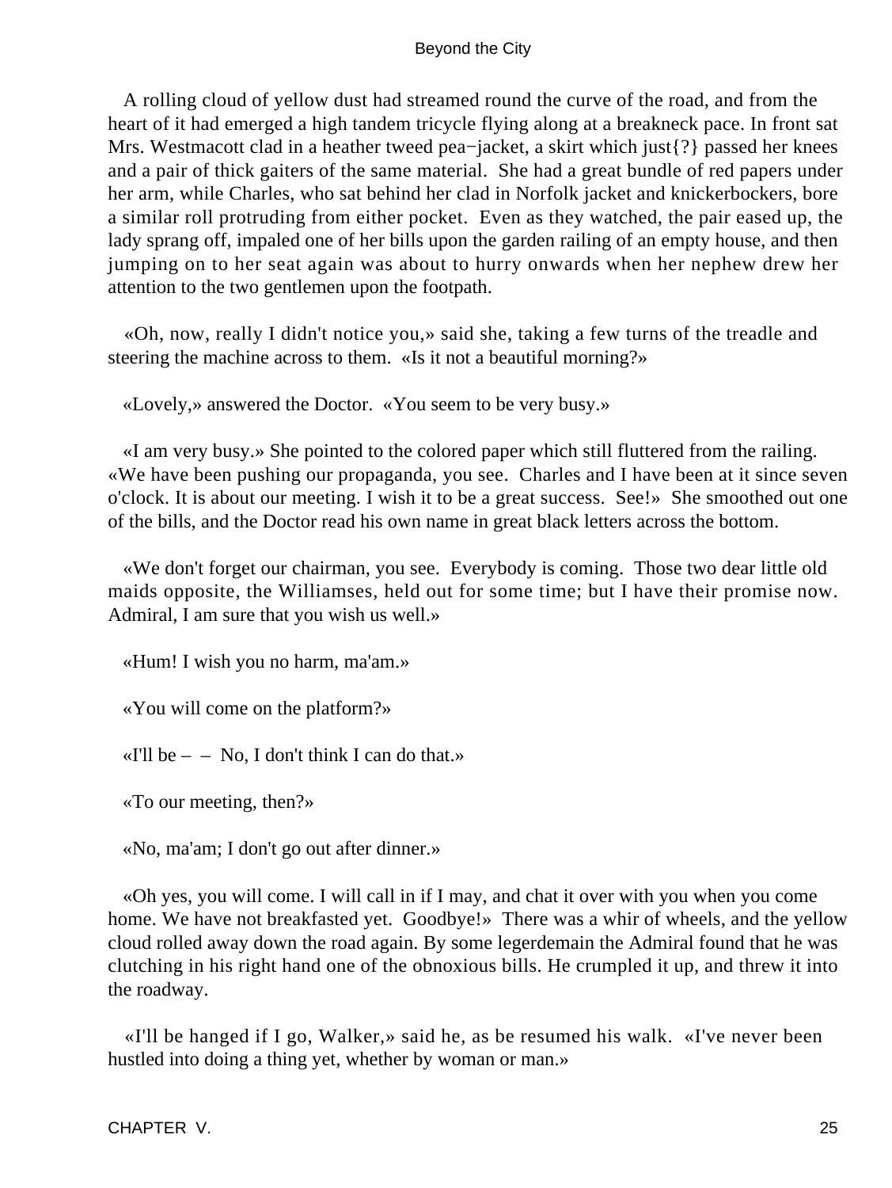A rolling cloud of yellow dust had streamed round the curve of the road, and from the heart of it had emerged a high tandem tricycle flying along at a breakneck pace. In front sat Mrs. Westmacott clad in a heather tweed pea−jacket, a skirt which just{?} passed her knees and a pair of thick gaiters of the same material. She had a great bundle of red papers under her arm, while Charles, who sat behind her clad in Norfolk jacket and knickerbockers, bore a similar roll protruding from either pocket. Even as they watched, the pair eased up, the lady sprang off, impaled one of her bills upon the garden railing of an empty house, and then jumping on to her seat again was about to hurry onwards when her nephew drew her attention to the two gentlemen upon the footpath.

«Oh, now, really I didn't notice you,» said she, taking a few turns of the treadle and steering the machine across to them. «Is it not a beautiful morning?»

«Lovely,» answered the Doctor. «You seem to be very busy.»

«I am very busy.» She pointed to the colored paper which still fluttered from the railing. «We have been pushing our propaganda, you see. Charles and I have been at it since seven o'clock. It is about our meeting. I wish it to be a great success. See!» She smoothed out one of the bills, and the Doctor read his own name in great black letters across the bottom.

«We don't forget our chairman, you see. Everybody is coming. Those two dear little old maids opposite, the Williamses, held out for some time; but I have their promise now. Admiral, I am sure that you wish us well.»

«Hum! I wish you no harm, ma'am.»

«You will come on the platform?»

«I'll be – – No, I don't think I can do that.»

«To our meeting, then?»

«No, ma'am; I don't go out after dinner.»

«Oh yes, you will come. I will call in if I may, and chat it over with you when you come home. We have not breakfasted yet. Goodbye!» There was a whir of wheels, and the yellow cloud rolled away down the road again. By some legerdemain the Admiral found that he was clutching in his right hand one of the obnoxious bills. He crumpled it up, and threw it into the roadway.

«I'll be hanged if I go, Walker,» said he, as be resumed his walk. «I've never been hustled into doing a thing yet, whether by woman or man.»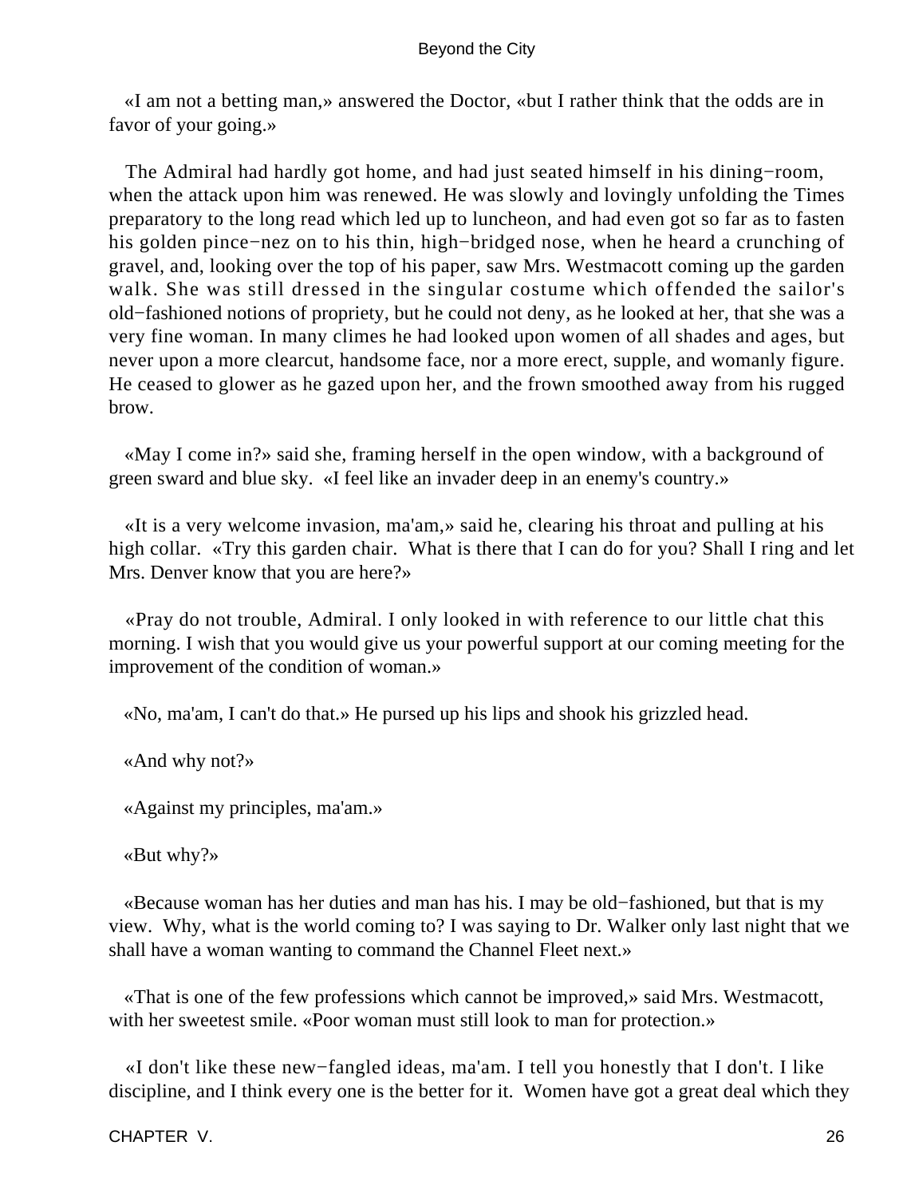«I am not a betting man,» answered the Doctor, «but I rather think that the odds are in favor of your going.»

The Admiral had hardly got home, and had just seated himself in his dining−room, when the attack upon him was renewed. He was slowly and lovingly unfolding the Times preparatory to the long read which led up to luncheon, and had even got so far as to fasten his golden pince−nez on to his thin, high−bridged nose, when he heard a crunching of gravel, and, looking over the top of his paper, saw Mrs. Westmacott coming up the garden walk. She was still dressed in the singular costume which offended the sailor's old−fashioned notions of propriety, but he could not deny, as he looked at her, that she was a very fine woman. In many climes he had looked upon women of all shades and ages, but never upon a more clearcut, handsome face, nor a more erect, supple, and womanly figure. He ceased to glower as he gazed upon her, and the frown smoothed away from his rugged brow.

«May I come in?» said she, framing herself in the open window, with a background of green sward and blue sky. «I feel like an invader deep in an enemy's country.»

«It is a very welcome invasion, ma'am,» said he, clearing his throat and pulling at his high collar. «Try this garden chair. What is there that I can do for you? Shall I ring and let Mrs. Denver know that you are here?»

«Pray do not trouble, Admiral. I only looked in with reference to our little chat this morning. I wish that you would give us your powerful support at our coming meeting for the improvement of the condition of woman.»

«No, ma'am, I can't do that.» He pursed up his lips and shook his grizzled head.

«And why not?»

«Against my principles, ma'am.»

«But why?»

«Because woman has her duties and man has his. I may be old−fashioned, but that is my view. Why, what is the world coming to? I was saying to Dr. Walker only last night that we shall have a woman wanting to command the Channel Fleet next.»

«That is one of the few professions which cannot be improved,» said Mrs. Westmacott, with her sweetest smile. «Poor woman must still look to man for protection.»

«I don't like these new−fangled ideas, ma'am. I tell you honestly that I don't. I like discipline, and I think every one is the better for it. Women have got a great deal which they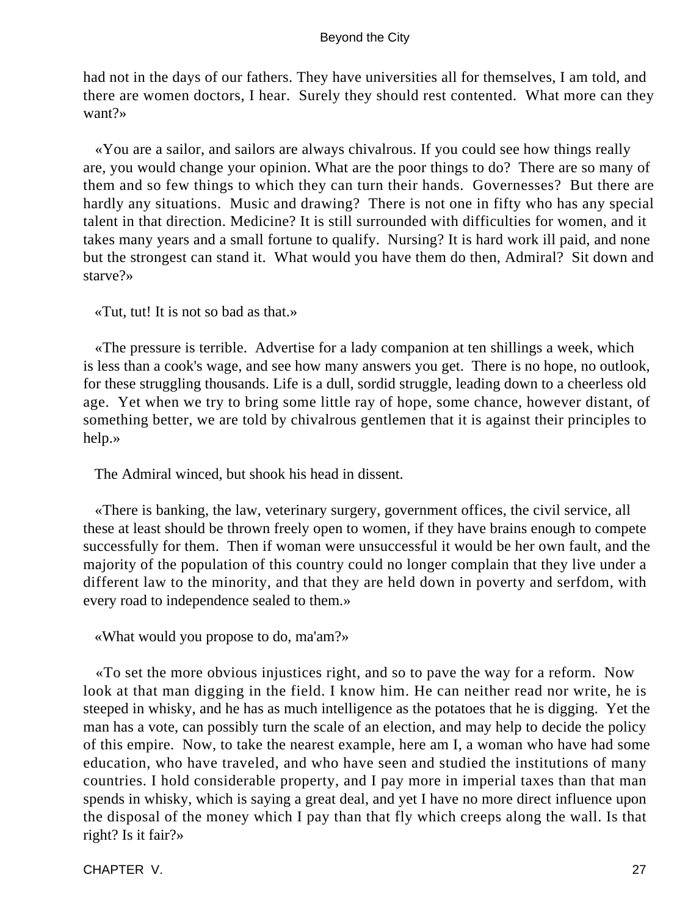had not in the days of our fathers. They have universities all for themselves, I am told, and there are women doctors, I hear. Surely they should rest contented. What more can they want?»

«You are a sailor, and sailors are always chivalrous. If you could see how things really are, you would change your opinion. What are the poor things to do? There are so many of them and so few things to which they can turn their hands. Governesses? But there are hardly any situations. Music and drawing? There is not one in fifty who has any special talent in that direction. Medicine? It is still surrounded with difficulties for women, and it takes many years and a small fortune to qualify. Nursing? It is hard work ill paid, and none but the strongest can stand it. What would you have them do then, Admiral? Sit down and starve?»

«Tut, tut! It is not so bad as that.»

«The pressure is terrible. Advertise for a lady companion at ten shillings a week, which is less than a cook's wage, and see how many answers you get. There is no hope, no outlook, for these struggling thousands. Life is a dull, sordid struggle, leading down to a cheerless old age. Yet when we try to bring some little ray of hope, some chance, however distant, of something better, we are told by chivalrous gentlemen that it is against their principles to help.»

The Admiral winced, but shook his head in dissent.

«There is banking, the law, veterinary surgery, government offices, the civil service, all these at least should be thrown freely open to women, if they have brains enough to compete successfully for them. Then if woman were unsuccessful it would be her own fault, and the majority of the population of this country could no longer complain that they live under a different law to the minority, and that they are held down in poverty and serfdom, with every road to independence sealed to them.»

«What would you propose to do, ma'am?»

«To set the more obvious injustices right, and so to pave the way for a reform. Now look at that man digging in the field. I know him. He can neither read nor write, he is steeped in whisky, and he has as much intelligence as the potatoes that he is digging. Yet the man has a vote, can possibly turn the scale of an election, and may help to decide the policy of this empire. Now, to take the nearest example, here am I, a woman who have had some education, who have traveled, and who have seen and studied the institutions of many countries. I hold considerable property, and I pay more in imperial taxes than that man spends in whisky, which is saying a great deal, and yet I have no more direct influence upon the disposal of the money which I pay than that fly which creeps along the wall. Is that right? Is it fair?»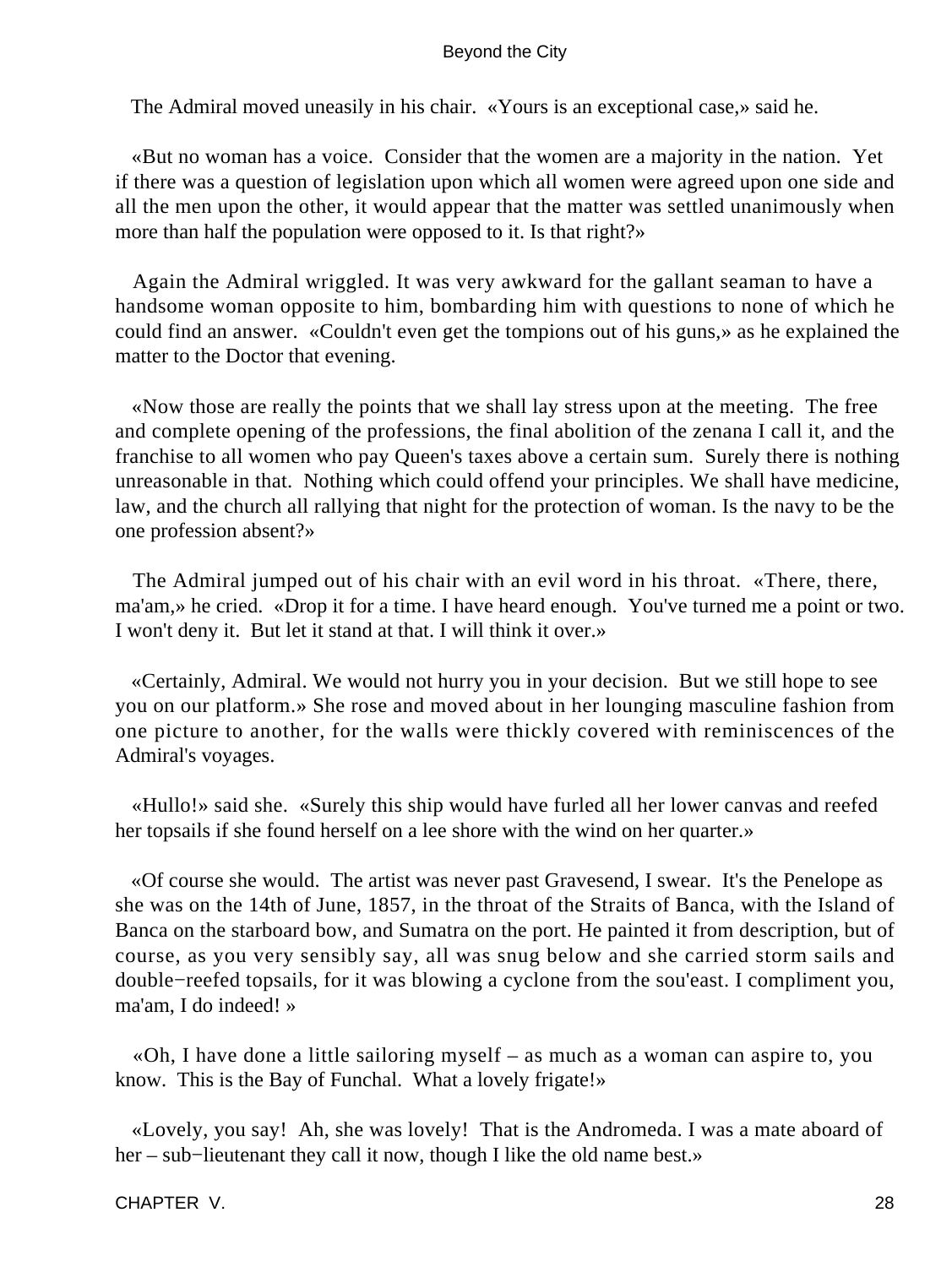The Admiral moved uneasily in his chair. «Yours is an exceptional case,» said he.

«But no woman has a voice. Consider that the women are a majority in the nation. Yet if there was a question of legislation upon which all women were agreed upon one side and all the men upon the other, it would appear that the matter was settled unanimously when more than half the population were opposed to it. Is that right?»

Again the Admiral wriggled. It was very awkward for the gallant seaman to have a handsome woman opposite to him, bombarding him with questions to none of which he could find an answer. «Couldn't even get the tompions out of his guns,» as he explained the matter to the Doctor that evening.

«Now those are really the points that we shall lay stress upon at the meeting. The free and complete opening of the professions, the final abolition of the zenana I call it, and the franchise to all women who pay Queen's taxes above a certain sum. Surely there is nothing unreasonable in that. Nothing which could offend your principles. We shall have medicine, law, and the church all rallying that night for the protection of woman. Is the navy to be the one profession absent?»

The Admiral jumped out of his chair with an evil word in his throat. «There, there, ma'am,» he cried. «Drop it for a time. I have heard enough. You've turned me a point or two. I won't deny it. But let it stand at that. I will think it over.»

«Certainly, Admiral. We would not hurry you in your decision. But we still hope to see you on our platform.» She rose and moved about in her lounging masculine fashion from one picture to another, for the walls were thickly covered with reminiscences of the Admiral's voyages.

«Hullo!» said she. «Surely this ship would have furled all her lower canvas and reefed her topsails if she found herself on a lee shore with the wind on her quarter.»

«Of course she would. The artist was never past Gravesend, I swear. It's the Penelope as she was on the 14th of June, 1857, in the throat of the Straits of Banca, with the Island of Banca on the starboard bow, and Sumatra on the port. He painted it from description, but of course, as you very sensibly say, all was snug below and she carried storm sails and double−reefed topsails, for it was blowing a cyclone from the sou'east. I compliment you, ma'am, I do indeed! »

«Oh, I have done a little sailoring myself – as much as a woman can aspire to, you know. This is the Bay of Funchal. What a lovely frigate!»

«Lovely, you say! Ah, she was lovely! That is the Andromeda. I was a mate aboard of her – sub−lieutenant they call it now, though I like the old name best.»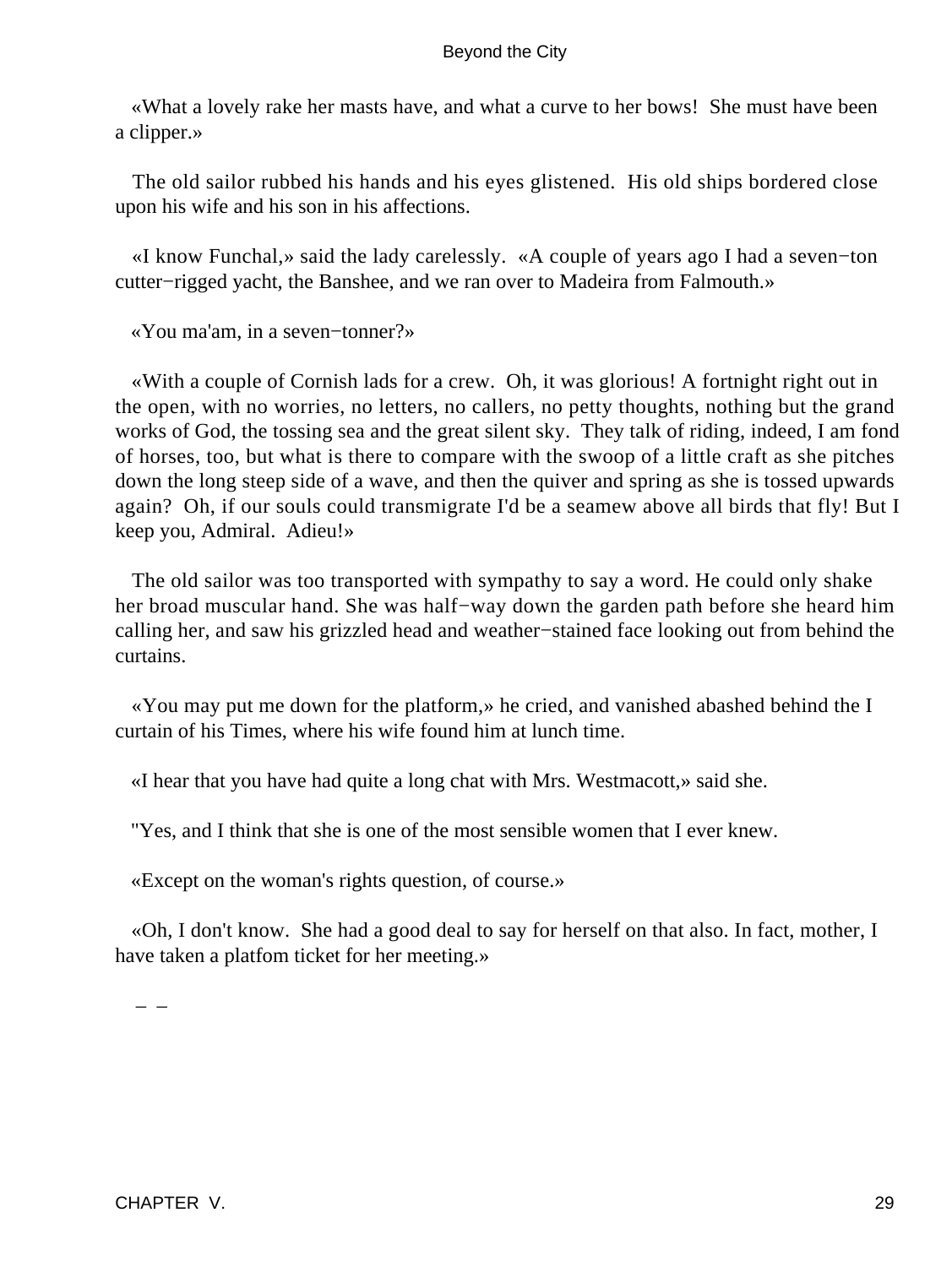«What a lovely rake her masts have, and what a curve to her bows!  She must have been a clipper.»

The old sailor rubbed his hands and his eyes glistened.  His old ships bordered close upon his wife and his son in his affections.

«I know Funchal,» said the lady carelessly.  «A couple of years ago I had a seven−ton cutter−rigged yacht, the Banshee, and we ran over to Madeira from Falmouth.»

«You ma'am, in a seven−tonner?»

«With a couple of Cornish lads for a crew.  Oh, it was glorious! A fortnight right out in the open, with no worries, no letters, no callers, no petty thoughts, nothing but the grand works of God, the tossing sea and the great silent sky.  They talk of riding, indeed, I am fond of horses, too, but what is there to compare with the swoop of a little craft as she pitches down the long steep side of a wave, and then the quiver and spring as she is tossed upwards again?  Oh, if our souls could transmigrate I'd be a seamew above all birds that fly! But I keep you, Admiral.  Adieu!»

The old sailor was too transported with sympathy to say a word. He could only shake her broad muscular hand. She was half−way down the garden path before she heard him calling her, and saw his grizzled head and weather−stained face looking out from behind the curtains.

«You may put me down for the platform,» he cried, and vanished abashed behind the I curtain of his Times, where his wife found him at lunch time.

«I hear that you have had quite a long chat with Mrs. Westmacott,» said she.

"Yes, and I think that she is one of the most sensible women that I ever knew.

«Except on the woman's rights question, of course.»

«Oh, I don't know.  She had a good deal to say for herself on that also. In fact, mother, I have taken a platfom ticket for her meeting.»

– –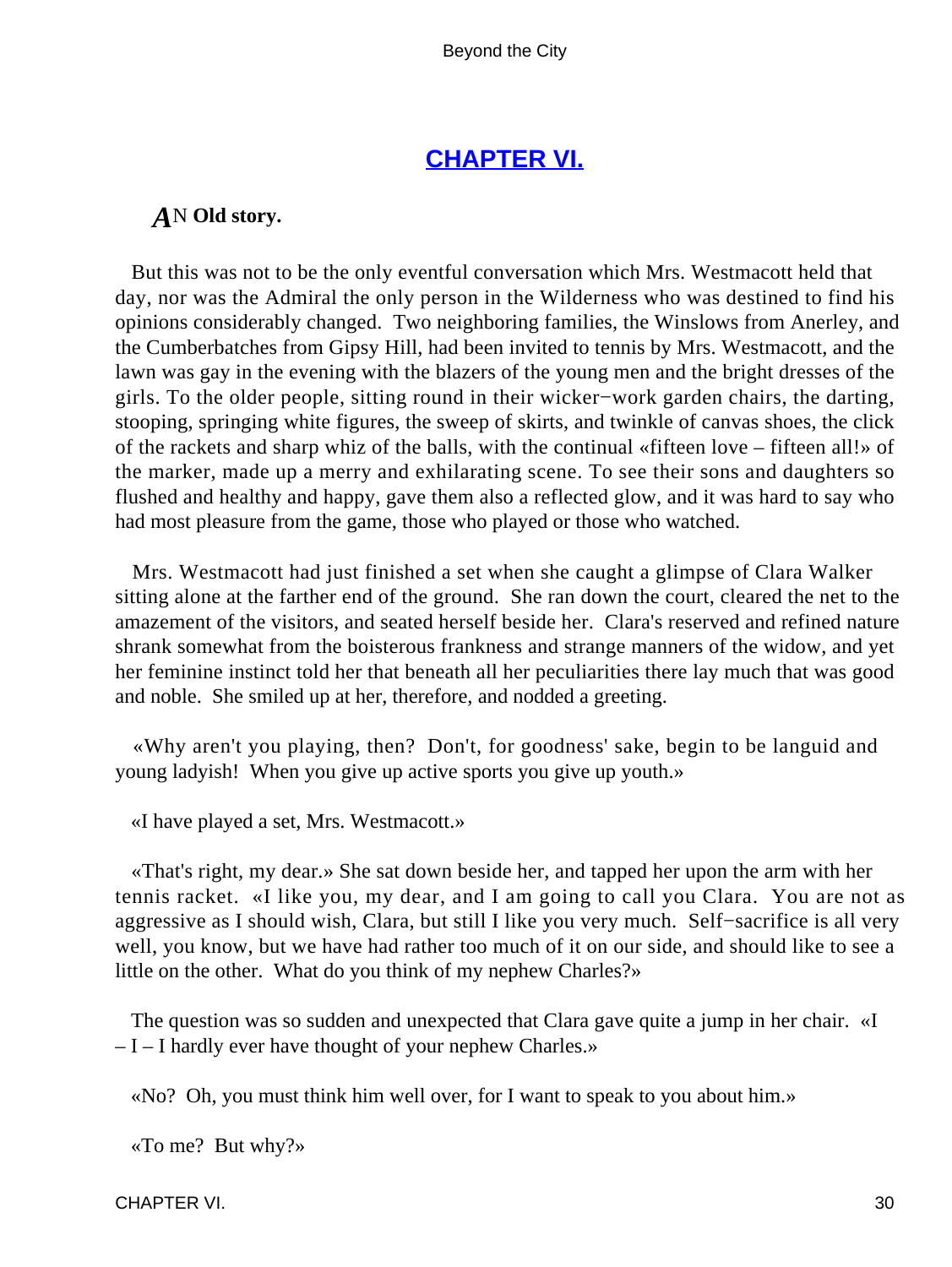## CHAPTER VI.

***A*N Old story.**

But this was not to be the only eventful conversation which Mrs. Westmacott held that day, nor was the Admiral the only person in the Wilderness who was destined to find his opinions considerably changed. Two neighboring families, the Winslows from Anerley, and the Cumberbatches from Gipsy Hill, had been invited to tennis by Mrs. Westmacott, and the lawn was gay in the evening with the blazers of the young men and the bright dresses of the girls. To the older people, sitting round in their wicker−work garden chairs, the darting, stooping, springing white figures, the sweep of skirts, and twinkle of canvas shoes, the click of the rackets and sharp whiz of the balls, with the continual «fifteen love – fifteen all!» of the marker, made up a merry and exhilarating scene. To see their sons and daughters so flushed and healthy and happy, gave them also a reflected glow, and it was hard to say who had most pleasure from the game, those who played or those who watched.

Mrs. Westmacott had just finished a set when she caught a glimpse of Clara Walker sitting alone at the farther end of the ground. She ran down the court, cleared the net to the amazement of the visitors, and seated herself beside her. Clara's reserved and refined nature shrank somewhat from the boisterous frankness and strange manners of the widow, and yet her feminine instinct told her that beneath all her peculiarities there lay much that was good and noble. She smiled up at her, therefore, and nodded a greeting.

«Why aren't you playing, then? Don't, for goodness' sake, begin to be languid and young ladyish! When you give up active sports you give up youth.»

«I have played a set, Mrs. Westmacott.»

«That's right, my dear.» She sat down beside her, and tapped her upon the arm with her tennis racket. «I like you, my dear, and I am going to call you Clara. You are not as aggressive as I should wish, Clara, but still I like you very much. Self−sacrifice is all very well, you know, but we have had rather too much of it on our side, and should like to see a little on the other. What do you think of my nephew Charles?»

The question was so sudden and unexpected that Clara gave quite a jump in her chair. «I – I – I hardly ever have thought of your nephew Charles.»

«No? Oh, you must think him well over, for I want to speak to you about him.»

«To me? But why?»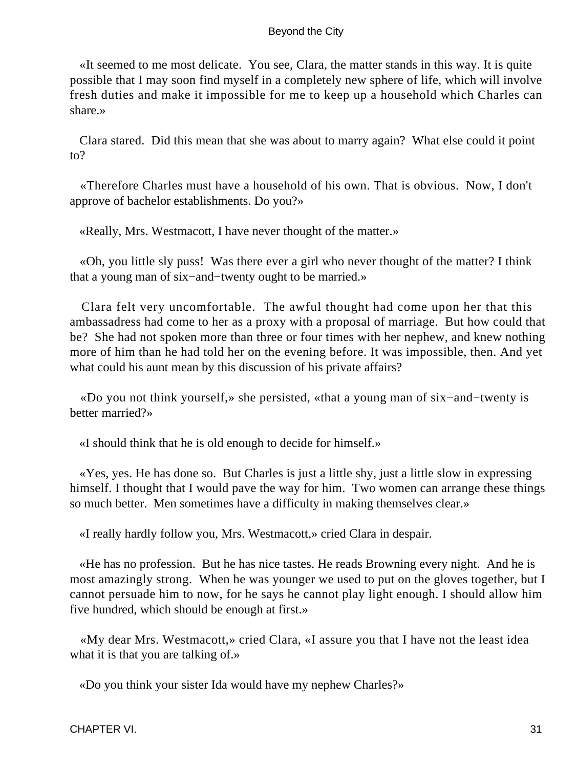«It seemed to me most delicate. You see, Clara, the matter stands in this way. It is quite possible that I may soon find myself in a completely new sphere of life, which will involve fresh duties and make it impossible for me to keep up a household which Charles can share.»

Clara stared. Did this mean that she was about to marry again? What else could it point to?

«Therefore Charles must have a household of his own. That is obvious. Now, I don't approve of bachelor establishments. Do you?»

«Really, Mrs. Westmacott, I have never thought of the matter.»

«Oh, you little sly puss! Was there ever a girl who never thought of the matter? I think that a young man of six−and−twenty ought to be married.»

Clara felt very uncomfortable. The awful thought had come upon her that this ambassadress had come to her as a proxy with a proposal of marriage. But how could that be? She had not spoken more than three or four times with her nephew, and knew nothing more of him than he had told her on the evening before. It was impossible, then. And yet what could his aunt mean by this discussion of his private affairs?

«Do you not think yourself,» she persisted, «that a young man of six−and−twenty is better married?»

«I should think that he is old enough to decide for himself.»

«Yes, yes. He has done so. But Charles is just a little shy, just a little slow in expressing himself. I thought that I would pave the way for him. Two women can arrange these things so much better. Men sometimes have a difficulty in making themselves clear.»

«I really hardly follow you, Mrs. Westmacott,» cried Clara in despair.

«He has no profession. But he has nice tastes. He reads Browning every night. And he is most amazingly strong. When he was younger we used to put on the gloves together, but I cannot persuade him to now, for he says he cannot play light enough. I should allow him five hundred, which should be enough at first.»

«My dear Mrs. Westmacott,» cried Clara, «I assure you that I have not the least idea what it is that you are talking of.»

«Do you think your sister Ida would have my nephew Charles?»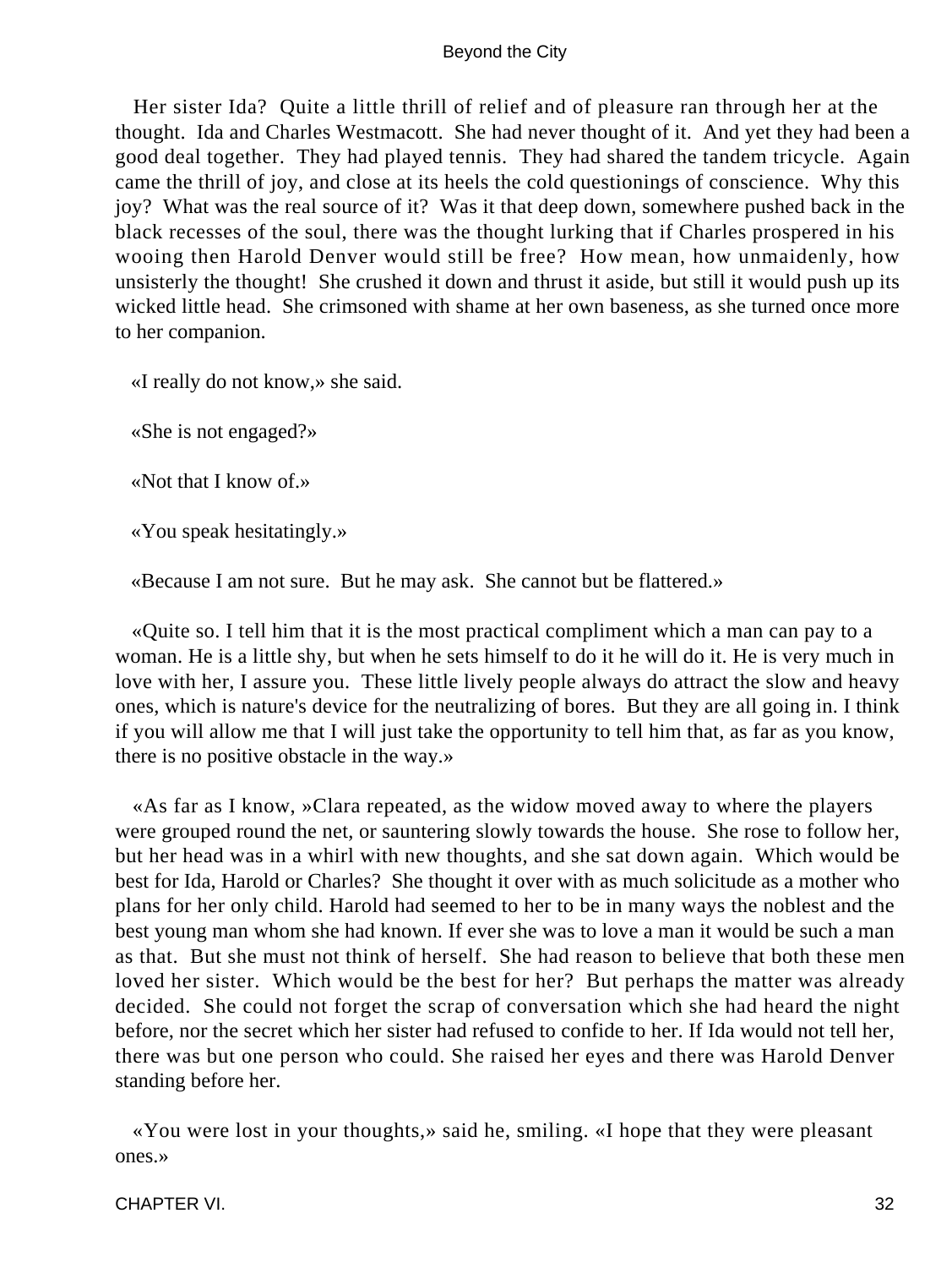Her sister Ida? Quite a little thrill of relief and of pleasure ran through her at the thought. Ida and Charles Westmacott. She had never thought of it. And yet they had been a good deal together. They had played tennis. They had shared the tandem tricycle. Again came the thrill of joy, and close at its heels the cold questionings of conscience. Why this joy? What was the real source of it? Was it that deep down, somewhere pushed back in the black recesses of the soul, there was the thought lurking that if Charles prospered in his wooing then Harold Denver would still be free? How mean, how unmaidenly, how unsisterly the thought! She crushed it down and thrust it aside, but still it would push up its wicked little head. She crimsoned with shame at her own baseness, as she turned once more to her companion.

«I really do not know,» she said.

«She is not engaged?»

«Not that I know of.»

«You speak hesitatingly.»

«Because I am not sure. But he may ask. She cannot but be flattered.»

«Quite so. I tell him that it is the most practical compliment which a man can pay to a woman. He is a little shy, but when he sets himself to do it he will do it. He is very much in love with her, I assure you. These little lively people always do attract the slow and heavy ones, which is nature's device for the neutralizing of bores. But they are all going in. I think if you will allow me that I will just take the opportunity to tell him that, as far as you know, there is no positive obstacle in the way.»

«As far as I know, »Clara repeated, as the widow moved away to where the players were grouped round the net, or sauntering slowly towards the house. She rose to follow her, but her head was in a whirl with new thoughts, and she sat down again. Which would be best for Ida, Harold or Charles? She thought it over with as much solicitude as a mother who plans for her only child. Harold had seemed to her to be in many ways the noblest and the best young man whom she had known. If ever she was to love a man it would be such a man as that. But she must not think of herself. She had reason to believe that both these men loved her sister. Which would be the best for her? But perhaps the matter was already decided. She could not forget the scrap of conversation which she had heard the night before, nor the secret which her sister had refused to confide to her. If Ida would not tell her, there was but one person who could. She raised her eyes and there was Harold Denver standing before her.

«You were lost in your thoughts,» said he, smiling. «I hope that they were pleasant ones.»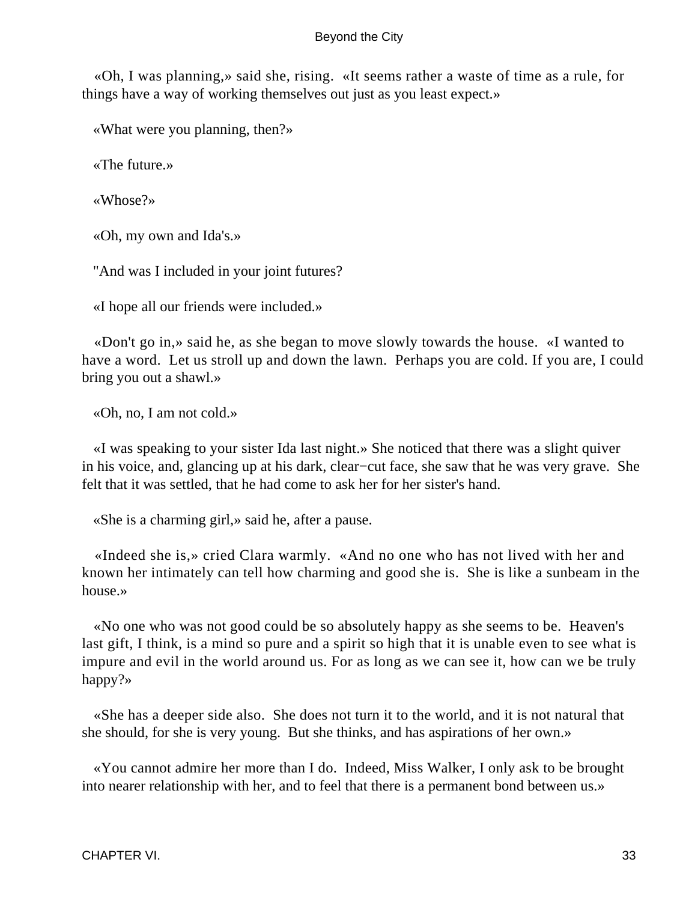«Oh, I was planning,» said she, rising. «It seems rather a waste of time as a rule, for things have a way of working themselves out just as you least expect.»

«What were you planning, then?»

«The future.»

«Whose?»

«Oh, my own and Ida's.»

"And was I included in your joint futures?

«I hope all our friends were included.»

«Don't go in,» said he, as she began to move slowly towards the house. «I wanted to have a word. Let us stroll up and down the lawn. Perhaps you are cold. If you are, I could bring you out a shawl.»

«Oh, no, I am not cold.»

«I was speaking to your sister Ida last night.» She noticed that there was a slight quiver in his voice, and, glancing up at his dark, clear−cut face, she saw that he was very grave. She felt that it was settled, that he had come to ask her for her sister's hand.

«She is a charming girl,» said he, after a pause.

«Indeed she is,» cried Clara warmly. «And no one who has not lived with her and known her intimately can tell how charming and good she is. She is like a sunbeam in the house.»

«No one who was not good could be so absolutely happy as she seems to be. Heaven's last gift, I think, is a mind so pure and a spirit so high that it is unable even to see what is impure and evil in the world around us. For as long as we can see it, how can we be truly happy?»

«She has a deeper side also. She does not turn it to the world, and it is not natural that she should, for she is very young. But she thinks, and has aspirations of her own.»

«You cannot admire her more than I do. Indeed, Miss Walker, I only ask to be brought into nearer relationship with her, and to feel that there is a permanent bond between us.»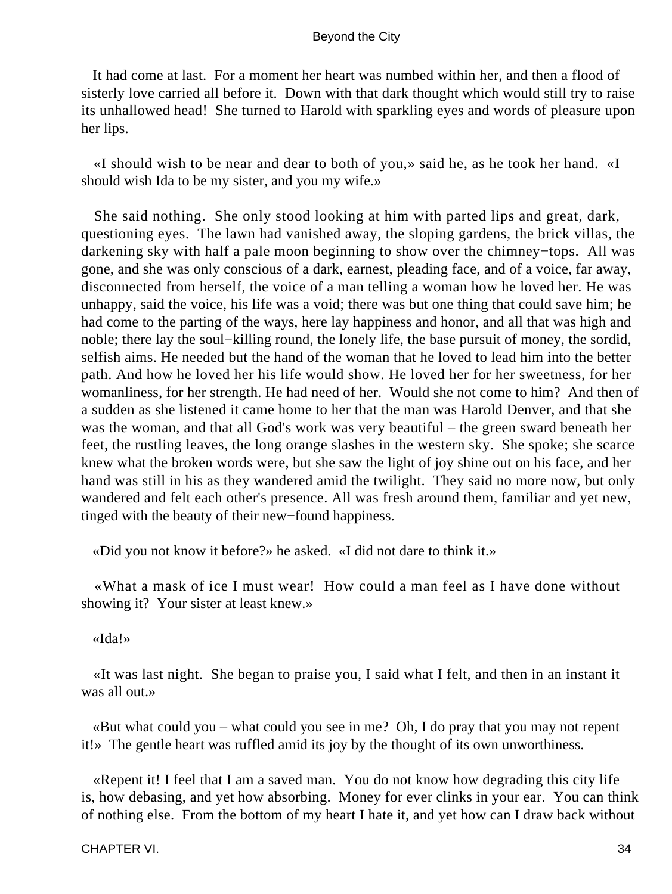It had come at last. For a moment her heart was numbed within her, and then a flood of sisterly love carried all before it. Down with that dark thought which would still try to raise its unhallowed head! She turned to Harold with sparkling eyes and words of pleasure upon her lips.

«I should wish to be near and dear to both of you,» said he, as he took her hand. «I should wish Ida to be my sister, and you my wife.»

She said nothing. She only stood looking at him with parted lips and great, dark, questioning eyes. The lawn had vanished away, the sloping gardens, the brick villas, the darkening sky with half a pale moon beginning to show over the chimney−tops. All was gone, and she was only conscious of a dark, earnest, pleading face, and of a voice, far away, disconnected from herself, the voice of a man telling a woman how he loved her. He was unhappy, said the voice, his life was a void; there was but one thing that could save him; he had come to the parting of the ways, here lay happiness and honor, and all that was high and noble; there lay the soul−killing round, the lonely life, the base pursuit of money, the sordid, selfish aims. He needed but the hand of the woman that he loved to lead him into the better path. And how he loved her his life would show. He loved her for her sweetness, for her womanliness, for her strength. He had need of her. Would she not come to him? And then of a sudden as she listened it came home to her that the man was Harold Denver, and that she was the woman, and that all God's work was very beautiful – the green sward beneath her feet, the rustling leaves, the long orange slashes in the western sky. She spoke; she scarce knew what the broken words were, but she saw the light of joy shine out on his face, and her hand was still in his as they wandered amid the twilight. They said no more now, but only wandered and felt each other's presence. All was fresh around them, familiar and yet new, tinged with the beauty of their new−found happiness.

«Did you not know it before?» he asked. «I did not dare to think it.»

«What a mask of ice I must wear! How could a man feel as I have done without showing it? Your sister at least knew.»

«Ida!»

«It was last night. She began to praise you, I said what I felt, and then in an instant it was all out.»

«But what could you – what could you see in me? Oh, I do pray that you may not repent it!» The gentle heart was ruffled amid its joy by the thought of its own unworthiness.

«Repent it! I feel that I am a saved man. You do not know how degrading this city life is, how debasing, and yet how absorbing. Money for ever clinks in your ear. You can think of nothing else. From the bottom of my heart I hate it, and yet how can I draw back without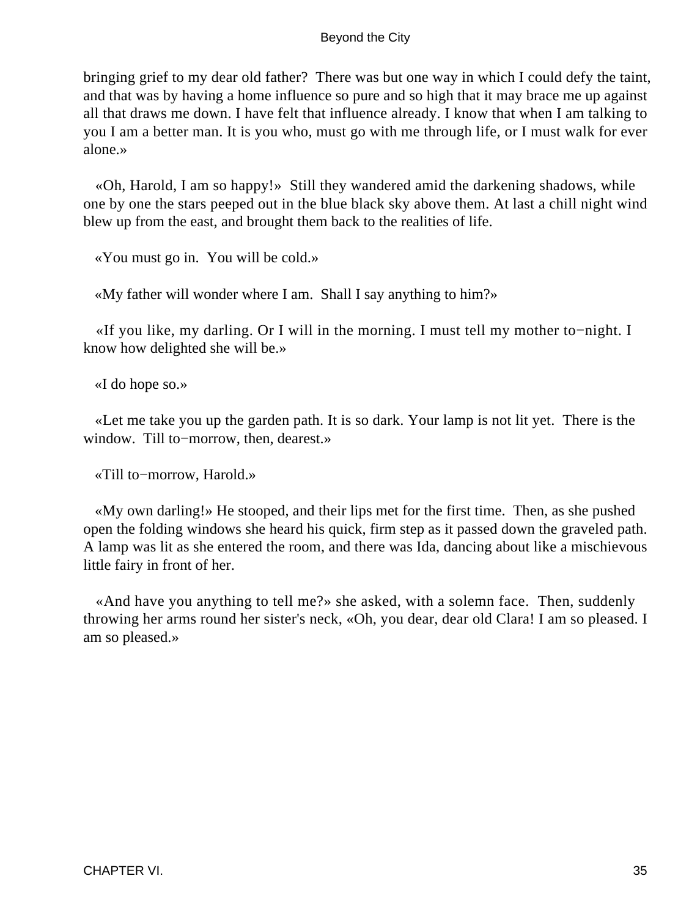bringing grief to my dear old father? There was but one way in which I could defy the taint, and that was by having a home influence so pure and so high that it may brace me up against all that draws me down. I have felt that influence already. I know that when I am talking to you I am a better man. It is you who, must go with me through life, or I must walk for ever alone.»

«Oh, Harold, I am so happy!» Still they wandered amid the darkening shadows, while one by one the stars peeped out in the blue black sky above them. At last a chill night wind blew up from the east, and brought them back to the realities of life.

«You must go in. You will be cold.»

«My father will wonder where I am. Shall I say anything to him?»

«If you like, my darling. Or I will in the morning. I must tell my mother to−night. I know how delighted she will be.»

«I do hope so.»

«Let me take you up the garden path. It is so dark. Your lamp is not lit yet. There is the window. Till to−morrow, then, dearest.»

«Till to−morrow, Harold.»

«My own darling!» He stooped, and their lips met for the first time. Then, as she pushed open the folding windows she heard his quick, firm step as it passed down the graveled path. A lamp was lit as she entered the room, and there was Ida, dancing about like a mischievous little fairy in front of her.

«And have you anything to tell me?» she asked, with a solemn face. Then, suddenly throwing her arms round her sister's neck, «Oh, you dear, dear old Clara! I am so pleased. I am so pleased.»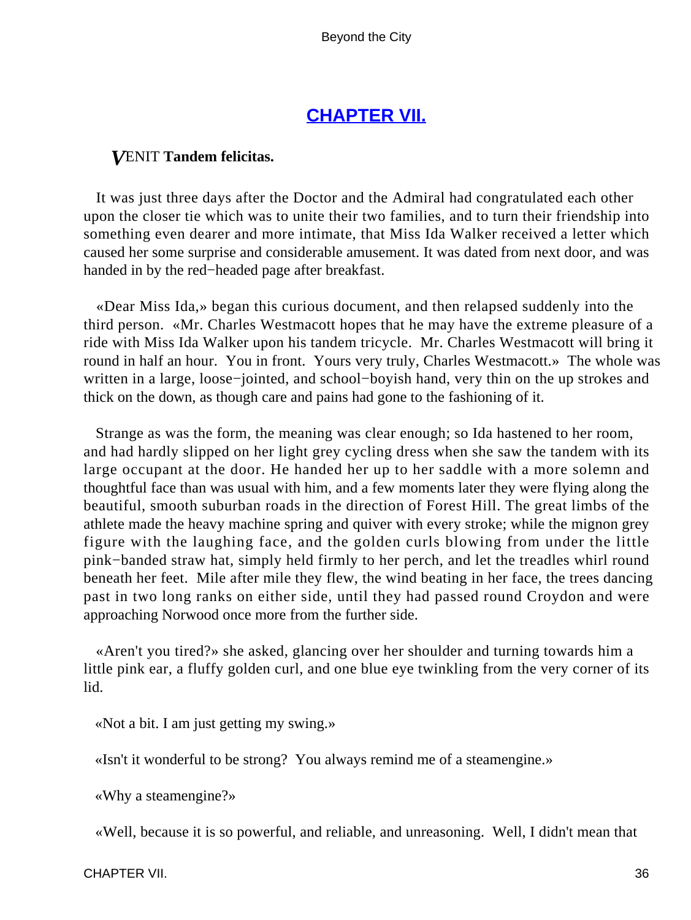## CHAPTER VII.

***V*ENIT Tandem felicitas.**

It was just three days after the Doctor and the Admiral had congratulated each other upon the closer tie which was to unite their two families, and to turn their friendship into something even dearer and more intimate, that Miss Ida Walker received a letter which caused her some surprise and considerable amusement. It was dated from next door, and was handed in by the red−headed page after breakfast.

«Dear Miss Ida,» began this curious document, and then relapsed suddenly into the third person. «Mr. Charles Westmacott hopes that he may have the extreme pleasure of a ride with Miss Ida Walker upon his tandem tricycle. Mr. Charles Westmacott will bring it round in half an hour. You in front. Yours very truly, Charles Westmacott.» The whole was written in a large, loose−jointed, and school−boyish hand, very thin on the up strokes and thick on the down, as though care and pains had gone to the fashioning of it.

Strange as was the form, the meaning was clear enough; so Ida hastened to her room, and had hardly slipped on her light grey cycling dress when she saw the tandem with its large occupant at the door. He handed her up to her saddle with a more solemn and thoughtful face than was usual with him, and a few moments later they were flying along the beautiful, smooth suburban roads in the direction of Forest Hill. The great limbs of the athlete made the heavy machine spring and quiver with every stroke; while the mignon grey figure with the laughing face, and the golden curls blowing from under the little pink−banded straw hat, simply held firmly to her perch, and let the treadles whirl round beneath her feet. Mile after mile they flew, the wind beating in her face, the trees dancing past in two long ranks on either side, until they had passed round Croydon and were approaching Norwood once more from the further side.

«Aren't you tired?» she asked, glancing over her shoulder and turning towards him a little pink ear, a fluffy golden curl, and one blue eye twinkling from the very corner of its lid.

«Not a bit. I am just getting my swing.»

«Isn't it wonderful to be strong? You always remind me of a steamengine.»

«Why a steamengine?»

«Well, because it is so powerful, and reliable, and unreasoning. Well, I didn't mean that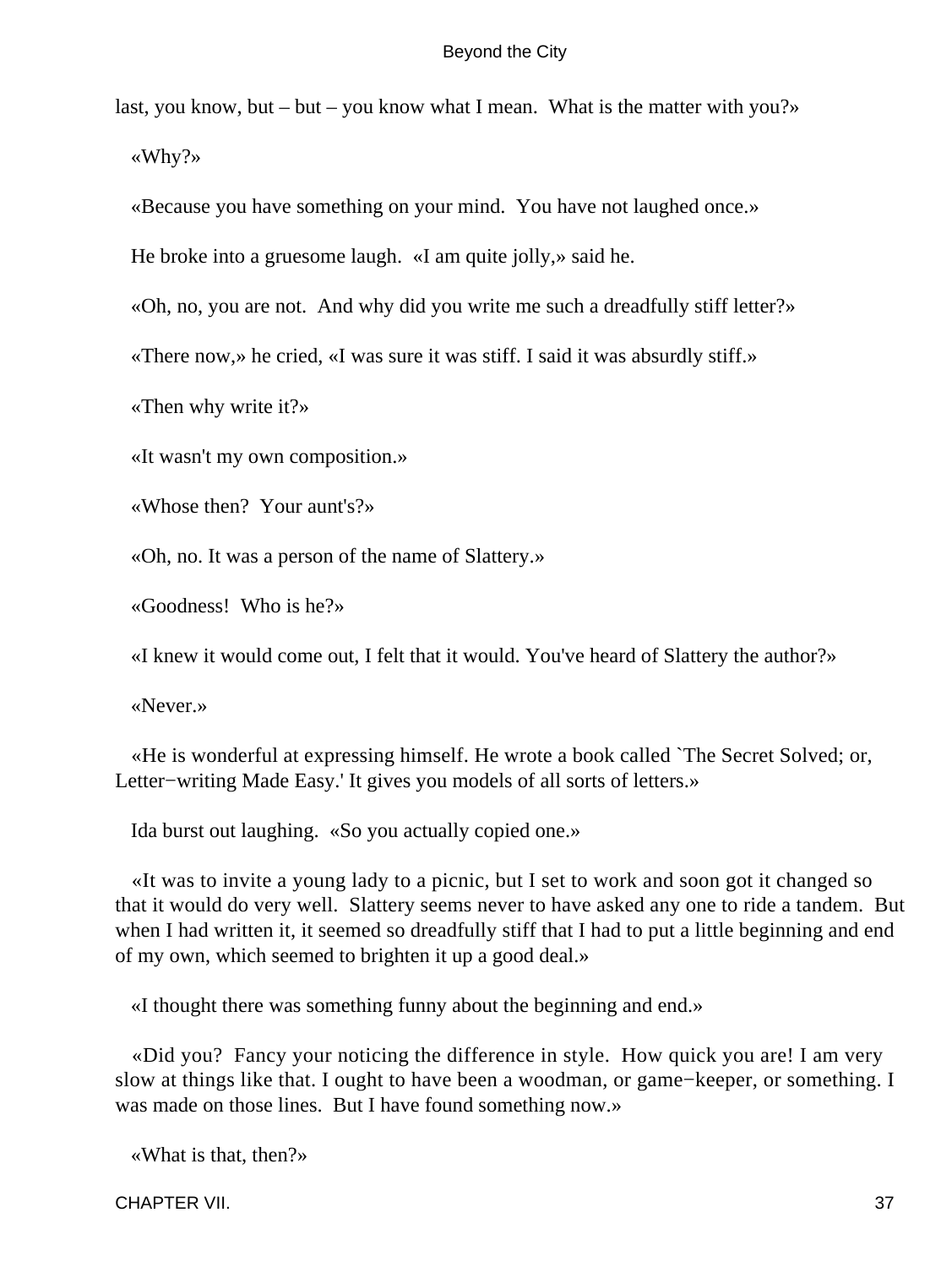last, you know, but – but – you know what I mean.  What is the matter with you?»

«Why?»

«Because you have something on your mind.  You have not laughed once.»

He broke into a gruesome laugh.  «I am quite jolly,» said he.

«Oh, no, you are not.  And why did you write me such a dreadfully stiff letter?»

«There now,» he cried, «I was sure it was stiff. I said it was absurdly stiff.»

«Then why write it?»

«It wasn't my own composition.»

«Whose then?  Your aunt's?»

«Oh, no. It was a person of the name of Slattery.»

«Goodness!  Who is he?»

«I knew it would come out, I felt that it would. You've heard of Slattery the author?»

«Never.»

«He is wonderful at expressing himself. He wrote a book called `The Secret Solved; or, Letter−writing Made Easy.' It gives you models of all sorts of letters.»

Ida burst out laughing.  «So you actually copied one.»

«It was to invite a young lady to a picnic, but I set to work and soon got it changed so that it would do very well.  Slattery seems never to have asked any one to ride a tandem.  But when I had written it, it seemed so dreadfully stiff that I had to put a little beginning and end of my own, which seemed to brighten it up a good deal.»

«I thought there was something funny about the beginning and end.»

«Did you?  Fancy your noticing the difference in style.  How quick you are! I am very slow at things like that. I ought to have been a woodman, or game−keeper, or something. I was made on those lines.  But I have found something now.»

«What is that, then?»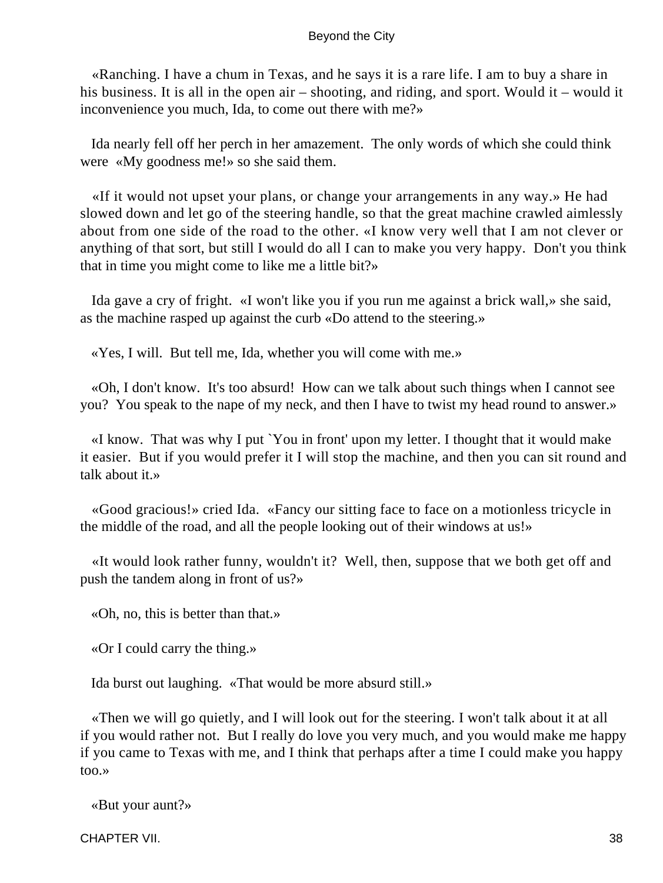«Ranching. I have a chum in Texas, and he says it is a rare life. I am to buy a share in his business. It is all in the open air – shooting, and riding, and sport. Would it – would it inconvenience you much, Ida, to come out there with me?»

Ida nearly fell off her perch in her amazement. The only words of which she could think were «My goodness me!» so she said them.

«If it would not upset your plans, or change your arrangements in any way.» He had slowed down and let go of the steering handle, so that the great machine crawled aimlessly about from one side of the road to the other. «I know very well that I am not clever or anything of that sort, but still I would do all I can to make you very happy. Don't you think that in time you might come to like me a little bit?»

Ida gave a cry of fright. «I won't like you if you run me against a brick wall,» she said, as the machine rasped up against the curb «Do attend to the steering.»

«Yes, I will. But tell me, Ida, whether you will come with me.»

«Oh, I don't know. It's too absurd! How can we talk about such things when I cannot see you? You speak to the nape of my neck, and then I have to twist my head round to answer.»

«I know. That was why I put `You in front' upon my letter. I thought that it would make it easier. But if you would prefer it I will stop the machine, and then you can sit round and talk about it.»

«Good gracious!» cried Ida. «Fancy our sitting face to face on a motionless tricycle in the middle of the road, and all the people looking out of their windows at us!»

«It would look rather funny, wouldn't it? Well, then, suppose that we both get off and push the tandem along in front of us?»

«Oh, no, this is better than that.»

«Or I could carry the thing.»

Ida burst out laughing. «That would be more absurd still.»

«Then we will go quietly, and I will look out for the steering. I won't talk about it at all if you would rather not. But I really do love you very much, and you would make me happy if you came to Texas with me, and I think that perhaps after a time I could make you happy too.»

«But your aunt?»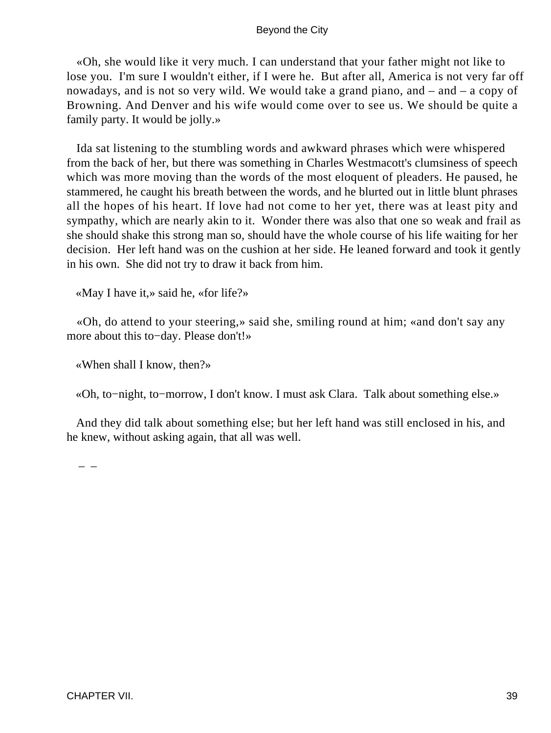«Oh, she would like it very much. I can understand that your father might not like to lose you. I'm sure I wouldn't either, if I were he. But after all, America is not very far off nowadays, and is not so very wild. We would take a grand piano, and – and – a copy of Browning. And Denver and his wife would come over to see us. We should be quite a family party. It would be jolly.»

Ida sat listening to the stumbling words and awkward phrases which were whispered from the back of her, but there was something in Charles Westmacott's clumsiness of speech which was more moving than the words of the most eloquent of pleaders. He paused, he stammered, he caught his breath between the words, and he blurted out in little blunt phrases all the hopes of his heart. If love had not come to her yet, there was at least pity and sympathy, which are nearly akin to it. Wonder there was also that one so weak and frail as she should shake this strong man so, should have the whole course of his life waiting for her decision. Her left hand was on the cushion at her side. He leaned forward and took it gently in his own. She did not try to draw it back from him.

«May I have it,» said he, «for life?»

«Oh, do attend to your steering,» said she, smiling round at him; «and don't say any more about this to−day. Please don't!»

«When shall I know, then?»

«Oh, to−night, to−morrow, I don't know. I must ask Clara. Talk about something else.»

And they did talk about something else; but her left hand was still enclosed in his, and he knew, without asking again, that all was well.

– –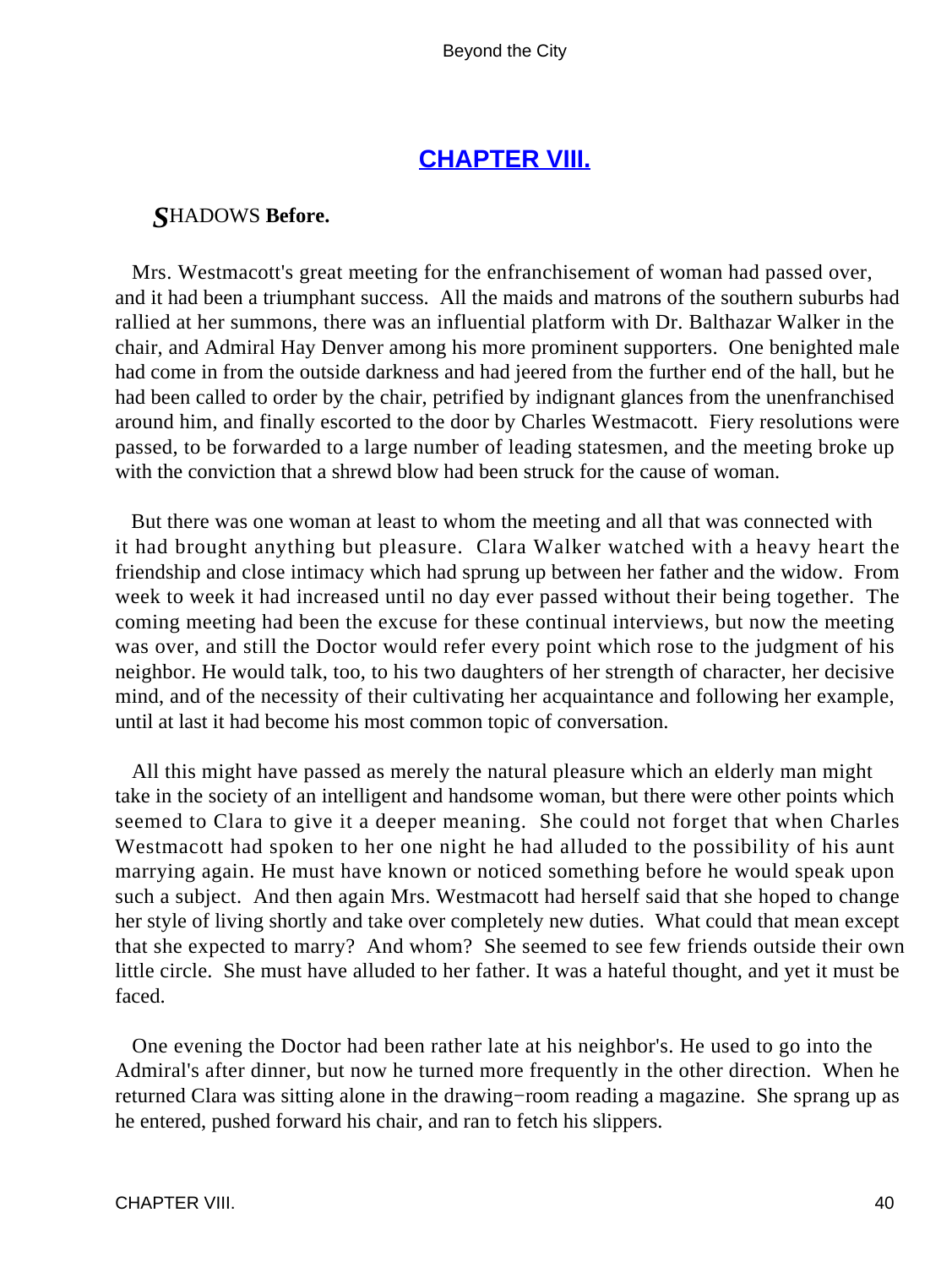## [CHAPTER VIII.](#)

***S*****HADOWS Before.**

Mrs. Westmacott's great meeting for the enfranchisement of woman had passed over, and it had been a triumphant success. All the maids and matrons of the southern suburbs had rallied at her summons, there was an influential platform with Dr. Balthazar Walker in the chair, and Admiral Hay Denver among his more prominent supporters. One benighted male had come in from the outside darkness and had jeered from the further end of the hall, but he had been called to order by the chair, petrified by indignant glances from the unenfranchised around him, and finally escorted to the door by Charles Westmacott. Fiery resolutions were passed, to be forwarded to a large number of leading statesmen, and the meeting broke up with the conviction that a shrewd blow had been struck for the cause of woman.

But there was one woman at least to whom the meeting and all that was connected with it had brought anything but pleasure. Clara Walker watched with a heavy heart the friendship and close intimacy which had sprung up between her father and the widow. From week to week it had increased until no day ever passed without their being together. The coming meeting had been the excuse for these continual interviews, but now the meeting was over, and still the Doctor would refer every point which rose to the judgment of his neighbor. He would talk, too, to his two daughters of her strength of character, her decisive mind, and of the necessity of their cultivating her acquaintance and following her example, until at last it had become his most common topic of conversation.

All this might have passed as merely the natural pleasure which an elderly man might take in the society of an intelligent and handsome woman, but there were other points which seemed to Clara to give it a deeper meaning. She could not forget that when Charles Westmacott had spoken to her one night he had alluded to the possibility of his aunt marrying again. He must have known or noticed something before he would speak upon such a subject. And then again Mrs. Westmacott had herself said that she hoped to change her style of living shortly and take over completely new duties. What could that mean except that she expected to marry? And whom? She seemed to see few friends outside their own little circle. She must have alluded to her father. It was a hateful thought, and yet it must be faced.

One evening the Doctor had been rather late at his neighbor's. He used to go into the Admiral's after dinner, but now he turned more frequently in the other direction. When he returned Clara was sitting alone in the drawing−room reading a magazine. She sprang up as he entered, pushed forward his chair, and ran to fetch his slippers.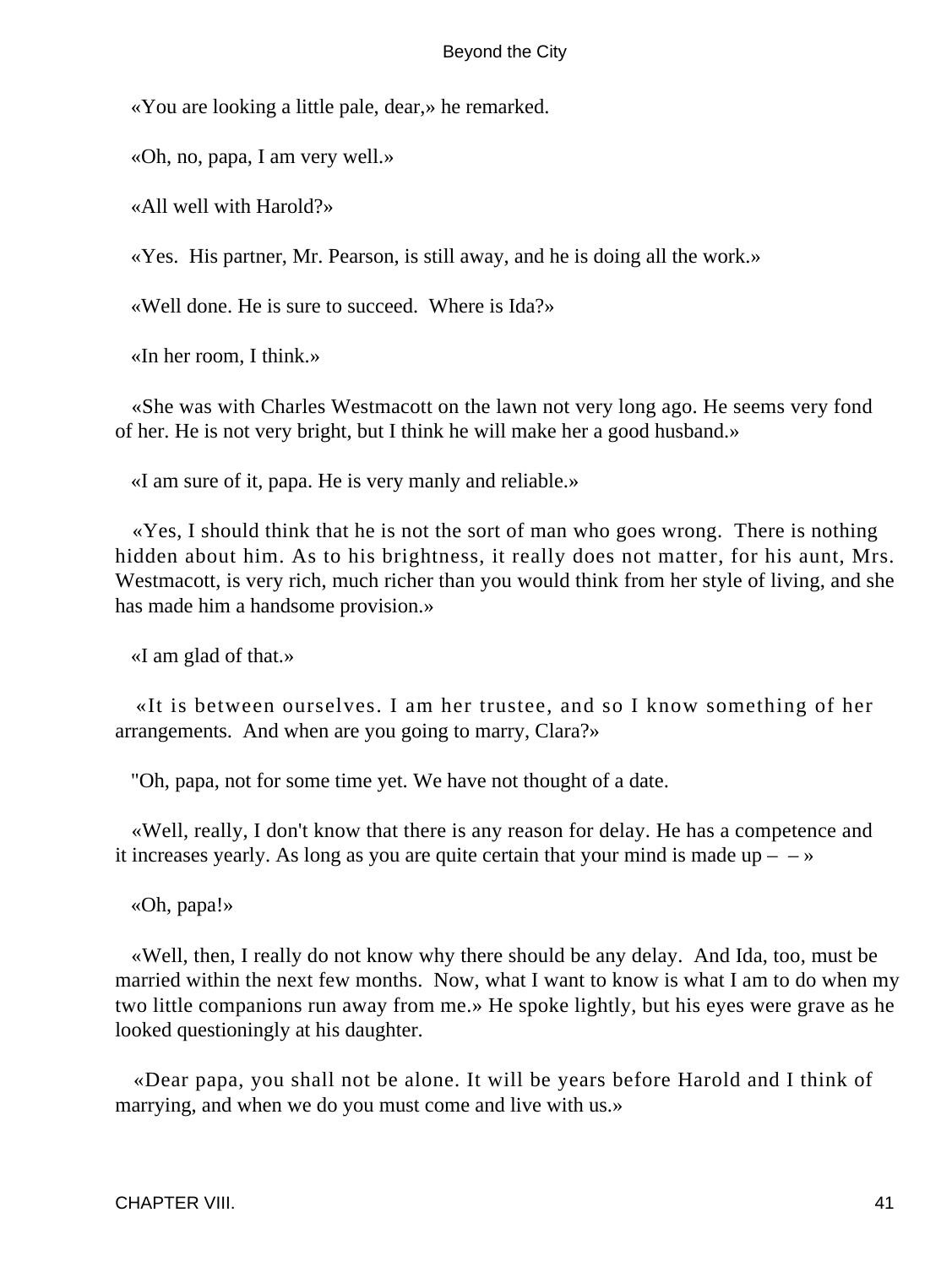«You are looking a little pale, dear,» he remarked.

«Oh, no, papa, I am very well.»

«All well with Harold?»

«Yes. His partner, Mr. Pearson, is still away, and he is doing all the work.»

«Well done. He is sure to succeed. Where is Ida?»

«In her room, I think.»

«She was with Charles Westmacott on the lawn not very long ago. He seems very fond of her. He is not very bright, but I think he will make her a good husband.»

«I am sure of it, papa. He is very manly and reliable.»

«Yes, I should think that he is not the sort of man who goes wrong. There is nothing hidden about him. As to his brightness, it really does not matter, for his aunt, Mrs. Westmacott, is very rich, much richer than you would think from her style of living, and she has made him a handsome provision.»

«I am glad of that.»

«It is between ourselves. I am her trustee, and so I know something of her arrangements. And when are you going to marry, Clara?»

"Oh, papa, not for some time yet. We have not thought of a date.

«Well, really, I don't know that there is any reason for delay. He has a competence and it increases yearly. As long as you are quite certain that your mind is made up – – »

«Oh, papa!»

«Well, then, I really do not know why there should be any delay. And Ida, too, must be married within the next few months. Now, what I want to know is what I am to do when my two little companions run away from me.» He spoke lightly, but his eyes were grave as he looked questioningly at his daughter.

«Dear papa, you shall not be alone. It will be years before Harold and I think of marrying, and when we do you must come and live with us.»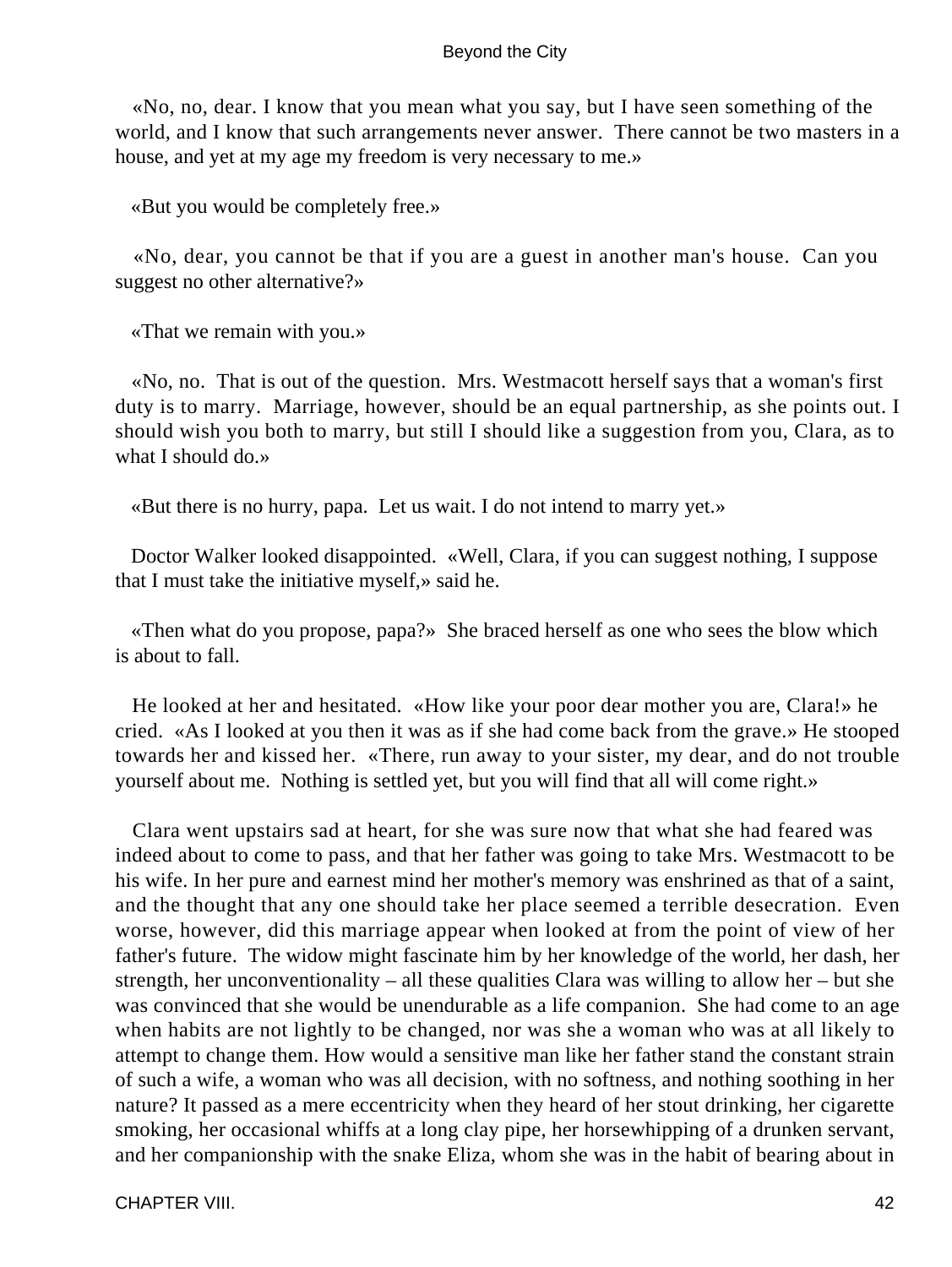«No, no, dear. I know that you mean what you say, but I have seen something of the world, and I know that such arrangements never answer. There cannot be two masters in a house, and yet at my age my freedom is very necessary to me.»

«But you would be completely free.»

«No, dear, you cannot be that if you are a guest in another man's house. Can you suggest no other alternative?»

«That we remain with you.»

«No, no. That is out of the question. Mrs. Westmacott herself says that a woman's first duty is to marry. Marriage, however, should be an equal partnership, as she points out. I should wish you both to marry, but still I should like a suggestion from you, Clara, as to what I should do.»

«But there is no hurry, papa. Let us wait. I do not intend to marry yet.»

Doctor Walker looked disappointed. «Well, Clara, if you can suggest nothing, I suppose that I must take the initiative myself,» said he.

«Then what do you propose, papa?» She braced herself as one who sees the blow which is about to fall.

He looked at her and hesitated. «How like your poor dear mother you are, Clara!» he cried. «As I looked at you then it was as if she had come back from the grave.» He stooped towards her and kissed her. «There, run away to your sister, my dear, and do not trouble yourself about me. Nothing is settled yet, but you will find that all will come right.»

Clara went upstairs sad at heart, for she was sure now that what she had feared was indeed about to come to pass, and that her father was going to take Mrs. Westmacott to be his wife. In her pure and earnest mind her mother's memory was enshrined as that of a saint, and the thought that any one should take her place seemed a terrible desecration. Even worse, however, did this marriage appear when looked at from the point of view of her father's future. The widow might fascinate him by her knowledge of the world, her dash, her strength, her unconventionality – all these qualities Clara was willing to allow her – but she was convinced that she would be unendurable as a life companion. She had come to an age when habits are not lightly to be changed, nor was she a woman who was at all likely to attempt to change them. How would a sensitive man like her father stand the constant strain of such a wife, a woman who was all decision, with no softness, and nothing soothing in her nature? It passed as a mere eccentricity when they heard of her stout drinking, her cigarette smoking, her occasional whiffs at a long clay pipe, her horsewhipping of a drunken servant, and her companionship with the snake Eliza, whom she was in the habit of bearing about in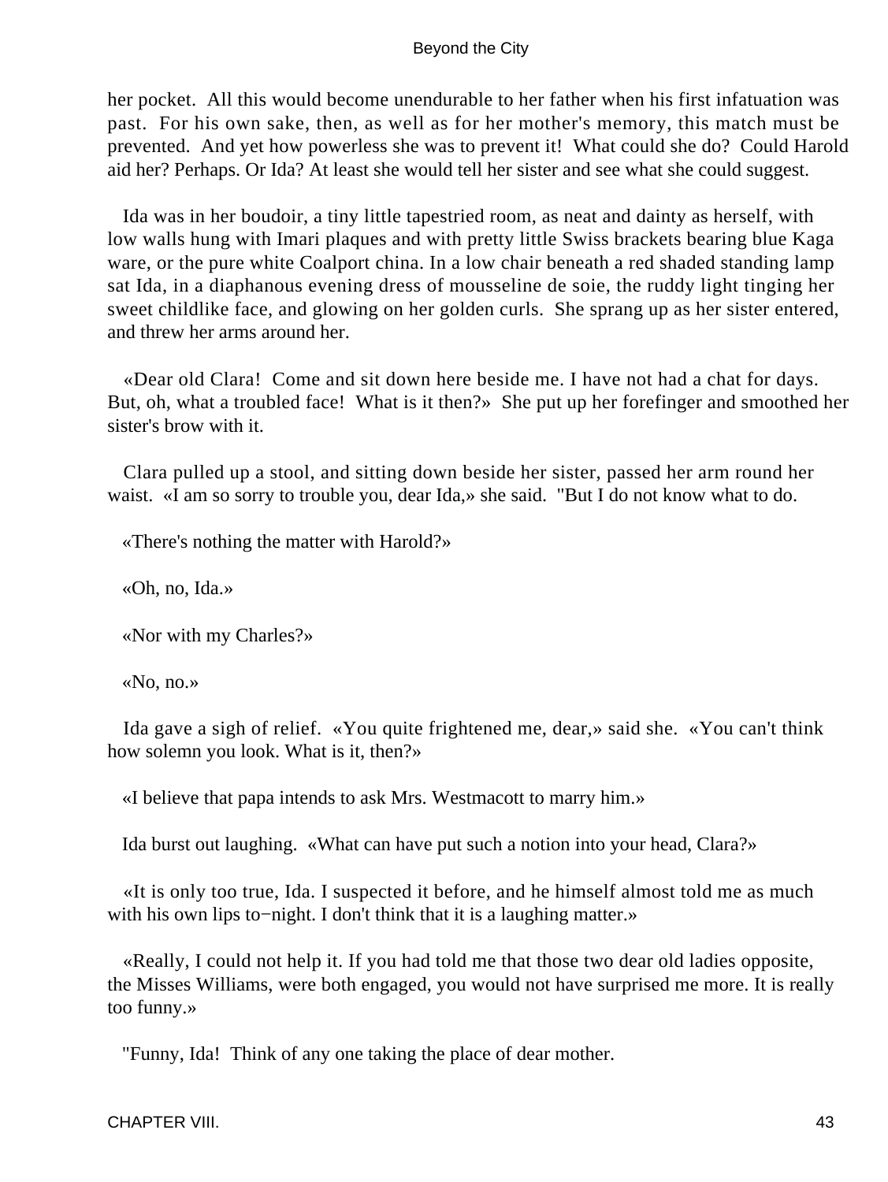her pocket. All this would become unendurable to her father when his first infatuation was past. For his own sake, then, as well as for her mother's memory, this match must be prevented. And yet how powerless she was to prevent it! What could she do? Could Harold aid her? Perhaps. Or Ida? At least she would tell her sister and see what she could suggest.

Ida was in her boudoir, a tiny little tapestried room, as neat and dainty as herself, with low walls hung with Imari plaques and with pretty little Swiss brackets bearing blue Kaga ware, or the pure white Coalport china. In a low chair beneath a red shaded standing lamp sat Ida, in a diaphanous evening dress of mousseline de soie, the ruddy light tinging her sweet childlike face, and glowing on her golden curls. She sprang up as her sister entered, and threw her arms around her.

«Dear old Clara! Come and sit down here beside me. I have not had a chat for days. But, oh, what a troubled face! What is it then?» She put up her forefinger and smoothed her sister's brow with it.

Clara pulled up a stool, and sitting down beside her sister, passed her arm round her waist. «I am so sorry to trouble you, dear Ida,» she said. "But I do not know what to do.

«There's nothing the matter with Harold?»

«Oh, no, Ida.»

«Nor with my Charles?»

«No, no.»

Ida gave a sigh of relief. «You quite frightened me, dear,» said she. «You can't think how solemn you look. What is it, then?»

«I believe that papa intends to ask Mrs. Westmacott to marry him.»

Ida burst out laughing. «What can have put such a notion into your head, Clara?»

«It is only too true, Ida. I suspected it before, and he himself almost told me as much with his own lips to−night. I don't think that it is a laughing matter.»

«Really, I could not help it. If you had told me that those two dear old ladies opposite, the Misses Williams, were both engaged, you would not have surprised me more. It is really too funny.»

"Funny, Ida! Think of any one taking the place of dear mother.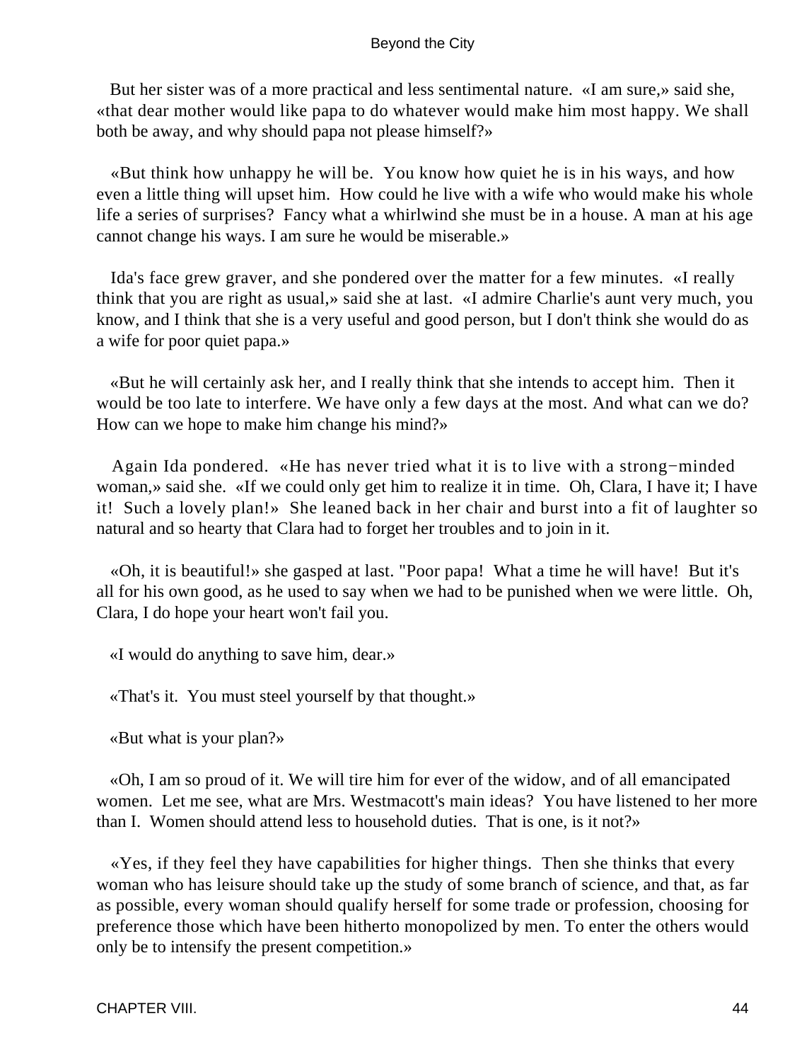But her sister was of a more practical and less sentimental nature. «I am sure,» said she, «that dear mother would like papa to do whatever would make him most happy. We shall both be away, and why should papa not please himself?»

«But think how unhappy he will be. You know how quiet he is in his ways, and how even a little thing will upset him. How could he live with a wife who would make his whole life a series of surprises? Fancy what a whirlwind she must be in a house. A man at his age cannot change his ways. I am sure he would be miserable.»

Ida's face grew graver, and she pondered over the matter for a few minutes. «I really think that you are right as usual,» said she at last. «I admire Charlie's aunt very much, you know, and I think that she is a very useful and good person, but I don't think she would do as a wife for poor quiet papa.»

«But he will certainly ask her, and I really think that she intends to accept him. Then it would be too late to interfere. We have only a few days at the most. And what can we do? How can we hope to make him change his mind?»

Again Ida pondered. «He has never tried what it is to live with a strong−minded woman,» said she. «If we could only get him to realize it in time. Oh, Clara, I have it; I have it! Such a lovely plan!» She leaned back in her chair and burst into a fit of laughter so natural and so hearty that Clara had to forget her troubles and to join in it.

«Oh, it is beautiful!» she gasped at last. "Poor papa! What a time he will have! But it's all for his own good, as he used to say when we had to be punished when we were little. Oh, Clara, I do hope your heart won't fail you.

«I would do anything to save him, dear.»

«That's it. You must steel yourself by that thought.»

«But what is your plan?»

«Oh, I am so proud of it. We will tire him for ever of the widow, and of all emancipated women. Let me see, what are Mrs. Westmacott's main ideas? You have listened to her more than I. Women should attend less to household duties. That is one, is it not?»

«Yes, if they feel they have capabilities for higher things. Then she thinks that every woman who has leisure should take up the study of some branch of science, and that, as far as possible, every woman should qualify herself for some trade or profession, choosing for preference those which have been hitherto monopolized by men. To enter the others would only be to intensify the present competition.»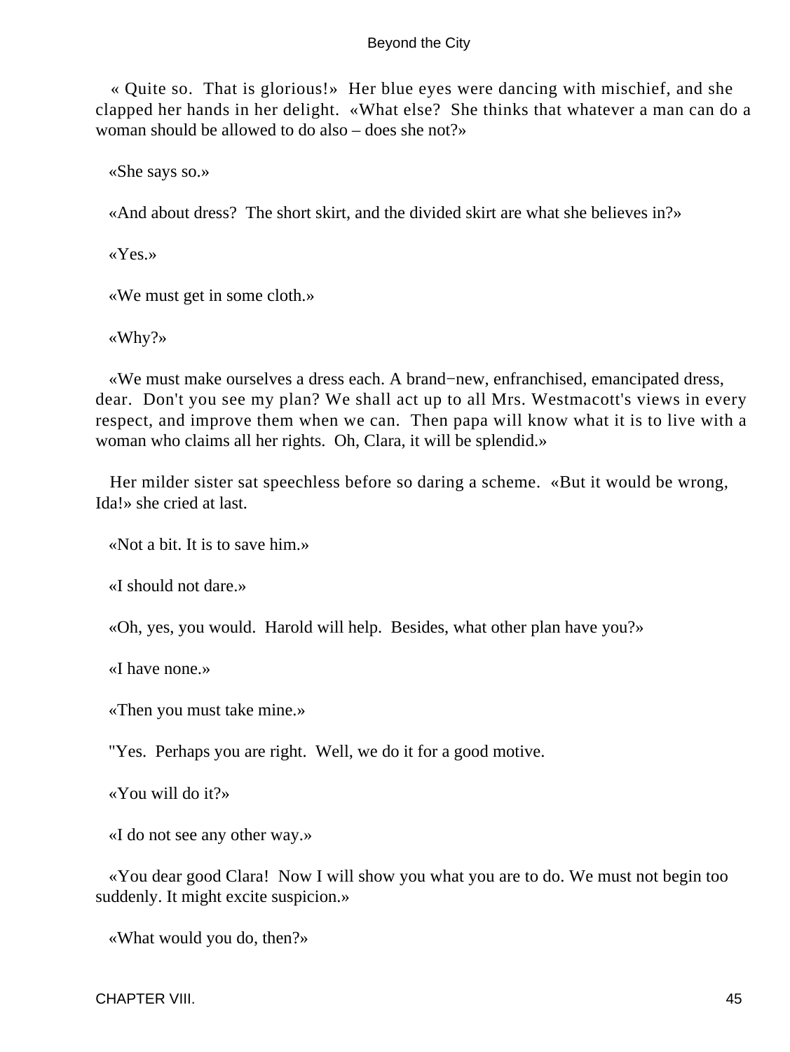« Quite so. That is glorious!» Her blue eyes were dancing with mischief, and she clapped her hands in her delight. «What else? She thinks that whatever a man can do a woman should be allowed to do also – does she not?»

«She says so.»

«And about dress? The short skirt, and the divided skirt are what she believes in?»

«Yes.»

«We must get in some cloth.»

«Why?»

«We must make ourselves a dress each. A brand−new, enfranchised, emancipated dress, dear. Don't you see my plan? We shall act up to all Mrs. Westmacott's views in every respect, and improve them when we can. Then papa will know what it is to live with a woman who claims all her rights. Oh, Clara, it will be splendid.»

Her milder sister sat speechless before so daring a scheme. «But it would be wrong, Ida!» she cried at last.

«Not a bit. It is to save him.»

«I should not dare.»

«Oh, yes, you would. Harold will help. Besides, what other plan have you?»

«I have none.»

«Then you must take mine.»

"Yes. Perhaps you are right. Well, we do it for a good motive.

«You will do it?»

«I do not see any other way.»

«You dear good Clara! Now I will show you what you are to do. We must not begin too suddenly. It might excite suspicion.»

«What would you do, then?»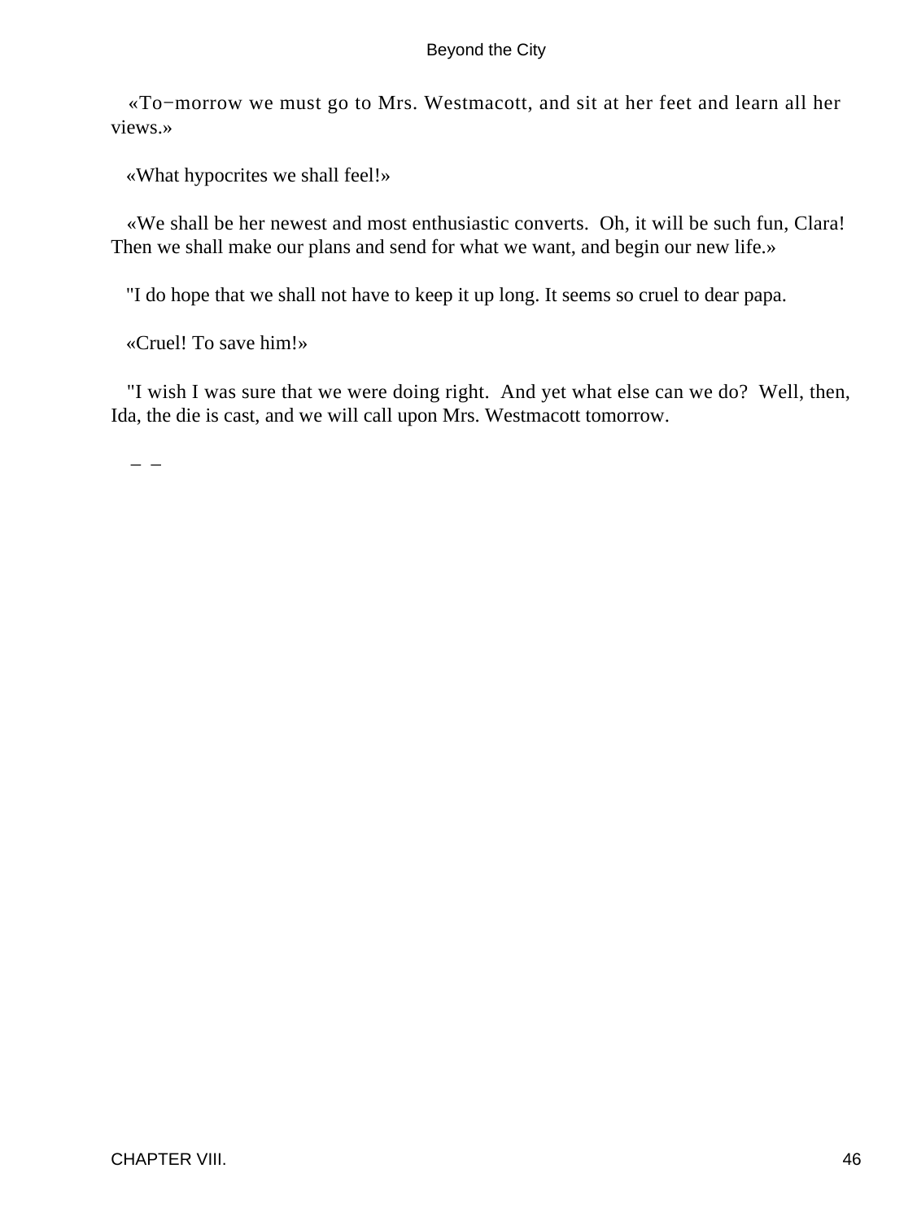«To−morrow we must go to Mrs. Westmacott, and sit at her feet and learn all her views.»

«What hypocrites we shall feel!»

«We shall be her newest and most enthusiastic converts. Oh, it will be such fun, Clara! Then we shall make our plans and send for what we want, and begin our new life.»

"I do hope that we shall not have to keep it up long. It seems so cruel to dear papa.

«Cruel! To save him!»

"I wish I was sure that we were doing right. And yet what else can we do? Well, then, Ida, the die is cast, and we will call upon Mrs. Westmacott tomorrow.

– –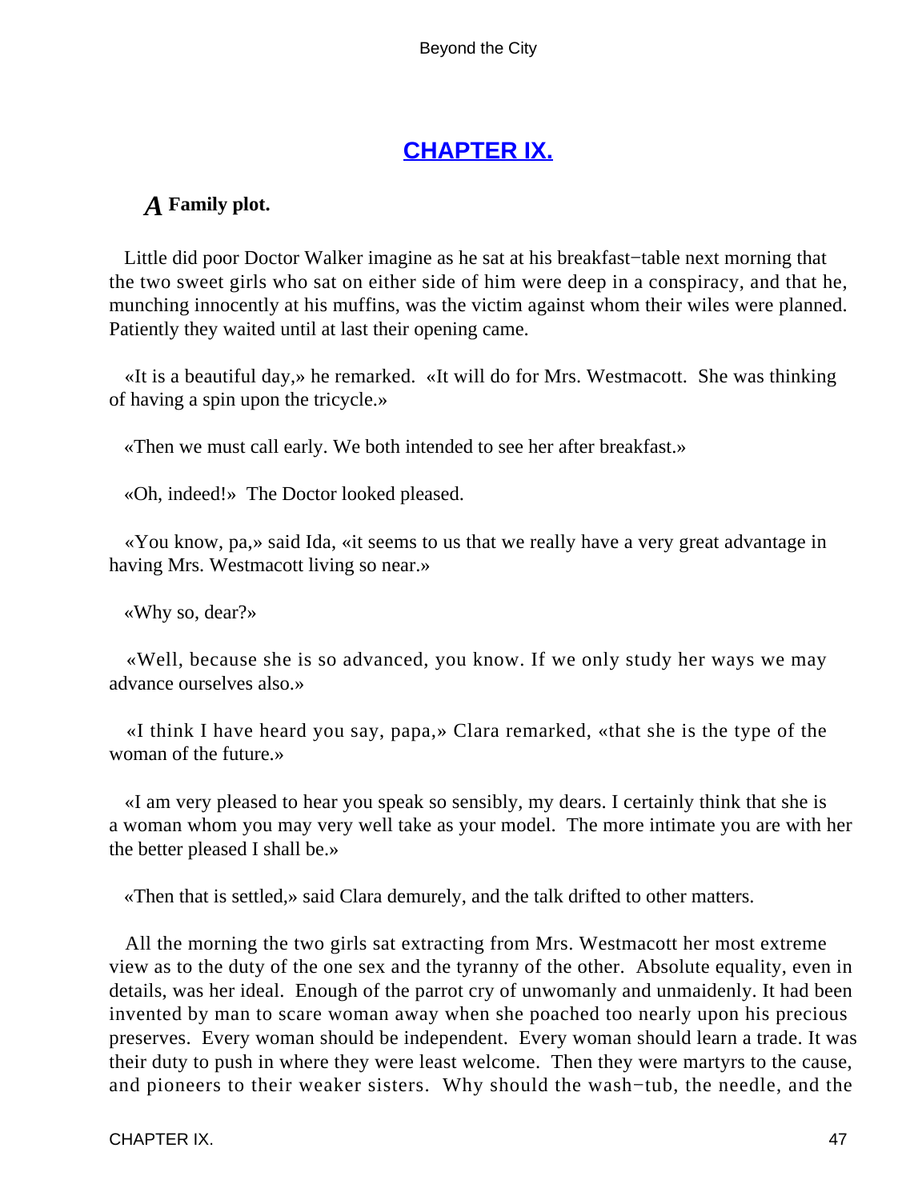## CHAPTER IX.

### *A* Family plot.

Little did poor Doctor Walker imagine as he sat at his breakfast−table next morning that the two sweet girls who sat on either side of him were deep in a conspiracy, and that he, munching innocently at his muffins, was the victim against whom their wiles were planned. Patiently they waited until at last their opening came.

«It is a beautiful day,» he remarked. «It will do for Mrs. Westmacott. She was thinking of having a spin upon the tricycle.»

«Then we must call early. We both intended to see her after breakfast.»

«Oh, indeed!» The Doctor looked pleased.

«You know, pa,» said Ida, «it seems to us that we really have a very great advantage in having Mrs. Westmacott living so near.»

«Why so, dear?»

«Well, because she is so advanced, you know. If we only study her ways we may advance ourselves also.»

«I think I have heard you say, papa,» Clara remarked, «that she is the type of the woman of the future.»

«I am very pleased to hear you speak so sensibly, my dears. I certainly think that she is a woman whom you may very well take as your model. The more intimate you are with her the better pleased I shall be.»

«Then that is settled,» said Clara demurely, and the talk drifted to other matters.

All the morning the two girls sat extracting from Mrs. Westmacott her most extreme view as to the duty of the one sex and the tyranny of the other. Absolute equality, even in details, was her ideal. Enough of the parrot cry of unwomanly and unmaidenly. It had been invented by man to scare woman away when she poached too nearly upon his precious preserves. Every woman should be independent. Every woman should learn a trade. It was their duty to push in where they were least welcome. Then they were martyrs to the cause, and pioneers to their weaker sisters. Why should the wash−tub, the needle, and the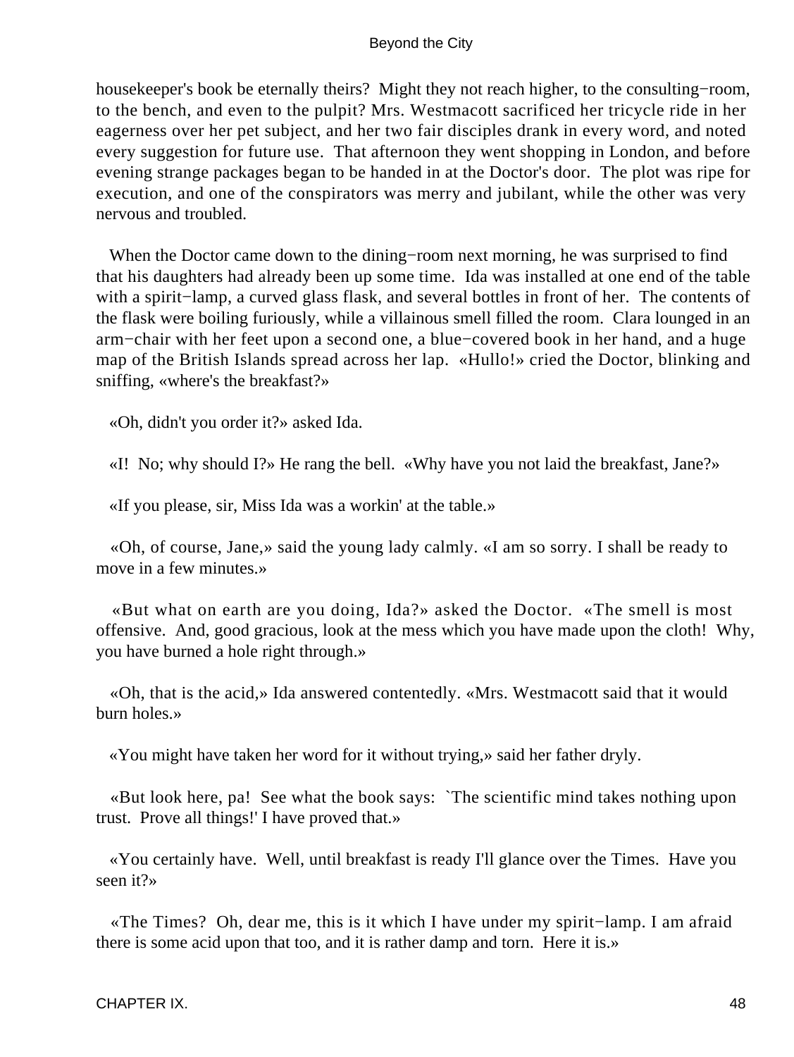housekeeper's book be eternally theirs? Might they not reach higher, to the consulting−room, to the bench, and even to the pulpit? Mrs. Westmacott sacrificed her tricycle ride in her eagerness over her pet subject, and her two fair disciples drank in every word, and noted every suggestion for future use. That afternoon they went shopping in London, and before evening strange packages began to be handed in at the Doctor's door. The plot was ripe for execution, and one of the conspirators was merry and jubilant, while the other was very nervous and troubled.

When the Doctor came down to the dining−room next morning, he was surprised to find that his daughters had already been up some time. Ida was installed at one end of the table with a spirit−lamp, a curved glass flask, and several bottles in front of her. The contents of the flask were boiling furiously, while a villainous smell filled the room. Clara lounged in an arm−chair with her feet upon a second one, a blue−covered book in her hand, and a huge map of the British Islands spread across her lap. «Hullo!» cried the Doctor, blinking and sniffing, «where's the breakfast?»

«Oh, didn't you order it?» asked Ida.

«I! No; why should I?» He rang the bell. «Why have you not laid the breakfast, Jane?»

«If you please, sir, Miss Ida was a workin' at the table.»

«Oh, of course, Jane,» said the young lady calmly. «I am so sorry. I shall be ready to move in a few minutes.»

«But what on earth are you doing, Ida?» asked the Doctor. «The smell is most offensive. And, good gracious, look at the mess which you have made upon the cloth! Why, you have burned a hole right through.»

«Oh, that is the acid,» Ida answered contentedly. «Mrs. Westmacott said that it would burn holes.»

«You might have taken her word for it without trying,» said her father dryly.

«But look here, pa! See what the book says: `The scientific mind takes nothing upon trust. Prove all things!' I have proved that.»

«You certainly have. Well, until breakfast is ready I'll glance over the Times. Have you seen it?»

«The Times? Oh, dear me, this is it which I have under my spirit−lamp. I am afraid there is some acid upon that too, and it is rather damp and torn. Here it is.»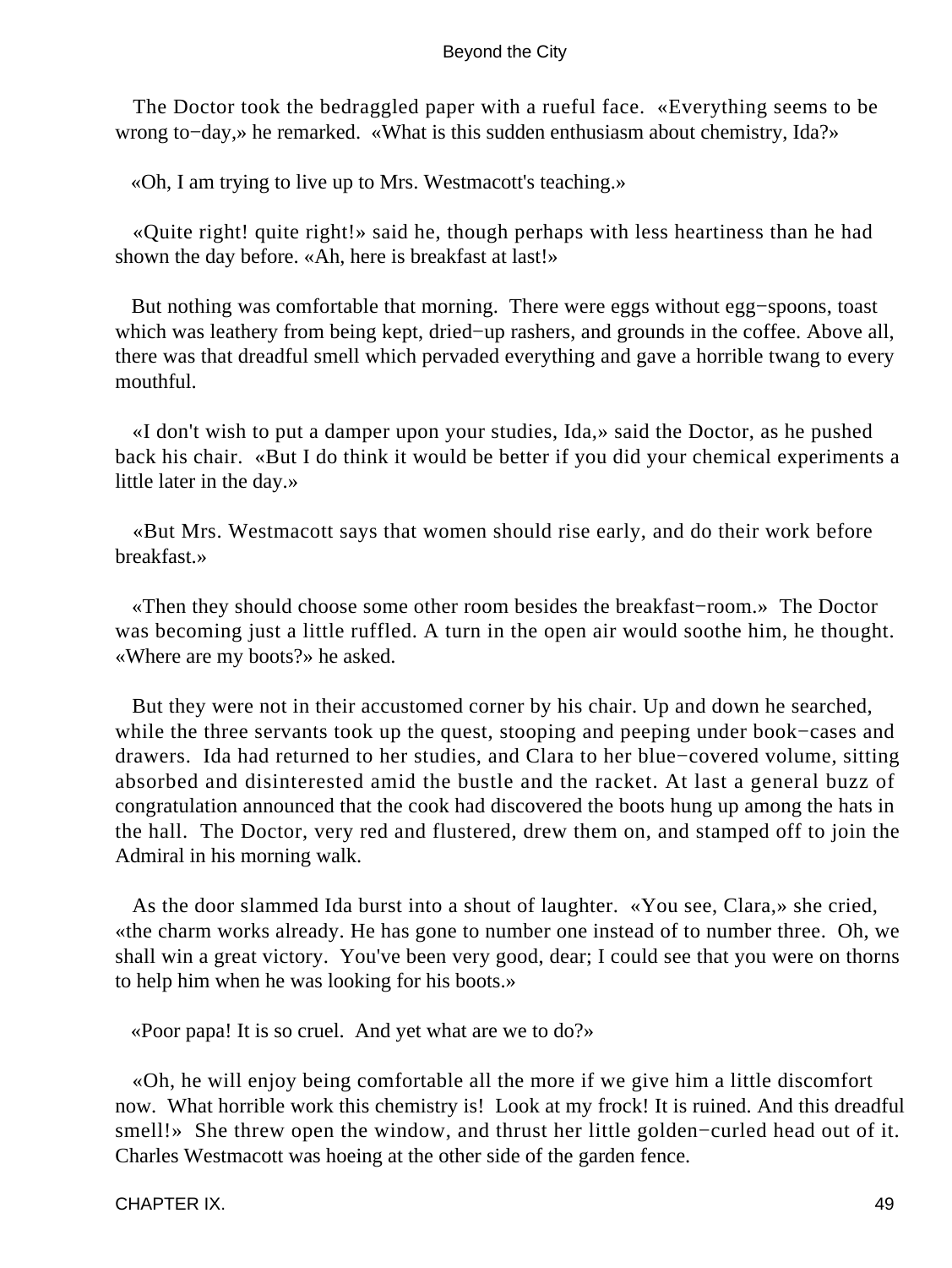The Doctor took the bedraggled paper with a rueful face. «Everything seems to be wrong to−day,» he remarked. «What is this sudden enthusiasm about chemistry, Ida?»

«Oh, I am trying to live up to Mrs. Westmacott's teaching.»

«Quite right! quite right!» said he, though perhaps with less heartiness than he had shown the day before. «Ah, here is breakfast at last!»

But nothing was comfortable that morning. There were eggs without egg−spoons, toast which was leathery from being kept, dried−up rashers, and grounds in the coffee. Above all, there was that dreadful smell which pervaded everything and gave a horrible twang to every mouthful.

«I don't wish to put a damper upon your studies, Ida,» said the Doctor, as he pushed back his chair. «But I do think it would be better if you did your chemical experiments a little later in the day.»

«But Mrs. Westmacott says that women should rise early, and do their work before breakfast.»

«Then they should choose some other room besides the breakfast−room.» The Doctor was becoming just a little ruffled. A turn in the open air would soothe him, he thought. «Where are my boots?» he asked.

But they were not in their accustomed corner by his chair. Up and down he searched, while the three servants took up the quest, stooping and peeping under book−cases and drawers. Ida had returned to her studies, and Clara to her blue−covered volume, sitting absorbed and disinterested amid the bustle and the racket. At last a general buzz of congratulation announced that the cook had discovered the boots hung up among the hats in the hall. The Doctor, very red and flustered, drew them on, and stamped off to join the Admiral in his morning walk.

As the door slammed Ida burst into a shout of laughter. «You see, Clara,» she cried, «the charm works already. He has gone to number one instead of to number three. Oh, we shall win a great victory. You've been very good, dear; I could see that you were on thorns to help him when he was looking for his boots.»

«Poor papa! It is so cruel. And yet what are we to do?»

«Oh, he will enjoy being comfortable all the more if we give him a little discomfort now. What horrible work this chemistry is! Look at my frock! It is ruined. And this dreadful smell!» She threw open the window, and thrust her little golden−curled head out of it. Charles Westmacott was hoeing at the other side of the garden fence.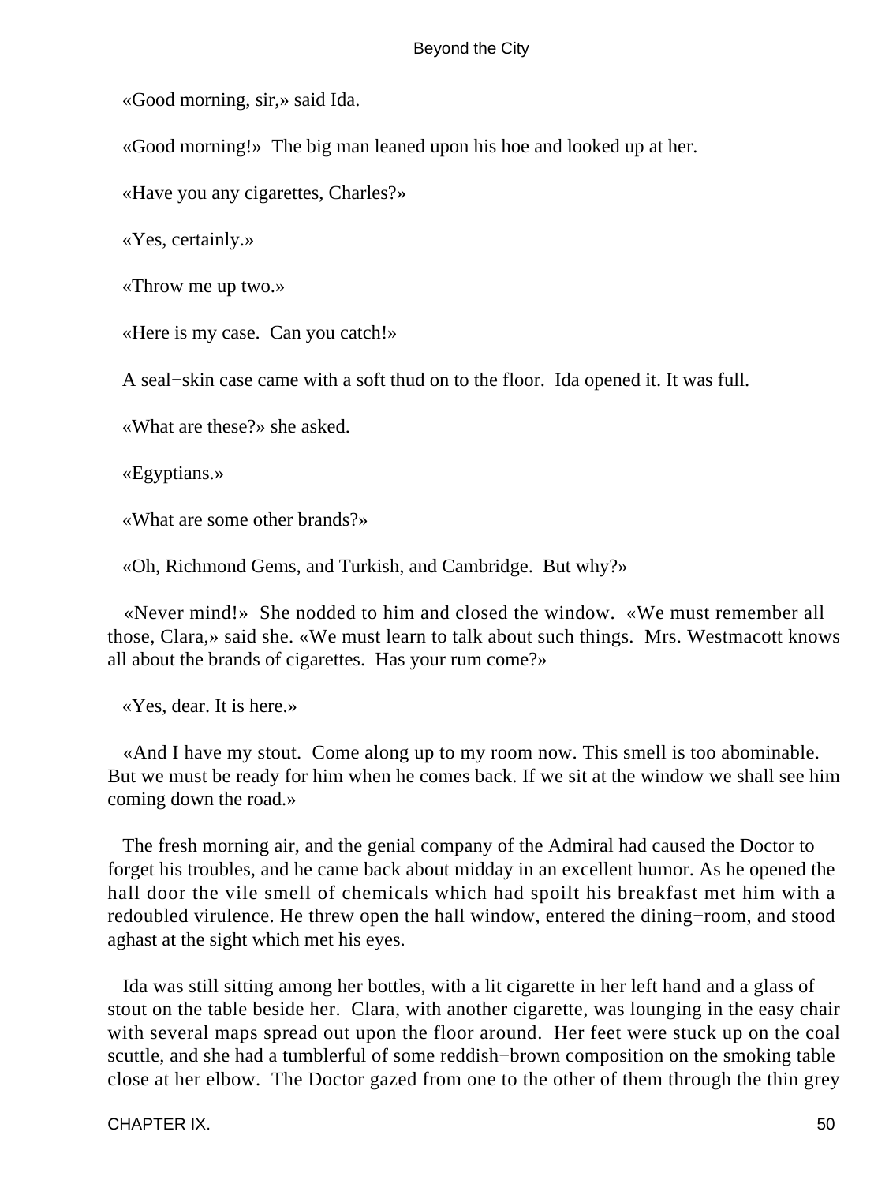«Good morning, sir,» said Ida.

«Good morning!» The big man leaned upon his hoe and looked up at her.

«Have you any cigarettes, Charles?»

«Yes, certainly.»

«Throw me up two.»

«Here is my case. Can you catch!»

A seal−skin case came with a soft thud on to the floor. Ida opened it. It was full.

«What are these?» she asked.

«Egyptians.»

«What are some other brands?»

«Oh, Richmond Gems, and Turkish, and Cambridge. But why?»

«Never mind!» She nodded to him and closed the window. «We must remember all those, Clara,» said she. «We must learn to talk about such things. Mrs. Westmacott knows all about the brands of cigarettes. Has your rum come?»

«Yes, dear. It is here.»

«And I have my stout. Come along up to my room now. This smell is too abominable. But we must be ready for him when he comes back. If we sit at the window we shall see him coming down the road.»

The fresh morning air, and the genial company of the Admiral had caused the Doctor to forget his troubles, and he came back about midday in an excellent humor. As he opened the hall door the vile smell of chemicals which had spoilt his breakfast met him with a redoubled virulence. He threw open the hall window, entered the dining−room, and stood aghast at the sight which met his eyes.

Ida was still sitting among her bottles, with a lit cigarette in her left hand and a glass of stout on the table beside her. Clara, with another cigarette, was lounging in the easy chair with several maps spread out upon the floor around. Her feet were stuck up on the coal scuttle, and she had a tumblerful of some reddish−brown composition on the smoking table close at her elbow. The Doctor gazed from one to the other of them through the thin grey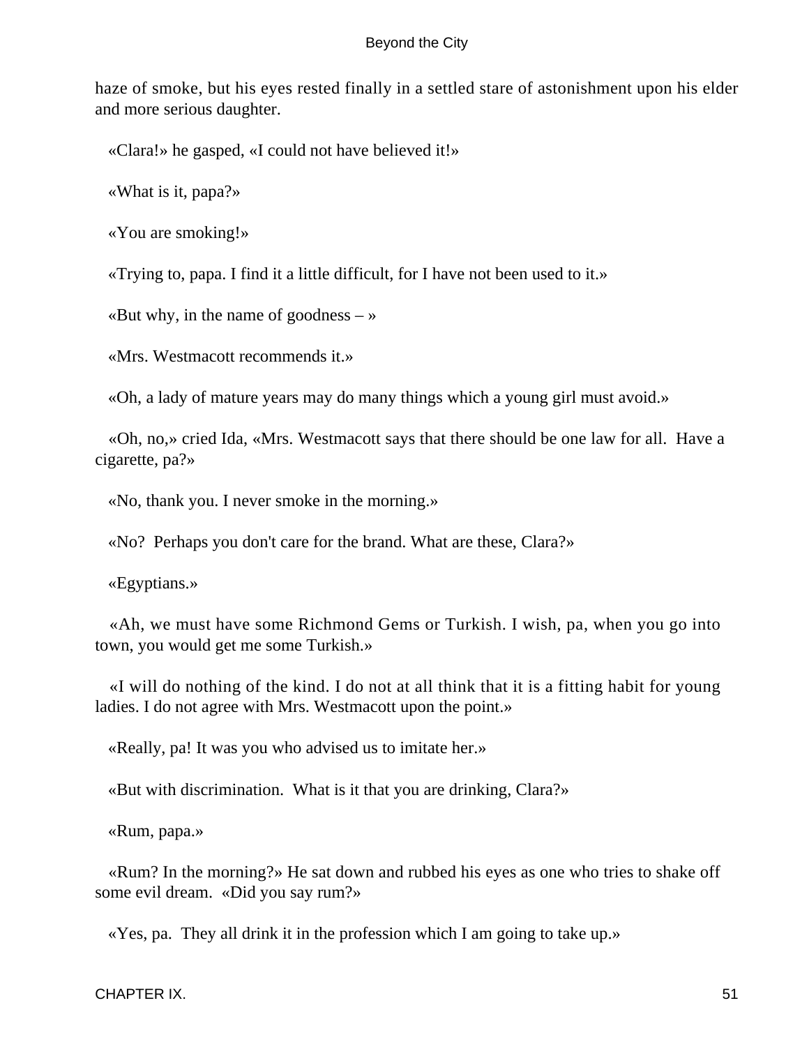haze of smoke, but his eyes rested finally in a settled stare of astonishment upon his elder and more serious daughter.

«Clara!» he gasped, «I could not have believed it!»

«What is it, papa?»

«You are smoking!»

«Trying to, papa. I find it a little difficult, for I have not been used to it.»

«But why, in the name of goodness – »

«Mrs. Westmacott recommends it.»

«Oh, a lady of mature years may do many things which a young girl must avoid.»

«Oh, no,» cried Ida, «Mrs. Westmacott says that there should be one law for all. Have a cigarette, pa?»

«No, thank you. I never smoke in the morning.»

«No? Perhaps you don't care for the brand. What are these, Clara?»

«Egyptians.»

«Ah, we must have some Richmond Gems or Turkish. I wish, pa, when you go into town, you would get me some Turkish.»

«I will do nothing of the kind. I do not at all think that it is a fitting habit for young ladies. I do not agree with Mrs. Westmacott upon the point.»

«Really, pa! It was you who advised us to imitate her.»

«But with discrimination. What is it that you are drinking, Clara?»

«Rum, papa.»

«Rum? In the morning?» He sat down and rubbed his eyes as one who tries to shake off some evil dream. «Did you say rum?»

«Yes, pa. They all drink it in the profession which I am going to take up.»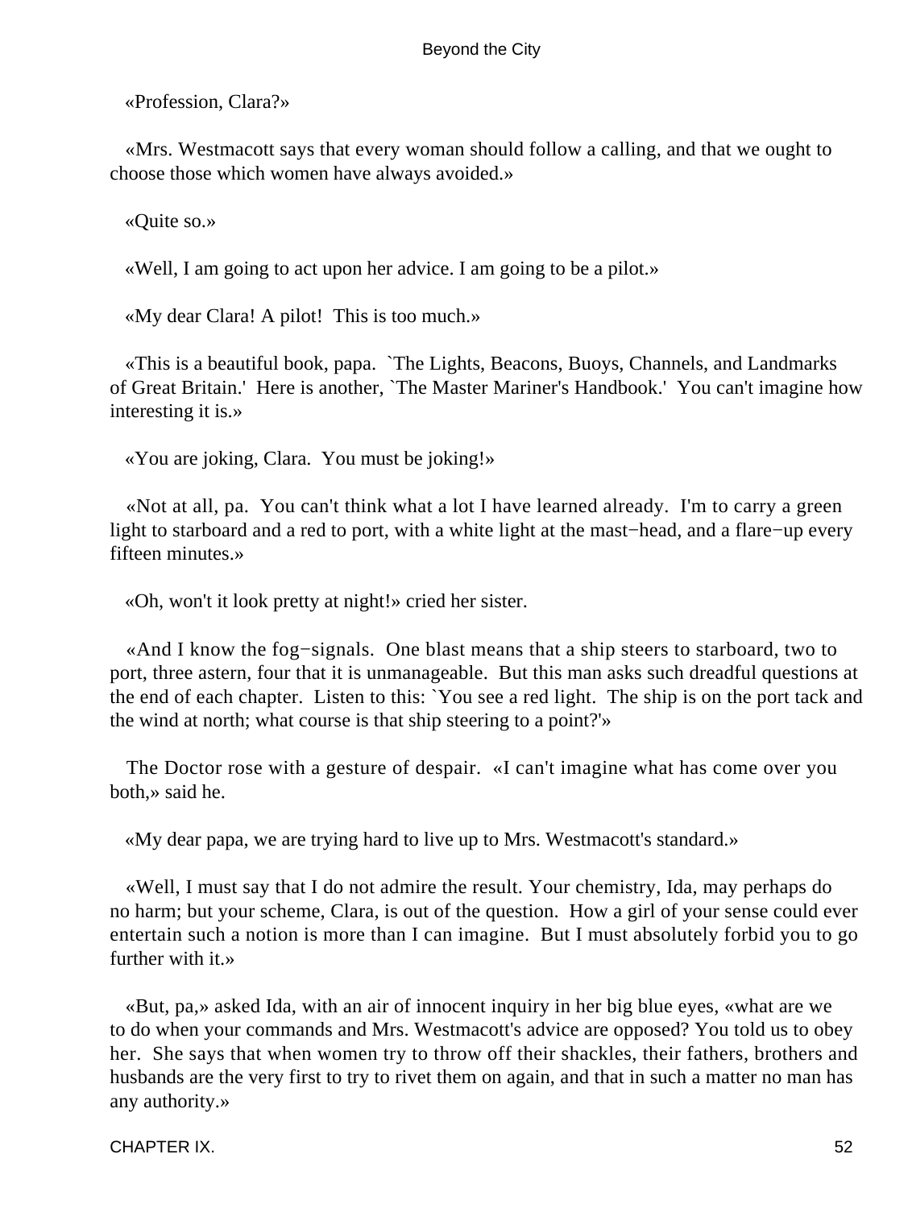«Profession, Clara?»

«Mrs. Westmacott says that every woman should follow a calling, and that we ought to choose those which women have always avoided.»

«Quite so.»

«Well, I am going to act upon her advice. I am going to be a pilot.»

«My dear Clara! A pilot!  This is too much.»

«This is a beautiful book, papa.  `The Lights, Beacons, Buoys, Channels, and Landmarks of Great Britain.'  Here is another, `The Master Mariner's Handbook.'  You can't imagine how interesting it is.»

«You are joking, Clara.  You must be joking!»

«Not at all, pa.  You can't think what a lot I have learned already.  I'm to carry a green light to starboard and a red to port, with a white light at the mast−head, and a flare−up every fifteen minutes.»

«Oh, won't it look pretty at night!» cried her sister.

«And I know the fog−signals.  One blast means that a ship steers to starboard, two to port, three astern, four that it is unmanageable.  But this man asks such dreadful questions at the end of each chapter.  Listen to this: `You see a red light.  The ship is on the port tack and the wind at north; what course is that ship steering to a point?'»

The Doctor rose with a gesture of despair.  «I can't imagine what has come over you both,» said he.

«My dear papa, we are trying hard to live up to Mrs. Westmacott's standard.»

«Well, I must say that I do not admire the result. Your chemistry, Ida, may perhaps do no harm; but your scheme, Clara, is out of the question.  How a girl of your sense could ever entertain such a notion is more than I can imagine.  But I must absolutely forbid you to go further with it.»

«But, pa,» asked Ida, with an air of innocent inquiry in her big blue eyes, «what are we to do when your commands and Mrs. Westmacott's advice are opposed? You told us to obey her.  She says that when women try to throw off their shackles, their fathers, brothers and husbands are the very first to try to rivet them on again, and that in such a matter no man has any authority.»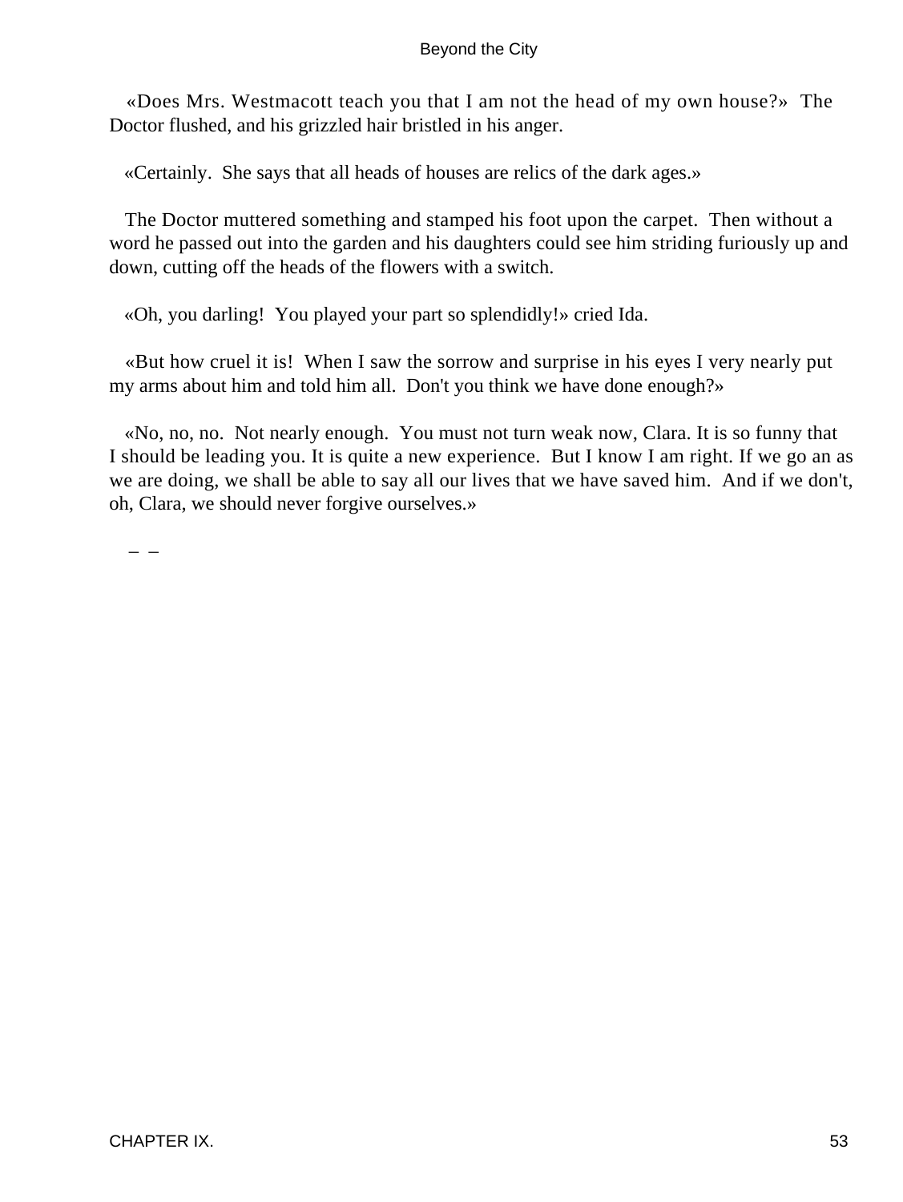«Does Mrs. Westmacott teach you that I am not the head of my own house?» The Doctor flushed, and his grizzled hair bristled in his anger.

«Certainly. She says that all heads of houses are relics of the dark ages.»

The Doctor muttered something and stamped his foot upon the carpet. Then without a word he passed out into the garden and his daughters could see him striding furiously up and down, cutting off the heads of the flowers with a switch.

«Oh, you darling! You played your part so splendidly!» cried Ida.

«But how cruel it is! When I saw the sorrow and surprise in his eyes I very nearly put my arms about him and told him all. Don't you think we have done enough?»

«No, no, no. Not nearly enough. You must not turn weak now, Clara. It is so funny that I should be leading you. It is quite a new experience. But I know I am right. If we go an as we are doing, we shall be able to say all our lives that we have saved him. And if we don't, oh, Clara, we should never forgive ourselves.»

– –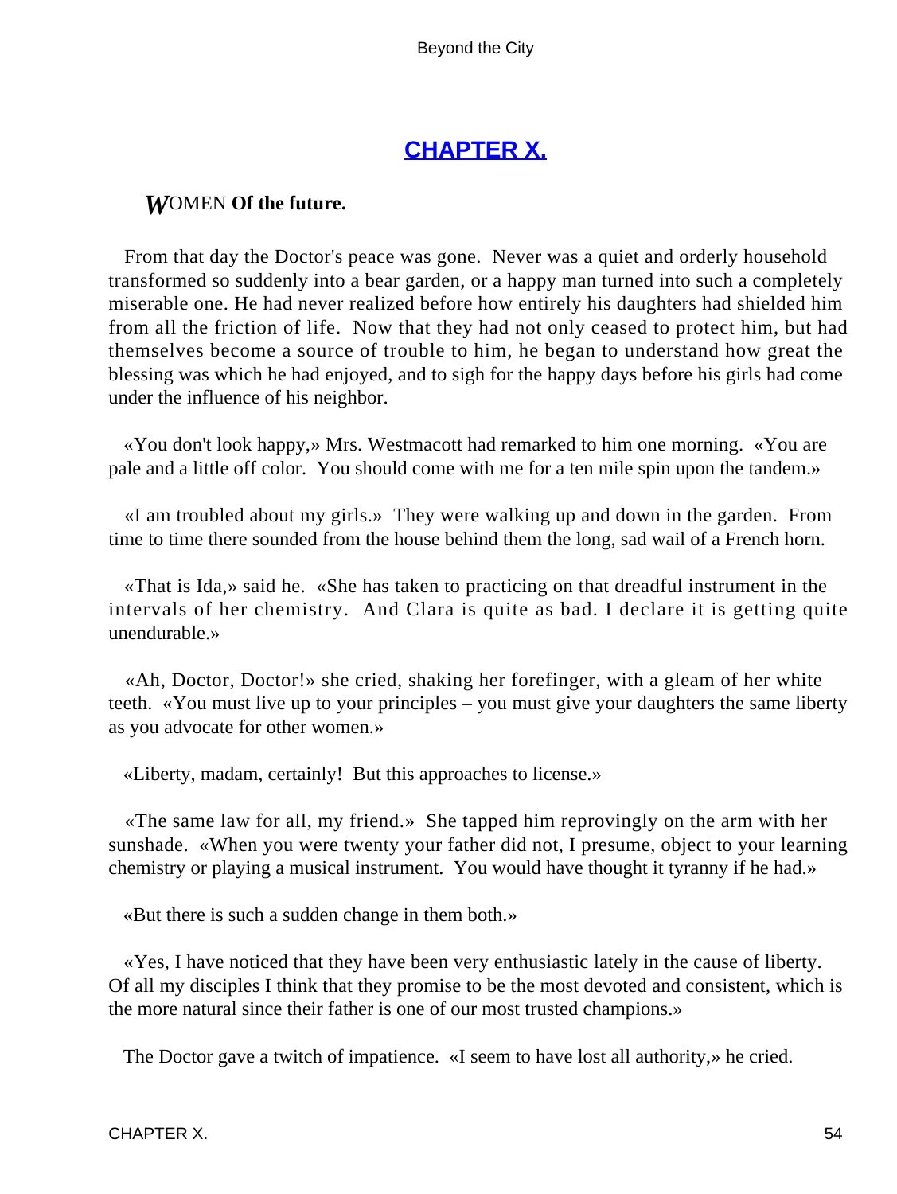## CHAPTER X.

***W*OMEN Of the future.**

From that day the Doctor's peace was gone. Never was a quiet and orderly household transformed so suddenly into a bear garden, or a happy man turned into such a completely miserable one. He had never realized before how entirely his daughters had shielded him from all the friction of life. Now that they had not only ceased to protect him, but had themselves become a source of trouble to him, he began to understand how great the blessing was which he had enjoyed, and to sigh for the happy days before his girls had come under the influence of his neighbor.

«You don't look happy,» Mrs. Westmacott had remarked to him one morning. «You are pale and a little off color. You should come with me for a ten mile spin upon the tandem.»

«I am troubled about my girls.» They were walking up and down in the garden. From time to time there sounded from the house behind them the long, sad wail of a French horn.

«That is Ida,» said he. «She has taken to practicing on that dreadful instrument in the intervals of her chemistry. And Clara is quite as bad. I declare it is getting quite unendurable.»

«Ah, Doctor, Doctor!» she cried, shaking her forefinger, with a gleam of her white teeth. «You must live up to your principles – you must give your daughters the same liberty as you advocate for other women.»

«Liberty, madam, certainly! But this approaches to license.»

«The same law for all, my friend.» She tapped him reprovingly on the arm with her sunshade. «When you were twenty your father did not, I presume, object to your learning chemistry or playing a musical instrument. You would have thought it tyranny if he had.»

«But there is such a sudden change in them both.»

«Yes, I have noticed that they have been very enthusiastic lately in the cause of liberty. Of all my disciples I think that they promise to be the most devoted and consistent, which is the more natural since their father is one of our most trusted champions.»

The Doctor gave a twitch of impatience. «I seem to have lost all authority,» he cried.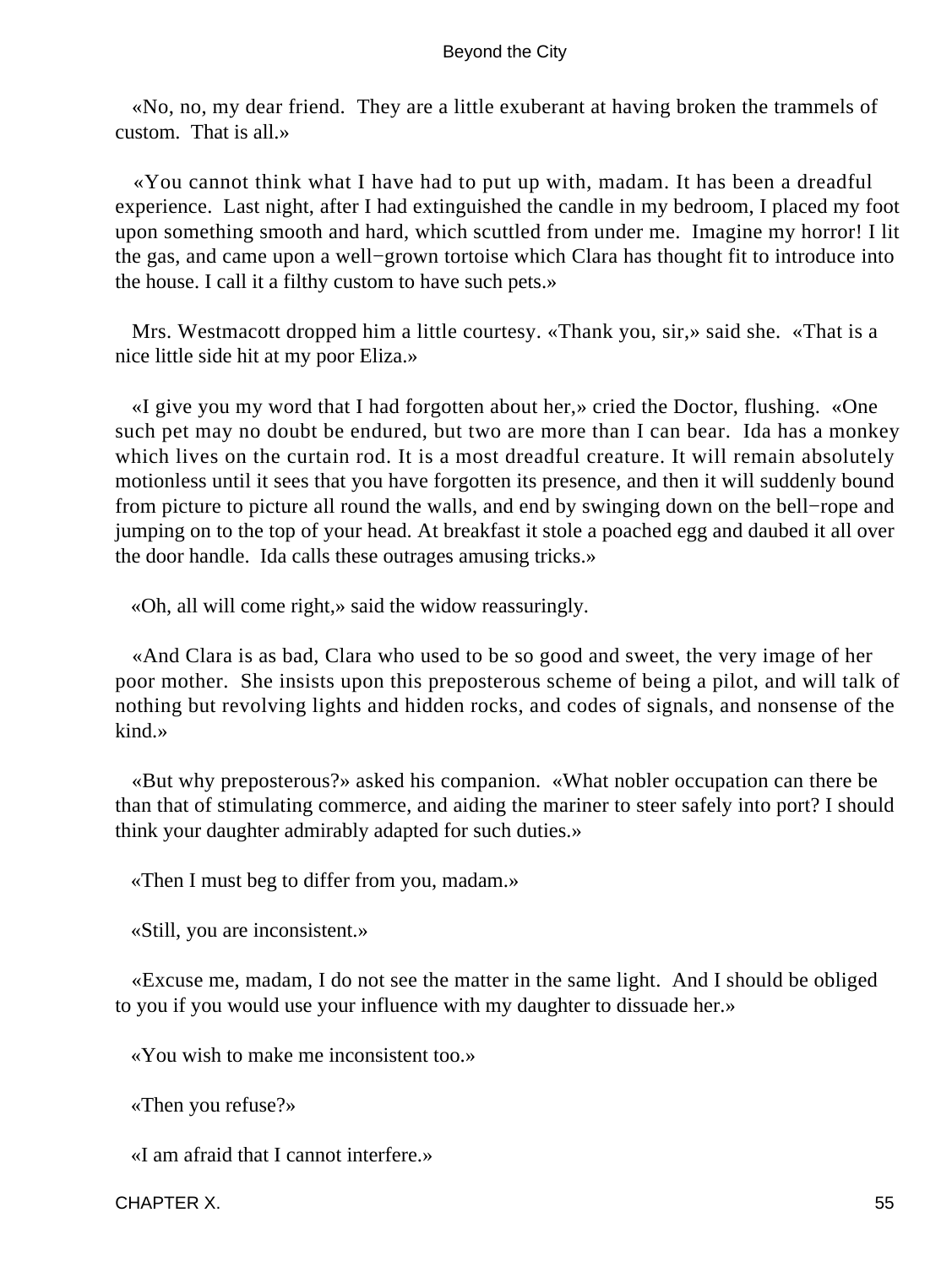«No, no, my dear friend. They are a little exuberant at having broken the trammels of custom. That is all.»

«You cannot think what I have had to put up with, madam. It has been a dreadful experience. Last night, after I had extinguished the candle in my bedroom, I placed my foot upon something smooth and hard, which scuttled from under me. Imagine my horror! I lit the gas, and came upon a well−grown tortoise which Clara has thought fit to introduce into the house. I call it a filthy custom to have such pets.»

Mrs. Westmacott dropped him a little courtesy. «Thank you, sir,» said she. «That is a nice little side hit at my poor Eliza.»

«I give you my word that I had forgotten about her,» cried the Doctor, flushing. «One such pet may no doubt be endured, but two are more than I can bear. Ida has a monkey which lives on the curtain rod. It is a most dreadful creature. It will remain absolutely motionless until it sees that you have forgotten its presence, and then it will suddenly bound from picture to picture all round the walls, and end by swinging down on the bell−rope and jumping on to the top of your head. At breakfast it stole a poached egg and daubed it all over the door handle. Ida calls these outrages amusing tricks.»

«Oh, all will come right,» said the widow reassuringly.

«And Clara is as bad, Clara who used to be so good and sweet, the very image of her poor mother. She insists upon this preposterous scheme of being a pilot, and will talk of nothing but revolving lights and hidden rocks, and codes of signals, and nonsense of the kind.»

«But why preposterous?» asked his companion. «What nobler occupation can there be than that of stimulating commerce, and aiding the mariner to steer safely into port? I should think your daughter admirably adapted for such duties.»

«Then I must beg to differ from you, madam.»

«Still, you are inconsistent.»

«Excuse me, madam, I do not see the matter in the same light. And I should be obliged to you if you would use your influence with my daughter to dissuade her.»

«You wish to make me inconsistent too.»

«Then you refuse?»

«I am afraid that I cannot interfere.»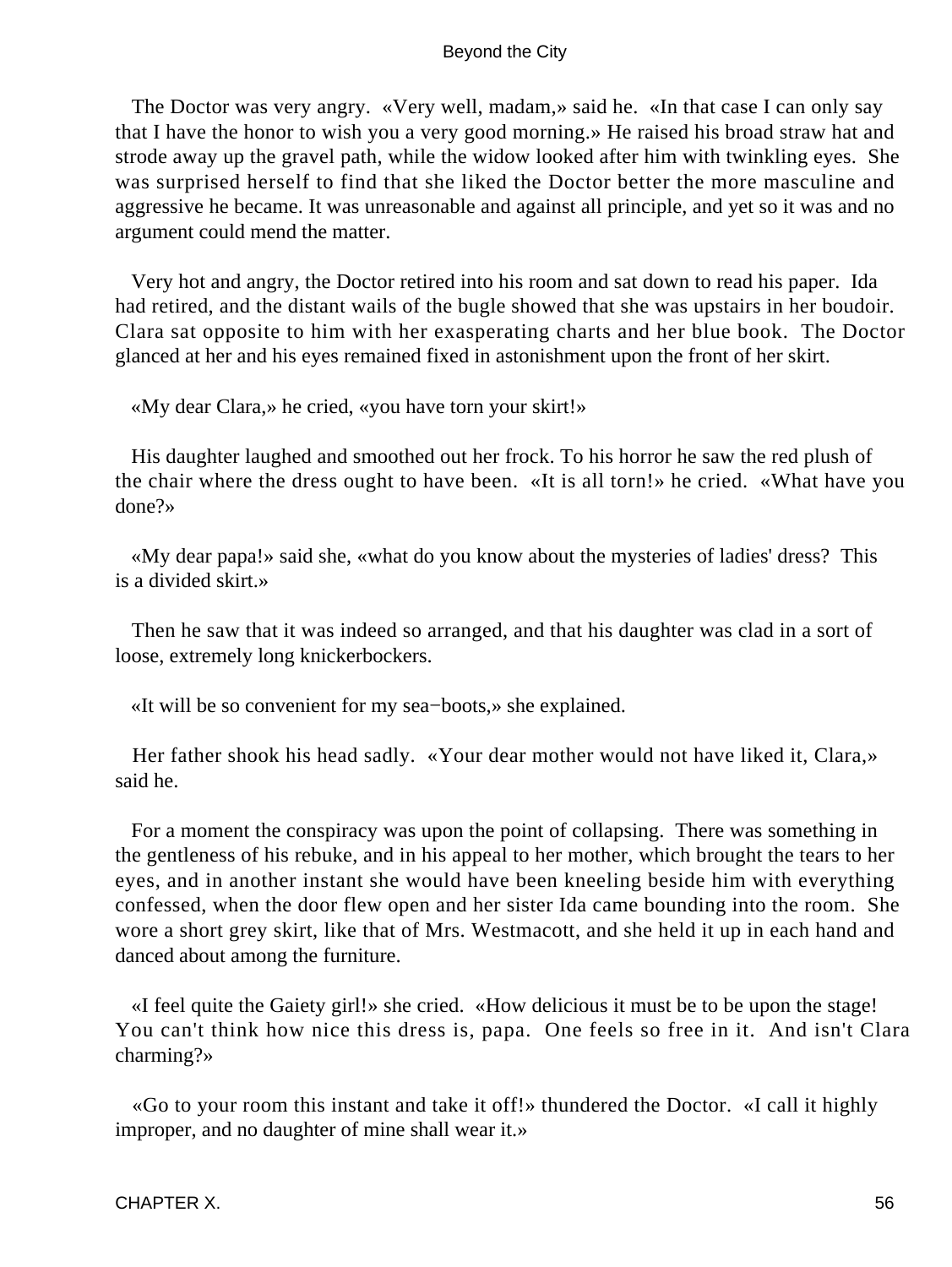The Doctor was very angry. «Very well, madam,» said he. «In that case I can only say that I have the honor to wish you a very good morning.» He raised his broad straw hat and strode away up the gravel path, while the widow looked after him with twinkling eyes. She was surprised herself to find that she liked the Doctor better the more masculine and aggressive he became. It was unreasonable and against all principle, and yet so it was and no argument could mend the matter.

Very hot and angry, the Doctor retired into his room and sat down to read his paper. Ida had retired, and the distant wails of the bugle showed that she was upstairs in her boudoir. Clara sat opposite to him with her exasperating charts and her blue book. The Doctor glanced at her and his eyes remained fixed in astonishment upon the front of her skirt.

«My dear Clara,» he cried, «you have torn your skirt!»

His daughter laughed and smoothed out her frock. To his horror he saw the red plush of the chair where the dress ought to have been. «It is all torn!» he cried. «What have you done?»

«My dear papa!» said she, «what do you know about the mysteries of ladies' dress? This is a divided skirt.»

Then he saw that it was indeed so arranged, and that his daughter was clad in a sort of loose, extremely long knickerbockers.

«It will be so convenient for my sea−boots,» she explained.

Her father shook his head sadly. «Your dear mother would not have liked it, Clara,» said he.

For a moment the conspiracy was upon the point of collapsing. There was something in the gentleness of his rebuke, and in his appeal to her mother, which brought the tears to her eyes, and in another instant she would have been kneeling beside him with everything confessed, when the door flew open and her sister Ida came bounding into the room. She wore a short grey skirt, like that of Mrs. Westmacott, and she held it up in each hand and danced about among the furniture.

«I feel quite the Gaiety girl!» she cried. «How delicious it must be to be upon the stage! You can't think how nice this dress is, papa. One feels so free in it. And isn't Clara charming?»

«Go to your room this instant and take it off!» thundered the Doctor. «I call it highly improper, and no daughter of mine shall wear it.»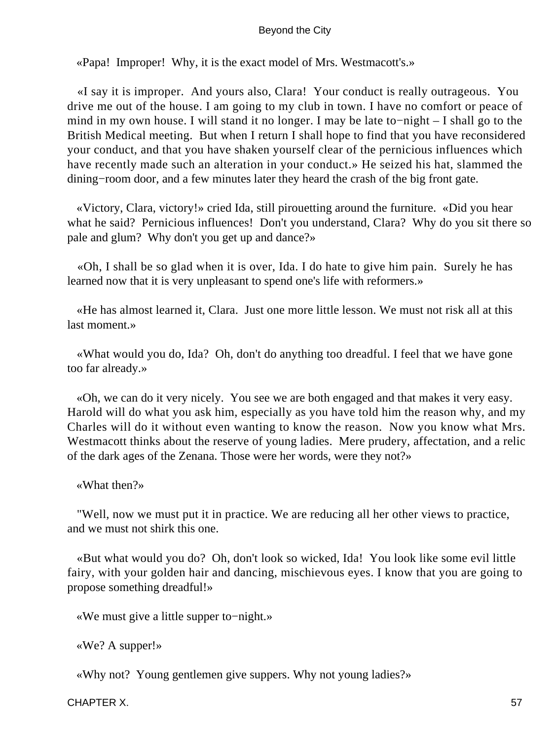«Papa! Improper! Why, it is the exact model of Mrs. Westmacott's.»

«I say it is improper. And yours also, Clara! Your conduct is really outrageous. You drive me out of the house. I am going to my club in town. I have no comfort or peace of mind in my own house. I will stand it no longer. I may be late to−night – I shall go to the British Medical meeting. But when I return I shall hope to find that you have reconsidered your conduct, and that you have shaken yourself clear of the pernicious influences which have recently made such an alteration in your conduct.» He seized his hat, slammed the dining−room door, and a few minutes later they heard the crash of the big front gate.

«Victory, Clara, victory!» cried Ida, still pirouetting around the furniture. «Did you hear what he said? Pernicious influences! Don't you understand, Clara? Why do you sit there so pale and glum? Why don't you get up and dance?»

«Oh, I shall be so glad when it is over, Ida. I do hate to give him pain. Surely he has learned now that it is very unpleasant to spend one's life with reformers.»

«He has almost learned it, Clara. Just one more little lesson. We must not risk all at this last moment.»

«What would you do, Ida? Oh, don't do anything too dreadful. I feel that we have gone too far already.»

«Oh, we can do it very nicely. You see we are both engaged and that makes it very easy. Harold will do what you ask him, especially as you have told him the reason why, and my Charles will do it without even wanting to know the reason. Now you know what Mrs. Westmacott thinks about the reserve of young ladies. Mere prudery, affectation, and a relic of the dark ages of the Zenana. Those were her words, were they not?»

«What then?»

"Well, now we must put it in practice. We are reducing all her other views to practice, and we must not shirk this one.

«But what would you do? Oh, don't look so wicked, Ida! You look like some evil little fairy, with your golden hair and dancing, mischievous eyes. I know that you are going to propose something dreadful!»

«We must give a little supper to−night.»

«We? A supper!»

«Why not? Young gentlemen give suppers. Why not young ladies?»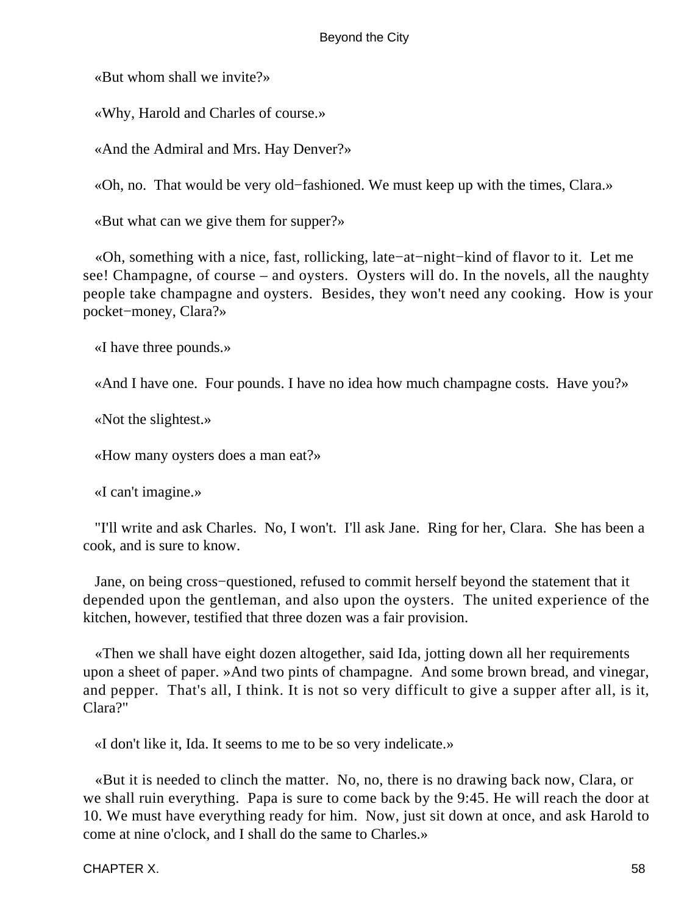«But whom shall we invite?»

«Why, Harold and Charles of course.»

«And the Admiral and Mrs. Hay Denver?»

«Oh, no. That would be very old−fashioned. We must keep up with the times, Clara.»

«But what can we give them for supper?»

«Oh, something with a nice, fast, rollicking, late−at−night−kind of flavor to it. Let me see! Champagne, of course – and oysters. Oysters will do. In the novels, all the naughty people take champagne and oysters. Besides, they won't need any cooking. How is your pocket−money, Clara?»

«I have three pounds.»

«And I have one. Four pounds. I have no idea how much champagne costs. Have you?»

«Not the slightest.»

«How many oysters does a man eat?»

«I can't imagine.»

"I'll write and ask Charles. No, I won't. I'll ask Jane. Ring for her, Clara. She has been a cook, and is sure to know.

Jane, on being cross−questioned, refused to commit herself beyond the statement that it depended upon the gentleman, and also upon the oysters. The united experience of the kitchen, however, testified that three dozen was a fair provision.

«Then we shall have eight dozen altogether, said Ida, jotting down all her requirements upon a sheet of paper. »And two pints of champagne. And some brown bread, and vinegar, and pepper. That's all, I think. It is not so very difficult to give a supper after all, is it, Clara?"

«I don't like it, Ida. It seems to me to be so very indelicate.»

«But it is needed to clinch the matter. No, no, there is no drawing back now, Clara, or we shall ruin everything. Papa is sure to come back by the 9:45. He will reach the door at 10. We must have everything ready for him. Now, just sit down at once, and ask Harold to come at nine o'clock, and I shall do the same to Charles.»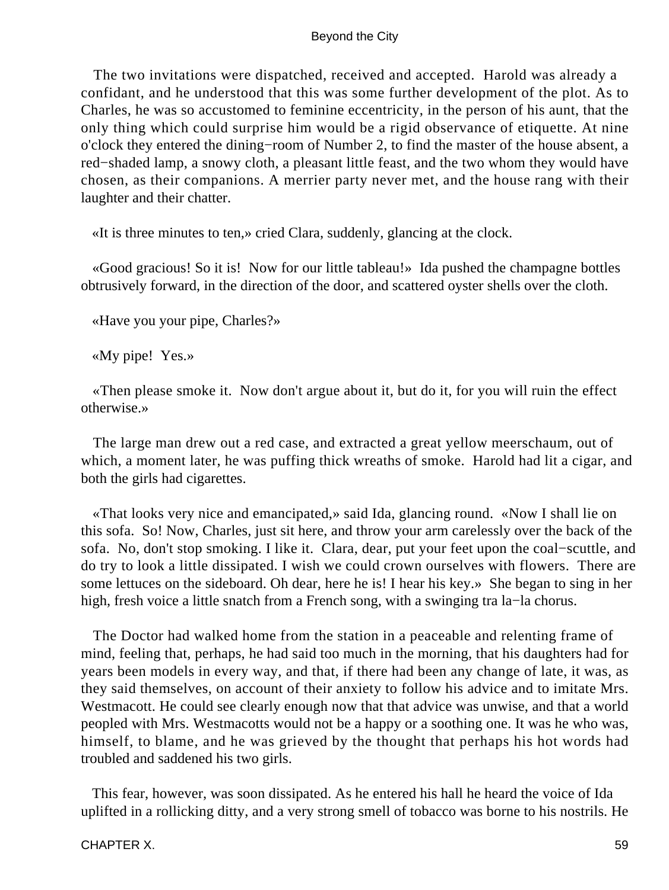The two invitations were dispatched, received and accepted. Harold was already a confidant, and he understood that this was some further development of the plot. As to Charles, he was so accustomed to feminine eccentricity, in the person of his aunt, that the only thing which could surprise him would be a rigid observance of etiquette. At nine o'clock they entered the dining−room of Number 2, to find the master of the house absent, a red−shaded lamp, a snowy cloth, a pleasant little feast, and the two whom they would have chosen, as their companions. A merrier party never met, and the house rang with their laughter and their chatter.

«It is three minutes to ten,» cried Clara, suddenly, glancing at the clock.

«Good gracious! So it is! Now for our little tableau!» Ida pushed the champagne bottles obtrusively forward, in the direction of the door, and scattered oyster shells over the cloth.

«Have you your pipe, Charles?»

«My pipe! Yes.»

«Then please smoke it. Now don't argue about it, but do it, for you will ruin the effect otherwise.»

The large man drew out a red case, and extracted a great yellow meerschaum, out of which, a moment later, he was puffing thick wreaths of smoke. Harold had lit a cigar, and both the girls had cigarettes.

«That looks very nice and emancipated,» said Ida, glancing round. «Now I shall lie on this sofa. So! Now, Charles, just sit here, and throw your arm carelessly over the back of the sofa. No, don't stop smoking. I like it. Clara, dear, put your feet upon the coal−scuttle, and do try to look a little dissipated. I wish we could crown ourselves with flowers. There are some lettuces on the sideboard. Oh dear, here he is! I hear his key.» She began to sing in her high, fresh voice a little snatch from a French song, with a swinging tra la−la chorus.

The Doctor had walked home from the station in a peaceable and relenting frame of mind, feeling that, perhaps, he had said too much in the morning, that his daughters had for years been models in every way, and that, if there had been any change of late, it was, as they said themselves, on account of their anxiety to follow his advice and to imitate Mrs. Westmacott. He could see clearly enough now that that advice was unwise, and that a world peopled with Mrs. Westmacotts would not be a happy or a soothing one. It was he who was, himself, to blame, and he was grieved by the thought that perhaps his hot words had troubled and saddened his two girls.

This fear, however, was soon dissipated. As he entered his hall he heard the voice of Ida uplifted in a rollicking ditty, and a very strong smell of tobacco was borne to his nostrils. He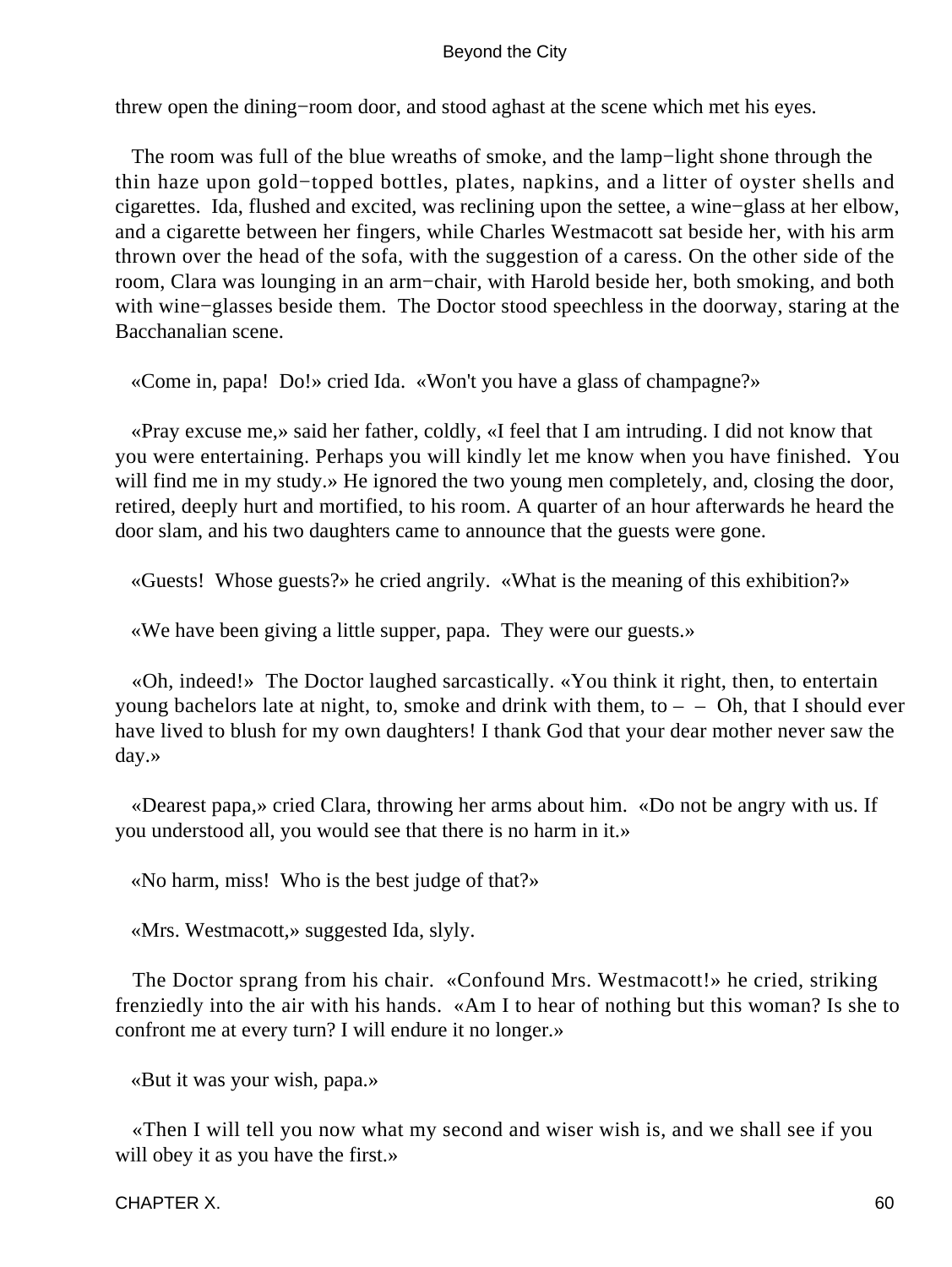threw open the dining−room door, and stood aghast at the scene which met his eyes.

The room was full of the blue wreaths of smoke, and the lamp−light shone through the thin haze upon gold−topped bottles, plates, napkins, and a litter of oyster shells and cigarettes. Ida, flushed and excited, was reclining upon the settee, a wine−glass at her elbow, and a cigarette between her fingers, while Charles Westmacott sat beside her, with his arm thrown over the head of the sofa, with the suggestion of a caress. On the other side of the room, Clara was lounging in an arm−chair, with Harold beside her, both smoking, and both with wine−glasses beside them. The Doctor stood speechless in the doorway, staring at the Bacchanalian scene.

«Come in, papa! Do!» cried Ida. «Won't you have a glass of champagne?»

«Pray excuse me,» said her father, coldly, «I feel that I am intruding. I did not know that you were entertaining. Perhaps you will kindly let me know when you have finished. You will find me in my study.» He ignored the two young men completely, and, closing the door, retired, deeply hurt and mortified, to his room. A quarter of an hour afterwards he heard the door slam, and his two daughters came to announce that the guests were gone.

«Guests! Whose guests?» he cried angrily. «What is the meaning of this exhibition?»

«We have been giving a little supper, papa. They were our guests.»

«Oh, indeed!» The Doctor laughed sarcastically. «You think it right, then, to entertain young bachelors late at night, to, smoke and drink with them, to – – Oh, that I should ever have lived to blush for my own daughters! I thank God that your dear mother never saw the day.»

«Dearest papa,» cried Clara, throwing her arms about him. «Do not be angry with us. If you understood all, you would see that there is no harm in it.»

«No harm, miss! Who is the best judge of that?»

«Mrs. Westmacott,» suggested Ida, slyly.

The Doctor sprang from his chair. «Confound Mrs. Westmacott!» he cried, striking frenziedly into the air with his hands. «Am I to hear of nothing but this woman? Is she to confront me at every turn? I will endure it no longer.»

«But it was your wish, papa.»

«Then I will tell you now what my second and wiser wish is, and we shall see if you will obey it as you have the first.»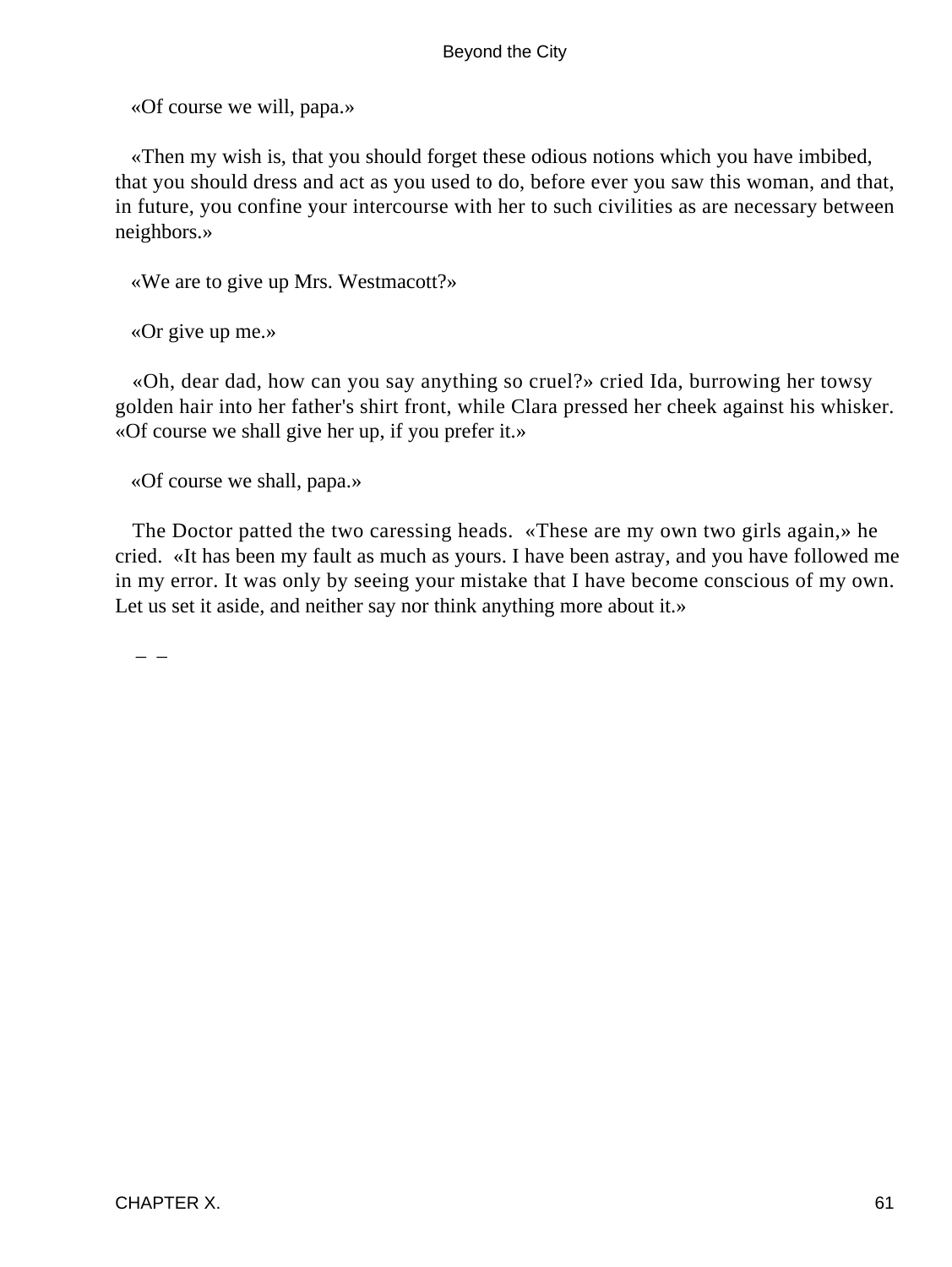«Of course we will, papa.»

«Then my wish is, that you should forget these odious notions which you have imbibed, that you should dress and act as you used to do, before ever you saw this woman, and that, in future, you confine your intercourse with her to such civilities as are necessary between neighbors.»

«We are to give up Mrs. Westmacott?»

«Or give up me.»

«Oh, dear dad, how can you say anything so cruel?» cried Ida, burrowing her towsy golden hair into her father's shirt front, while Clara pressed her cheek against his whisker. «Of course we shall give her up, if you prefer it.»

«Of course we shall, papa.»

The Doctor patted the two caressing heads. «These are my own two girls again,» he cried. «It has been my fault as much as yours. I have been astray, and you have followed me in my error. It was only by seeing your mistake that I have become conscious of my own. Let us set it aside, and neither say nor think anything more about it.»

– –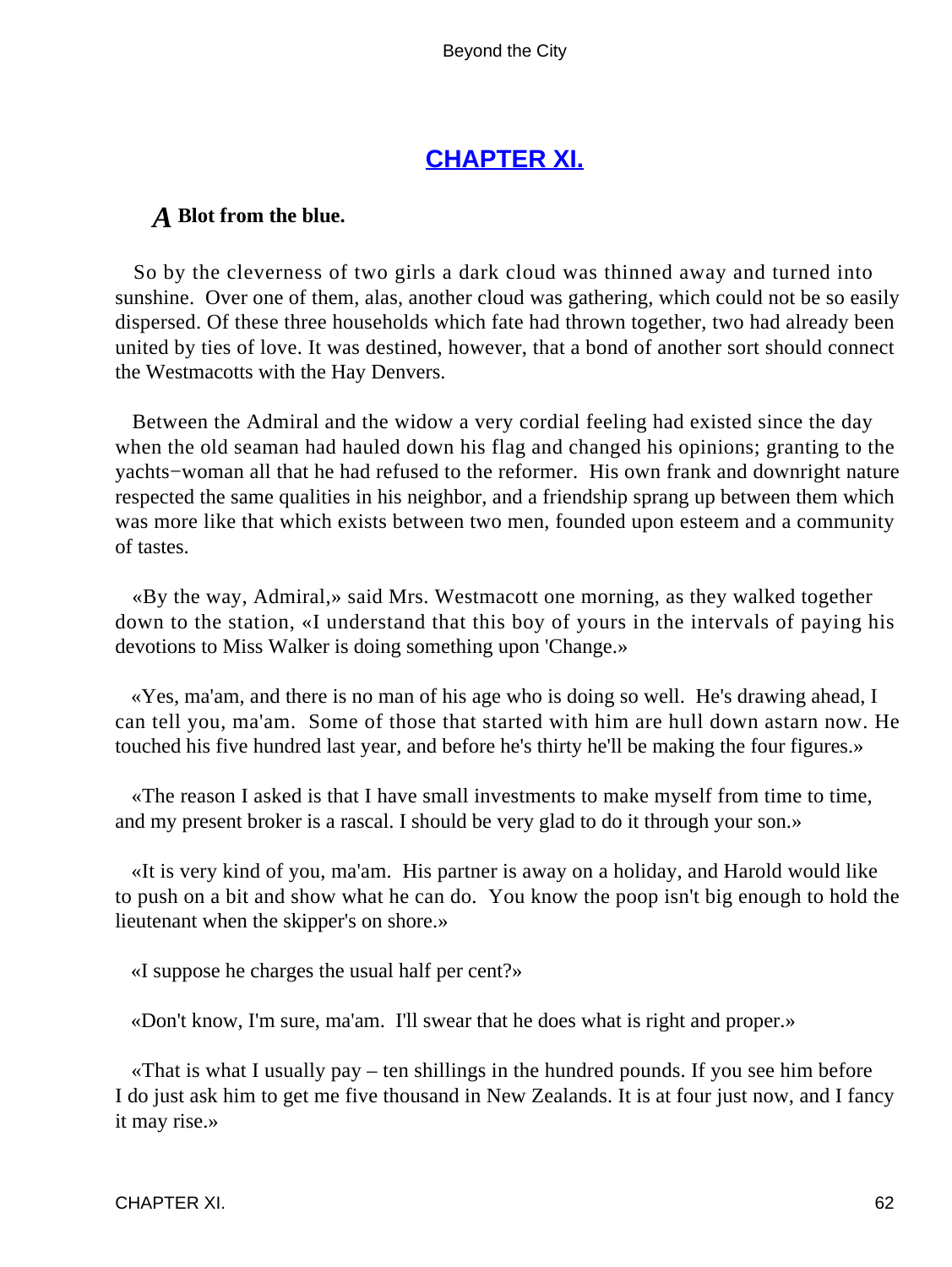## CHAPTER XI.

### *A* Blot from the blue.

So by the cleverness of two girls a dark cloud was thinned away and turned into sunshine. Over one of them, alas, another cloud was gathering, which could not be so easily dispersed. Of these three households which fate had thrown together, two had already been united by ties of love. It was destined, however, that a bond of another sort should connect the Westmacotts with the Hay Denvers.

Between the Admiral and the widow a very cordial feeling had existed since the day when the old seaman had hauled down his flag and changed his opinions; granting to the yachts−woman all that he had refused to the reformer. His own frank and downright nature respected the same qualities in his neighbor, and a friendship sprang up between them which was more like that which exists between two men, founded upon esteem and a community of tastes.

«By the way, Admiral,» said Mrs. Westmacott one morning, as they walked together down to the station, «I understand that this boy of yours in the intervals of paying his devotions to Miss Walker is doing something upon 'Change.»

«Yes, ma'am, and there is no man of his age who is doing so well. He's drawing ahead, I can tell you, ma'am. Some of those that started with him are hull down astarn now. He touched his five hundred last year, and before he's thirty he'll be making the four figures.»

«The reason I asked is that I have small investments to make myself from time to time, and my present broker is a rascal. I should be very glad to do it through your son.»

«It is very kind of you, ma'am. His partner is away on a holiday, and Harold would like to push on a bit and show what he can do. You know the poop isn't big enough to hold the lieutenant when the skipper's on shore.»

«I suppose he charges the usual half per cent?»

«Don't know, I'm sure, ma'am. I'll swear that he does what is right and proper.»

«That is what I usually pay – ten shillings in the hundred pounds. If you see him before I do just ask him to get me five thousand in New Zealands. It is at four just now, and I fancy it may rise.»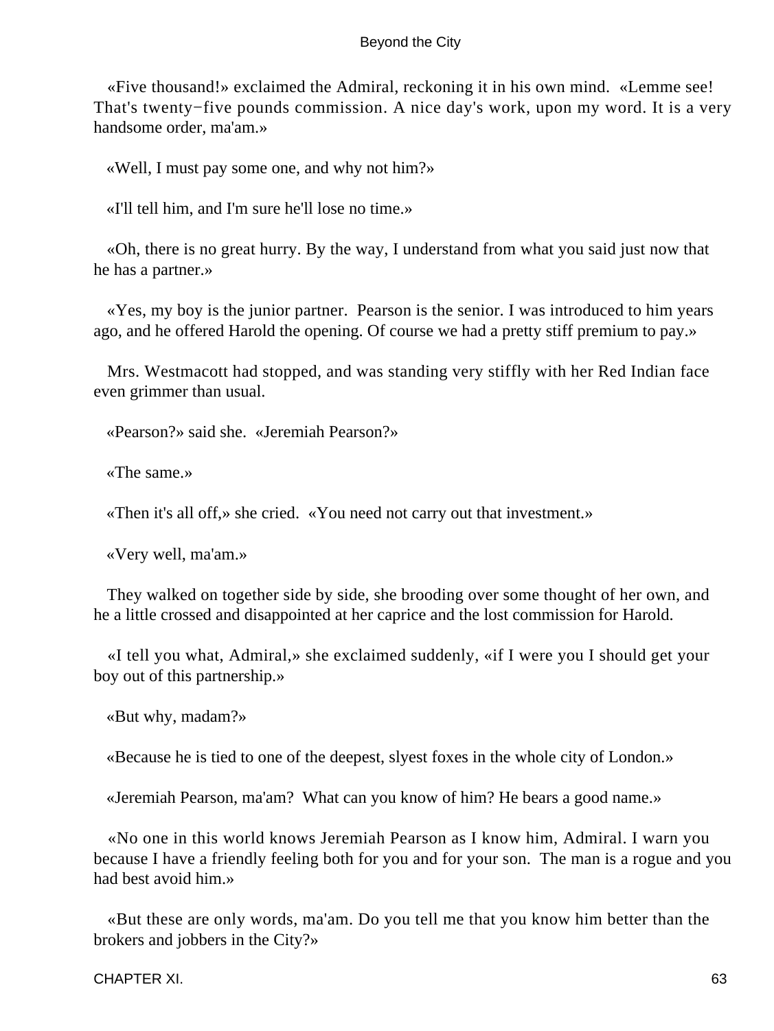«Five thousand!» exclaimed the Admiral, reckoning it in his own mind. «Lemme see! That's twenty−five pounds commission. A nice day's work, upon my word. It is a very handsome order, ma'am.»

«Well, I must pay some one, and why not him?»

«I'll tell him, and I'm sure he'll lose no time.»

«Oh, there is no great hurry. By the way, I understand from what you said just now that he has a partner.»

«Yes, my boy is the junior partner. Pearson is the senior. I was introduced to him years ago, and he offered Harold the opening. Of course we had a pretty stiff premium to pay.»

Mrs. Westmacott had stopped, and was standing very stiffly with her Red Indian face even grimmer than usual.

«Pearson?» said she. «Jeremiah Pearson?»

«The same.»

«Then it's all off,» she cried. «You need not carry out that investment.»

«Very well, ma'am.»

They walked on together side by side, she brooding over some thought of her own, and he a little crossed and disappointed at her caprice and the lost commission for Harold.

«I tell you what, Admiral,» she exclaimed suddenly, «if I were you I should get your boy out of this partnership.»

«But why, madam?»

«Because he is tied to one of the deepest, slyest foxes in the whole city of London.»

«Jeremiah Pearson, ma'am? What can you know of him? He bears a good name.»

«No one in this world knows Jeremiah Pearson as I know him, Admiral. I warn you because I have a friendly feeling both for you and for your son. The man is a rogue and you had best avoid him.»

«But these are only words, ma'am. Do you tell me that you know him better than the brokers and jobbers in the City?»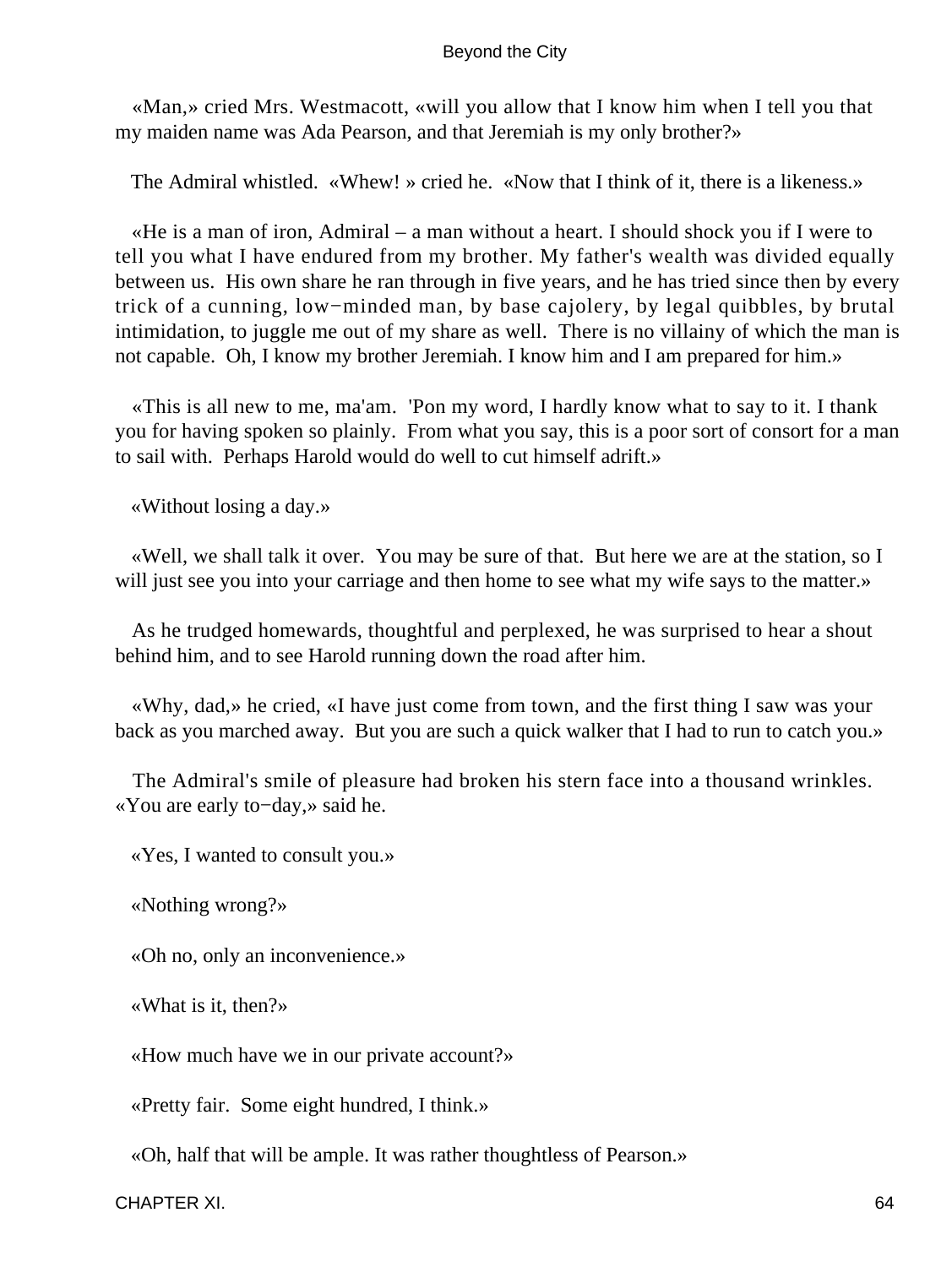«Man,» cried Mrs. Westmacott, «will you allow that I know him when I tell you that my maiden name was Ada Pearson, and that Jeremiah is my only brother?»

The Admiral whistled. «Whew! » cried he. «Now that I think of it, there is a likeness.»

«He is a man of iron, Admiral – a man without a heart. I should shock you if I were to tell you what I have endured from my brother. My father's wealth was divided equally between us. His own share he ran through in five years, and he has tried since then by every trick of a cunning, low−minded man, by base cajolery, by legal quibbles, by brutal intimidation, to juggle me out of my share as well. There is no villainy of which the man is not capable. Oh, I know my brother Jeremiah. I know him and I am prepared for him.»

«This is all new to me, ma'am. 'Pon my word, I hardly know what to say to it. I thank you for having spoken so plainly. From what you say, this is a poor sort of consort for a man to sail with. Perhaps Harold would do well to cut himself adrift.»

«Without losing a day.»

«Well, we shall talk it over. You may be sure of that. But here we are at the station, so I will just see you into your carriage and then home to see what my wife says to the matter.»

As he trudged homewards, thoughtful and perplexed, he was surprised to hear a shout behind him, and to see Harold running down the road after him.

«Why, dad,» he cried, «I have just come from town, and the first thing I saw was your back as you marched away. But you are such a quick walker that I had to run to catch you.»

The Admiral's smile of pleasure had broken his stern face into a thousand wrinkles. «You are early to−day,» said he.

«Yes, I wanted to consult you.»

«Nothing wrong?»

«Oh no, only an inconvenience.»

«What is it, then?»

«How much have we in our private account?»

«Pretty fair. Some eight hundred, I think.»

«Oh, half that will be ample. It was rather thoughtless of Pearson.»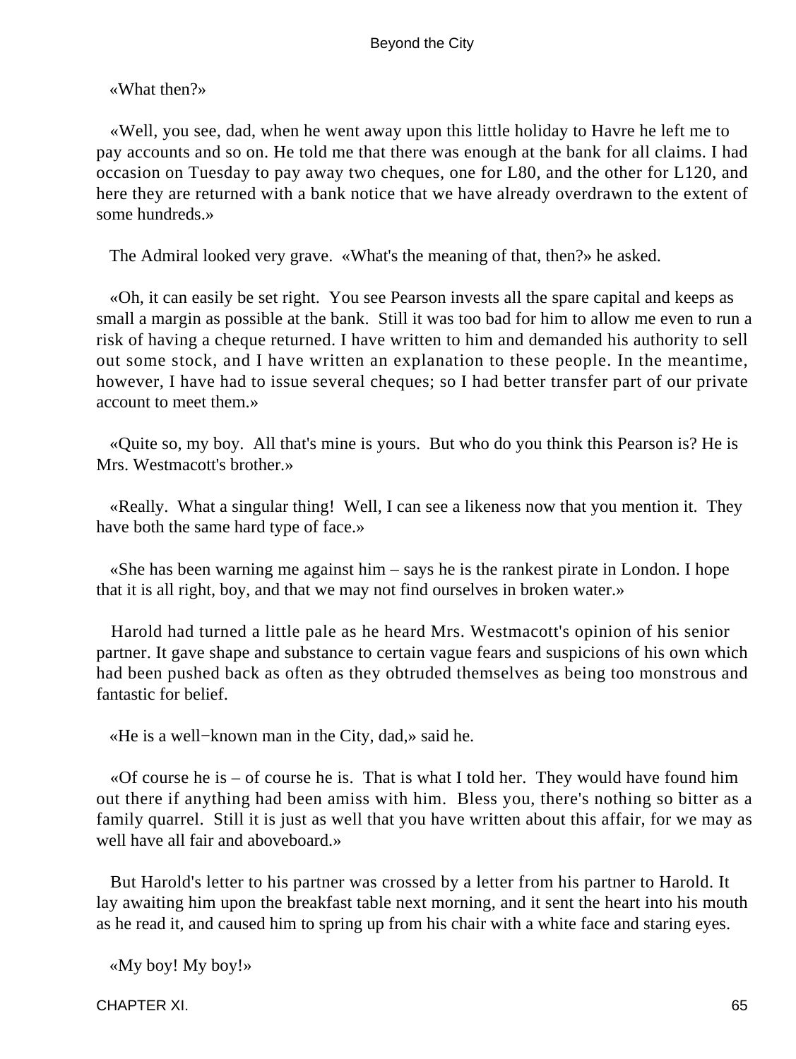«What then?»

«Well, you see, dad, when he went away upon this little holiday to Havre he left me to pay accounts and so on. He told me that there was enough at the bank for all claims. I had occasion on Tuesday to pay away two cheques, one for L80, and the other for L120, and here they are returned with a bank notice that we have already overdrawn to the extent of some hundreds.»

The Admiral looked very grave. «What's the meaning of that, then?» he asked.

«Oh, it can easily be set right. You see Pearson invests all the spare capital and keeps as small a margin as possible at the bank. Still it was too bad for him to allow me even to run a risk of having a cheque returned. I have written to him and demanded his authority to sell out some stock, and I have written an explanation to these people. In the meantime, however, I have had to issue several cheques; so I had better transfer part of our private account to meet them.»

«Quite so, my boy. All that's mine is yours. But who do you think this Pearson is? He is Mrs. Westmacott's brother.»

«Really. What a singular thing! Well, I can see a likeness now that you mention it. They have both the same hard type of face.»

«She has been warning me against him – says he is the rankest pirate in London. I hope that it is all right, boy, and that we may not find ourselves in broken water.»

Harold had turned a little pale as he heard Mrs. Westmacott's opinion of his senior partner. It gave shape and substance to certain vague fears and suspicions of his own which had been pushed back as often as they obtruded themselves as being too monstrous and fantastic for belief.

«He is a well−known man in the City, dad,» said he.

«Of course he is – of course he is. That is what I told her. They would have found him out there if anything had been amiss with him. Bless you, there's nothing so bitter as a family quarrel. Still it is just as well that you have written about this affair, for we may as well have all fair and aboveboard.»

But Harold's letter to his partner was crossed by a letter from his partner to Harold. It lay awaiting him upon the breakfast table next morning, and it sent the heart into his mouth as he read it, and caused him to spring up from his chair with a white face and staring eyes.

«My boy! My boy!»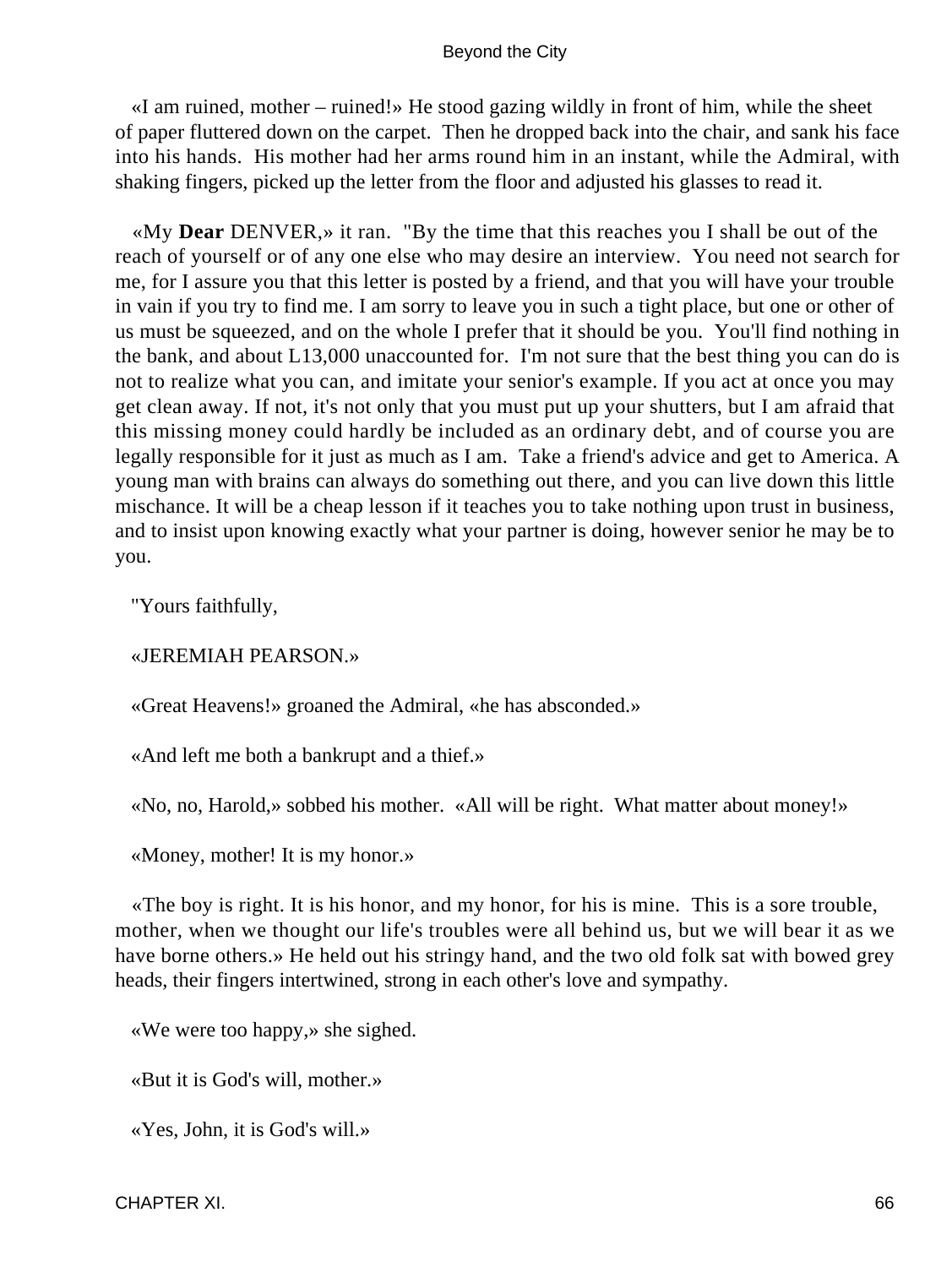«I am ruined, mother – ruined!» He stood gazing wildly in front of him, while the sheet of paper fluttered down on the carpet. Then he dropped back into the chair, and sank his face into his hands. His mother had her arms round him in an instant, while the Admiral, with shaking fingers, picked up the letter from the floor and adjusted his glasses to read it.

«My **Dear** DENVER,» it ran. "By the time that this reaches you I shall be out of the reach of yourself or of any one else who may desire an interview. You need not search for me, for I assure you that this letter is posted by a friend, and that you will have your trouble in vain if you try to find me. I am sorry to leave you in such a tight place, but one or other of us must be squeezed, and on the whole I prefer that it should be you. You'll find nothing in the bank, and about L13,000 unaccounted for. I'm not sure that the best thing you can do is not to realize what you can, and imitate your senior's example. If you act at once you may get clean away. If not, it's not only that you must put up your shutters, but I am afraid that this missing money could hardly be included as an ordinary debt, and of course you are legally responsible for it just as much as I am. Take a friend's advice and get to America. A young man with brains can always do something out there, and you can live down this little mischance. It will be a cheap lesson if it teaches you to take nothing upon trust in business, and to insist upon knowing exactly what your partner is doing, however senior he may be to you.

"Yours faithfully,

«JEREMIAH PEARSON.»

«Great Heavens!» groaned the Admiral, «he has absconded.»

«And left me both a bankrupt and a thief.»

«No, no, Harold,» sobbed his mother. «All will be right. What matter about money!»

«Money, mother! It is my honor.»

«The boy is right. It is his honor, and my honor, for his is mine. This is a sore trouble, mother, when we thought our life's troubles were all behind us, but we will bear it as we have borne others.» He held out his stringy hand, and the two old folk sat with bowed grey heads, their fingers intertwined, strong in each other's love and sympathy.

«We were too happy,» she sighed.

«But it is God's will, mother.»

«Yes, John, it is God's will.»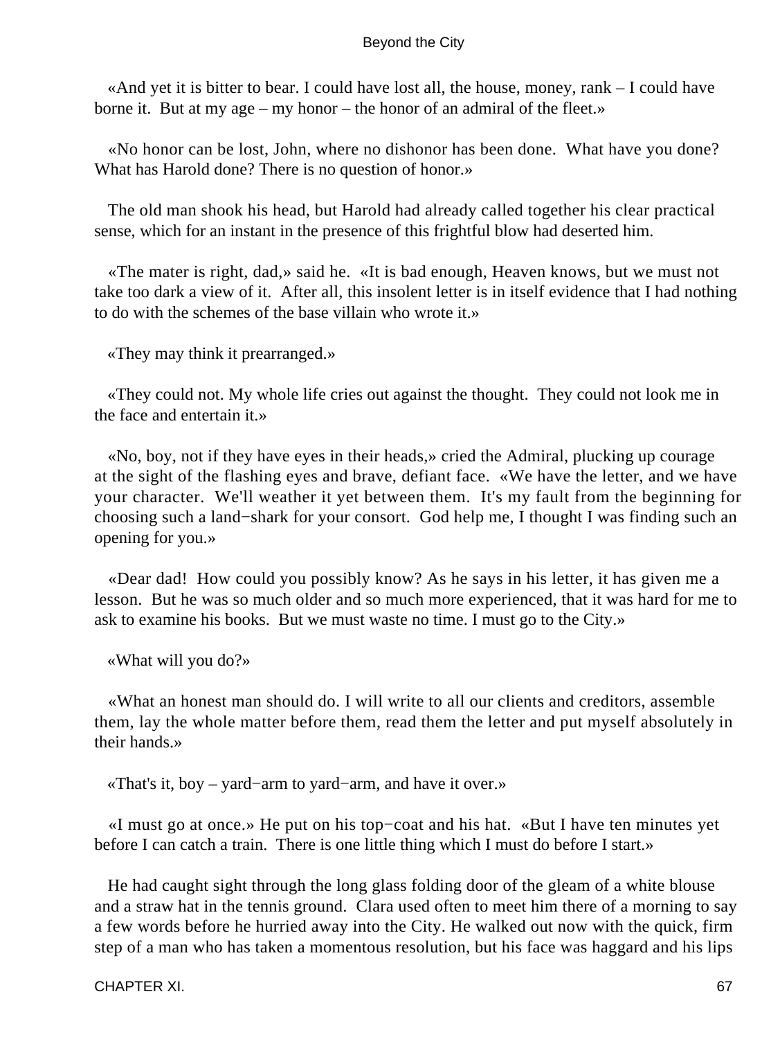«And yet it is bitter to bear. I could have lost all, the house, money, rank – I could have borne it. But at my age – my honor – the honor of an admiral of the fleet.»

«No honor can be lost, John, where no dishonor has been done. What have you done? What has Harold done? There is no question of honor.»

The old man shook his head, but Harold had already called together his clear practical sense, which for an instant in the presence of this frightful blow had deserted him.

«The mater is right, dad,» said he. «It is bad enough, Heaven knows, but we must not take too dark a view of it. After all, this insolent letter is in itself evidence that I had nothing to do with the schemes of the base villain who wrote it.»

«They may think it prearranged.»

«They could not. My whole life cries out against the thought. They could not look me in the face and entertain it.»

«No, boy, not if they have eyes in their heads,» cried the Admiral, plucking up courage at the sight of the flashing eyes and brave, defiant face. «We have the letter, and we have your character. We'll weather it yet between them. It's my fault from the beginning for choosing such a land−shark for your consort. God help me, I thought I was finding such an opening for you.»

«Dear dad! How could you possibly know? As he says in his letter, it has given me a lesson. But he was so much older and so much more experienced, that it was hard for me to ask to examine his books. But we must waste no time. I must go to the City.»

«What will you do?»

«What an honest man should do. I will write to all our clients and creditors, assemble them, lay the whole matter before them, read them the letter and put myself absolutely in their hands.»

«That's it, boy – yard−arm to yard−arm, and have it over.»

«I must go at once.» He put on his top−coat and his hat. «But I have ten minutes yet before I can catch a train. There is one little thing which I must do before I start.»

He had caught sight through the long glass folding door of the gleam of a white blouse and a straw hat in the tennis ground. Clara used often to meet him there of a morning to say a few words before he hurried away into the City. He walked out now with the quick, firm step of a man who has taken a momentous resolution, but his face was haggard and his lips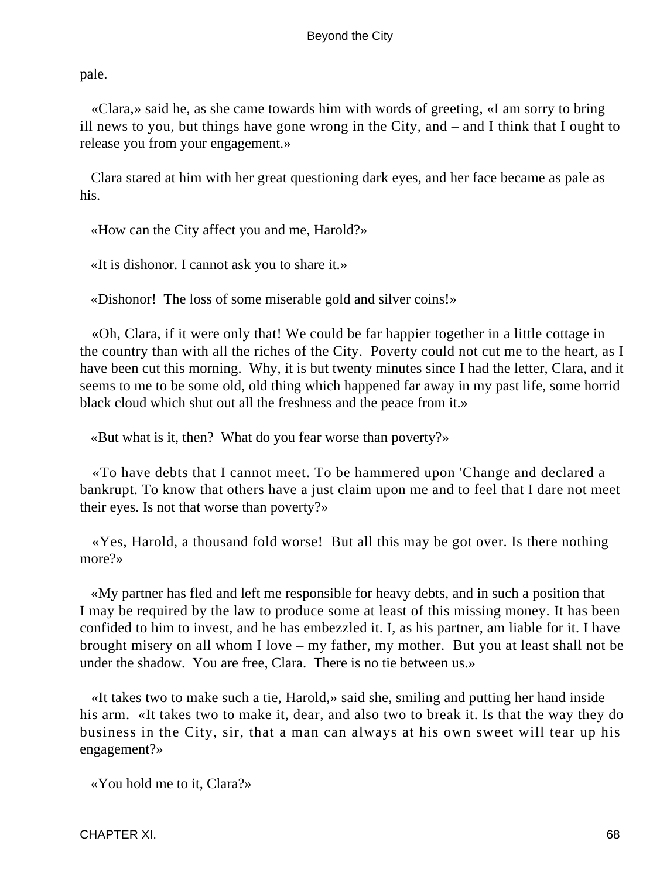pale.

«Clara,» said he, as she came towards him with words of greeting, «I am sorry to bring ill news to you, but things have gone wrong in the City, and – and I think that I ought to release you from your engagement.»

Clara stared at him with her great questioning dark eyes, and her face became as pale as his.

«How can the City affect you and me, Harold?»

«It is dishonor. I cannot ask you to share it.»

«Dishonor! The loss of some miserable gold and silver coins!»

«Oh, Clara, if it were only that! We could be far happier together in a little cottage in the country than with all the riches of the City. Poverty could not cut me to the heart, as I have been cut this morning. Why, it is but twenty minutes since I had the letter, Clara, and it seems to me to be some old, old thing which happened far away in my past life, some horrid black cloud which shut out all the freshness and the peace from it.»

«But what is it, then? What do you fear worse than poverty?»

«To have debts that I cannot meet. To be hammered upon 'Change and declared a bankrupt. To know that others have a just claim upon me and to feel that I dare not meet their eyes. Is not that worse than poverty?»

«Yes, Harold, a thousand fold worse! But all this may be got over. Is there nothing more?»

«My partner has fled and left me responsible for heavy debts, and in such a position that I may be required by the law to produce some at least of this missing money. It has been confided to him to invest, and he has embezzled it. I, as his partner, am liable for it. I have brought misery on all whom I love – my father, my mother. But you at least shall not be under the shadow. You are free, Clara. There is no tie between us.»

«It takes two to make such a tie, Harold,» said she, smiling and putting her hand inside his arm. «It takes two to make it, dear, and also two to break it. Is that the way they do business in the City, sir, that a man can always at his own sweet will tear up his engagement?»

«You hold me to it, Clara?»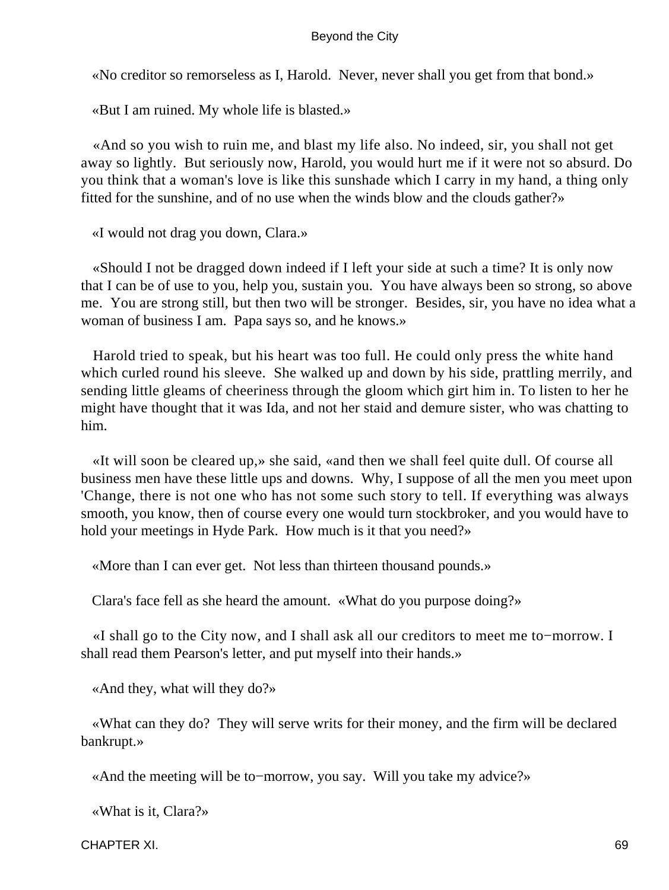«No creditor so remorseless as I, Harold. Never, never shall you get from that bond.»

«But I am ruined. My whole life is blasted.»

«And so you wish to ruin me, and blast my life also. No indeed, sir, you shall not get away so lightly. But seriously now, Harold, you would hurt me if it were not so absurd. Do you think that a woman's love is like this sunshade which I carry in my hand, a thing only fitted for the sunshine, and of no use when the winds blow and the clouds gather?»

«I would not drag you down, Clara.»

«Should I not be dragged down indeed if I left your side at such a time? It is only now that I can be of use to you, help you, sustain you. You have always been so strong, so above me. You are strong still, but then two will be stronger. Besides, sir, you have no idea what a woman of business I am. Papa says so, and he knows.»

Harold tried to speak, but his heart was too full. He could only press the white hand which curled round his sleeve. She walked up and down by his side, prattling merrily, and sending little gleams of cheeriness through the gloom which girt him in. To listen to her he might have thought that it was Ida, and not her staid and demure sister, who was chatting to him.

«It will soon be cleared up,» she said, «and then we shall feel quite dull. Of course all business men have these little ups and downs. Why, I suppose of all the men you meet upon 'Change, there is not one who has not some such story to tell. If everything was always smooth, you know, then of course every one would turn stockbroker, and you would have to hold your meetings in Hyde Park. How much is it that you need?»

«More than I can ever get. Not less than thirteen thousand pounds.»

Clara's face fell as she heard the amount. «What do you purpose doing?»

«I shall go to the City now, and I shall ask all our creditors to meet me to−morrow. I shall read them Pearson's letter, and put myself into their hands.»

«And they, what will they do?»

«What can they do? They will serve writs for their money, and the firm will be declared bankrupt.»

«And the meeting will be to−morrow, you say. Will you take my advice?»

«What is it, Clara?»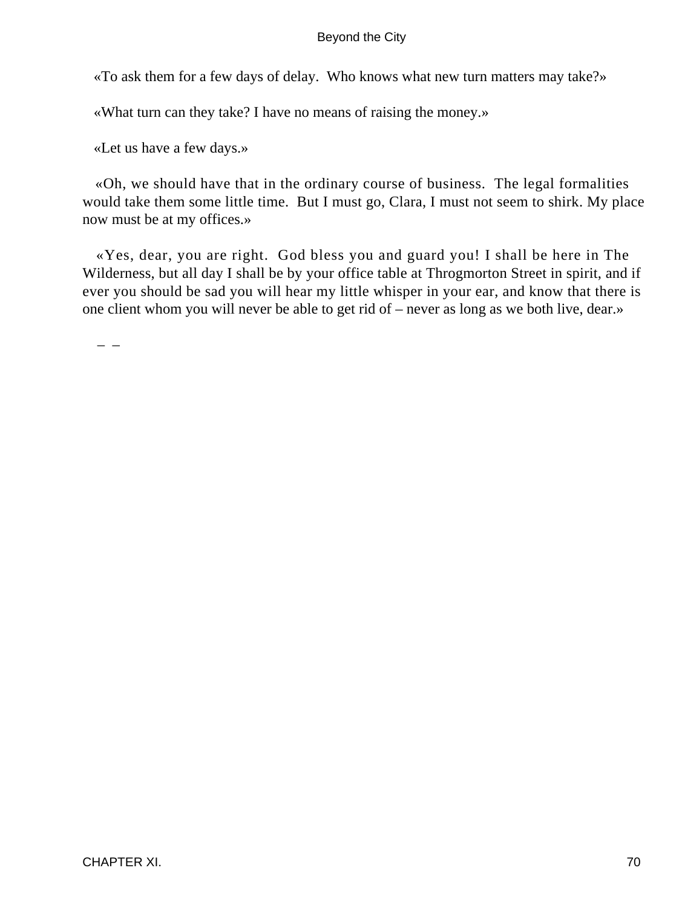«To ask them for a few days of delay.  Who knows what new turn matters may take?»

«What turn can they take? I have no means of raising the money.»

«Let us have a few days.»

«Oh, we should have that in the ordinary course of business.  The legal formalities would take them some little time.  But I must go, Clara, I must not seem to shirk. My place now must be at my offices.»

«Yes, dear, you are right.  God bless you and guard you! I shall be here in The Wilderness, but all day I shall be by your office table at Throgmorton Street in spirit, and if ever you should be sad you will hear my little whisper in your ear, and know that there is one client whom you will never be able to get rid of – never as long as we both live, dear.»

– –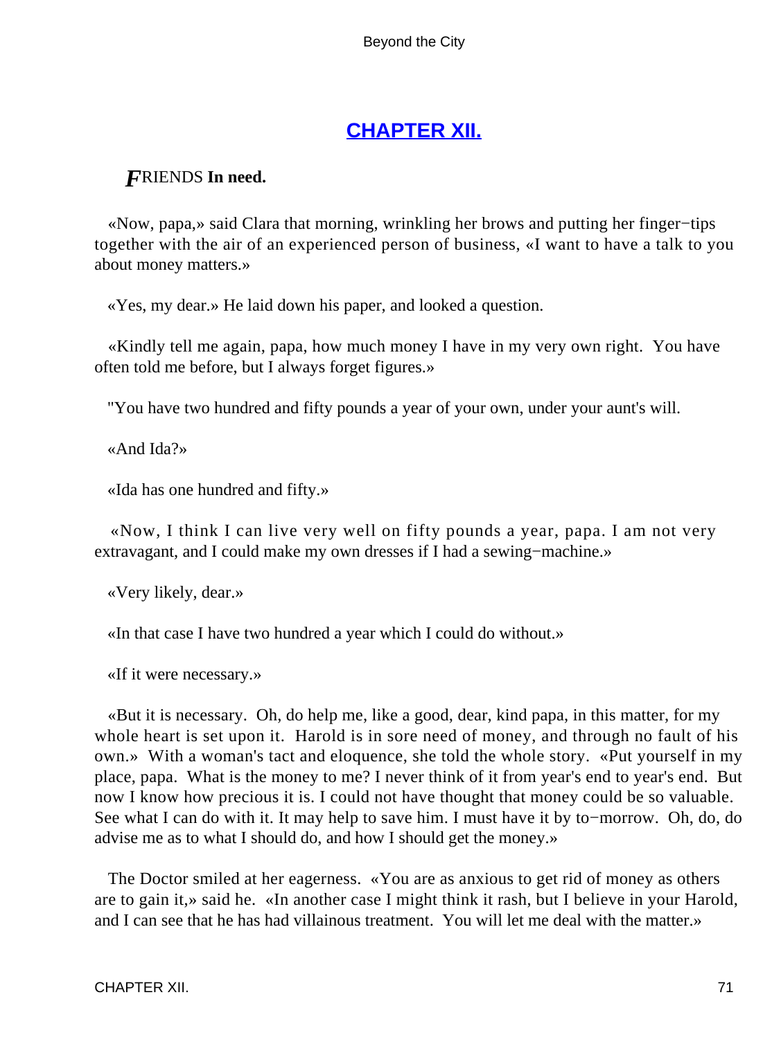## CHAPTER XII.

***F*RIENDS In need.**

«Now, papa,» said Clara that morning, wrinkling her brows and putting her finger−tips together with the air of an experienced person of business, «I want to have a talk to you about money matters.»

«Yes, my dear.» He laid down his paper, and looked a question.

«Kindly tell me again, papa, how much money I have in my very own right. You have often told me before, but I always forget figures.»

"You have two hundred and fifty pounds a year of your own, under your aunt's will.

«And Ida?»

«Ida has one hundred and fifty.»

«Now, I think I can live very well on fifty pounds a year, papa. I am not very extravagant, and I could make my own dresses if I had a sewing−machine.»

«Very likely, dear.»

«In that case I have two hundred a year which I could do without.»

«If it were necessary.»

«But it is necessary. Oh, do help me, like a good, dear, kind papa, in this matter, for my whole heart is set upon it. Harold is in sore need of money, and through no fault of his own.» With a woman's tact and eloquence, she told the whole story. «Put yourself in my place, papa. What is the money to me? I never think of it from year's end to year's end. But now I know how precious it is. I could not have thought that money could be so valuable. See what I can do with it. It may help to save him. I must have it by to−morrow. Oh, do, do advise me as to what I should do, and how I should get the money.»

The Doctor smiled at her eagerness. «You are as anxious to get rid of money as others are to gain it,» said he. «In another case I might think it rash, but I believe in your Harold, and I can see that he has had villainous treatment. You will let me deal with the matter.»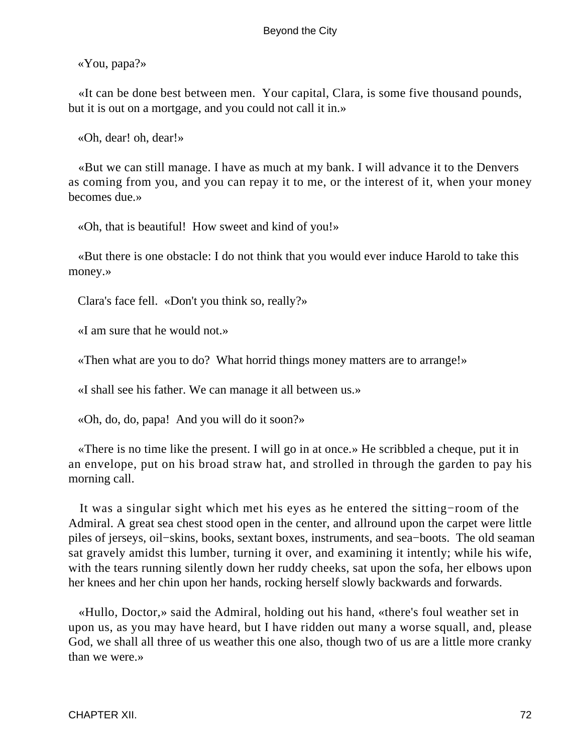«You, papa?»

«It can be done best between men. Your capital, Clara, is some five thousand pounds, but it is out on a mortgage, and you could not call it in.»

«Oh, dear! oh, dear!»

«But we can still manage. I have as much at my bank. I will advance it to the Denvers as coming from you, and you can repay it to me, or the interest of it, when your money becomes due.»

«Oh, that is beautiful! How sweet and kind of you!»

«But there is one obstacle: I do not think that you would ever induce Harold to take this money.»

Clara's face fell. «Don't you think so, really?»

«I am sure that he would not.»

«Then what are you to do? What horrid things money matters are to arrange!»

«I shall see his father. We can manage it all between us.»

«Oh, do, do, papa! And you will do it soon?»

«There is no time like the present. I will go in at once.» He scribbled a cheque, put it in an envelope, put on his broad straw hat, and strolled in through the garden to pay his morning call.

It was a singular sight which met his eyes as he entered the sitting−room of the Admiral. A great sea chest stood open in the center, and allround upon the carpet were little piles of jerseys, oil−skins, books, sextant boxes, instruments, and sea−boots. The old seaman sat gravely amidst this lumber, turning it over, and examining it intently; while his wife, with the tears running silently down her ruddy cheeks, sat upon the sofa, her elbows upon her knees and her chin upon her hands, rocking herself slowly backwards and forwards.

«Hullo, Doctor,» said the Admiral, holding out his hand, «there's foul weather set in upon us, as you may have heard, but I have ridden out many a worse squall, and, please God, we shall all three of us weather this one also, though two of us are a little more cranky than we were.»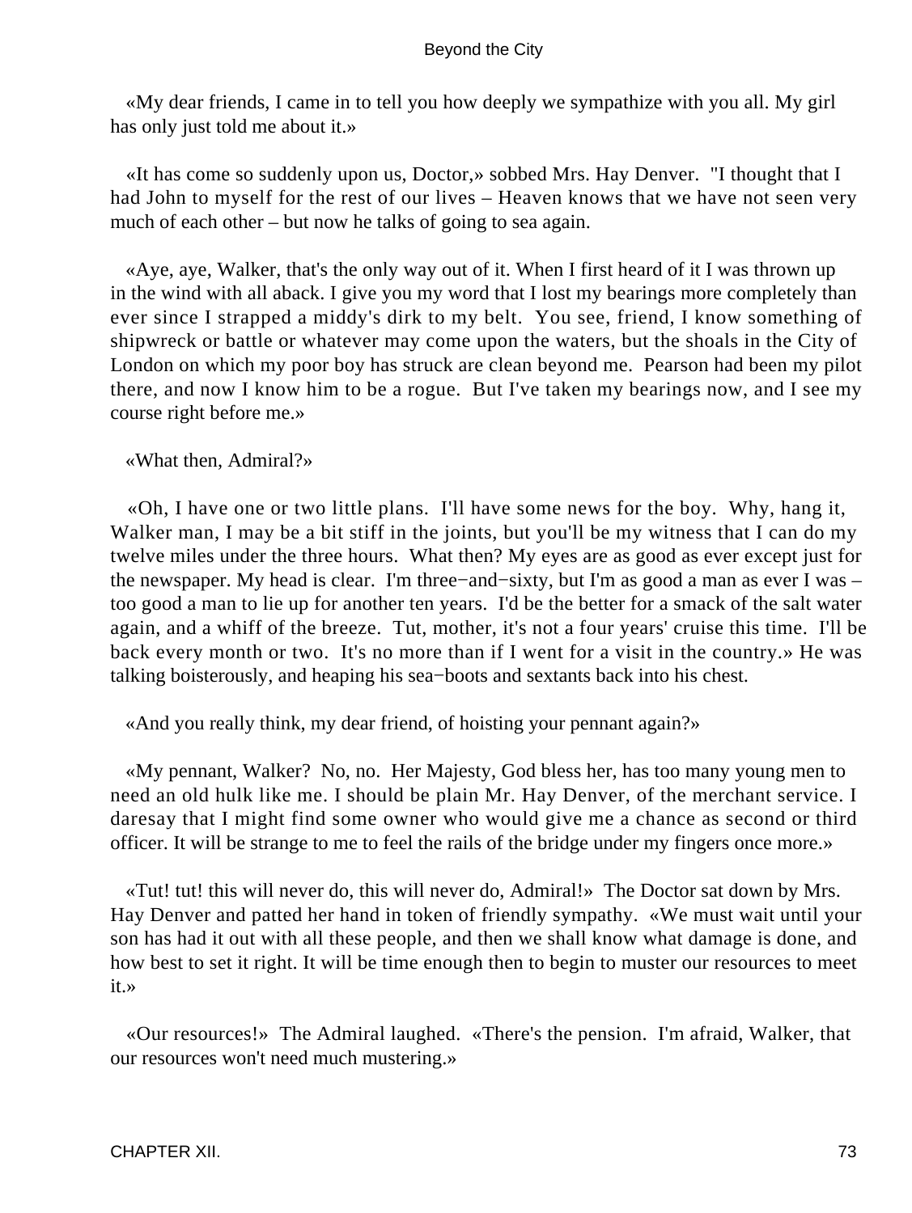«My dear friends, I came in to tell you how deeply we sympathize with you all. My girl has only just told me about it.»

«It has come so suddenly upon us, Doctor,» sobbed Mrs. Hay Denver. "I thought that I had John to myself for the rest of our lives – Heaven knows that we have not seen very much of each other – but now he talks of going to sea again.

«Aye, aye, Walker, that's the only way out of it. When I first heard of it I was thrown up in the wind with all aback. I give you my word that I lost my bearings more completely than ever since I strapped a middy's dirk to my belt. You see, friend, I know something of shipwreck or battle or whatever may come upon the waters, but the shoals in the City of London on which my poor boy has struck are clean beyond me. Pearson had been my pilot there, and now I know him to be a rogue. But I've taken my bearings now, and I see my course right before me.»

«What then, Admiral?»

«Oh, I have one or two little plans. I'll have some news for the boy. Why, hang it, Walker man, I may be a bit stiff in the joints, but you'll be my witness that I can do my twelve miles under the three hours. What then? My eyes are as good as ever except just for the newspaper. My head is clear. I'm three−and−sixty, but I'm as good a man as ever I was – too good a man to lie up for another ten years. I'd be the better for a smack of the salt water again, and a whiff of the breeze. Tut, mother, it's not a four years' cruise this time. I'll be back every month or two. It's no more than if I went for a visit in the country.» He was talking boisterously, and heaping his sea−boots and sextants back into his chest.

«And you really think, my dear friend, of hoisting your pennant again?»

«My pennant, Walker? No, no. Her Majesty, God bless her, has too many young men to need an old hulk like me. I should be plain Mr. Hay Denver, of the merchant service. I daresay that I might find some owner who would give me a chance as second or third officer. It will be strange to me to feel the rails of the bridge under my fingers once more.»

«Tut! tut! this will never do, this will never do, Admiral!» The Doctor sat down by Mrs. Hay Denver and patted her hand in token of friendly sympathy. «We must wait until your son has had it out with all these people, and then we shall know what damage is done, and how best to set it right. It will be time enough then to begin to muster our resources to meet it.»

«Our resources!» The Admiral laughed. «There's the pension. I'm afraid, Walker, that our resources won't need much mustering.»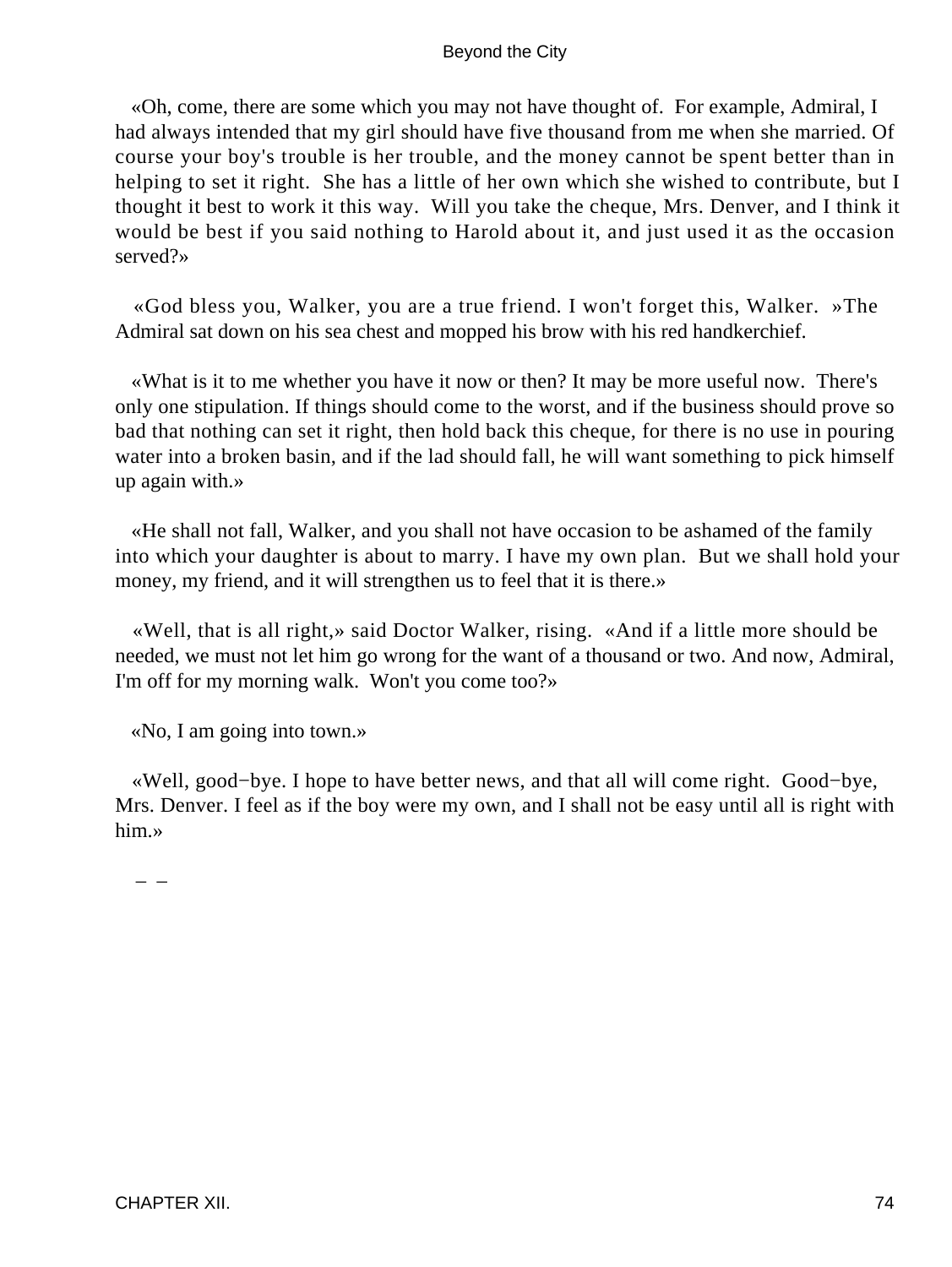«Oh, come, there are some which you may not have thought of.  For example, Admiral, I had always intended that my girl should have five thousand from me when she married. Of course your boy's trouble is her trouble, and the money cannot be spent better than in helping to set it right.  She has a little of her own which she wished to contribute, but I thought it best to work it this way.  Will you take the cheque, Mrs. Denver, and I think it would be best if you said nothing to Harold about it, and just used it as the occasion served?»

«God bless you, Walker, you are a true friend. I won't forget this, Walker. »The Admiral sat down on his sea chest and mopped his brow with his red handkerchief.

«What is it to me whether you have it now or then? It may be more useful now.  There's only one stipulation. If things should come to the worst, and if the business should prove so bad that nothing can set it right, then hold back this cheque, for there is no use in pouring water into a broken basin, and if the lad should fall, he will want something to pick himself up again with.»

«He shall not fall, Walker, and you shall not have occasion to be ashamed of the family into which your daughter is about to marry. I have my own plan.  But we shall hold your money, my friend, and it will strengthen us to feel that it is there.»

«Well, that is all right,» said Doctor Walker, rising.  «And if a little more should be needed, we must not let him go wrong for the want of a thousand or two. And now, Admiral, I'm off for my morning walk.  Won't you come too?»

«No, I am going into town.»

«Well, good−bye. I hope to have better news, and that all will come right.  Good−bye, Mrs. Denver. I feel as if the boy were my own, and I shall not be easy until all is right with him.»

– –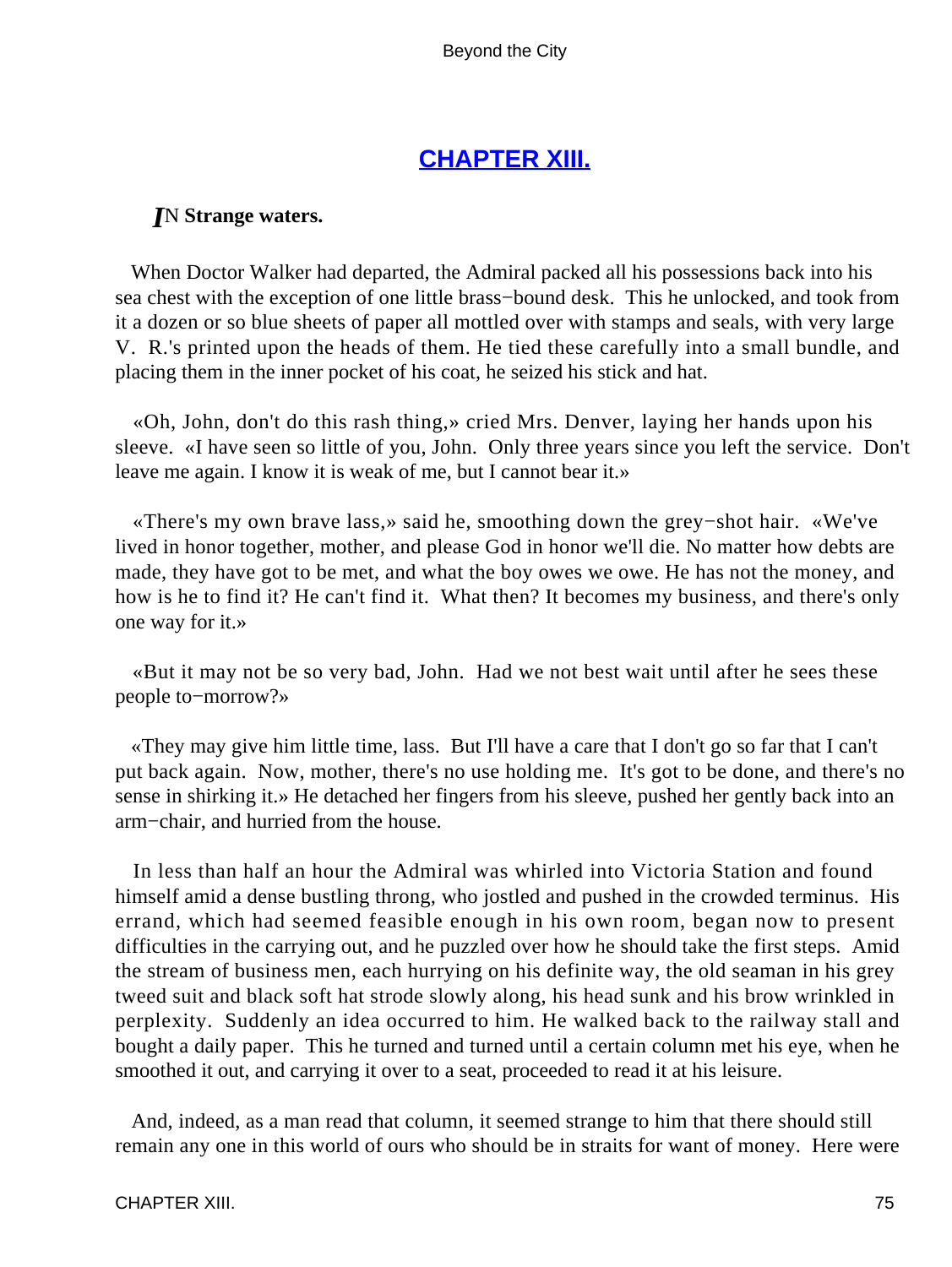## CHAPTER XIII.

***I*N Strange waters.**

When Doctor Walker had departed, the Admiral packed all his possessions back into his sea chest with the exception of one little brass−bound desk. This he unlocked, and took from it a dozen or so blue sheets of paper all mottled over with stamps and seals, with very large V. R.'s printed upon the heads of them. He tied these carefully into a small bundle, and placing them in the inner pocket of his coat, he seized his stick and hat.

«Oh, John, don't do this rash thing,» cried Mrs. Denver, laying her hands upon his sleeve. «I have seen so little of you, John. Only three years since you left the service. Don't leave me again. I know it is weak of me, but I cannot bear it.»

«There's my own brave lass,» said he, smoothing down the grey−shot hair. «We've lived in honor together, mother, and please God in honor we'll die. No matter how debts are made, they have got to be met, and what the boy owes we owe. He has not the money, and how is he to find it? He can't find it. What then? It becomes my business, and there's only one way for it.»

«But it may not be so very bad, John. Had we not best wait until after he sees these people to−morrow?»

«They may give him little time, lass. But I'll have a care that I don't go so far that I can't put back again. Now, mother, there's no use holding me. It's got to be done, and there's no sense in shirking it.» He detached her fingers from his sleeve, pushed her gently back into an arm−chair, and hurried from the house.

In less than half an hour the Admiral was whirled into Victoria Station and found himself amid a dense bustling throng, who jostled and pushed in the crowded terminus. His errand, which had seemed feasible enough in his own room, began now to present difficulties in the carrying out, and he puzzled over how he should take the first steps. Amid the stream of business men, each hurrying on his definite way, the old seaman in his grey tweed suit and black soft hat strode slowly along, his head sunk and his brow wrinkled in perplexity. Suddenly an idea occurred to him. He walked back to the railway stall and bought a daily paper. This he turned and turned until a certain column met his eye, when he smoothed it out, and carrying it over to a seat, proceeded to read it at his leisure.

And, indeed, as a man read that column, it seemed strange to him that there should still remain any one in this world of ours who should be in straits for want of money. Here were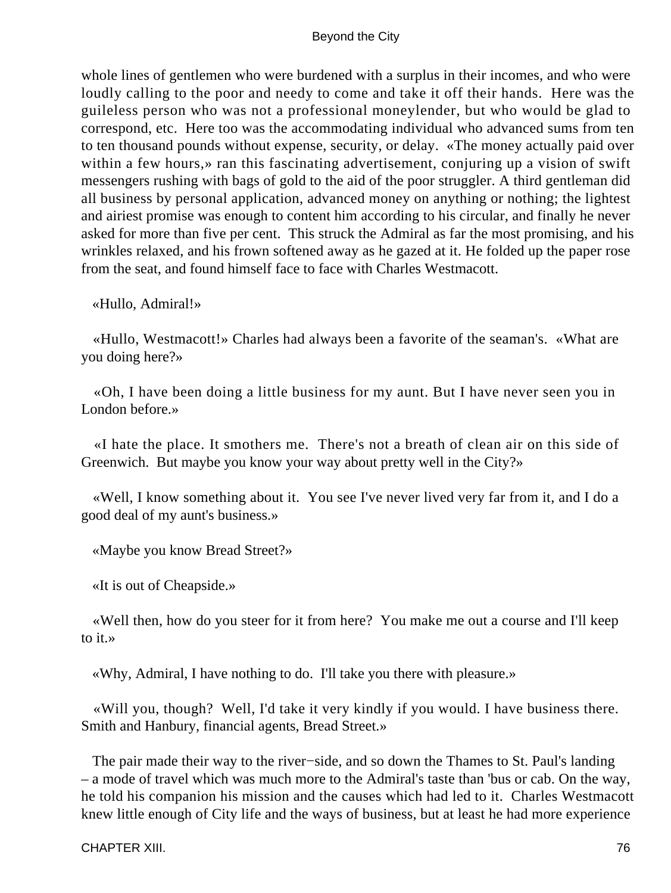whole lines of gentlemen who were burdened with a surplus in their incomes, and who were loudly calling to the poor and needy to come and take it off their hands. Here was the guileless person who was not a professional moneylender, but who would be glad to correspond, etc. Here too was the accommodating individual who advanced sums from ten to ten thousand pounds without expense, security, or delay. «The money actually paid over within a few hours,» ran this fascinating advertisement, conjuring up a vision of swift messengers rushing with bags of gold to the aid of the poor struggler. A third gentleman did all business by personal application, advanced money on anything or nothing; the lightest and airiest promise was enough to content him according to his circular, and finally he never asked for more than five per cent. This struck the Admiral as far the most promising, and his wrinkles relaxed, and his frown softened away as he gazed at it. He folded up the paper rose from the seat, and found himself face to face with Charles Westmacott.

«Hullo, Admiral!»

«Hullo, Westmacott!» Charles had always been a favorite of the seaman's. «What are you doing here?»

«Oh, I have been doing a little business for my aunt. But I have never seen you in London before.»

«I hate the place. It smothers me. There's not a breath of clean air on this side of Greenwich. But maybe you know your way about pretty well in the City?»

«Well, I know something about it. You see I've never lived very far from it, and I do a good deal of my aunt's business.»

«Maybe you know Bread Street?»

«It is out of Cheapside.»

«Well then, how do you steer for it from here? You make me out a course and I'll keep to it.»

«Why, Admiral, I have nothing to do. I'll take you there with pleasure.»

«Will you, though? Well, I'd take it very kindly if you would. I have business there. Smith and Hanbury, financial agents, Bread Street.»

The pair made their way to the river−side, and so down the Thames to St. Paul's landing – a mode of travel which was much more to the Admiral's taste than 'bus or cab. On the way, he told his companion his mission and the causes which had led to it. Charles Westmacott knew little enough of City life and the ways of business, but at least he had more experience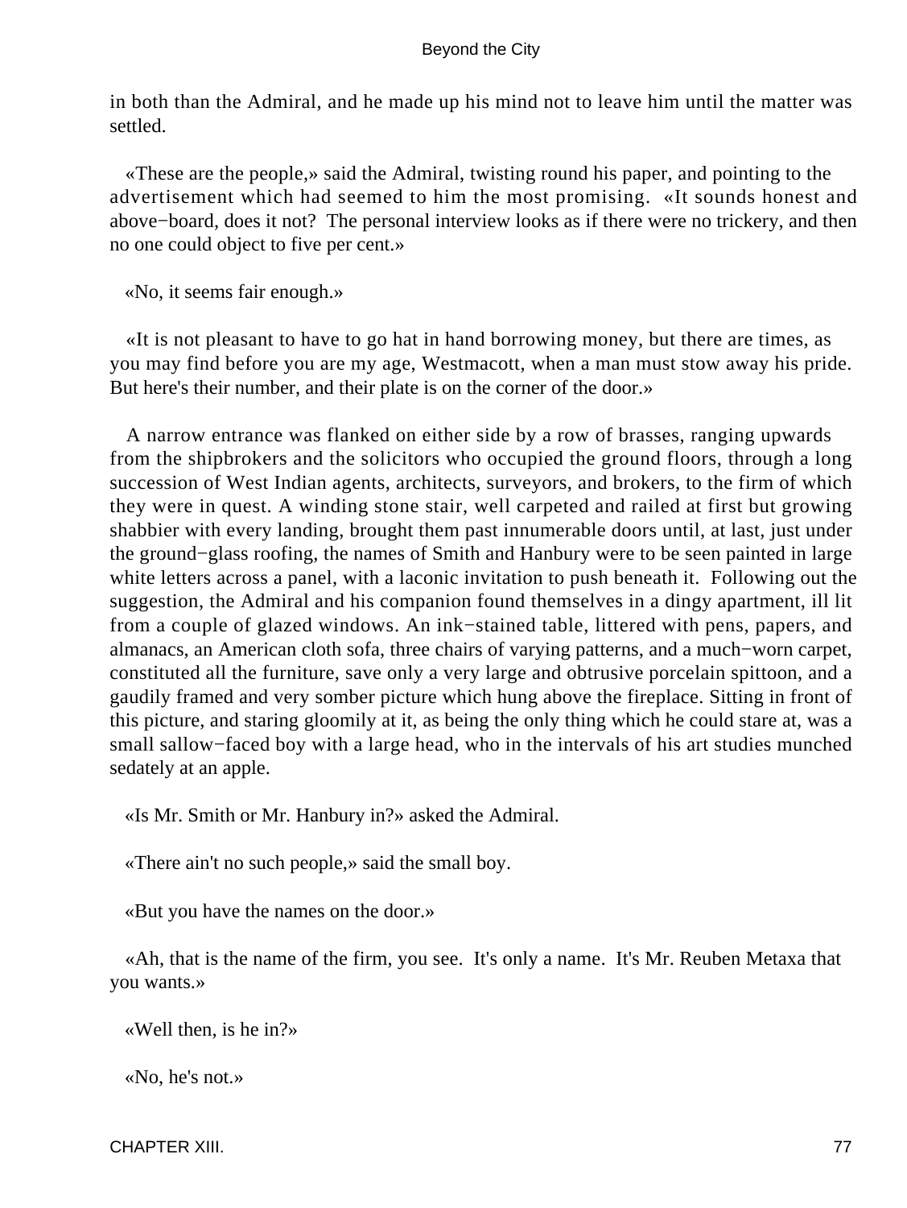in both than the Admiral, and he made up his mind not to leave him until the matter was settled.

«These are the people,» said the Admiral, twisting round his paper, and pointing to the advertisement which had seemed to him the most promising. «It sounds honest and above−board, does it not? The personal interview looks as if there were no trickery, and then no one could object to five per cent.»

«No, it seems fair enough.»

«It is not pleasant to have to go hat in hand borrowing money, but there are times, as you may find before you are my age, Westmacott, when a man must stow away his pride. But here's their number, and their plate is on the corner of the door.»

A narrow entrance was flanked on either side by a row of brasses, ranging upwards from the shipbrokers and the solicitors who occupied the ground floors, through a long succession of West Indian agents, architects, surveyors, and brokers, to the firm of which they were in quest. A winding stone stair, well carpeted and railed at first but growing shabbier with every landing, brought them past innumerable doors until, at last, just under the ground−glass roofing, the names of Smith and Hanbury were to be seen painted in large white letters across a panel, with a laconic invitation to push beneath it. Following out the suggestion, the Admiral and his companion found themselves in a dingy apartment, ill lit from a couple of glazed windows. An ink−stained table, littered with pens, papers, and almanacs, an American cloth sofa, three chairs of varying patterns, and a much−worn carpet, constituted all the furniture, save only a very large and obtrusive porcelain spittoon, and a gaudily framed and very somber picture which hung above the fireplace. Sitting in front of this picture, and staring gloomily at it, as being the only thing which he could stare at, was a small sallow−faced boy with a large head, who in the intervals of his art studies munched sedately at an apple.

«Is Mr. Smith or Mr. Hanbury in?» asked the Admiral.

«There ain't no such people,» said the small boy.

«But you have the names on the door.»

«Ah, that is the name of the firm, you see. It's only a name. It's Mr. Reuben Metaxa that you wants.»

«Well then, is he in?»

«No, he's not.»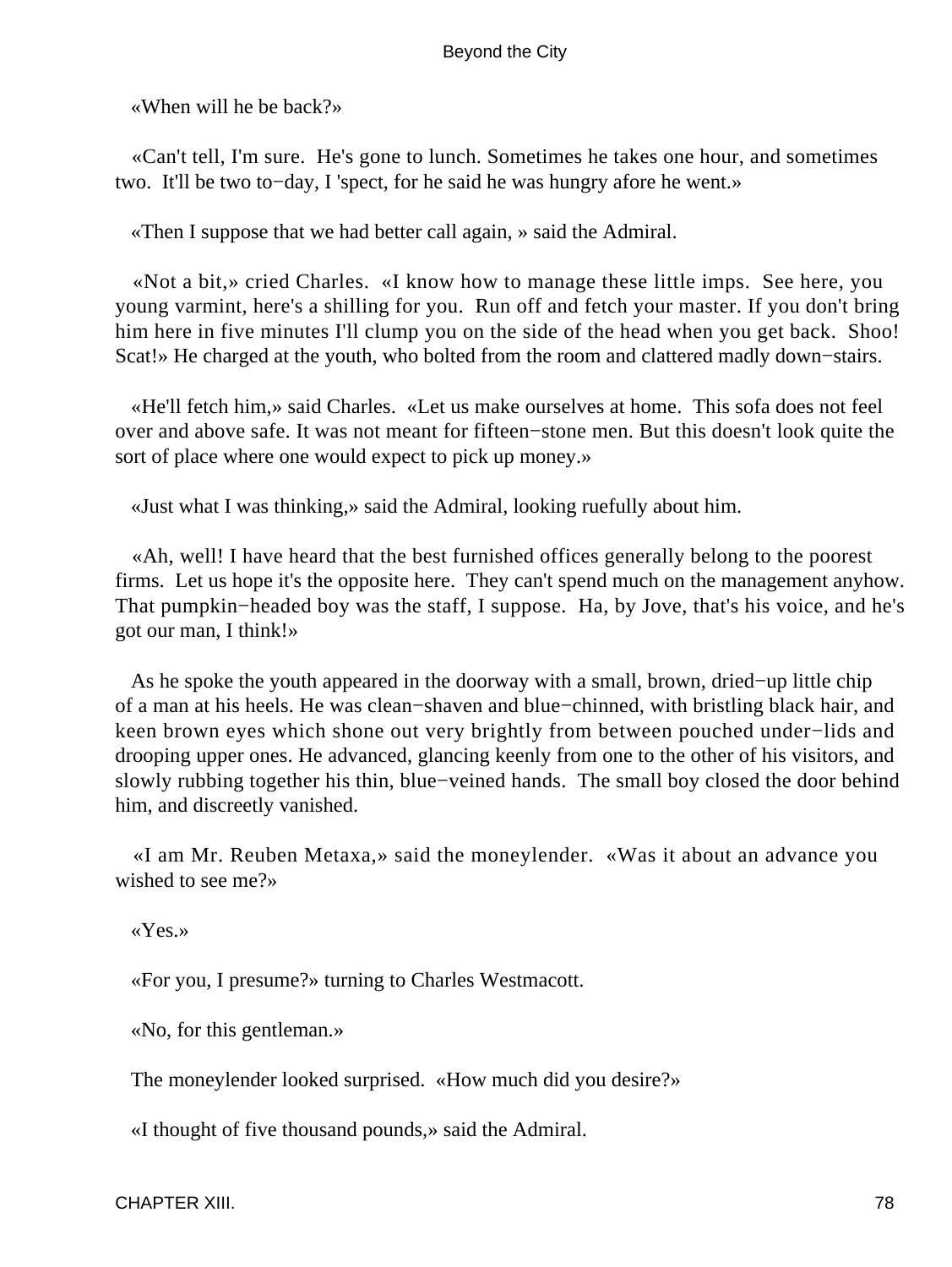«When will he be back?»

«Can't tell, I'm sure. He's gone to lunch. Sometimes he takes one hour, and sometimes two. It'll be two to−day, I 'spect, for he said he was hungry afore he went.»

«Then I suppose that we had better call again, » said the Admiral.

«Not a bit,» cried Charles. «I know how to manage these little imps. See here, you young varmint, here's a shilling for you. Run off and fetch your master. If you don't bring him here in five minutes I'll clump you on the side of the head when you get back. Shoo! Scat!» He charged at the youth, who bolted from the room and clattered madly down−stairs.

«He'll fetch him,» said Charles. «Let us make ourselves at home. This sofa does not feel over and above safe. It was not meant for fifteen−stone men. But this doesn't look quite the sort of place where one would expect to pick up money.»

«Just what I was thinking,» said the Admiral, looking ruefully about him.

«Ah, well! I have heard that the best furnished offices generally belong to the poorest firms. Let us hope it's the opposite here. They can't spend much on the management anyhow. That pumpkin−headed boy was the staff, I suppose. Ha, by Jove, that's his voice, and he's got our man, I think!»

As he spoke the youth appeared in the doorway with a small, brown, dried−up little chip of a man at his heels. He was clean−shaven and blue−chinned, with bristling black hair, and keen brown eyes which shone out very brightly from between pouched under−lids and drooping upper ones. He advanced, glancing keenly from one to the other of his visitors, and slowly rubbing together his thin, blue−veined hands. The small boy closed the door behind him, and discreetly vanished.

«I am Mr. Reuben Metaxa,» said the moneylender. «Was it about an advance you wished to see me?»

«Yes.»

«For you, I presume?» turning to Charles Westmacott.

«No, for this gentleman.»

The moneylender looked surprised. «How much did you desire?»

«I thought of five thousand pounds,» said the Admiral.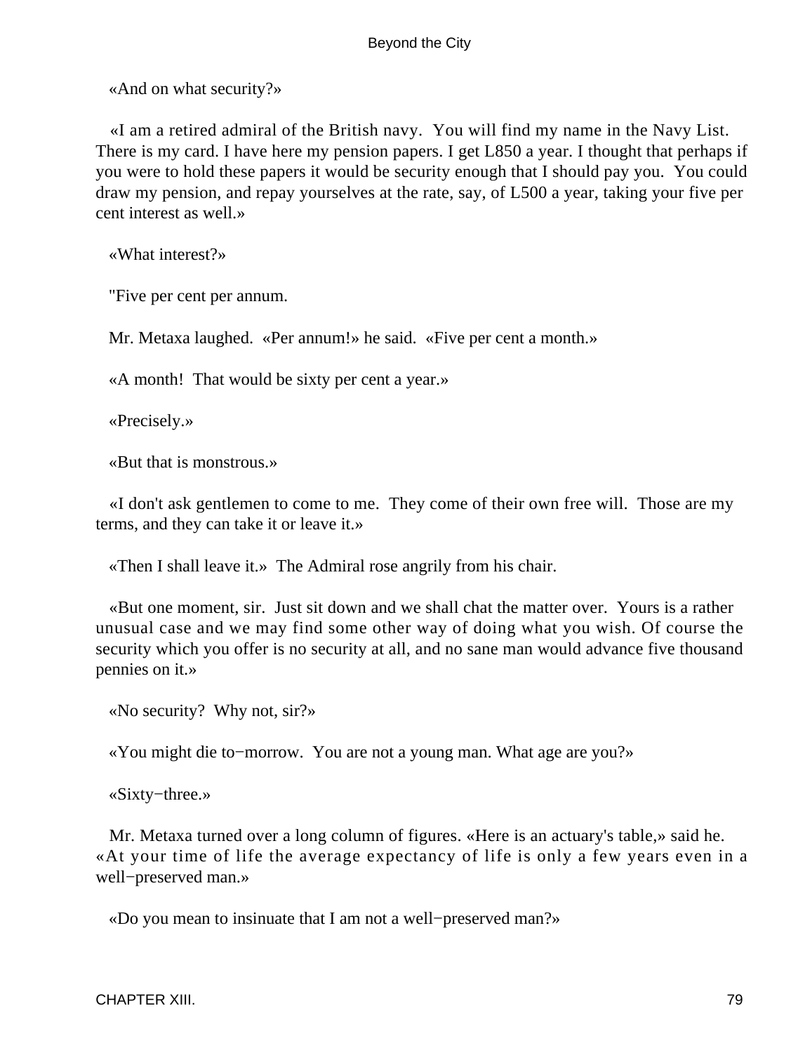«And on what security?»

«I am a retired admiral of the British navy. You will find my name in the Navy List. There is my card. I have here my pension papers. I get L850 a year. I thought that perhaps if you were to hold these papers it would be security enough that I should pay you. You could draw my pension, and repay yourselves at the rate, say, of L500 a year, taking your five per cent interest as well.»

«What interest?»

"Five per cent per annum.

Mr. Metaxa laughed. «Per annum!» he said. «Five per cent a month.»

«A month! That would be sixty per cent a year.»

«Precisely.»

«But that is monstrous.»

«I don't ask gentlemen to come to me. They come of their own free will. Those are my terms, and they can take it or leave it.»

«Then I shall leave it.» The Admiral rose angrily from his chair.

«But one moment, sir. Just sit down and we shall chat the matter over. Yours is a rather unusual case and we may find some other way of doing what you wish. Of course the security which you offer is no security at all, and no sane man would advance five thousand pennies on it.»

«No security? Why not, sir?»

«You might die to−morrow. You are not a young man. What age are you?»

«Sixty−three.»

Mr. Metaxa turned over a long column of figures. «Here is an actuary's table,» said he. «At your time of life the average expectancy of life is only a few years even in a well−preserved man.»

«Do you mean to insinuate that I am not a well−preserved man?»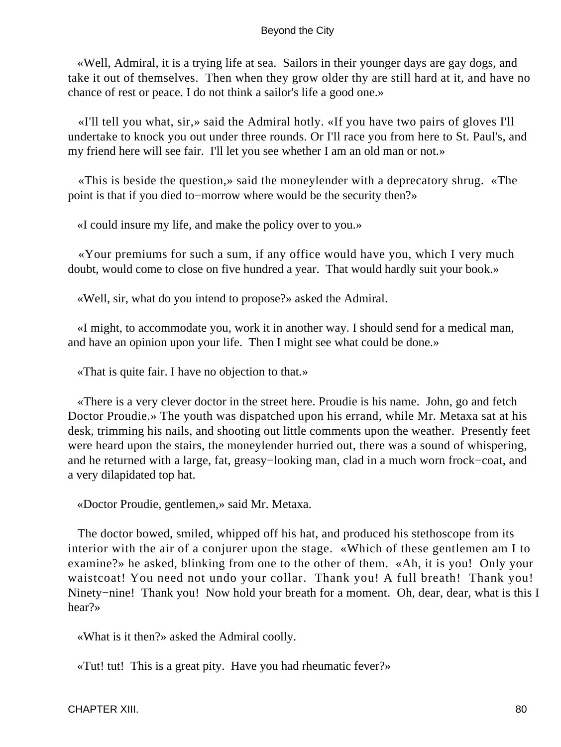«Well, Admiral, it is a trying life at sea. Sailors in their younger days are gay dogs, and take it out of themselves. Then when they grow older thy are still hard at it, and have no chance of rest or peace. I do not think a sailor's life a good one.»

«I'll tell you what, sir,» said the Admiral hotly. «If you have two pairs of gloves I'll undertake to knock you out under three rounds. Or I'll race you from here to St. Paul's, and my friend here will see fair. I'll let you see whether I am an old man or not.»

«This is beside the question,» said the moneylender with a deprecatory shrug. «The point is that if you died to−morrow where would be the security then?»

«I could insure my life, and make the policy over to you.»

«Your premiums for such a sum, if any office would have you, which I very much doubt, would come to close on five hundred a year. That would hardly suit your book.»

«Well, sir, what do you intend to propose?» asked the Admiral.

«I might, to accommodate you, work it in another way. I should send for a medical man, and have an opinion upon your life. Then I might see what could be done.»

«That is quite fair. I have no objection to that.»

«There is a very clever doctor in the street here. Proudie is his name. John, go and fetch Doctor Proudie.» The youth was dispatched upon his errand, while Mr. Metaxa sat at his desk, trimming his nails, and shooting out little comments upon the weather. Presently feet were heard upon the stairs, the moneylender hurried out, there was a sound of whispering, and he returned with a large, fat, greasy−looking man, clad in a much worn frock−coat, and a very dilapidated top hat.

«Doctor Proudie, gentlemen,» said Mr. Metaxa.

The doctor bowed, smiled, whipped off his hat, and produced his stethoscope from its interior with the air of a conjurer upon the stage. «Which of these gentlemen am I to examine?» he asked, blinking from one to the other of them. «Ah, it is you! Only your waistcoat! You need not undo your collar. Thank you! A full breath! Thank you! Ninety−nine! Thank you! Now hold your breath for a moment. Oh, dear, dear, what is this I hear?»

«What is it then?» asked the Admiral coolly.

«Tut! tut! This is a great pity. Have you had rheumatic fever?»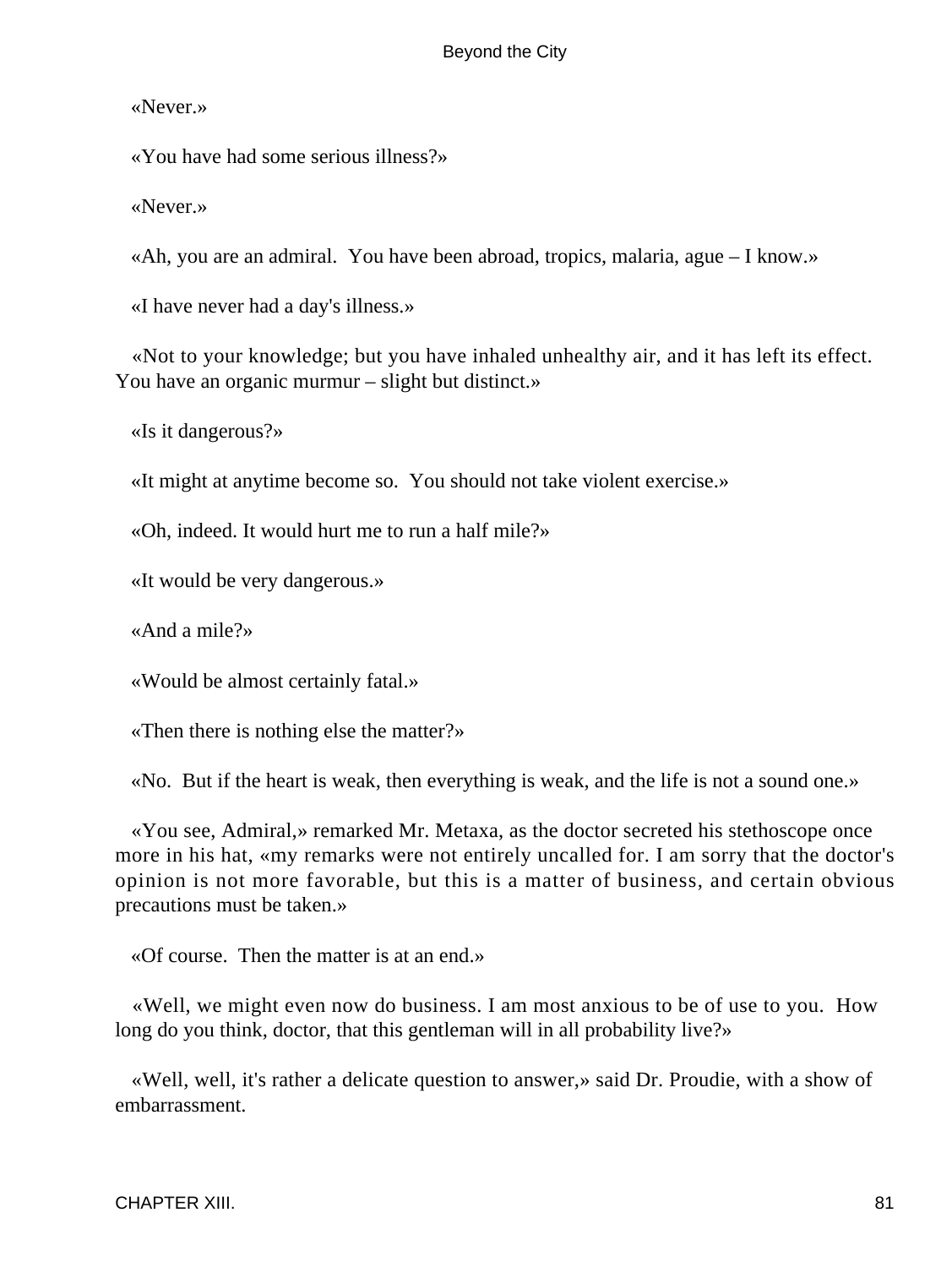«Never.»

«You have had some serious illness?»

«Never.»

«Ah, you are an admiral. You have been abroad, tropics, malaria, ague – I know.»

«I have never had a day's illness.»

«Not to your knowledge; but you have inhaled unhealthy air, and it has left its effect. You have an organic murmur – slight but distinct.»

«Is it dangerous?»

«It might at anytime become so. You should not take violent exercise.»

«Oh, indeed. It would hurt me to run a half mile?»

«It would be very dangerous.»

«And a mile?»

«Would be almost certainly fatal.»

«Then there is nothing else the matter?»

«No. But if the heart is weak, then everything is weak, and the life is not a sound one.»

«You see, Admiral,» remarked Mr. Metaxa, as the doctor secreted his stethoscope once more in his hat, «my remarks were not entirely uncalled for. I am sorry that the doctor's opinion is not more favorable, but this is a matter of business, and certain obvious precautions must be taken.»

«Of course. Then the matter is at an end.»

«Well, we might even now do business. I am most anxious to be of use to you. How long do you think, doctor, that this gentleman will in all probability live?»

«Well, well, it's rather a delicate question to answer,» said Dr. Proudie, with a show of embarrassment.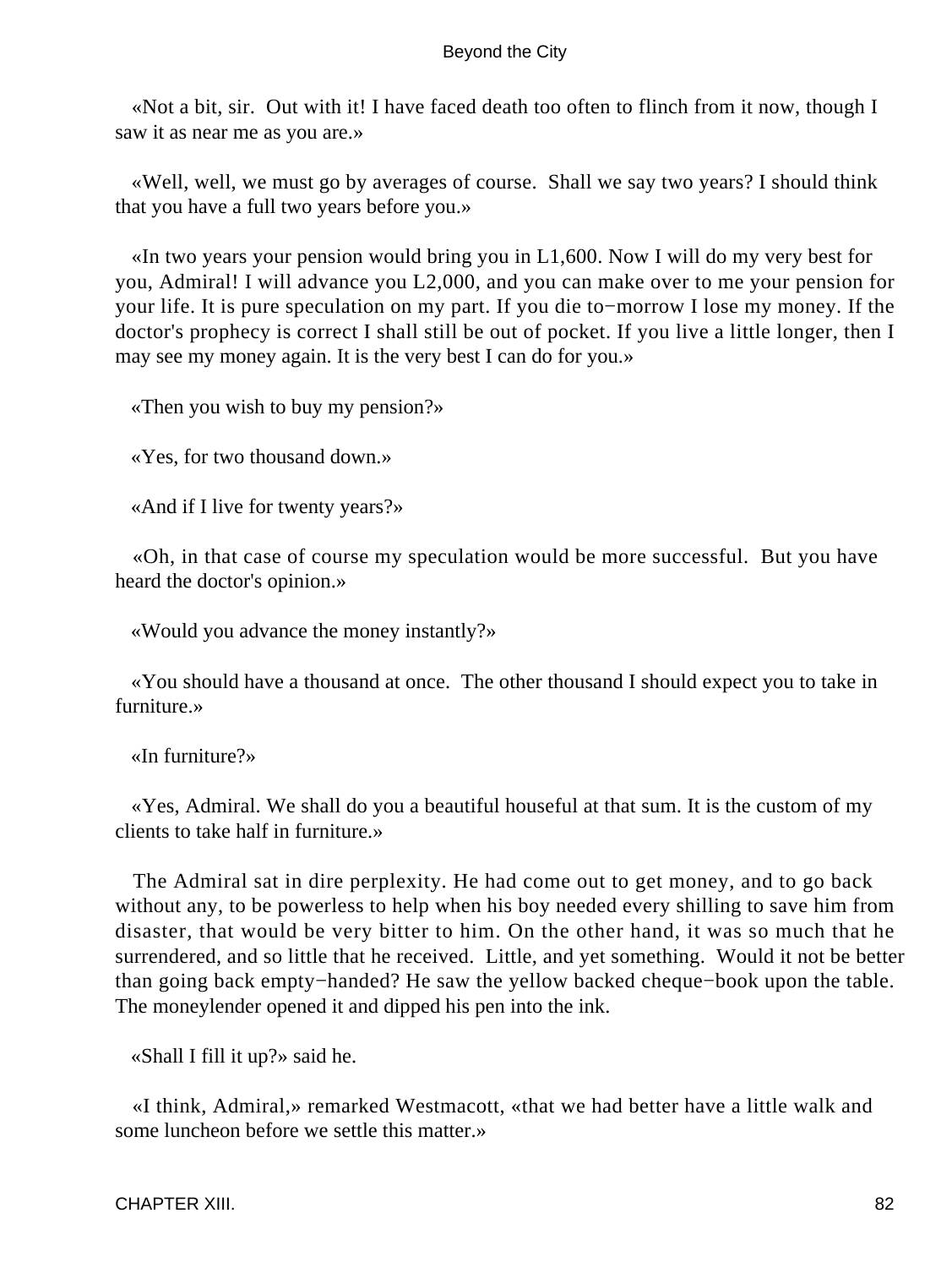«Not a bit, sir.  Out with it! I have faced death too often to flinch from it now, though I saw it as near me as you are.»

«Well, well, we must go by averages of course.  Shall we say two years? I should think that you have a full two years before you.»

«In two years your pension would bring you in L1,600. Now I will do my very best for you, Admiral! I will advance you L2,000, and you can make over to me your pension for your life. It is pure speculation on my part. If you die to−morrow I lose my money. If the doctor's prophecy is correct I shall still be out of pocket. If you live a little longer, then I may see my money again. It is the very best I can do for you.»

«Then you wish to buy my pension?»

«Yes, for two thousand down.»

«And if I live for twenty years?»

«Oh, in that case of course my speculation would be more successful.  But you have heard the doctor's opinion.»

«Would you advance the money instantly?»

«You should have a thousand at once.  The other thousand I should expect you to take in furniture.»

«In furniture?»

«Yes, Admiral. We shall do you a beautiful houseful at that sum. It is the custom of my clients to take half in furniture.»

The Admiral sat in dire perplexity. He had come out to get money, and to go back without any, to be powerless to help when his boy needed every shilling to save him from disaster, that would be very bitter to him. On the other hand, it was so much that he surrendered, and so little that he received.  Little, and yet something.  Would it not be better than going back empty−handed? He saw the yellow backed cheque−book upon the table. The moneylender opened it and dipped his pen into the ink.

«Shall I fill it up?» said he.

«I think, Admiral,» remarked Westmacott, «that we had better have a little walk and some luncheon before we settle this matter.»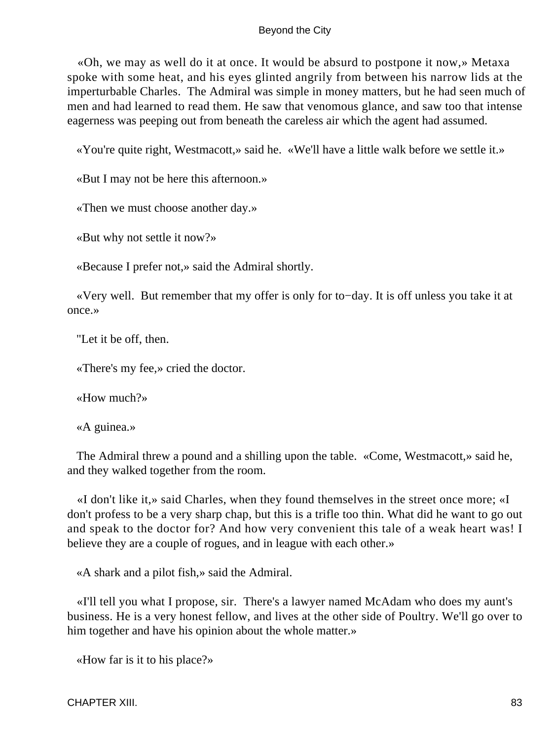«Oh, we may as well do it at once. It would be absurd to postpone it now,» Metaxa spoke with some heat, and his eyes glinted angrily from between his narrow lids at the imperturbable Charles. The Admiral was simple in money matters, but he had seen much of men and had learned to read them. He saw that venomous glance, and saw too that intense eagerness was peeping out from beneath the careless air which the agent had assumed.

«You're quite right, Westmacott,» said he. «We'll have a little walk before we settle it.»

«But I may not be here this afternoon.»

«Then we must choose another day.»

«But why not settle it now?»

«Because I prefer not,» said the Admiral shortly.

«Very well. But remember that my offer is only for to−day. It is off unless you take it at once.»

"Let it be off, then.

«There's my fee,» cried the doctor.

«How much?»

«A guinea.»

The Admiral threw a pound and a shilling upon the table. «Come, Westmacott,» said he, and they walked together from the room.

«I don't like it,» said Charles, when they found themselves in the street once more; «I don't profess to be a very sharp chap, but this is a trifle too thin. What did he want to go out and speak to the doctor for? And how very convenient this tale of a weak heart was! I believe they are a couple of rogues, and in league with each other.»

«A shark and a pilot fish,» said the Admiral.

«I'll tell you what I propose, sir. There's a lawyer named McAdam who does my aunt's business. He is a very honest fellow, and lives at the other side of Poultry. We'll go over to him together and have his opinion about the whole matter.»

«How far is it to his place?»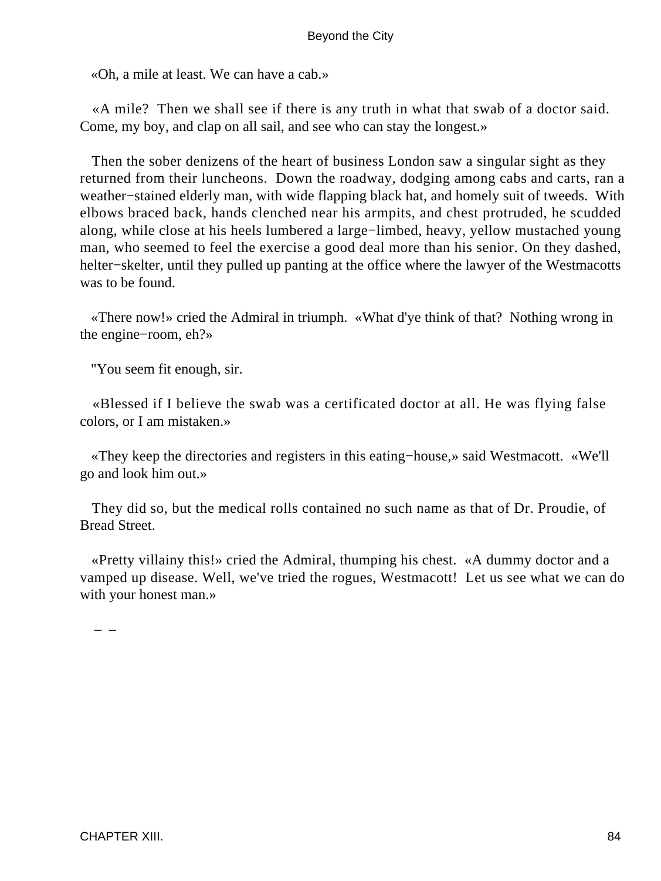«Oh, a mile at least. We can have a cab.»

«A mile? Then we shall see if there is any truth in what that swab of a doctor said. Come, my boy, and clap on all sail, and see who can stay the longest.»

Then the sober denizens of the heart of business London saw a singular sight as they returned from their luncheons. Down the roadway, dodging among cabs and carts, ran a weather−stained elderly man, with wide flapping black hat, and homely suit of tweeds. With elbows braced back, hands clenched near his armpits, and chest protruded, he scudded along, while close at his heels lumbered a large−limbed, heavy, yellow mustached young man, who seemed to feel the exercise a good deal more than his senior. On they dashed, helter−skelter, until they pulled up panting at the office where the lawyer of the Westmacotts was to be found.

«There now!» cried the Admiral in triumph. «What d'ye think of that? Nothing wrong in the engine−room, eh?»

"You seem fit enough, sir.

«Blessed if I believe the swab was a certificated doctor at all. He was flying false colors, or I am mistaken.»

«They keep the directories and registers in this eating−house,» said Westmacott. «We'll go and look him out.»

They did so, but the medical rolls contained no such name as that of Dr. Proudie, of Bread Street.

«Pretty villainy this!» cried the Admiral, thumping his chest. «A dummy doctor and a vamped up disease. Well, we've tried the rogues, Westmacott! Let us see what we can do with your honest man.»

– –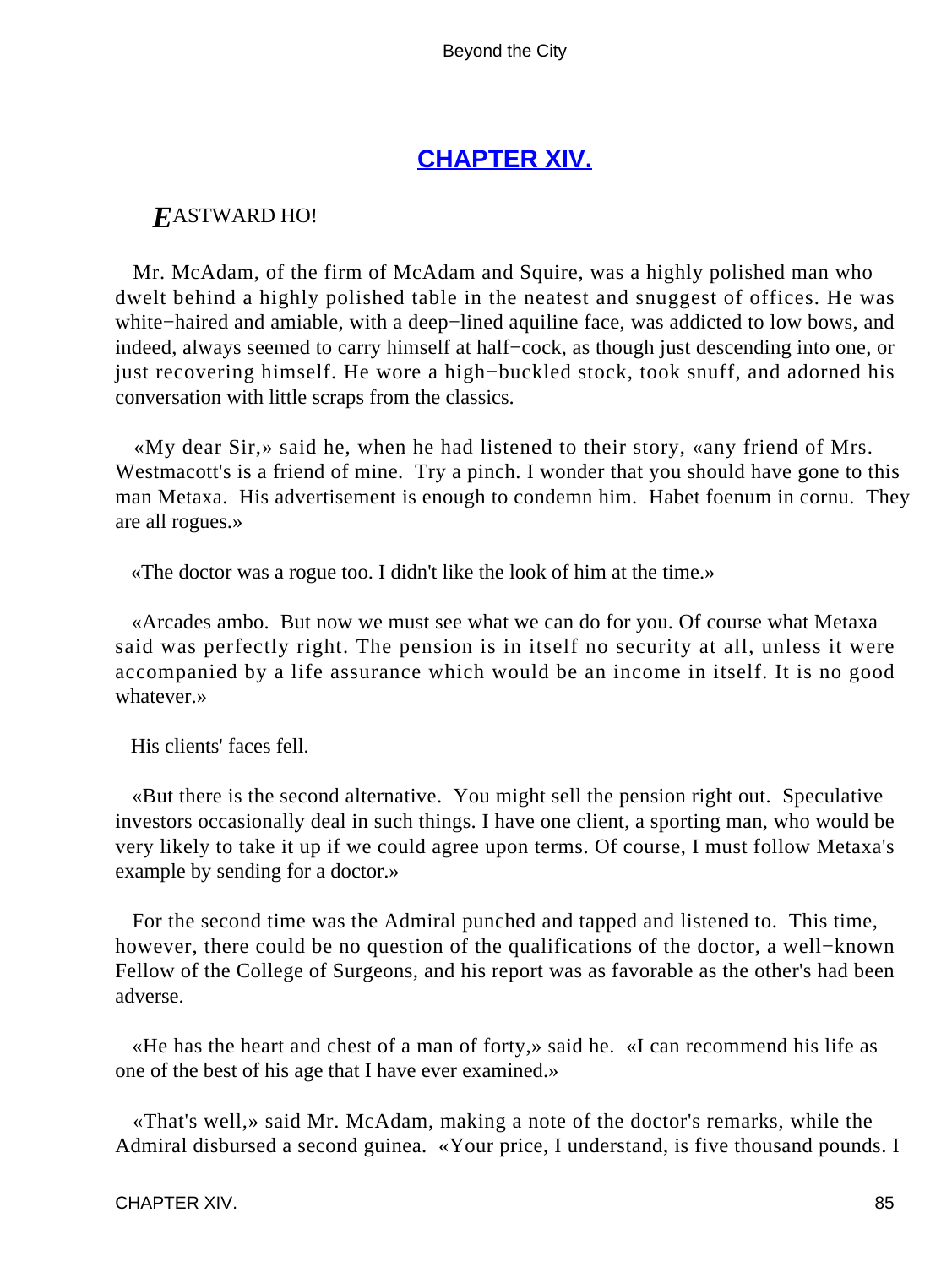## CHAPTER XIV.

***E***ASTWARD HO!

Mr. McAdam, of the firm of McAdam and Squire, was a highly polished man who dwelt behind a highly polished table in the neatest and snuggest of offices. He was white−haired and amiable, with a deep−lined aquiline face, was addicted to low bows, and indeed, always seemed to carry himself at half−cock, as though just descending into one, or just recovering himself. He wore a high−buckled stock, took snuff, and adorned his conversation with little scraps from the classics.

«My dear Sir,» said he, when he had listened to their story, «any friend of Mrs. Westmacott's is a friend of mine. Try a pinch. I wonder that you should have gone to this man Metaxa. His advertisement is enough to condemn him. Habet foenum in cornu. They are all rogues.»

«The doctor was a rogue too. I didn't like the look of him at the time.»

«Arcades ambo. But now we must see what we can do for you. Of course what Metaxa said was perfectly right. The pension is in itself no security at all, unless it were accompanied by a life assurance which would be an income in itself. It is no good whatever.»

His clients' faces fell.

«But there is the second alternative. You might sell the pension right out. Speculative investors occasionally deal in such things. I have one client, a sporting man, who would be very likely to take it up if we could agree upon terms. Of course, I must follow Metaxa's example by sending for a doctor.»

For the second time was the Admiral punched and tapped and listened to. This time, however, there could be no question of the qualifications of the doctor, a well−known Fellow of the College of Surgeons, and his report was as favorable as the other's had been adverse.

«He has the heart and chest of a man of forty,» said he. «I can recommend his life as one of the best of his age that I have ever examined.»

«That's well,» said Mr. McAdam, making a note of the doctor's remarks, while the Admiral disbursed a second guinea. «Your price, I understand, is five thousand pounds. I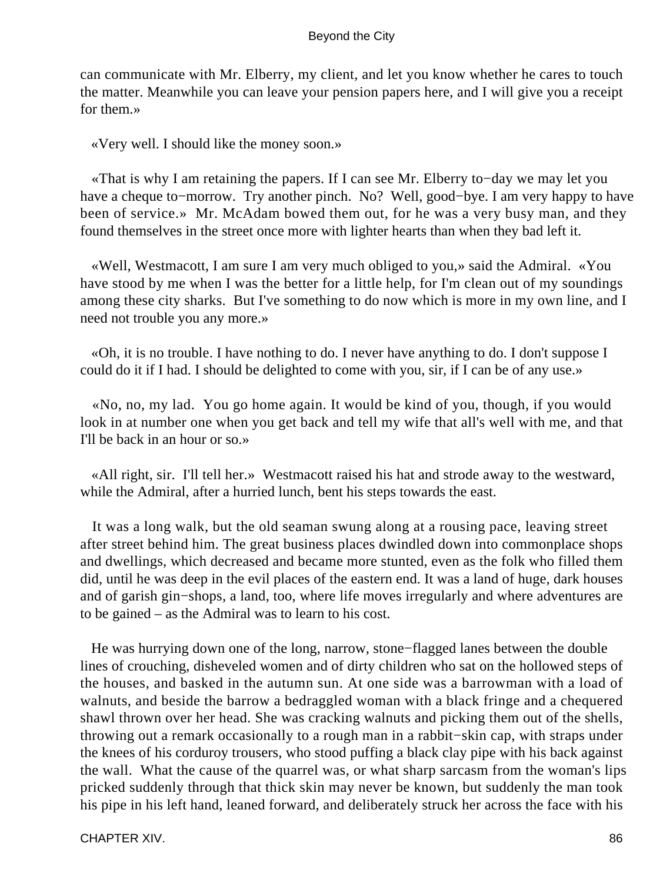can communicate with Mr. Elberry, my client, and let you know whether he cares to touch the matter. Meanwhile you can leave your pension papers here, and I will give you a receipt for them.»

«Very well. I should like the money soon.»

«That is why I am retaining the papers. If I can see Mr. Elberry to−day we may let you have a cheque to−morrow. Try another pinch. No? Well, good−bye. I am very happy to have been of service.» Mr. McAdam bowed them out, for he was a very busy man, and they found themselves in the street once more with lighter hearts than when they bad left it.

«Well, Westmacott, I am sure I am very much obliged to you,» said the Admiral. «You have stood by me when I was the better for a little help, for I'm clean out of my soundings among these city sharks. But I've something to do now which is more in my own line, and I need not trouble you any more.»

«Oh, it is no trouble. I have nothing to do. I never have anything to do. I don't suppose I could do it if I had. I should be delighted to come with you, sir, if I can be of any use.»

«No, no, my lad. You go home again. It would be kind of you, though, if you would look in at number one when you get back and tell my wife that all's well with me, and that I'll be back in an hour or so.»

«All right, sir. I'll tell her.» Westmacott raised his hat and strode away to the westward, while the Admiral, after a hurried lunch, bent his steps towards the east.

It was a long walk, but the old seaman swung along at a rousing pace, leaving street after street behind him. The great business places dwindled down into commonplace shops and dwellings, which decreased and became more stunted, even as the folk who filled them did, until he was deep in the evil places of the eastern end. It was a land of huge, dark houses and of garish gin−shops, a land, too, where life moves irregularly and where adventures are to be gained – as the Admiral was to learn to his cost.

He was hurrying down one of the long, narrow, stone−flagged lanes between the double lines of crouching, disheveled women and of dirty children who sat on the hollowed steps of the houses, and basked in the autumn sun. At one side was a barrowman with a load of walnuts, and beside the barrow a bedraggled woman with a black fringe and a chequered shawl thrown over her head. She was cracking walnuts and picking them out of the shells, throwing out a remark occasionally to a rough man in a rabbit−skin cap, with straps under the knees of his corduroy trousers, who stood puffing a black clay pipe with his back against the wall. What the cause of the quarrel was, or what sharp sarcasm from the woman's lips pricked suddenly through that thick skin may never be known, but suddenly the man took his pipe in his left hand, leaned forward, and deliberately struck her across the face with his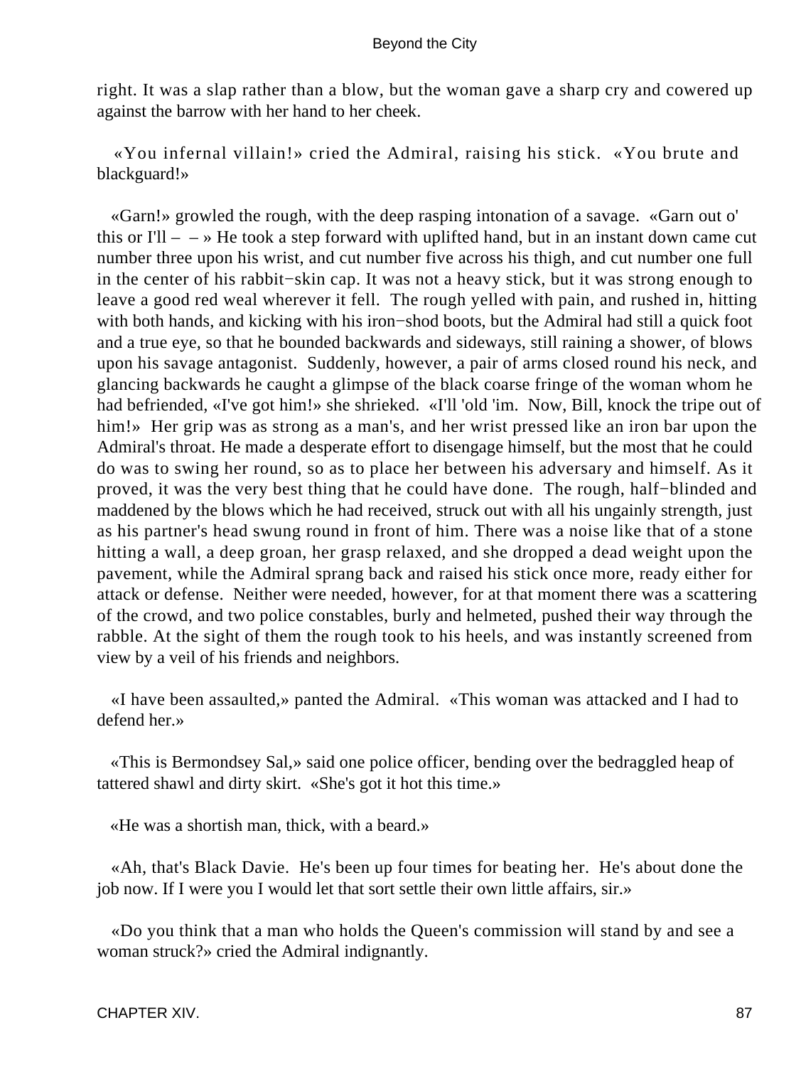right. It was a slap rather than a blow, but the woman gave a sharp cry and cowered up against the barrow with her hand to her cheek.

«You infernal villain!» cried the Admiral, raising his stick. «You brute and blackguard!»

«Garn!» growled the rough, with the deep rasping intonation of a savage. «Garn out o' this or I'll – – » He took a step forward with uplifted hand, but in an instant down came cut number three upon his wrist, and cut number five across his thigh, and cut number one full in the center of his rabbit−skin cap. It was not a heavy stick, but it was strong enough to leave a good red weal wherever it fell. The rough yelled with pain, and rushed in, hitting with both hands, and kicking with his iron−shod boots, but the Admiral had still a quick foot and a true eye, so that he bounded backwards and sideways, still raining a shower, of blows upon his savage antagonist. Suddenly, however, a pair of arms closed round his neck, and glancing backwards he caught a glimpse of the black coarse fringe of the woman whom he had befriended, «I've got him!» she shrieked. «I'll 'old 'im. Now, Bill, knock the tripe out of him!» Her grip was as strong as a man's, and her wrist pressed like an iron bar upon the Admiral's throat. He made a desperate effort to disengage himself, but the most that he could do was to swing her round, so as to place her between his adversary and himself. As it proved, it was the very best thing that he could have done. The rough, half−blinded and maddened by the blows which he had received, struck out with all his ungainly strength, just as his partner's head swung round in front of him. There was a noise like that of a stone hitting a wall, a deep groan, her grasp relaxed, and she dropped a dead weight upon the pavement, while the Admiral sprang back and raised his stick once more, ready either for attack or defense. Neither were needed, however, for at that moment there was a scattering of the crowd, and two police constables, burly and helmeted, pushed their way through the rabble. At the sight of them the rough took to his heels, and was instantly screened from view by a veil of his friends and neighbors.

«I have been assaulted,» panted the Admiral. «This woman was attacked and I had to defend her.»

«This is Bermondsey Sal,» said one police officer, bending over the bedraggled heap of tattered shawl and dirty skirt. «She's got it hot this time.»

«He was a shortish man, thick, with a beard.»

«Ah, that's Black Davie. He's been up four times for beating her. He's about done the job now. If I were you I would let that sort settle their own little affairs, sir.»

«Do you think that a man who holds the Queen's commission will stand by and see a woman struck?» cried the Admiral indignantly.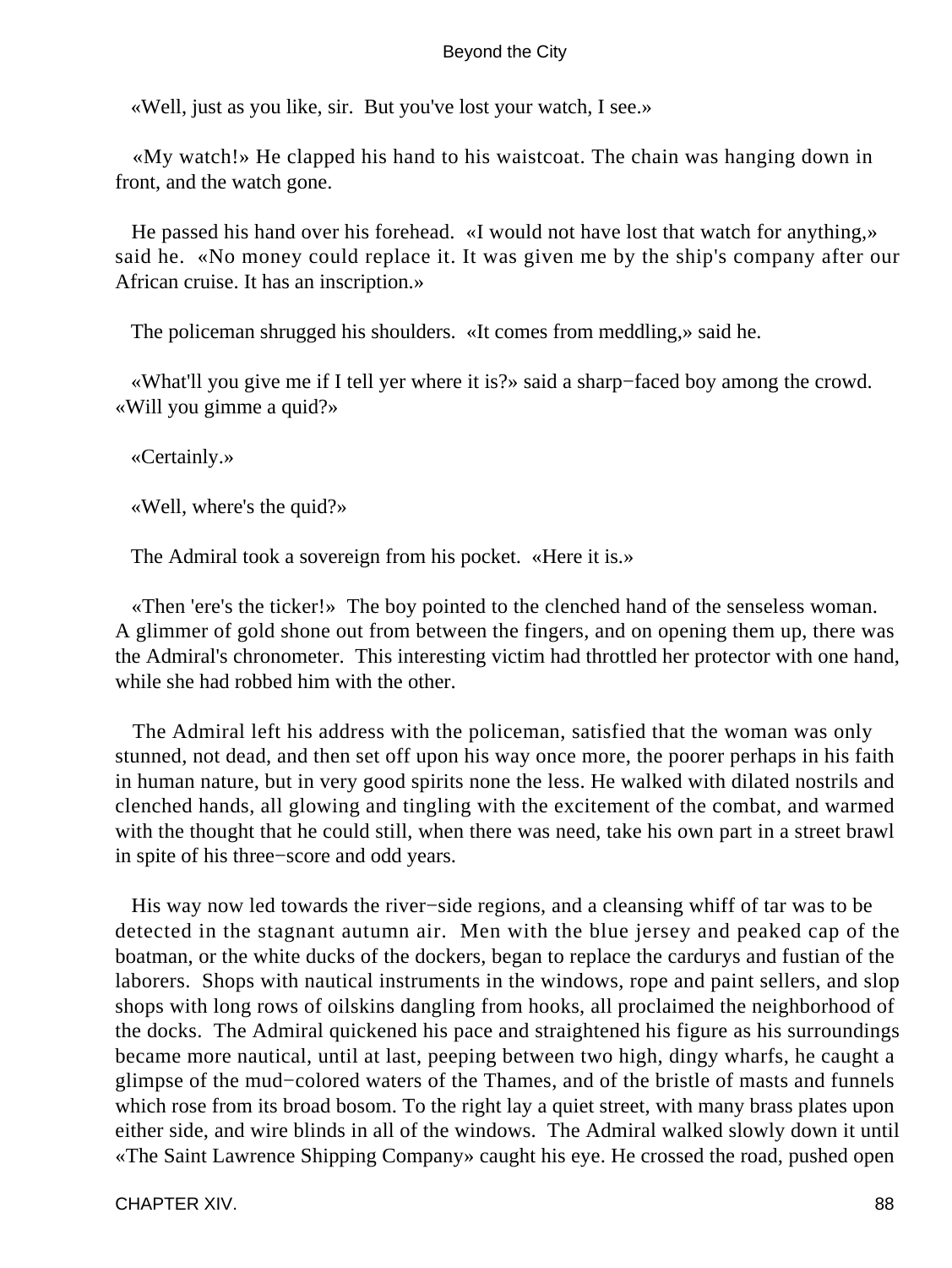«Well, just as you like, sir. But you've lost your watch, I see.»

«My watch!» He clapped his hand to his waistcoat. The chain was hanging down in front, and the watch gone.

He passed his hand over his forehead. «I would not have lost that watch for anything,» said he. «No money could replace it. It was given me by the ship's company after our African cruise. It has an inscription.»

The policeman shrugged his shoulders. «It comes from meddling,» said he.

«What'll you give me if I tell yer where it is?» said a sharp−faced boy among the crowd. «Will you gimme a quid?»

«Certainly.»

«Well, where's the quid?»

The Admiral took a sovereign from his pocket. «Here it is.»

«Then 'ere's the ticker!» The boy pointed to the clenched hand of the senseless woman. A glimmer of gold shone out from between the fingers, and on opening them up, there was the Admiral's chronometer. This interesting victim had throttled her protector with one hand, while she had robbed him with the other.

The Admiral left his address with the policeman, satisfied that the woman was only stunned, not dead, and then set off upon his way once more, the poorer perhaps in his faith in human nature, but in very good spirits none the less. He walked with dilated nostrils and clenched hands, all glowing and tingling with the excitement of the combat, and warmed with the thought that he could still, when there was need, take his own part in a street brawl in spite of his three−score and odd years.

His way now led towards the river−side regions, and a cleansing whiff of tar was to be detected in the stagnant autumn air. Men with the blue jersey and peaked cap of the boatman, or the white ducks of the dockers, began to replace the cardurys and fustian of the laborers. Shops with nautical instruments in the windows, rope and paint sellers, and slop shops with long rows of oilskins dangling from hooks, all proclaimed the neighborhood of the docks. The Admiral quickened his pace and straightened his figure as his surroundings became more nautical, until at last, peeping between two high, dingy wharfs, he caught a glimpse of the mud−colored waters of the Thames, and of the bristle of masts and funnels which rose from its broad bosom. To the right lay a quiet street, with many brass plates upon either side, and wire blinds in all of the windows. The Admiral walked slowly down it until «The Saint Lawrence Shipping Company» caught his eye. He crossed the road, pushed open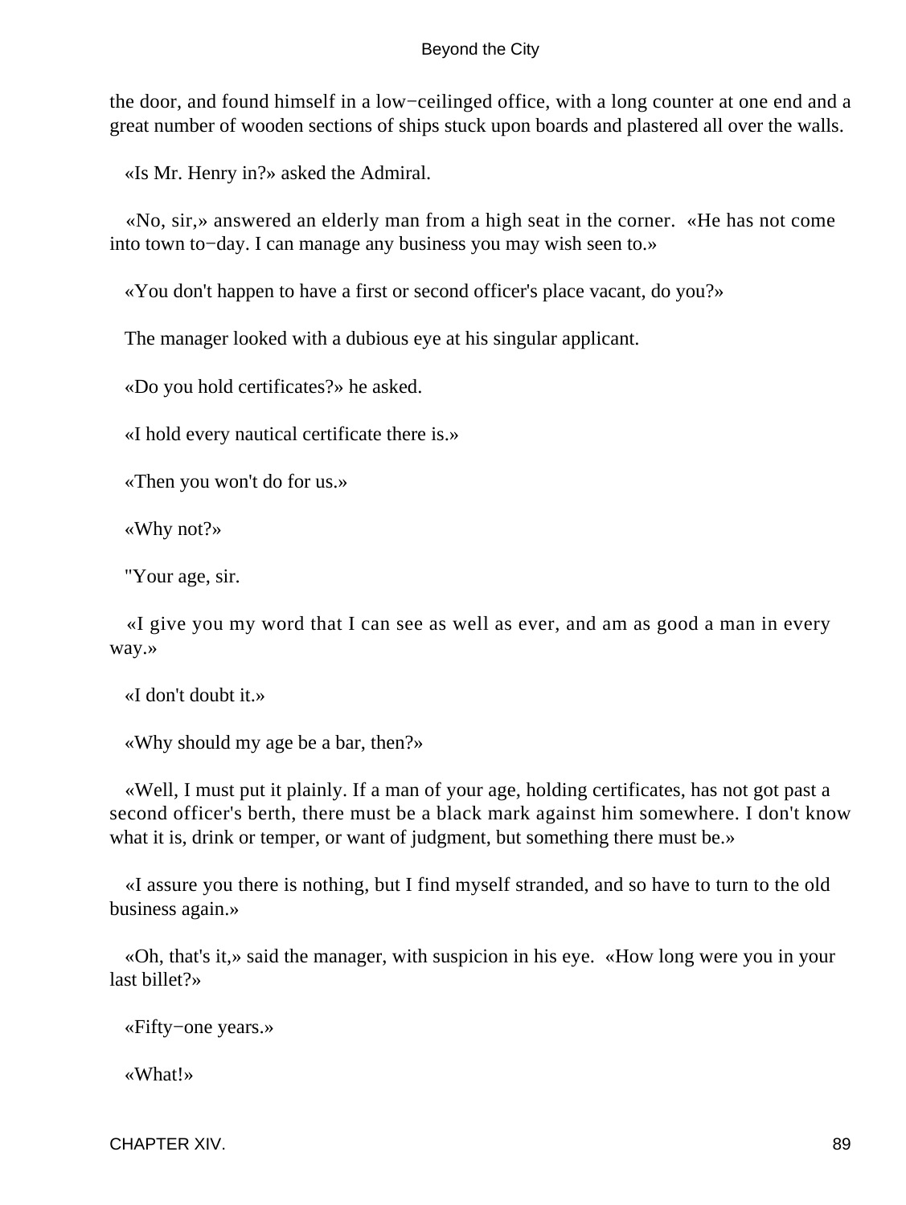the door, and found himself in a low−ceilinged office, with a long counter at one end and a great number of wooden sections of ships stuck upon boards and plastered all over the walls.

«Is Mr. Henry in?» asked the Admiral.

«No, sir,» answered an elderly man from a high seat in the corner. «He has not come into town to−day. I can manage any business you may wish seen to.»

«You don't happen to have a first or second officer's place vacant, do you?»

The manager looked with a dubious eye at his singular applicant.

«Do you hold certificates?» he asked.

«I hold every nautical certificate there is.»

«Then you won't do for us.»

«Why not?»

"Your age, sir.

«I give you my word that I can see as well as ever, and am as good a man in every way.»

«I don't doubt it.»

«Why should my age be a bar, then?»

«Well, I must put it plainly. If a man of your age, holding certificates, has not got past a second officer's berth, there must be a black mark against him somewhere. I don't know what it is, drink or temper, or want of judgment, but something there must be.»

«I assure you there is nothing, but I find myself stranded, and so have to turn to the old business again.»

«Oh, that's it,» said the manager, with suspicion in his eye. «How long were you in your last billet?»

«Fifty−one years.»

«What!»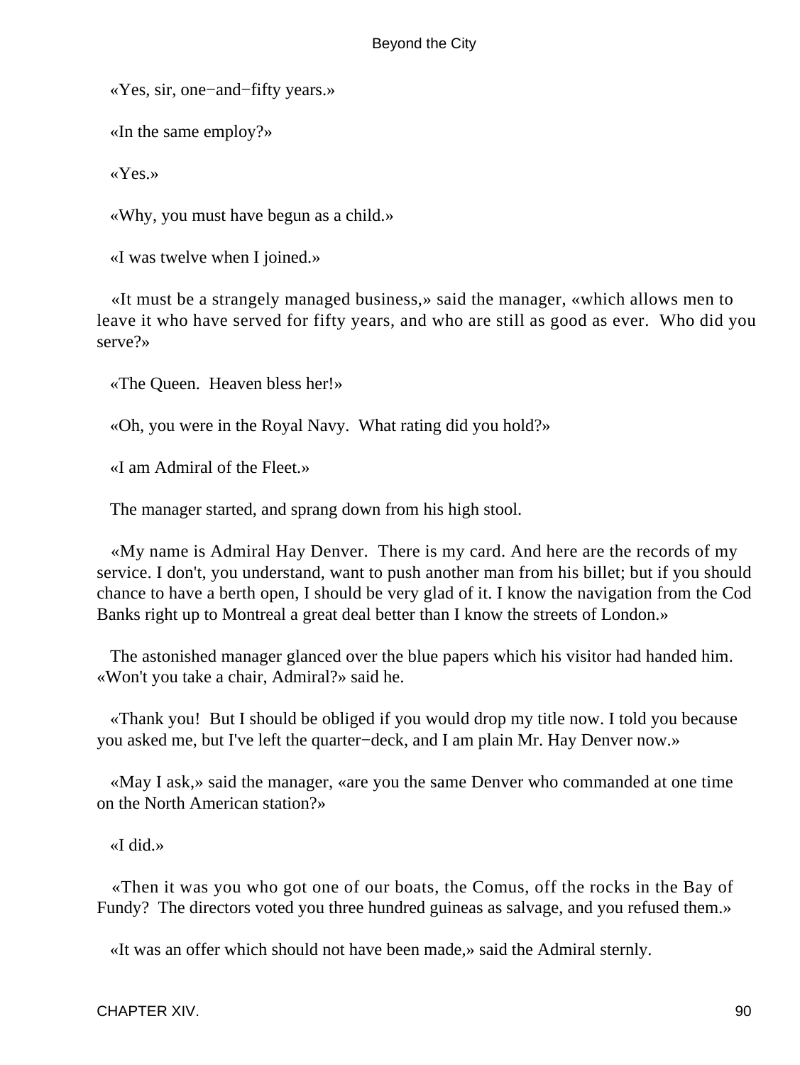«Yes, sir, one−and−fifty years.»

«In the same employ?»

«Yes.»

«Why, you must have begun as a child.»

«I was twelve when I joined.»

«It must be a strangely managed business,» said the manager, «which allows men to leave it who have served for fifty years, and who are still as good as ever. Who did you serve?»

«The Queen. Heaven bless her!»

«Oh, you were in the Royal Navy. What rating did you hold?»

«I am Admiral of the Fleet.»

The manager started, and sprang down from his high stool.

«My name is Admiral Hay Denver. There is my card. And here are the records of my service. I don't, you understand, want to push another man from his billet; but if you should chance to have a berth open, I should be very glad of it. I know the navigation from the Cod Banks right up to Montreal a great deal better than I know the streets of London.»

The astonished manager glanced over the blue papers which his visitor had handed him. «Won't you take a chair, Admiral?» said he.

«Thank you! But I should be obliged if you would drop my title now. I told you because you asked me, but I've left the quarter−deck, and I am plain Mr. Hay Denver now.»

«May I ask,» said the manager, «are you the same Denver who commanded at one time on the North American station?»

«I did.»

«Then it was you who got one of our boats, the Comus, off the rocks in the Bay of Fundy? The directors voted you three hundred guineas as salvage, and you refused them.»

«It was an offer which should not have been made,» said the Admiral sternly.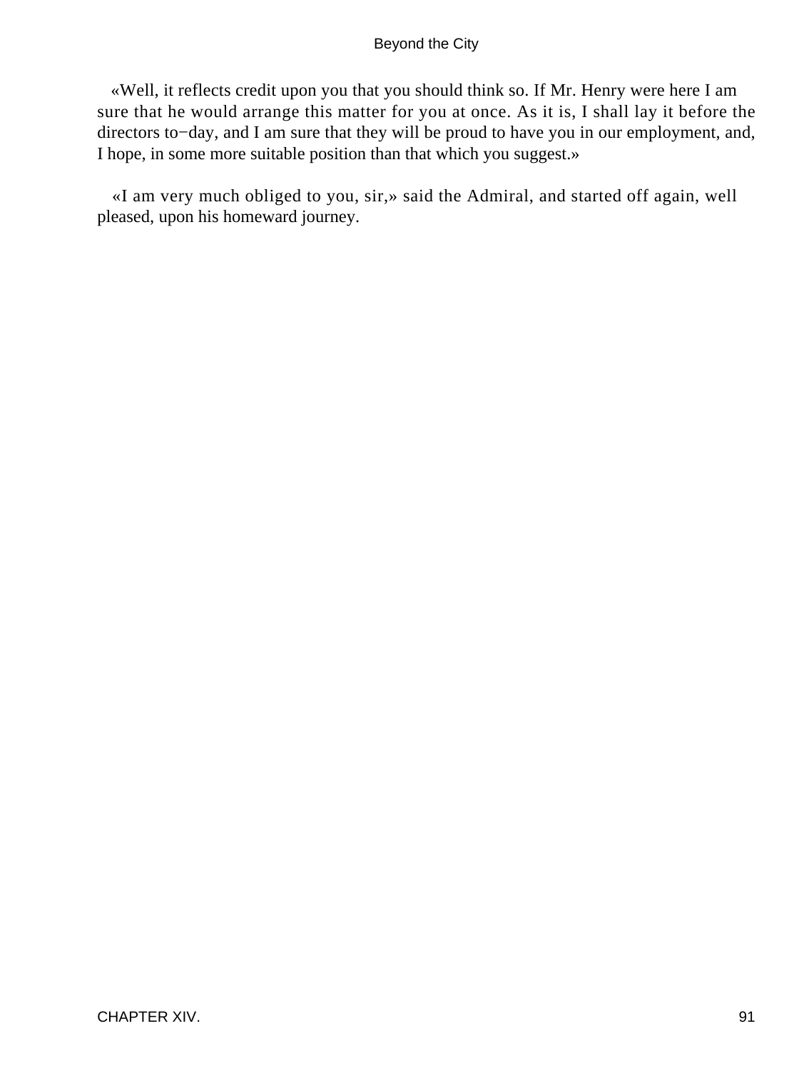«Well, it reflects credit upon you that you should think so. If Mr. Henry were here I am sure that he would arrange this matter for you at once. As it is, I shall lay it before the directors to−day, and I am sure that they will be proud to have you in our employment, and, I hope, in some more suitable position than that which you suggest.»

«I am very much obliged to you, sir,» said the Admiral, and started off again, well pleased, upon his homeward journey.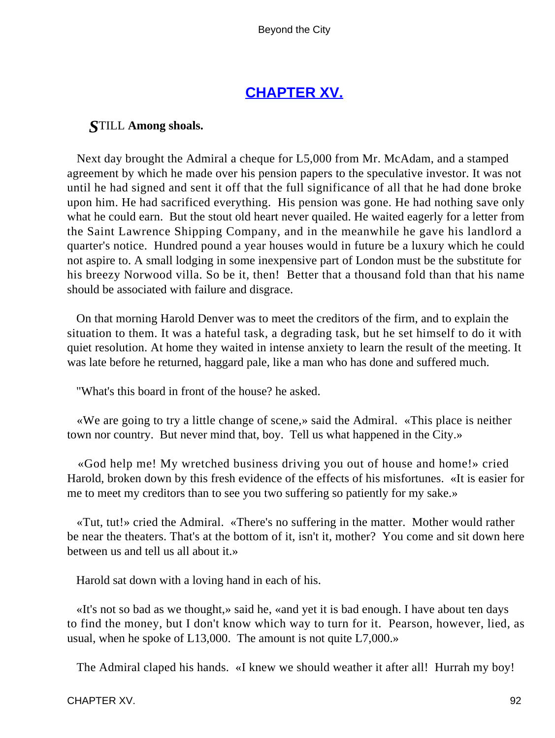## [CHAPTER XV.](#)

***S*TILL Among shoals.**

Next day brought the Admiral a cheque for L5,000 from Mr. McAdam, and a stamped agreement by which he made over his pension papers to the speculative investor. It was not until he had signed and sent it off that the full significance of all that he had done broke upon him. He had sacrificed everything. His pension was gone. He had nothing save only what he could earn. But the stout old heart never quailed. He waited eagerly for a letter from the Saint Lawrence Shipping Company, and in the meanwhile he gave his landlord a quarter's notice. Hundred pound a year houses would in future be a luxury which he could not aspire to. A small lodging in some inexpensive part of London must be the substitute for his breezy Norwood villa. So be it, then! Better that a thousand fold than that his name should be associated with failure and disgrace.

On that morning Harold Denver was to meet the creditors of the firm, and to explain the situation to them. It was a hateful task, a degrading task, but he set himself to do it with quiet resolution. At home they waited in intense anxiety to learn the result of the meeting. It was late before he returned, haggard pale, like a man who has done and suffered much.

"What's this board in front of the house? he asked.

«We are going to try a little change of scene,» said the Admiral. «This place is neither town nor country. But never mind that, boy. Tell us what happened in the City.»

«God help me! My wretched business driving you out of house and home!» cried Harold, broken down by this fresh evidence of the effects of his misfortunes. «It is easier for me to meet my creditors than to see you two suffering so patiently for my sake.»

«Tut, tut!» cried the Admiral. «There's no suffering in the matter. Mother would rather be near the theaters. That's at the bottom of it, isn't it, mother? You come and sit down here between us and tell us all about it.»

Harold sat down with a loving hand in each of his.

«It's not so bad as we thought,» said he, «and yet it is bad enough. I have about ten days to find the money, but I don't know which way to turn for it. Pearson, however, lied, as usual, when he spoke of L13,000. The amount is not quite L7,000.»

The Admiral claped his hands. «I knew we should weather it after all! Hurrah my boy!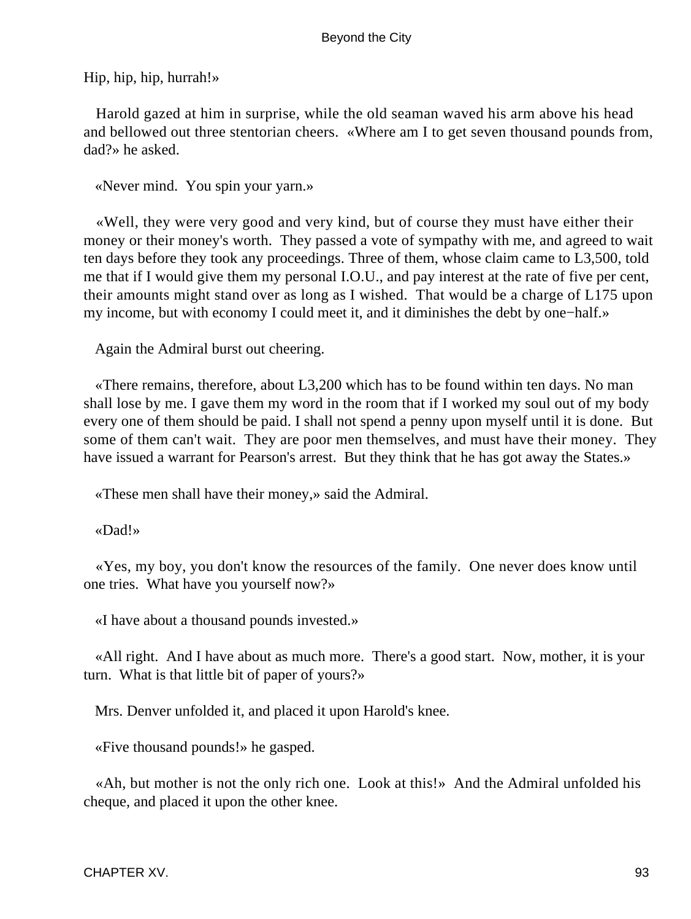Hip, hip, hip, hurrah!»

Harold gazed at him in surprise, while the old seaman waved his arm above his head and bellowed out three stentorian cheers. «Where am I to get seven thousand pounds from, dad?» he asked.

«Never mind. You spin your yarn.»

«Well, they were very good and very kind, but of course they must have either their money or their money's worth. They passed a vote of sympathy with me, and agreed to wait ten days before they took any proceedings. Three of them, whose claim came to L3,500, told me that if I would give them my personal I.O.U., and pay interest at the rate of five per cent, their amounts might stand over as long as I wished. That would be a charge of L175 upon my income, but with economy I could meet it, and it diminishes the debt by one−half.»

Again the Admiral burst out cheering.

«There remains, therefore, about L3,200 which has to be found within ten days. No man shall lose by me. I gave them my word in the room that if I worked my soul out of my body every one of them should be paid. I shall not spend a penny upon myself until it is done. But some of them can't wait. They are poor men themselves, and must have their money. They have issued a warrant for Pearson's arrest. But they think that he has got away the States.»

«These men shall have their money,» said the Admiral.

«Dad!»

«Yes, my boy, you don't know the resources of the family. One never does know until one tries. What have you yourself now?»

«I have about a thousand pounds invested.»

«All right. And I have about as much more. There's a good start. Now, mother, it is your turn. What is that little bit of paper of yours?»

Mrs. Denver unfolded it, and placed it upon Harold's knee.

«Five thousand pounds!» he gasped.

«Ah, but mother is not the only rich one. Look at this!» And the Admiral unfolded his cheque, and placed it upon the other knee.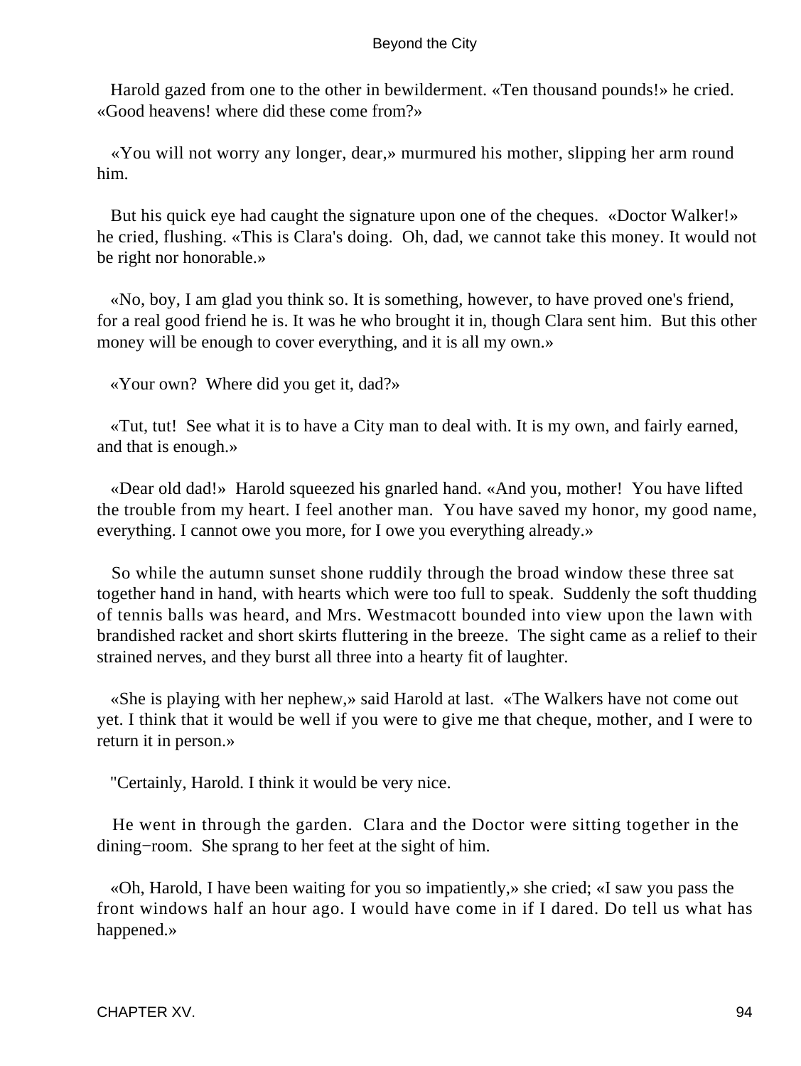Harold gazed from one to the other in bewilderment. «Ten thousand pounds!» he cried. «Good heavens! where did these come from?»

«You will not worry any longer, dear,» murmured his mother, slipping her arm round him.

But his quick eye had caught the signature upon one of the cheques. «Doctor Walker!» he cried, flushing. «This is Clara's doing. Oh, dad, we cannot take this money. It would not be right nor honorable.»

«No, boy, I am glad you think so. It is something, however, to have proved one's friend, for a real good friend he is. It was he who brought it in, though Clara sent him. But this other money will be enough to cover everything, and it is all my own.»

«Your own? Where did you get it, dad?»

«Tut, tut! See what it is to have a City man to deal with. It is my own, and fairly earned, and that is enough.»

«Dear old dad!» Harold squeezed his gnarled hand. «And you, mother! You have lifted the trouble from my heart. I feel another man. You have saved my honor, my good name, everything. I cannot owe you more, for I owe you everything already.»

So while the autumn sunset shone ruddily through the broad window these three sat together hand in hand, with hearts which were too full to speak. Suddenly the soft thudding of tennis balls was heard, and Mrs. Westmacott bounded into view upon the lawn with brandished racket and short skirts fluttering in the breeze. The sight came as a relief to their strained nerves, and they burst all three into a hearty fit of laughter.

«She is playing with her nephew,» said Harold at last. «The Walkers have not come out yet. I think that it would be well if you were to give me that cheque, mother, and I were to return it in person.»

"Certainly, Harold. I think it would be very nice.

He went in through the garden. Clara and the Doctor were sitting together in the dining−room. She sprang to her feet at the sight of him.

«Oh, Harold, I have been waiting for you so impatiently,» she cried; «I saw you pass the front windows half an hour ago. I would have come in if I dared. Do tell us what has happened.»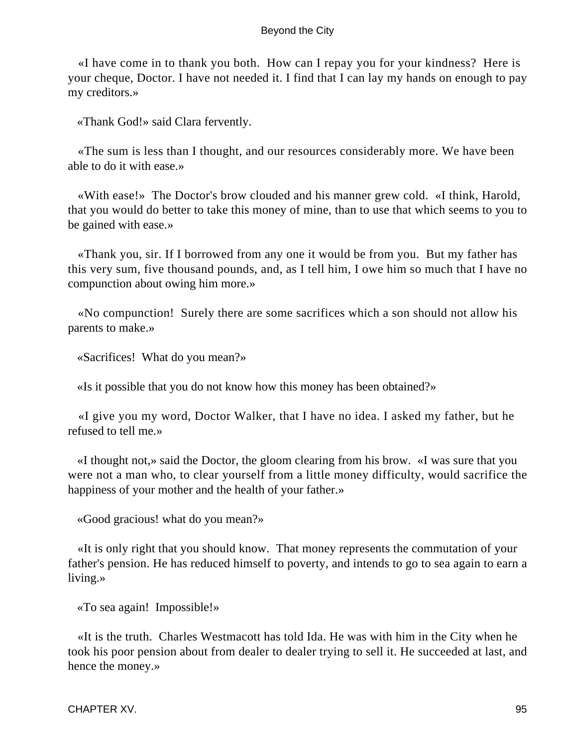«I have come in to thank you both. How can I repay you for your kindness? Here is your cheque, Doctor. I have not needed it. I find that I can lay my hands on enough to pay my creditors.»

«Thank God!» said Clara fervently.

«The sum is less than I thought, and our resources considerably more. We have been able to do it with ease.»

«With ease!» The Doctor's brow clouded and his manner grew cold. «I think, Harold, that you would do better to take this money of mine, than to use that which seems to you to be gained with ease.»

«Thank you, sir. If I borrowed from any one it would be from you. But my father has this very sum, five thousand pounds, and, as I tell him, I owe him so much that I have no compunction about owing him more.»

«No compunction! Surely there are some sacrifices which a son should not allow his parents to make.»

«Sacrifices! What do you mean?»

«Is it possible that you do not know how this money has been obtained?»

«I give you my word, Doctor Walker, that I have no idea. I asked my father, but he refused to tell me.»

«I thought not,» said the Doctor, the gloom clearing from his brow. «I was sure that you were not a man who, to clear yourself from a little money difficulty, would sacrifice the happiness of your mother and the health of your father.»

«Good gracious! what do you mean?»

«It is only right that you should know. That money represents the commutation of your father's pension. He has reduced himself to poverty, and intends to go to sea again to earn a living.»

«To sea again! Impossible!»

«It is the truth. Charles Westmacott has told Ida. He was with him in the City when he took his poor pension about from dealer to dealer trying to sell it. He succeeded at last, and hence the money.»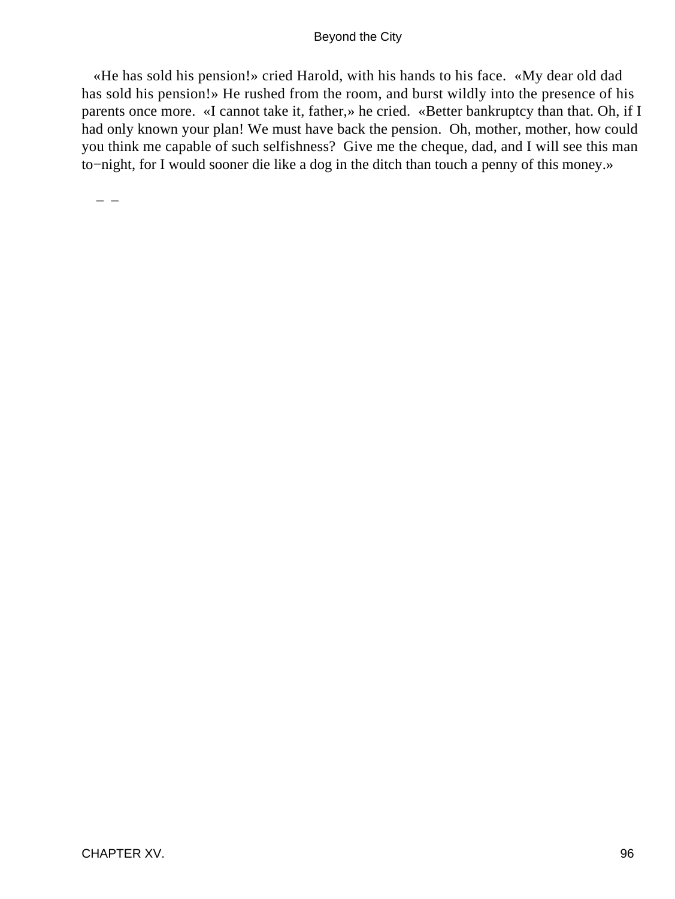«He has sold his pension!» cried Harold, with his hands to his face. «My dear old dad has sold his pension!» He rushed from the room, and burst wildly into the presence of his parents once more. «I cannot take it, father,» he cried. «Better bankruptcy than that. Oh, if I had only known your plan! We must have back the pension. Oh, mother, mother, how could you think me capable of such selfishness? Give me the cheque, dad, and I will see this man to−night, for I would sooner die like a dog in the ditch than touch a penny of this money.»

– –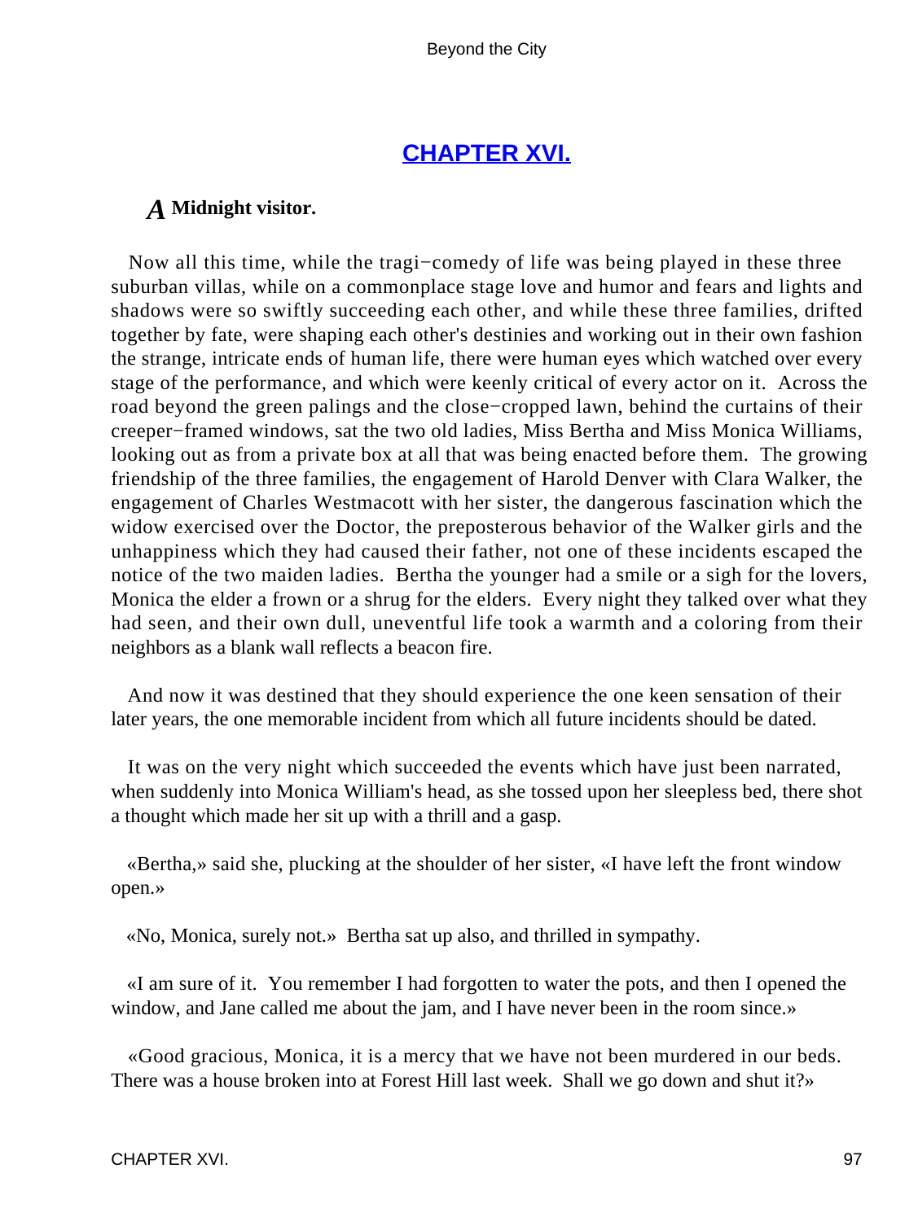## CHAPTER XVI.

### *A* Midnight visitor.

Now all this time, while the tragi−comedy of life was being played in these three suburban villas, while on a commonplace stage love and humor and fears and lights and shadows were so swiftly succeeding each other, and while these three families, drifted together by fate, were shaping each other's destinies and working out in their own fashion the strange, intricate ends of human life, there were human eyes which watched over every stage of the performance, and which were keenly critical of every actor on it. Across the road beyond the green palings and the close−cropped lawn, behind the curtains of their creeper−framed windows, sat the two old ladies, Miss Bertha and Miss Monica Williams, looking out as from a private box at all that was being enacted before them. The growing friendship of the three families, the engagement of Harold Denver with Clara Walker, the engagement of Charles Westmacott with her sister, the dangerous fascination which the widow exercised over the Doctor, the preposterous behavior of the Walker girls and the unhappiness which they had caused their father, not one of these incidents escaped the notice of the two maiden ladies. Bertha the younger had a smile or a sigh for the lovers, Monica the elder a frown or a shrug for the elders. Every night they talked over what they had seen, and their own dull, uneventful life took a warmth and a coloring from their neighbors as a blank wall reflects a beacon fire.

And now it was destined that they should experience the one keen sensation of their later years, the one memorable incident from which all future incidents should be dated.

It was on the very night which succeeded the events which have just been narrated, when suddenly into Monica William's head, as she tossed upon her sleepless bed, there shot a thought which made her sit up with a thrill and a gasp.

«Bertha,» said she, plucking at the shoulder of her sister, «I have left the front window open.»

«No, Monica, surely not.» Bertha sat up also, and thrilled in sympathy.

«I am sure of it. You remember I had forgotten to water the pots, and then I opened the window, and Jane called me about the jam, and I have never been in the room since.»

«Good gracious, Monica, it is a mercy that we have not been murdered in our beds. There was a house broken into at Forest Hill last week. Shall we go down and shut it?»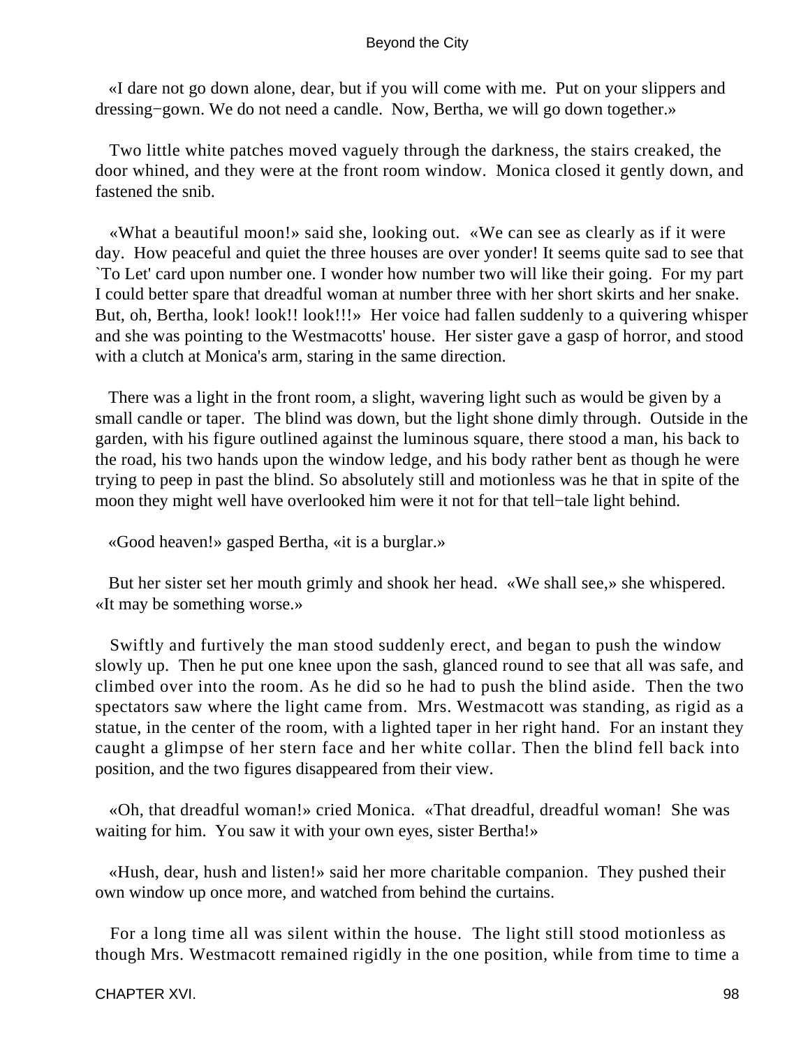«I dare not go down alone, dear, but if you will come with me. Put on your slippers and dressing−gown. We do not need a candle. Now, Bertha, we will go down together.»

Two little white patches moved vaguely through the darkness, the stairs creaked, the door whined, and they were at the front room window. Monica closed it gently down, and fastened the snib.

«What a beautiful moon!» said she, looking out. «We can see as clearly as if it were day. How peaceful and quiet the three houses are over yonder! It seems quite sad to see that `To Let' card upon number one. I wonder how number two will like their going. For my part I could better spare that dreadful woman at number three with her short skirts and her snake. But, oh, Bertha, look! look!! look!!!» Her voice had fallen suddenly to a quivering whisper and she was pointing to the Westmacotts' house. Her sister gave a gasp of horror, and stood with a clutch at Monica's arm, staring in the same direction.

There was a light in the front room, a slight, wavering light such as would be given by a small candle or taper. The blind was down, but the light shone dimly through. Outside in the garden, with his figure outlined against the luminous square, there stood a man, his back to the road, his two hands upon the window ledge, and his body rather bent as though he were trying to peep in past the blind. So absolutely still and motionless was he that in spite of the moon they might well have overlooked him were it not for that tell−tale light behind.

«Good heaven!» gasped Bertha, «it is a burglar.»

But her sister set her mouth grimly and shook her head. «We shall see,» she whispered. «It may be something worse.»

Swiftly and furtively the man stood suddenly erect, and began to push the window slowly up. Then he put one knee upon the sash, glanced round to see that all was safe, and climbed over into the room. As he did so he had to push the blind aside. Then the two spectators saw where the light came from. Mrs. Westmacott was standing, as rigid as a statue, in the center of the room, with a lighted taper in her right hand. For an instant they caught a glimpse of her stern face and her white collar. Then the blind fell back into position, and the two figures disappeared from their view.

«Oh, that dreadful woman!» cried Monica. «That dreadful, dreadful woman! She was waiting for him. You saw it with your own eyes, sister Bertha!»

«Hush, dear, hush and listen!» said her more charitable companion. They pushed their own window up once more, and watched from behind the curtains.

For a long time all was silent within the house. The light still stood motionless as though Mrs. Westmacott remained rigidly in the one position, while from time to time a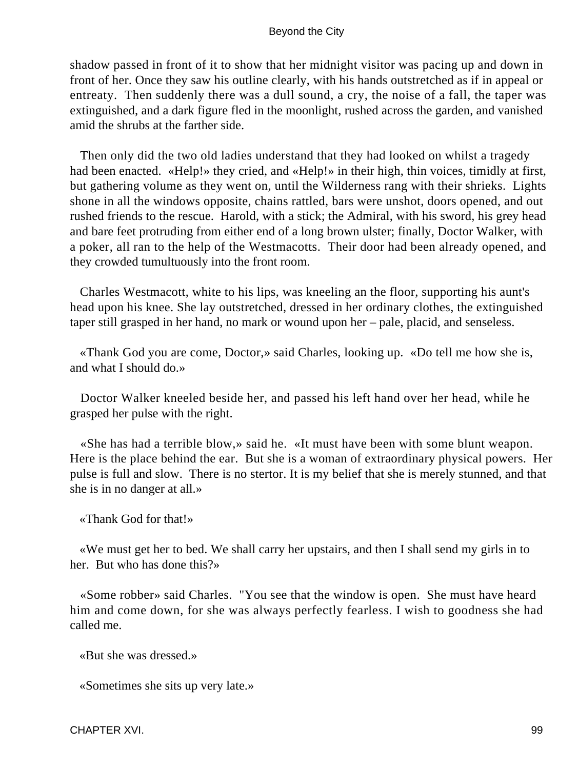shadow passed in front of it to show that her midnight visitor was pacing up and down in front of her. Once they saw his outline clearly, with his hands outstretched as if in appeal or entreaty. Then suddenly there was a dull sound, a cry, the noise of a fall, the taper was extinguished, and a dark figure fled in the moonlight, rushed across the garden, and vanished amid the shrubs at the farther side.

Then only did the two old ladies understand that they had looked on whilst a tragedy had been enacted. «Help!» they cried, and «Help!» in their high, thin voices, timidly at first, but gathering volume as they went on, until the Wilderness rang with their shrieks. Lights shone in all the windows opposite, chains rattled, bars were unshot, doors opened, and out rushed friends to the rescue. Harold, with a stick; the Admiral, with his sword, his grey head and bare feet protruding from either end of a long brown ulster; finally, Doctor Walker, with a poker, all ran to the help of the Westmacotts. Their door had been already opened, and they crowded tumultuously into the front room.

Charles Westmacott, white to his lips, was kneeling an the floor, supporting his aunt's head upon his knee. She lay outstretched, dressed in her ordinary clothes, the extinguished taper still grasped in her hand, no mark or wound upon her – pale, placid, and senseless.

«Thank God you are come, Doctor,» said Charles, looking up. «Do tell me how she is, and what I should do.»

Doctor Walker kneeled beside her, and passed his left hand over her head, while he grasped her pulse with the right.

«She has had a terrible blow,» said he. «It must have been with some blunt weapon. Here is the place behind the ear. But she is a woman of extraordinary physical powers. Her pulse is full and slow. There is no stertor. It is my belief that she is merely stunned, and that she is in no danger at all.»

«Thank God for that!»

«We must get her to bed. We shall carry her upstairs, and then I shall send my girls in to her. But who has done this?»

«Some robber» said Charles. "You see that the window is open. She must have heard him and come down, for she was always perfectly fearless. I wish to goodness she had called me.

«But she was dressed.»

«Sometimes she sits up very late.»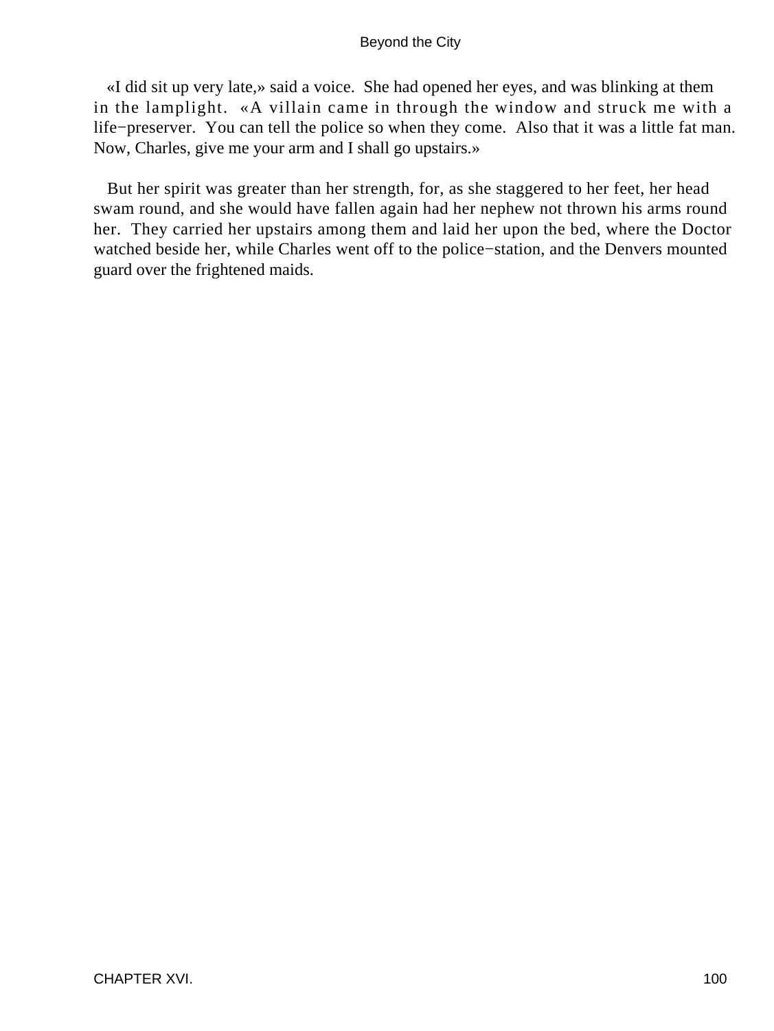«I did sit up very late,» said a voice. She had opened her eyes, and was blinking at them in the lamplight. «A villain came in through the window and struck me with a life−preserver. You can tell the police so when they come. Also that it was a little fat man. Now, Charles, give me your arm and I shall go upstairs.»

But her spirit was greater than her strength, for, as she staggered to her feet, her head swam round, and she would have fallen again had her nephew not thrown his arms round her. They carried her upstairs among them and laid her upon the bed, where the Doctor watched beside her, while Charles went off to the police−station, and the Denvers mounted guard over the frightened maids.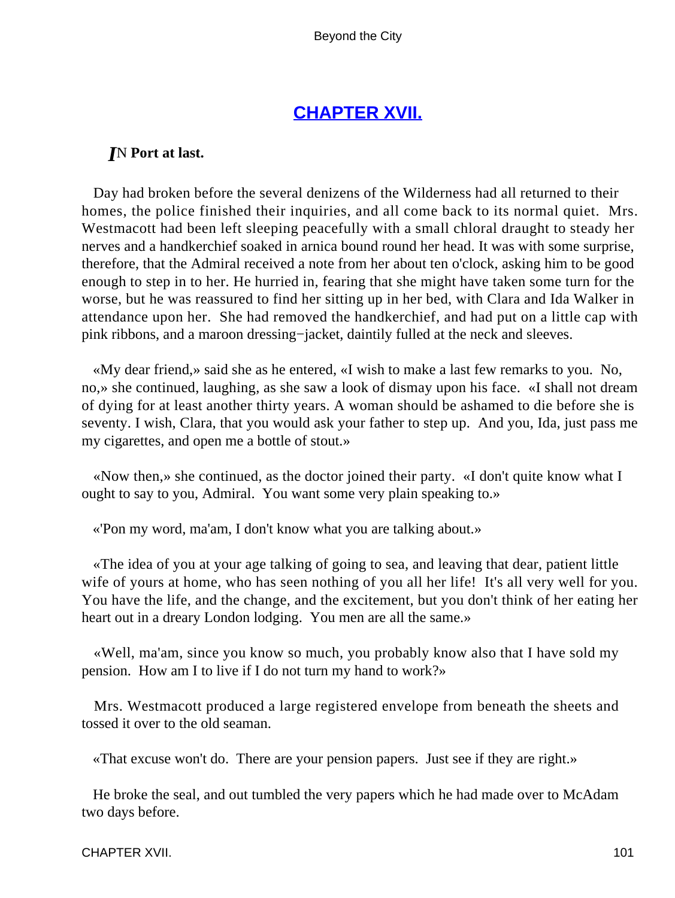## CHAPTER XVII.

***I*N Port at last.**

Day had broken before the several denizens of the Wilderness had all returned to their homes, the police finished their inquiries, and all come back to its normal quiet. Mrs. Westmacott had been left sleeping peacefully with a small chloral draught to steady her nerves and a handkerchief soaked in arnica bound round her head. It was with some surprise, therefore, that the Admiral received a note from her about ten o'clock, asking him to be good enough to step in to her. He hurried in, fearing that she might have taken some turn for the worse, but he was reassured to find her sitting up in her bed, with Clara and Ida Walker in attendance upon her. She had removed the handkerchief, and had put on a little cap with pink ribbons, and a maroon dressing−jacket, daintily fulled at the neck and sleeves.

«My dear friend,» said she as he entered, «I wish to make a last few remarks to you. No, no,» she continued, laughing, as she saw a look of dismay upon his face. «I shall not dream of dying for at least another thirty years. A woman should be ashamed to die before she is seventy. I wish, Clara, that you would ask your father to step up. And you, Ida, just pass me my cigarettes, and open me a bottle of stout.»

«Now then,» she continued, as the doctor joined their party. «I don't quite know what I ought to say to you, Admiral. You want some very plain speaking to.»

«'Pon my word, ma'am, I don't know what you are talking about.»

«The idea of you at your age talking of going to sea, and leaving that dear, patient little wife of yours at home, who has seen nothing of you all her life! It's all very well for you. You have the life, and the change, and the excitement, but you don't think of her eating her heart out in a dreary London lodging. You men are all the same.»

«Well, ma'am, since you know so much, you probably know also that I have sold my pension. How am I to live if I do not turn my hand to work?»

Mrs. Westmacott produced a large registered envelope from beneath the sheets and tossed it over to the old seaman.

«That excuse won't do. There are your pension papers. Just see if they are right.»

He broke the seal, and out tumbled the very papers which he had made over to McAdam two days before.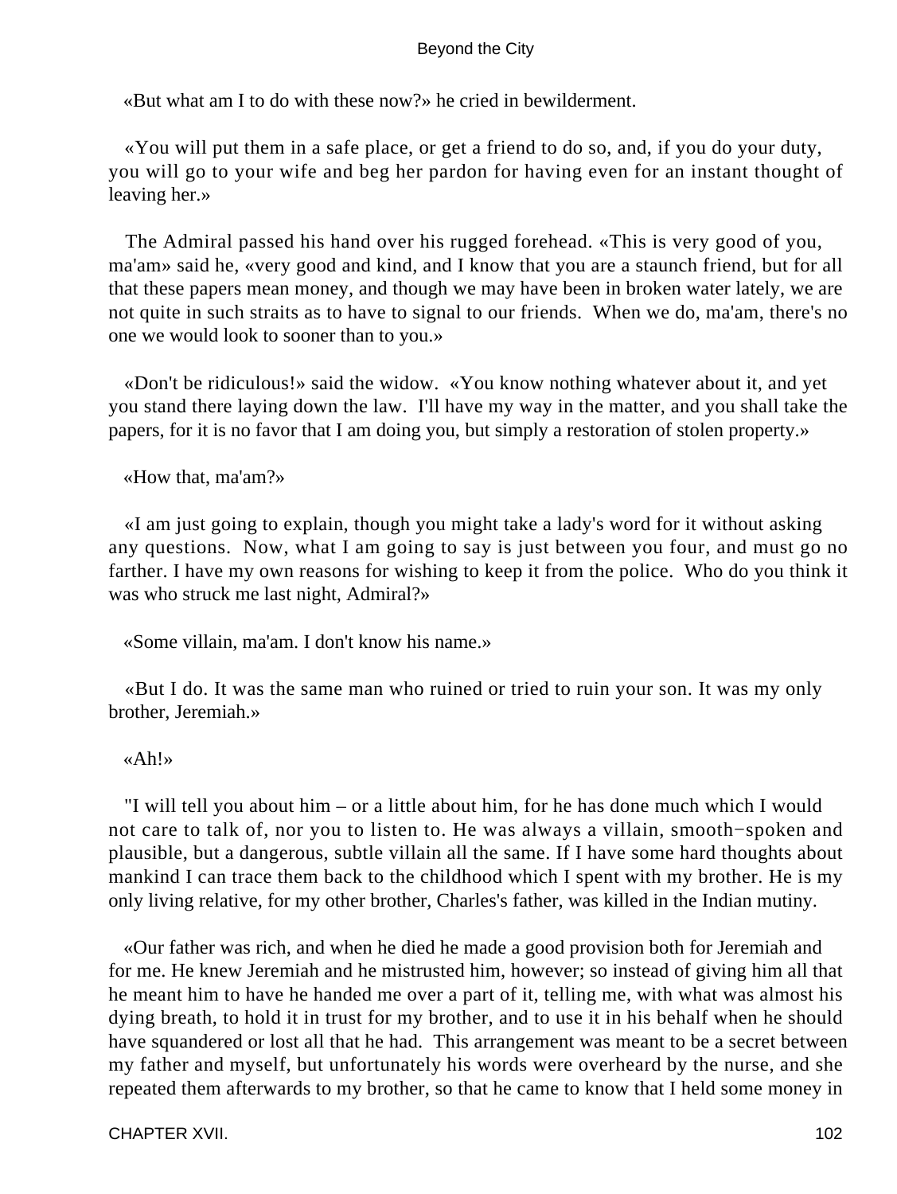«But what am I to do with these now?» he cried in bewilderment.

«You will put them in a safe place, or get a friend to do so, and, if you do your duty, you will go to your wife and beg her pardon for having even for an instant thought of leaving her.»

The Admiral passed his hand over his rugged forehead. «This is very good of you, ma'am» said he, «very good and kind, and I know that you are a staunch friend, but for all that these papers mean money, and though we may have been in broken water lately, we are not quite in such straits as to have to signal to our friends. When we do, ma'am, there's no one we would look to sooner than to you.»

«Don't be ridiculous!» said the widow. «You know nothing whatever about it, and yet you stand there laying down the law. I'll have my way in the matter, and you shall take the papers, for it is no favor that I am doing you, but simply a restoration of stolen property.»

«How that, ma'am?»

«I am just going to explain, though you might take a lady's word for it without asking any questions. Now, what I am going to say is just between you four, and must go no farther. I have my own reasons for wishing to keep it from the police. Who do you think it was who struck me last night, Admiral?»

«Some villain, ma'am. I don't know his name.»

«But I do. It was the same man who ruined or tried to ruin your son. It was my only brother, Jeremiah.»

«Ah!»

"I will tell you about him – or a little about him, for he has done much which I would not care to talk of, nor you to listen to. He was always a villain, smooth−spoken and plausible, but a dangerous, subtle villain all the same. If I have some hard thoughts about mankind I can trace them back to the childhood which I spent with my brother. He is my only living relative, for my other brother, Charles's father, was killed in the Indian mutiny.

«Our father was rich, and when he died he made a good provision both for Jeremiah and for me. He knew Jeremiah and he mistrusted him, however; so instead of giving him all that he meant him to have he handed me over a part of it, telling me, with what was almost his dying breath, to hold it in trust for my brother, and to use it in his behalf when he should have squandered or lost all that he had. This arrangement was meant to be a secret between my father and myself, but unfortunately his words were overheard by the nurse, and she repeated them afterwards to my brother, so that he came to know that I held some money in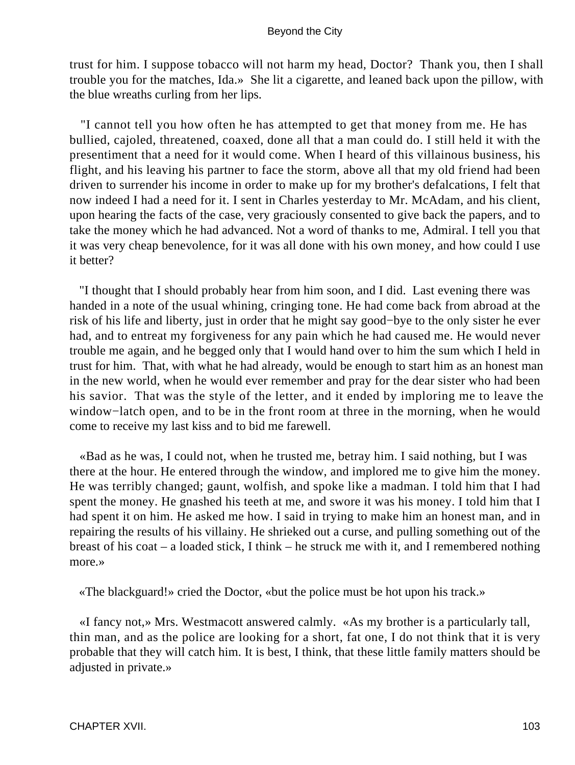trust for him. I suppose tobacco will not harm my head, Doctor? Thank you, then I shall trouble you for the matches, Ida.» She lit a cigarette, and leaned back upon the pillow, with the blue wreaths curling from her lips.

"I cannot tell you how often he has attempted to get that money from me. He has bullied, cajoled, threatened, coaxed, done all that a man could do. I still held it with the presentiment that a need for it would come. When I heard of this villainous business, his flight, and his leaving his partner to face the storm, above all that my old friend had been driven to surrender his income in order to make up for my brother's defalcations, I felt that now indeed I had a need for it. I sent in Charles yesterday to Mr. McAdam, and his client, upon hearing the facts of the case, very graciously consented to give back the papers, and to take the money which he had advanced. Not a word of thanks to me, Admiral. I tell you that it was very cheap benevolence, for it was all done with his own money, and how could I use it better?

"I thought that I should probably hear from him soon, and I did. Last evening there was handed in a note of the usual whining, cringing tone. He had come back from abroad at the risk of his life and liberty, just in order that he might say good−bye to the only sister he ever had, and to entreat my forgiveness for any pain which he had caused me. He would never trouble me again, and he begged only that I would hand over to him the sum which I held in trust for him. That, with what he had already, would be enough to start him as an honest man in the new world, when he would ever remember and pray for the dear sister who had been his savior. That was the style of the letter, and it ended by imploring me to leave the window−latch open, and to be in the front room at three in the morning, when he would come to receive my last kiss and to bid me farewell.

«Bad as he was, I could not, when he trusted me, betray him. I said nothing, but I was there at the hour. He entered through the window, and implored me to give him the money. He was terribly changed; gaunt, wolfish, and spoke like a madman. I told him that I had spent the money. He gnashed his teeth at me, and swore it was his money. I told him that I had spent it on him. He asked me how. I said in trying to make him an honest man, and in repairing the results of his villainy. He shrieked out a curse, and pulling something out of the breast of his coat – a loaded stick, I think – he struck me with it, and I remembered nothing more.»

«The blackguard!» cried the Doctor, «but the police must be hot upon his track.»

«I fancy not,» Mrs. Westmacott answered calmly. «As my brother is a particularly tall, thin man, and as the police are looking for a short, fat one, I do not think that it is very probable that they will catch him. It is best, I think, that these little family matters should be adjusted in private.»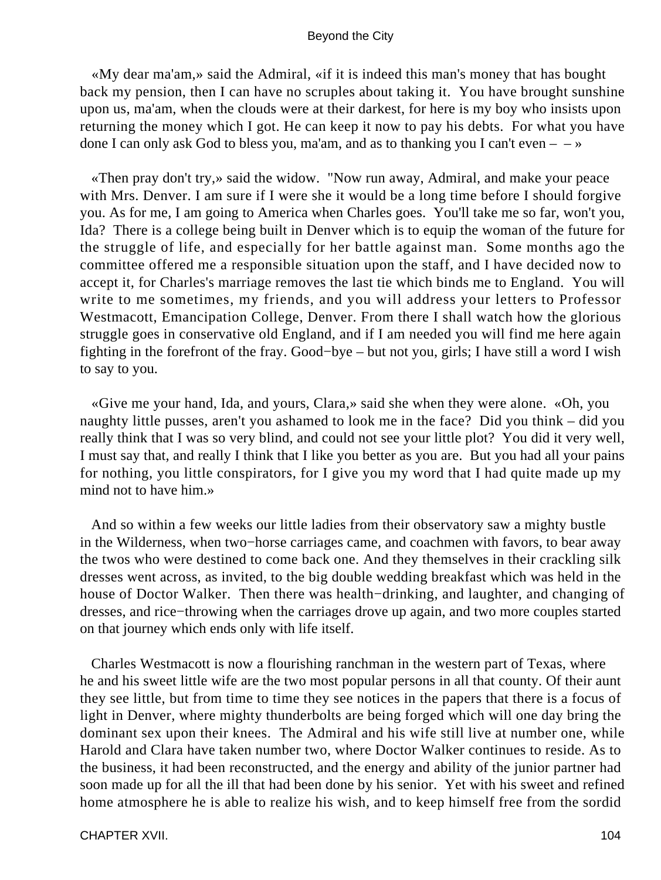«My dear ma'am,» said the Admiral, «if it is indeed this man's money that has bought back my pension, then I can have no scruples about taking it. You have brought sunshine upon us, ma'am, when the clouds were at their darkest, for here is my boy who insists upon returning the money which I got. He can keep it now to pay his debts. For what you have done I can only ask God to bless you, ma'am, and as to thanking you I can't even – – »

«Then pray don't try,» said the widow. "Now run away, Admiral, and make your peace with Mrs. Denver. I am sure if I were she it would be a long time before I should forgive you. As for me, I am going to America when Charles goes. You'll take me so far, won't you, Ida? There is a college being built in Denver which is to equip the woman of the future for the struggle of life, and especially for her battle against man. Some months ago the committee offered me a responsible situation upon the staff, and I have decided now to accept it, for Charles's marriage removes the last tie which binds me to England. You will write to me sometimes, my friends, and you will address your letters to Professor Westmacott, Emancipation College, Denver. From there I shall watch how the glorious struggle goes in conservative old England, and if I am needed you will find me here again fighting in the forefront of the fray. Good−bye – but not you, girls; I have still a word I wish to say to you.

«Give me your hand, Ida, and yours, Clara,» said she when they were alone. «Oh, you naughty little pusses, aren't you ashamed to look me in the face? Did you think – did you really think that I was so very blind, and could not see your little plot? You did it very well, I must say that, and really I think that I like you better as you are. But you had all your pains for nothing, you little conspirators, for I give you my word that I had quite made up my mind not to have him.»

And so within a few weeks our little ladies from their observatory saw a mighty bustle in the Wilderness, when two−horse carriages came, and coachmen with favors, to bear away the twos who were destined to come back one. And they themselves in their crackling silk dresses went across, as invited, to the big double wedding breakfast which was held in the house of Doctor Walker. Then there was health−drinking, and laughter, and changing of dresses, and rice−throwing when the carriages drove up again, and two more couples started on that journey which ends only with life itself.

Charles Westmacott is now a flourishing ranchman in the western part of Texas, where he and his sweet little wife are the two most popular persons in all that county. Of their aunt they see little, but from time to time they see notices in the papers that there is a focus of light in Denver, where mighty thunderbolts are being forged which will one day bring the dominant sex upon their knees. The Admiral and his wife still live at number one, while Harold and Clara have taken number two, where Doctor Walker continues to reside. As to the business, it had been reconstructed, and the energy and ability of the junior partner had soon made up for all the ill that had been done by his senior. Yet with his sweet and refined home atmosphere he is able to realize his wish, and to keep himself free from the sordid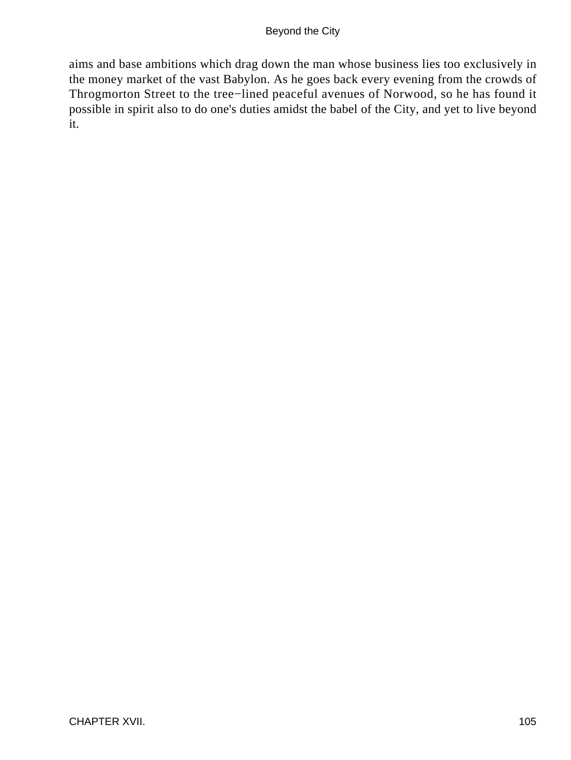aims and base ambitions which drag down the man whose business lies too exclusively in the money market of the vast Babylon. As he goes back every evening from the crowds of Throgmorton Street to the tree−lined peaceful avenues of Norwood, so he has found it possible in spirit also to do one's duties amidst the babel of the City, and yet to live beyond it.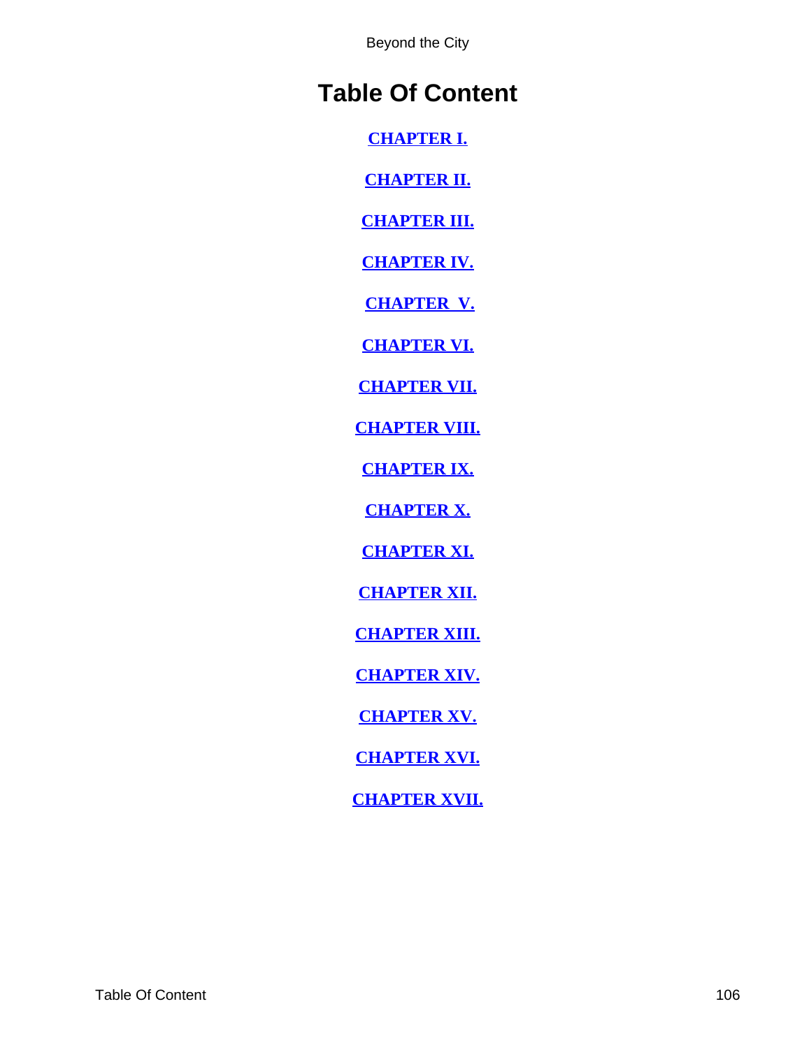# Table Of Content

**CHAPTER I.**

**CHAPTER II.**

**CHAPTER III.**

**CHAPTER IV.**

**CHAPTER  V.**

**CHAPTER VI.**

**CHAPTER VII.**

**CHAPTER VIII.**

**CHAPTER IX.**

**CHAPTER X.**

**CHAPTER XI.**

**CHAPTER XII.**

**CHAPTER XIII.**

**CHAPTER XIV.**

**CHAPTER XV.**

**CHAPTER XVI.**

**CHAPTER XVII.**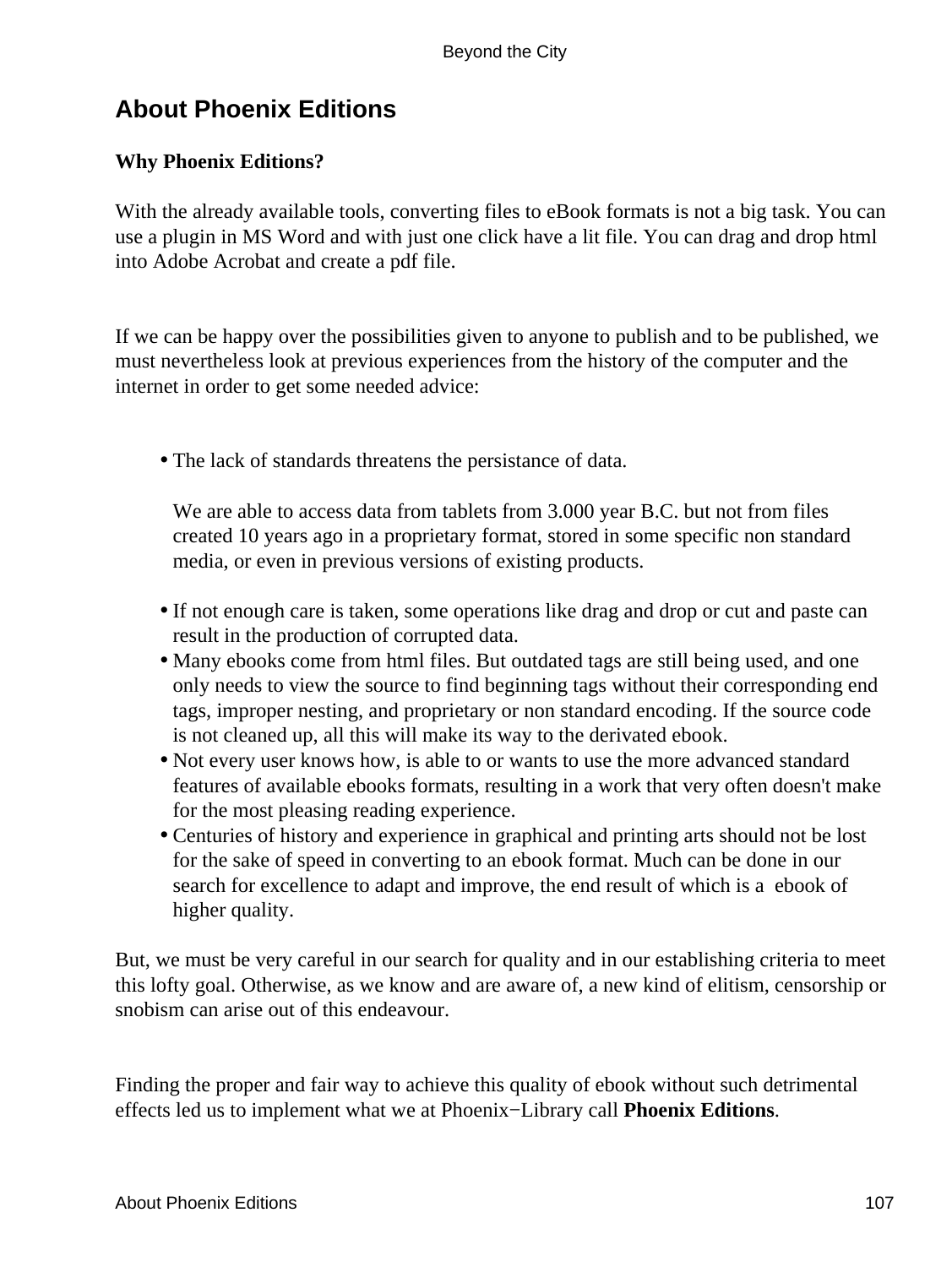## About Phoenix Editions

**Why Phoenix Editions?**

With the already available tools, converting files to eBook formats is not a big task. You can use a plugin in MS Word and with just one click have a lit file. You can drag and drop html into Adobe Acrobat and create a pdf file.

If we can be happy over the possibilities given to anyone to publish and to be published, we must nevertheless look at previous experiences from the history of the computer and the internet in order to get some needed advice:

- The lack of standards threatens the persistance of data.

  We are able to access data from tablets from 3.000 year B.C. but not from files created 10 years ago in a proprietary format, stored in some specific non standard media, or even in previous versions of existing products.
- If not enough care is taken, some operations like drag and drop or cut and paste can result in the production of corrupted data.
- Many ebooks come from html files. But outdated tags are still being used, and one only needs to view the source to find beginning tags without their corresponding end tags, improper nesting, and proprietary or non standard encoding. If the source code is not cleaned up, all this will make its way to the derivated ebook.
- Not every user knows how, is able to or wants to use the more advanced standard features of available ebooks formats, resulting in a work that very often doesn't make for the most pleasing reading experience.
- Centuries of history and experience in graphical and printing arts should not be lost for the sake of speed in converting to an ebook format. Much can be done in our search for excellence to adapt and improve, the end result of which is a ebook of higher quality.

But, we must be very careful in our search for quality and in our establishing criteria to meet this lofty goal. Otherwise, as we know and are aware of, a new kind of elitism, censorship or snobism can arise out of this endeavour.

Finding the proper and fair way to achieve this quality of ebook without such detrimental effects led us to implement what we at Phoenix−Library call **Phoenix Editions**.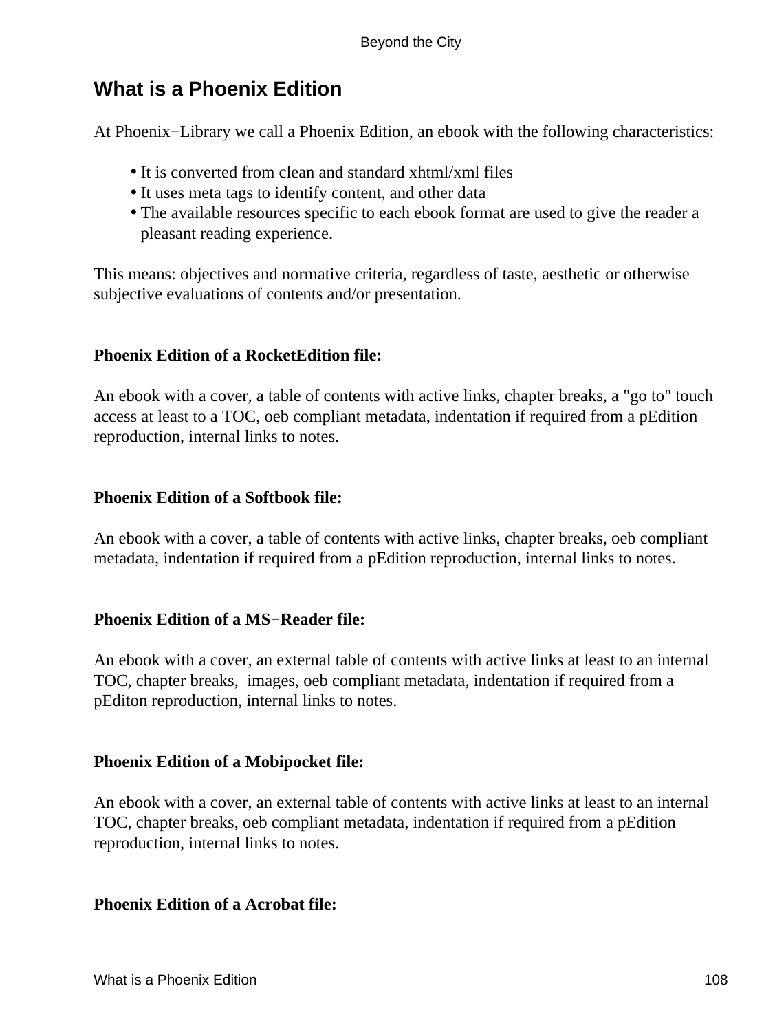## What is a Phoenix Edition

At Phoenix−Library we call a Phoenix Edition, an ebook with the following characteristics:

- It is converted from clean and standard xhtml/xml files
- It uses meta tags to identify content, and other data
- The available resources specific to each ebook format are used to give the reader a pleasant reading experience.

This means: objectives and normative criteria, regardless of taste, aesthetic or otherwise subjective evaluations of contents and/or presentation.

**Phoenix Edition of a RocketEdition file:**

An ebook with a cover, a table of contents with active links, chapter breaks, a "go to" touch access at least to a TOC, oeb compliant metadata, indentation if required from a pEdition reproduction, internal links to notes.

**Phoenix Edition of a Softbook file:**

An ebook with a cover, a table of contents with active links, chapter breaks, oeb compliant metadata, indentation if required from a pEdition reproduction, internal links to notes.

**Phoenix Edition of a MS−Reader file:**

An ebook with a cover, an external table of contents with active links at least to an internal TOC, chapter breaks, images, oeb compliant metadata, indentation if required from a pEditon reproduction, internal links to notes.

**Phoenix Edition of a Mobipocket file:**

An ebook with a cover, an external table of contents with active links at least to an internal TOC, chapter breaks, oeb compliant metadata, indentation if required from a pEdition reproduction, internal links to notes.

**Phoenix Edition of a Acrobat file:**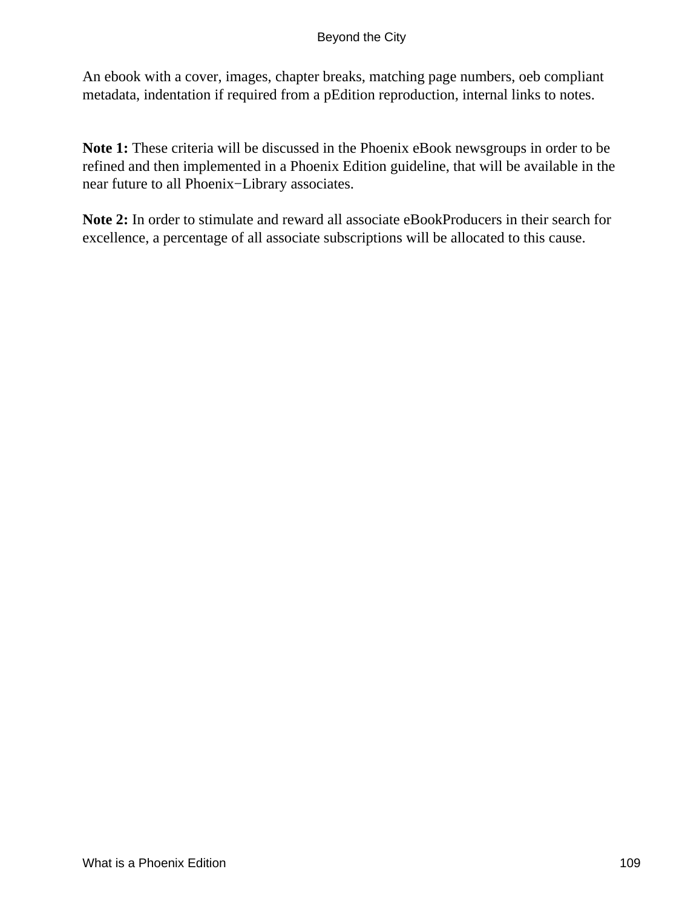An ebook with a cover, images, chapter breaks, matching page numbers, oeb compliant metadata, indentation if required from a pEdition reproduction, internal links to notes.

**Note 1:** These criteria will be discussed in the Phoenix eBook newsgroups in order to be refined and then implemented in a Phoenix Edition guideline, that will be available in the near future to all Phoenix−Library associates.

**Note 2:** In order to stimulate and reward all associate eBookProducers in their search for excellence, a percentage of all associate subscriptions will be allocated to this cause.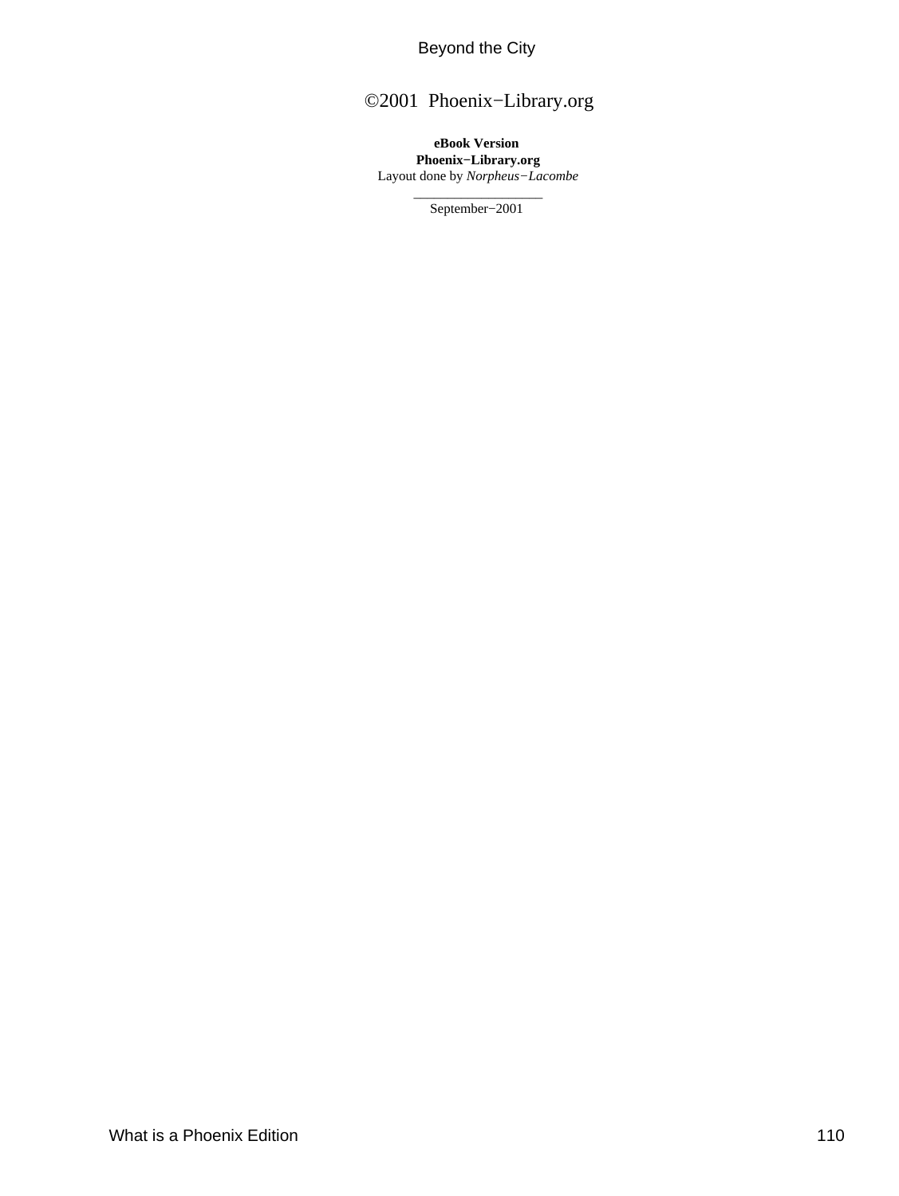©2001 Phoenix−Library.org

**eBook Version**
**Phoenix−Library.org**
Layout done by *Norpheus−Lacombe*

___________________

September−2001